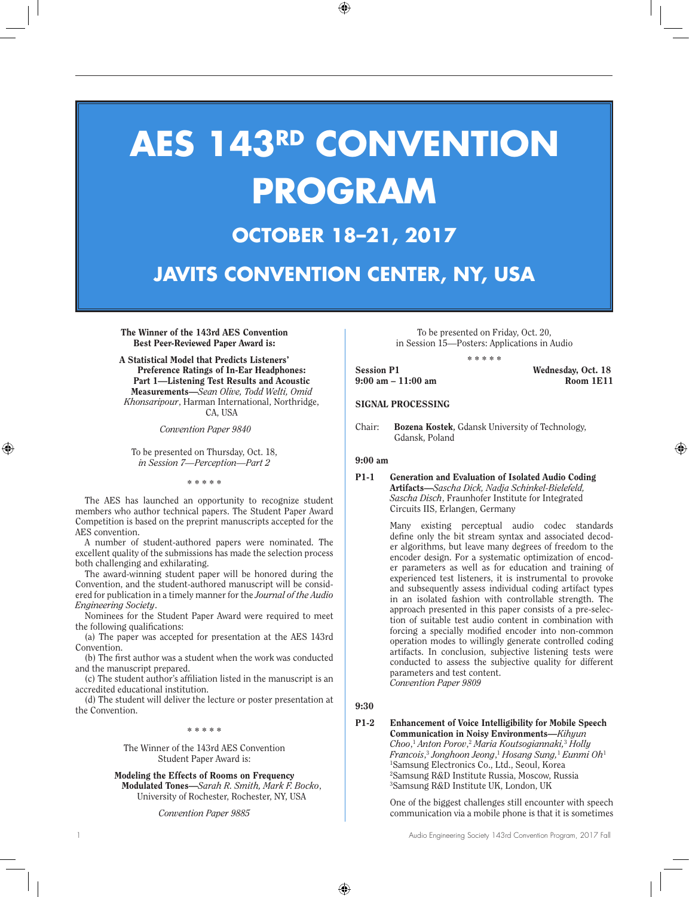# AES 143RD CONVENTION PROGRAM

## OCTOBER 18–21, 2017

## JAVITS CONVENTION CENTER, NY, USA

**The Winner of the 143rd AES Convention Best Peer-Reviewed Paper Award is:**

**A Statistical Model that Predicts Listeners' Preference Ratings of In-Ear Headphones: Part 1—Listening Test Results and Acoustic Measurements**—*Sean Olive, Todd Welti, Omid Khonsaripour*, Harman International, Northridge, CA, USA

*Convention Paper 9840*

To be presented on Thursday, Oct. 18, *in Session 7—Perception—Part 2*

\* \* \* \* \*

The AES has launched an opportunity to recognize student members who author technical papers. The Student Paper Award Competition is based on the preprint manuscripts accepted for the AES convention.

A number of student-authored papers were nominated. The excellent quality of the submissions has made the selection process both challenging and exhilarating.

The award-winning student paper will be honored during the Convention, and the student-authored manuscript will be considered for publication in a timely manner for the *Journal of the Audio Engineering Society*.

Nominees for the Student Paper Award were required to meet the following qualifications:

(a) The paper was accepted for presentation at the AES 143rd Convention.

(b) The first author was a student when the work was conducted and the manuscript prepared.

(c) The student author's affiliation listed in the manuscript is an accredited educational institution.

(d) The student will deliver the lecture or poster presentation at the Convention.

\* \* \* \* \*

The Winner of the 143rd AES Convention Student Paper Award is:

**Modeling the Effects of Rooms on Frequency Modulated Tones**—*Sarah R. Smith, Mark F. Bocko*, University of Rochester, Rochester, NY, USA

*Convention Paper 9885*

To be presented on Friday, Oct. 20, in Session 15—Posters: Applications in Audio

\* \* \* \* \*

**Session P1** **Wednesday, Oct. 18**
**9:00 am – 11:00 am** **Room 1E11**

**SIGNAL PROCESSING**

Chair: **Bozena Kostek**, Gdansk University of Technology, Gdansk, Poland

**9:00 am**

**P1-1 Generation and Evaluation of Isolated Audio Coding Artifacts**—*Sascha Dick, Nadja Schinkel-Bielefeld, Sascha Disch*, Fraunhofer Institute for Integrated Circuits IIS, Erlangen, Germany

Many existing perceptual audio codec standards define only the bit stream syntax and associated decoder algorithms, but leave many degrees of freedom to the encoder design. For a systematic optimization of encoder parameters as well as for education and training of experienced test listeners, it is instrumental to provoke and subsequently assess individual coding artifact types in an isolated fashion with controllable strength. The approach presented in this paper consists of a pre-selection of suitable test audio content in combination with forcing a specially modified encoder into non-common operation modes to willingly generate controlled coding artifacts. In conclusion, subjective listening tests were conducted to assess the subjective quality for different parameters and test content.
*Convention Paper 9809*

**9:30**

**P1-2 Enhancement of Voice Intelligibility for Mobile Speech Communication in Noisy Environments**—*Kihyun Choo,[1] Anton Porov,[2] Maria Koutsogiannaki,[3] Holly Francois,[3] Jonghoon Jeong,[1] Hosang Sung,[1] Eunmi Oh[1]*
[1]Samsung Electronics Co., Ltd., Seoul, Korea
[2]Samsung R&D Institute Russia, Moscow, Russia
[3]Samsung R&D Institute UK, London, UK

One of the biggest challenges still encounter with speech communication via a mobile phone is that it is sometimes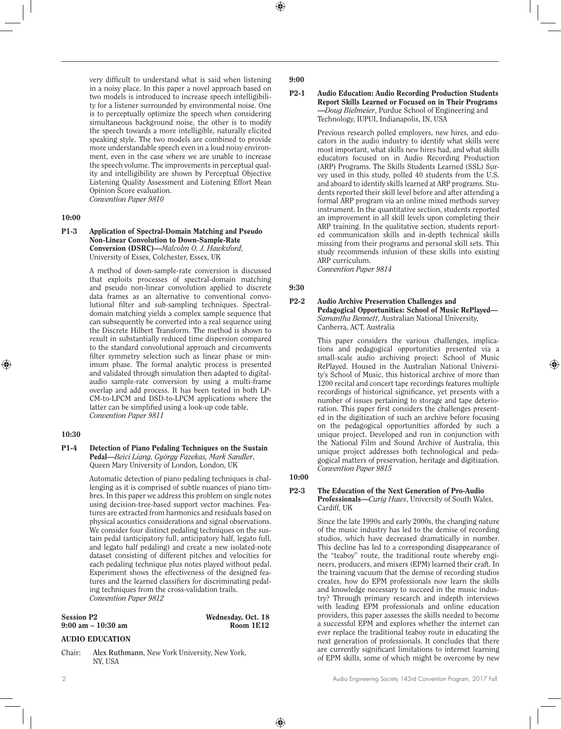very difficult to understand what is said when listening in a noisy place. In this paper a novel approach based on two models is introduced to increase speech intelligibility for a listener surrounded by environmental noise. One is to perceptually optimize the speech when considering simultaneous background noise, the other is to modify the speech towards a more intelligible, naturally elicited speaking style. The two models are combined to provide more understandable speech even in a loud noisy environment, even in the case where we are unable to increase the speech volume. The improvements in perceptual quality and intelligibility are shown by Perceptual Objective Listening Quality Assessment and Listening Effort Mean Opinion Score evaluation.
*Convention Paper 9810*

**10:00**

**P1-3 Application of Spectral-Domain Matching and Pseudo Non-Linear Convolution to Down-Sample-Rate Conversion (DSRC)**—*Malcolm O. J. Hawksford*, University of Essex, Colchester, Essex, UK

A method of down-sample-rate conversion is discussed that exploits processes of spectral-domain matching and pseudo non-linear convolution applied to discrete data frames as an alternative to conventional convolutional filter and sub-sampling techniques. Spectral-domain matching yields a complex sample sequence that can subsequently be converted into a real sequence using the Discrete Hilbert Transform. The method is shown to result in substantially reduced time dispersion compared to the standard convolutional approach and circumvents filter symmetry selection such as linear phase or minimum phase. The formal analytic process is presented and validated through simulation then adapted to digital-audio sample-rate conversion by using a multi-frame overlap and add process. It has been tested in both LPCM-to-LPCM and DSD-to-LPCM applications where the latter can be simplified using a look-up code table.
*Convention Paper 9811*

**10:30**

**P1-4 Detection of Piano Pedaling Techniques on the Sustain Pedal**—*Beici Liang, György Fazekas, Mark Sandler*, Queen Mary University of London, London, UK

Automatic detection of piano pedaling techniques is challenging as it is comprised of subtle nuances of piano timbres. In this paper we address this problem on single notes using decision-tree-based support vector machines. Features are extracted from harmonics and residuals based on physical acoustics considerations and signal observations. We consider four distinct pedaling techniques on the sustain pedal (anticipatory full, anticipatory half, legato full, and legato half pedaling) and create a new isolated-note dataset consisting of different pitches and velocities for each pedaling technique plus notes played without pedal. Experiment shows the effectiveness of the designed features and the learned classifiers for discriminating pedaling techniques from the cross-validation trails.
*Convention Paper 9812*

**Session P2** Wednesday, Oct. 18
**9:00 am – 10:30 am** Room 1E12

## AUDIO EDUCATION

Chair: **Alex Ruthmann**, New York University, New York, NY, USA

**9:00**

**P2-1 Audio Education: Audio Recording Production Students Report Skills Learned or Focused on in Their Programs**—*Doug Bielmeier*, Purdue School of Engineering and Technology, IUPUI, Indianapolis, IN, USA

Previous research polled employers, new hires, and educators in the audio industry to identify what skills were most important, what skills new hires had, and what skills educators focused on in Audio Recording Production (ARP) Programs. The Skills Students Learned (SSL) Survey used in this study, polled 40 students from the U.S. and aboard to identify skills learned at ARP programs. Students reported their skill level before and after attending a formal ARP program via an online mixed methods survey instrument. In the quantitative section, students reported an improvement in all skill levels upon completing their ARP training. In the qualitative section, students reported communication skills and in-depth technical skills missing from their programs and personal skill sets. This study recommends infusion of these skills into existing ARP curriculum.
*Convention Paper 9814*

**9:30**

**P2-2 Audio Archive Preservation Challenges and Pedagogical Opportunities: School of Music RePlayed**—*Samantha Bennett*, Australian National University, Canberra, ACT, Australia

This paper considers the various challenges, implications and pedagogical opportunities presented via a small-scale audio archiving project: School of Music RePlayed. Housed in the Australian National University's School of Music, this historical archive of more than 1200 recital and concert tape recordings features multiple recordings of historical significance, yet presents with a number of issues pertaining to storage and tape deterioration. This paper first considers the challenges presented in the digitization of such an archive before focusing on the pedagogical opportunities afforded by such a unique project. Developed and run in conjunction with the National Film and Sound Archive of Australia, this unique project addresses both technological and pedagogical matters of preservation, heritage and digitization.
*Convention Paper 9815*

**10:00**

**P2-3 The Education of the Next Generation of Pro-Audio Professionals**—*Curig Huws*, University of South Wales, Cardiff, UK

Since the late 1990s and early 2000s, the changing nature of the music industry has led to the demise of recording studios, which have decreased dramatically in number. This decline has led to a corresponding disappearance of the "teaboy" route, the traditional route whereby engineers, producers, and mixers (EPM) learned their craft. In the training vacuum that the demise of recording studios creates, how do EPM professionals now learn the skills and knowledge necessary to succeed in the music industry? Through primary research and indepth interviews with leading EPM professionals and online education providers, this paper assesses the skills needed to become a successful EPM and explores whether the internet can ever replace the traditional teaboy route in educating the next generation of professionals. It concludes that there are currently significant limitations to internet learning of EPM skills, some of which might be overcome by new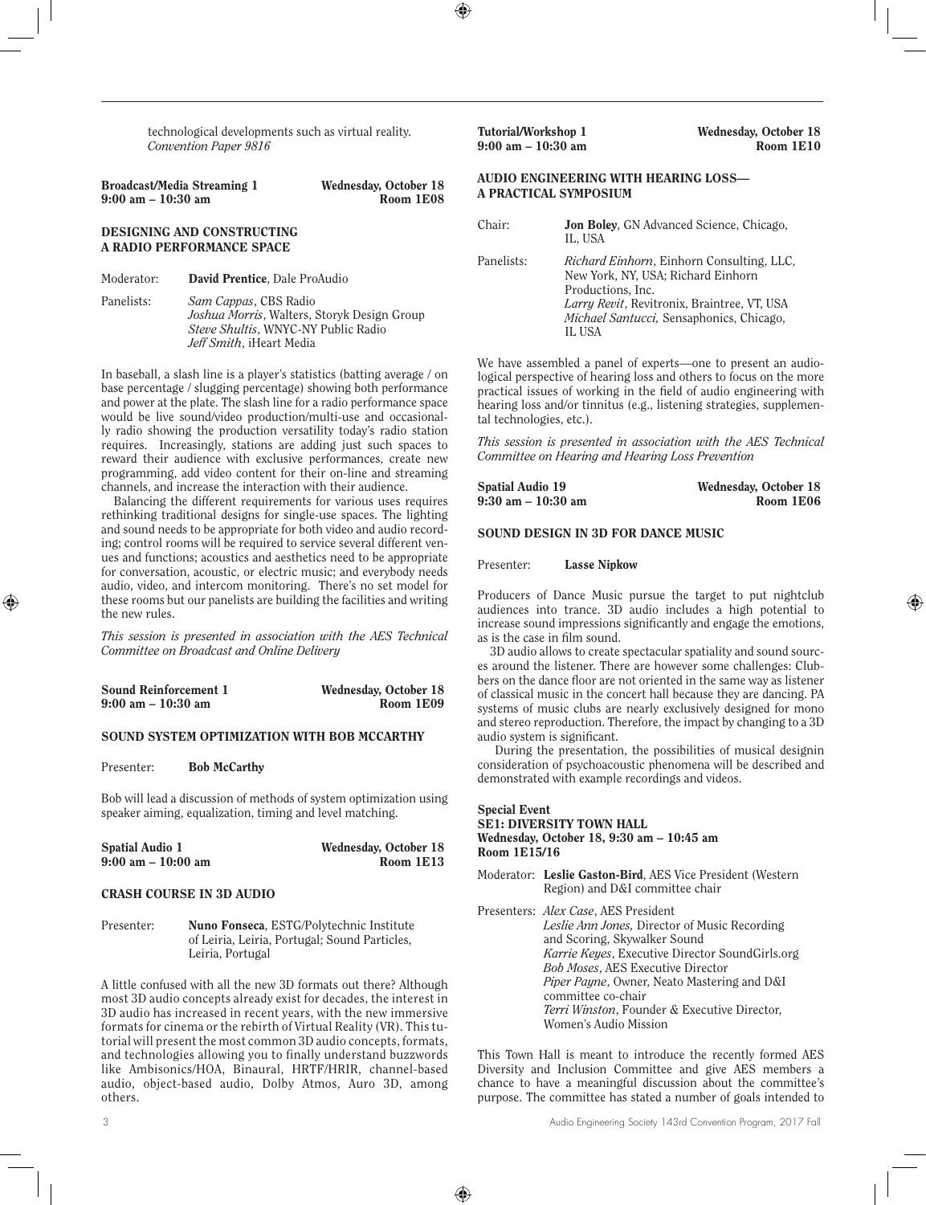technological developments such as virtual reality.
*Convention Paper 9816*

**Broadcast/Media Streaming 1** — **Wednesday, October 18**
**9:00 am – 10:30 am** — **Room 1E08**

### DESIGNING AND CONSTRUCTING A RADIO PERFORMANCE SPACE

Moderator: **David Prentice**, Dale ProAudio

Panelists: *Sam Cappas*, CBS Radio
*Joshua Morris*, Walters, Storyk Design Group
*Steve Shultis*, WNYC-NY Public Radio
*Jeff Smith*, iHeart Media

In baseball, a slash line is a player's statistics (batting average / on base percentage / slugging percentage) showing both performance and power at the plate. The slash line for a radio performance space would be live sound/video production/multi-use and occasionally radio showing the production versatility today's radio station requires. Increasingly, stations are adding just such spaces to reward their audience with exclusive performances, create new programming, add video content for their on-line and streaming channels, and increase the interaction with their audience.

Balancing the different requirements for various uses requires rethinking traditional designs for single-use spaces. The lighting and sound needs to be appropriate for both video and audio recording; control rooms will be required to service several different venues and functions; acoustics and aesthetics need to be appropriate for conversation, acoustic, or electric music; and everybody needs audio, video, and intercom monitoring. There's no set model for these rooms but our panelists are building the facilities and writing the new rules.

*This session is presented in association with the AES Technical Committee on Broadcast and Online Delivery*

**Sound Reinforcement 1** — **Wednesday, October 18**
**9:00 am – 10:30 am** — **Room 1E09**

### SOUND SYSTEM OPTIMIZATION WITH BOB MCCARTHY

Presenter: **Bob McCarthy**

Bob will lead a discussion of methods of system optimization using speaker aiming, equalization, timing and level matching.

**Spatial Audio 1** — **Wednesday, October 18**
**9:00 am – 10:00 am** — **Room 1E13**

### CRASH COURSE IN 3D AUDIO

Presenter: **Nuno Fonseca**, ESTG/Polytechnic Institute of Leiria, Leiria, Portugal; Sound Particles, Leiria, Portugal

A little confused with all the new 3D formats out there? Although most 3D audio concepts already exist for decades, the interest in 3D audio has increased in recent years, with the new immersive formats for cinema or the rebirth of Virtual Reality (VR). This tutorial will present the most common 3D audio concepts, formats, and technologies allowing you to finally understand buzzwords like Ambisonics/HOA, Binaural, HRTF/HRIR, channel-based audio, object-based audio, Dolby Atmos, Auro 3D, among others.

**Tutorial/Workshop 1** — **Wednesday, October 18**
**9:00 am – 10:30 am** — **Room 1E10**

### AUDIO ENGINEERING WITH HEARING LOSS— A PRACTICAL SYMPOSIUM

Chair: **Jon Boley**, GN Advanced Science, Chicago, IL, USA

Panelists: *Richard Einhorn*, Einhorn Consulting, LLC, New York, NY, USA; Richard Einhorn Productions, Inc.
*Larry Revit*, Revitronix, Braintree, VT, USA
*Michael Santucci,* Sensaphonics, Chicago, IL USA

We have assembled a panel of experts—one to present an audiological perspective of hearing loss and others to focus on the more practical issues of working in the field of audio engineering with hearing loss and/or tinnitus (e.g., listening strategies, supplemental technologies, etc.).

*This session is presented in association with the AES Technical Committee on Hearing and Hearing Loss Prevention*

**Spatial Audio 19** — **Wednesday, October 18**
**9:30 am – 10:30 am** — **Room 1E06**

### SOUND DESIGN IN 3D FOR DANCE MUSIC

Presenter: **Lasse Nipkow**

Producers of Dance Music pursue the target to put nightclub audiences into trance. 3D audio includes a high potential to increase sound impressions significantly and engage the emotions, as is the case in film sound.

3D audio allows to create spectacular spatiality and sound sources around the listener. There are however some challenges: Clubbers on the dance floor are not oriented in the same way as listener of classical music in the concert hall because they are dancing. PA systems of music clubs are nearly exclusively designed for mono and stereo reproduction. Therefore, the impact by changing to a 3D audio system is significant.

During the presentation, the possibilities of musical designin consideration of psychoacoustic phenomena will be described and demonstrated with example recordings and videos.

**Special Event**
**SE1: DIVERSITY TOWN HALL**
**Wednesday, October 18, 9:30 am – 10:45 am**
**Room 1E15/16**

Moderator: **Leslie Gaston-Bird**, AES Vice President (Western Region) and D&I committee chair

Presenters: *Alex Case*, AES President
*Leslie Ann Jones,* Director of Music Recording and Scoring, Skywalker Sound
*Karrie Keyes*, Executive Director SoundGirls.org
*Bob Moses*, AES Executive Director
*Piper Payne*, Owner, Neato Mastering and D&I committee co-chair
*Terri Winston*, Founder & Executive Director, Women's Audio Mission

This Town Hall is meant to introduce the recently formed AES Diversity and Inclusion Committee and give AES members a chance to have a meaningful discussion about the committee's purpose. The committee has stated a number of goals intended to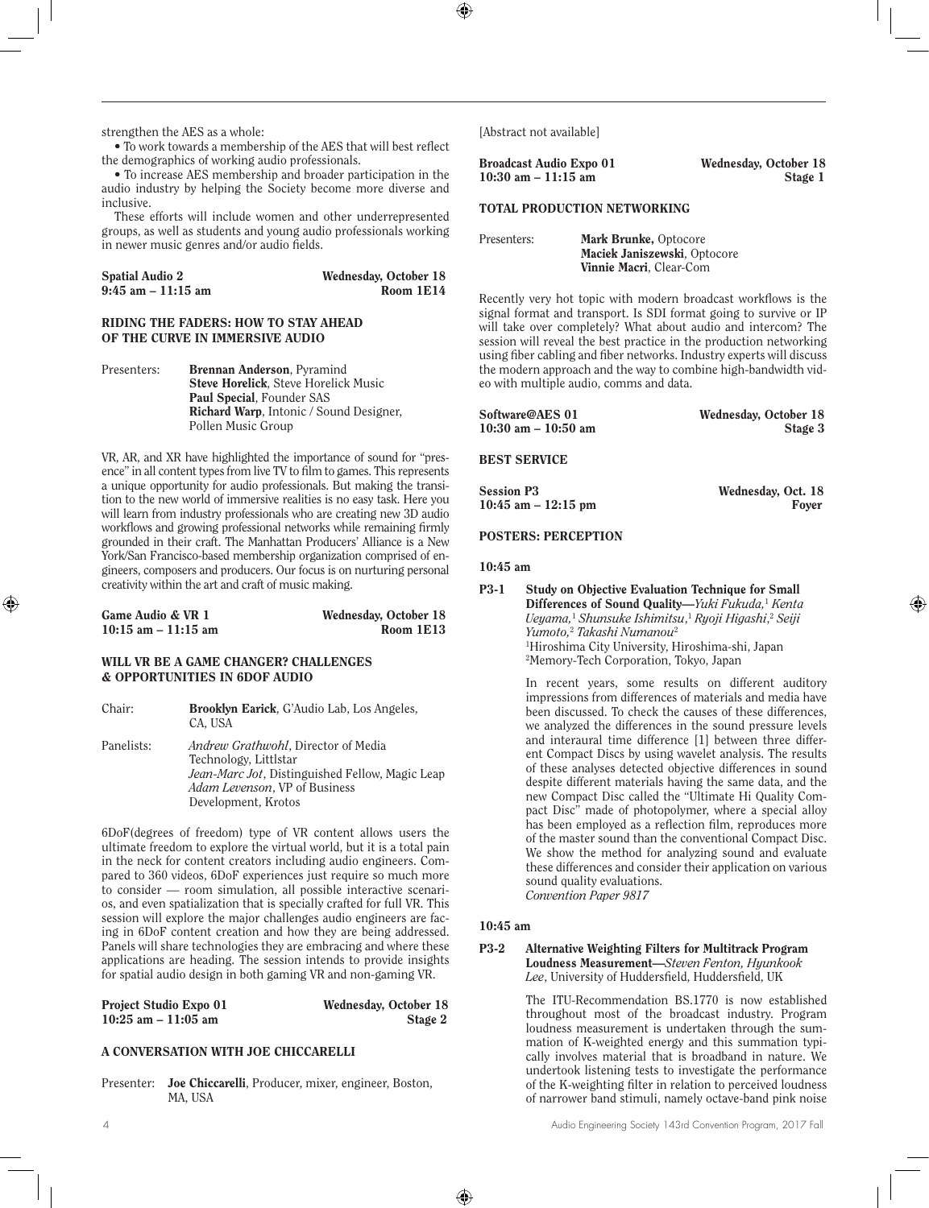strengthen the AES as a whole:

• To work towards a membership of the AES that will best reflect the demographics of working audio professionals.

• To increase AES membership and broader participation in the audio industry by helping the Society become more diverse and inclusive.

These efforts will include women and other underrepresented groups, as well as students and young audio professionals working in newer music genres and/or audio fields.

**Spatial Audio 2** — **Wednesday, October 18**
**9:45 am – 11:15 am** — **Room 1E14**

### RIDING THE FADERS: HOW TO STAY AHEAD OF THE CURVE IN IMMERSIVE AUDIO

Presenters: **Brennan Anderson**, Pyramind
**Steve Horelick**, Steve Horelick Music
**Paul Special**, Founder SAS
**Richard Warp**, Intonic / Sound Designer, Pollen Music Group

VR, AR, and XR have highlighted the importance of sound for "presence" in all content types from live TV to film to games. This represents a unique opportunity for audio professionals. But making the transition to the new world of immersive realities is no easy task. Here you will learn from industry professionals who are creating new 3D audio workflows and growing professional networks while remaining firmly grounded in their craft. The Manhattan Producers' Alliance is a New York/San Francisco-based membership organization comprised of engineers, composers and producers. Our focus is on nurturing personal creativity within the art and craft of music making.

**Game Audio & VR 1** — **Wednesday, October 18**
**10:15 am – 11:15 am** — **Room 1E13**

### WILL VR BE A GAME CHANGER? CHALLENGES & OPPORTUNITIES IN 6DOF AUDIO

Chair: **Brooklyn Earick**, G'Audio Lab, Los Angeles, CA, USA

Panelists: *Andrew Grathwohl*, Director of Media Technology, Littlstar
*Jean-Marc Jot*, Distinguished Fellow, Magic Leap
*Adam Levenson*, VP of Business Development, Krotos

6DoF(degrees of freedom) type of VR content allows users the ultimate freedom to explore the virtual world, but it is a total pain in the neck for content creators including audio engineers. Compared to 360 videos, 6DoF experiences just require so much more to consider — room simulation, all possible interactive scenarios, and even spatialization that is specially crafted for full VR. This session will explore the major challenges audio engineers are facing in 6DoF content creation and how they are being addressed. Panels will share technologies they are embracing and where these applications are heading. The session intends to provide insights for spatial audio design in both gaming VR and non-gaming VR.

**Project Studio Expo 01** — **Wednesday, October 18**
**10:25 am – 11:05 am** — **Stage 2**

### A CONVERSATION WITH JOE CHICCARELLI

Presenter: **Joe Chiccarelli**, Producer, mixer, engineer, Boston, MA, USA

[Abstract not available]

**Broadcast Audio Expo 01** — **Wednesday, October 18**
**10:30 am – 11:15 am** — **Stage 1**

### TOTAL PRODUCTION NETWORKING

Presenters: **Mark Brunke,** Optocore
**Maciek Janiszewski**, Optocore
**Vinnie Macri**, Clear-Com

Recently very hot topic with modern broadcast workflows is the signal format and transport. Is SDI format going to survive or IP will take over completely? What about audio and intercom? The session will reveal the best practice in the production networking using fiber cabling and fiber networks. Industry experts will discuss the modern approach and the way to combine high-bandwidth video with multiple audio, comms and data.

**Software@AES 01** — **Wednesday, October 18**
**10:30 am – 10:50 am** — **Stage 3**

### BEST SERVICE

**Session P3** — **Wednesday, Oct. 18**
**10:45 am – 12:15 pm** — **Foyer**

### POSTERS: PERCEPTION

**10:45 am**

**P3-1 Study on Objective Evaluation Technique for Small Differences of Sound Quality—***Yuki Fukuda,*[1] *Kenta Ueyama,*[1] *Shunsuke Ishimitsu,*[1] *Ryoji Higashi,*[2] *Seiji Yumoto,*[2] *Takashi Numanou*[2]
[1]Hiroshima City University, Hiroshima-shi, Japan
[2]Memory-Tech Corporation, Tokyo, Japan

In recent years, some results on different auditory impressions from differences of materials and media have been discussed. To check the causes of these differences, we analyzed the differences in the sound pressure levels and interaural time difference [1] between three different Compact Discs by using wavelet analysis. The results of these analyses detected objective differences in sound despite different materials having the same data, and the new Compact Disc called the "Ultimate Hi Quality Compact Disc" made of photopolymer, where a special alloy has been employed as a reflection film, reproduces more of the master sound than the conventional Compact Disc. We show the method for analyzing sound and evaluate these differences and consider their application on various sound quality evaluations.
*Convention Paper 9817*

**10:45 am**

**P3-2 Alternative Weighting Filters for Multitrack Program Loudness Measurement—***Steven Fenton, Hyunkook Lee*, University of Huddersfield, Huddersfield, UK

The ITU-Recommendation BS.1770 is now established throughout most of the broadcast industry. Program loudness measurement is undertaken through the summation of K-weighted energy and this summation typically involves material that is broadband in nature. We undertook listening tests to investigate the performance of the K-weighting filter in relation to perceived loudness of narrower band stimuli, namely octave-band pink noise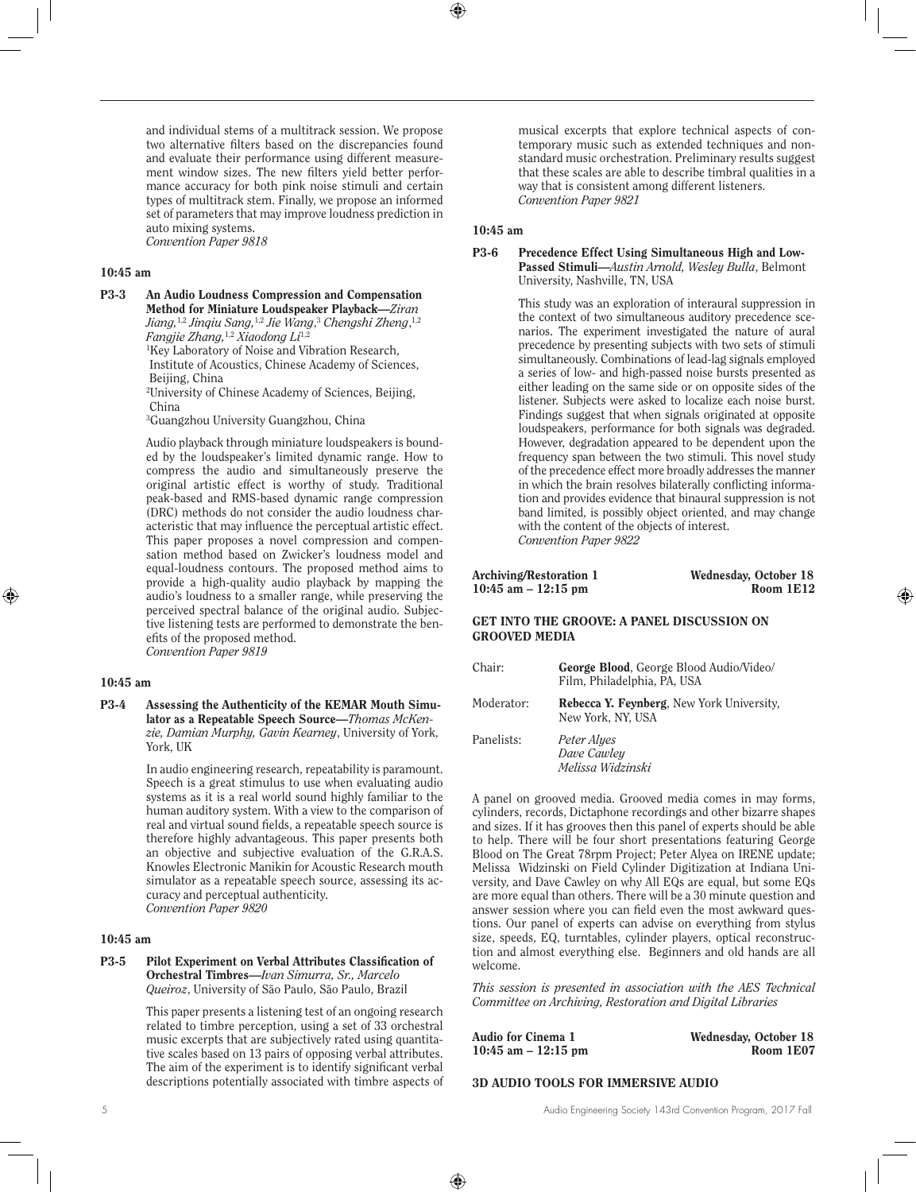and individual stems of a multitrack session. We propose two alternative filters based on the discrepancies found and evaluate their performance using different measurement window sizes. The new filters yield better performance accuracy for both pink noise stimuli and certain types of multitrack stem. Finally, we propose an informed set of parameters that may improve loudness prediction in auto mixing systems.
*Convention Paper 9818*

**10:45 am**

**P3-3 An Audio Loudness Compression and Compensation Method for Miniature Loudspeaker Playback**—*Ziran Jiang,*[1,2] *Jinqiu Sang,*[1,2] *Jie Wang,*[3] *Chengshi Zheng,*[1,2] *Fangjie Zhang,*[1,2] *Xiaodong Li*[1,2]
[1]Key Laboratory of Noise and Vibration Research, Institute of Acoustics, Chinese Academy of Sciences, Beijing, China
[2]University of Chinese Academy of Sciences, Beijing, China
[3]Guangzhou University Guangzhou, China

Audio playback through miniature loudspeakers is bounded by the loudspeaker's limited dynamic range. How to compress the audio and simultaneously preserve the original artistic effect is worthy of study. Traditional peak-based and RMS-based dynamic range compression (DRC) methods do not consider the audio loudness characteristic that may influence the perceptual artistic effect. This paper proposes a novel compression and compensation method based on Zwicker's loudness model and equal-loudness contours. The proposed method aims to provide a high-quality audio playback by mapping the audio's loudness to a smaller range, while preserving the perceived spectral balance of the original audio. Subjective listening tests are performed to demonstrate the benefits of the proposed method.
*Convention Paper 9819*

**10:45 am**

**P3-4 Assessing the Authenticity of the KEMAR Mouth Simulator as a Repeatable Speech Source**—*Thomas McKenzie, Damian Murphy, Gavin Kearney*, University of York, York, UK

In audio engineering research, repeatability is paramount. Speech is a great stimulus to use when evaluating audio systems as it is a real world sound highly familiar to the human auditory system. With a view to the comparison of real and virtual sound fields, a repeatable speech source is therefore highly advantageous. This paper presents both an objective and subjective evaluation of the G.R.A.S. Knowles Electronic Manikin for Acoustic Research mouth simulator as a repeatable speech source, assessing its accuracy and perceptual authenticity.
*Convention Paper 9820*

**10:45 am**

**P3-5 Pilot Experiment on Verbal Attributes Classification of Orchestral Timbres**—*Ivan Simurra, Sr., Marcelo Queiroz*, University of São Paulo, São Paulo, Brazil

This paper presents a listening test of an ongoing research related to timbre perception, using a set of 33 orchestral music excerpts that are subjectively rated using quantitative scales based on 13 pairs of opposing verbal attributes. The aim of the experiment is to identify significant verbal descriptions potentially associated with timbre aspects of musical excerpts that explore technical aspects of contemporary music such as extended techniques and nonstandard music orchestration. Preliminary results suggest that these scales are able to describe timbral qualities in a way that is consistent among different listeners.
*Convention Paper 9821*

**10:45 am**

**P3-6 Precedence Effect Using Simultaneous High and Low-Passed Stimuli**—*Austin Arnold, Wesley Bulla*, Belmont University, Nashville, TN, USA

This study was an exploration of interaural suppression in the context of two simultaneous auditory precedence scenarios. The experiment investigated the nature of aural precedence by presenting subjects with two sets of stimuli simultaneously. Combinations of lead-lag signals employed a series of low- and high-passed noise bursts presented as either leading on the same side or on opposite sides of the listener. Subjects were asked to localize each noise burst. Findings suggest that when signals originated at opposite loudspeakers, performance for both signals was degraded. However, degradation appeared to be dependent upon the frequency span between the two stimuli. This novel study of the precedence effect more broadly addresses the manner in which the brain resolves bilaterally conflicting information and provides evidence that binaural suppression is not band limited, is possibly object oriented, and may change with the content of the objects of interest.
*Convention Paper 9822*

**Archiving/Restoration 1** — **Wednesday, October 18**
**10:45 am – 12:15 pm** — **Room 1E12**

## GET INTO THE GROOVE: A PANEL DISCUSSION ON GROOVED MEDIA

Chair: **George Blood**, George Blood Audio/Video/Film, Philadelphia, PA, USA

Moderator: **Rebecca Y. Feynberg**, New York University, New York, NY, USA

Panelists: *Peter Alyes*
*Dave Cawley*
*Melissa Widzinski*

A panel on grooved media. Grooved media comes in may forms, cylinders, records, Dictaphone recordings and other bizarre shapes and sizes. If it has grooves then this panel of experts should be able to help. There will be four short presentations featuring George Blood on The Great 78rpm Project; Peter Alyea on IRENE update; Melissa Widzinski on Field Cylinder Digitization at Indiana University, and Dave Cawley on why All EQs are equal, but some EQs are more equal than others. There will be a 30 minute question and answer session where you can field even the most awkward questions. Our panel of experts can advise on everything from stylus size, speeds, EQ, turntables, cylinder players, optical reconstruction and almost everything else. Beginners and old hands are all welcome.

*This session is presented in association with the AES Technical Committee on Archiving, Restoration and Digital Libraries*

**Audio for Cinema 1** — **Wednesday, October 18**
**10:45 am – 12:15 pm** — **Room 1E07**

## 3D AUDIO TOOLS FOR IMMERSIVE AUDIO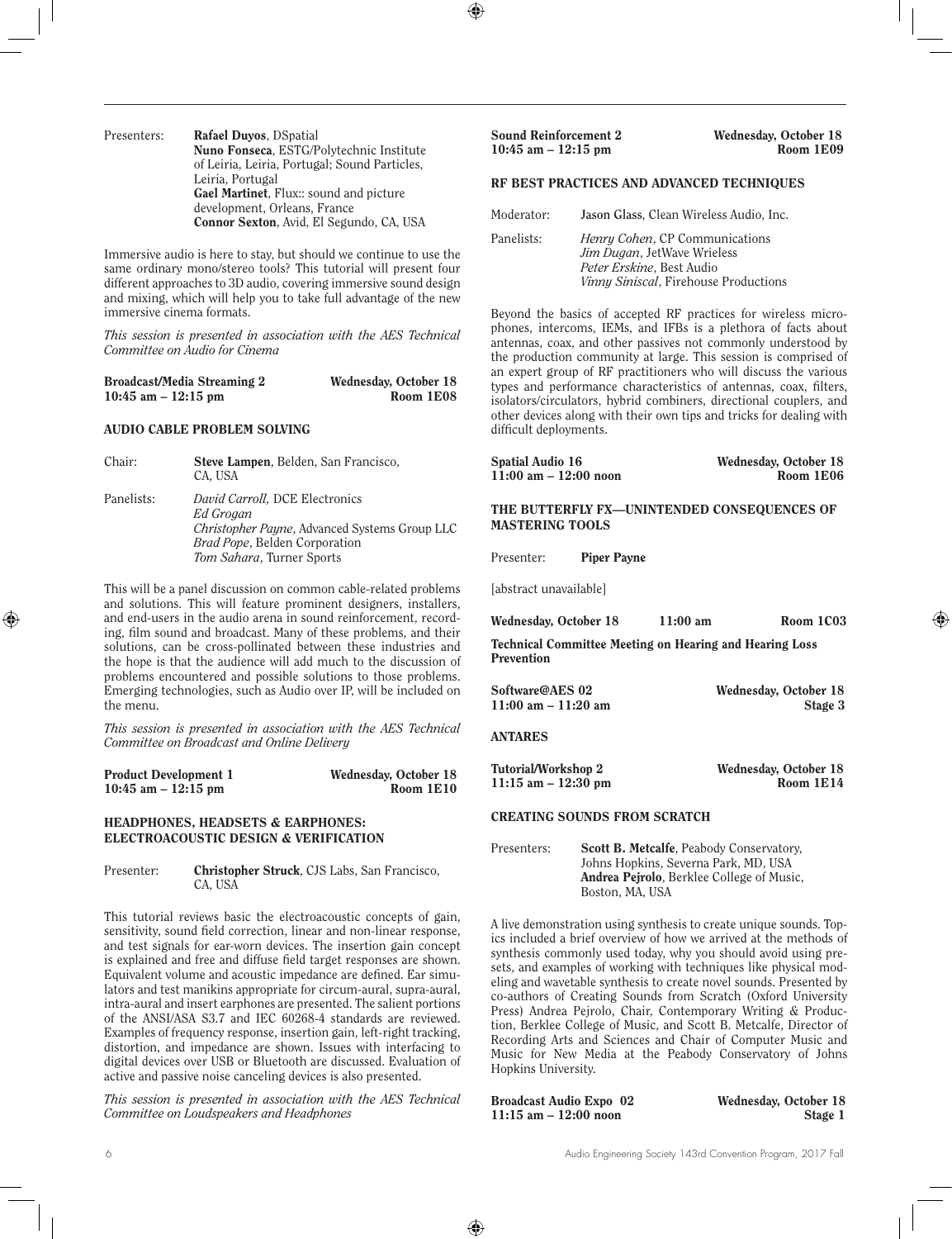Presenters: **Rafael Duyos**, DSpatial
**Nuno Fonseca**, ESTG/Polytechnic Institute of Leiria, Leiria, Portugal; Sound Particles, Leiria, Portugal
**Gael Martinet**, Flux:: sound and picture development, Orleans, France
**Connor Sexton**, Avid, El Segundo, CA, USA

Immersive audio is here to stay, but should we continue to use the same ordinary mono/stereo tools? This tutorial will present four different approaches to 3D audio, covering immersive sound design and mixing, which will help you to take full advantage of the new immersive cinema formats.

*This session is presented in association with the AES Technical Committee on Audio for Cinema*

**Broadcast/Media Streaming 2** — **Wednesday, October 18**
**10:45 am – 12:15 pm** — **Room 1E08**

### AUDIO CABLE PROBLEM SOLVING

Chair: **Steve Lampen**, Belden, San Francisco, CA, USA

Panelists: *David Carroll,* DCE Electronics
*Ed Grogan*
*Christopher Payne*, Advanced Systems Group LLC
*Brad Pope*, Belden Corporation
*Tom Sahara*, Turner Sports

This will be a panel discussion on common cable-related problems and solutions. This will feature prominent designers, installers, and end-users in the audio arena in sound reinforcement, recording, film sound and broadcast. Many of these problems, and their solutions, can be cross-pollinated between these industries and the hope is that the audience will add much to the discussion of problems encountered and possible solutions to those problems. Emerging technologies, such as Audio over IP, will be included on the menu.

*This session is presented in association with the AES Technical Committee on Broadcast and Online Delivery*

**Product Development 1** — **Wednesday, October 18**
**10:45 am – 12:15 pm** — **Room 1E10**

### HEADPHONES, HEADSETS & EARPHONES: ELECTROACOUSTIC DESIGN & VERIFICATION

Presenter: **Christopher Struck**, CJS Labs, San Francisco, CA, USA

This tutorial reviews basic the electroacoustic concepts of gain, sensitivity, sound field correction, linear and non-linear response, and test signals for ear-worn devices. The insertion gain concept is explained and free and diffuse field target responses are shown. Equivalent volume and acoustic impedance are defined. Ear simulators and test manikins appropriate for circum-aural, supra-aural, intra-aural and insert earphones are presented. The salient portions of the ANSI/ASA S3.7 and IEC 60268-4 standards are reviewed. Examples of frequency response, insertion gain, left-right tracking, distortion, and impedance are shown. Issues with interfacing to digital devices over USB or Bluetooth are discussed. Evaluation of active and passive noise canceling devices is also presented.

*This session is presented in association with the AES Technical Committee on Loudspeakers and Headphones*

**Sound Reinforcement 2** — **Wednesday, October 18**
**10:45 am – 12:15 pm** — **Room 1E09**

### RF BEST PRACTICES AND ADVANCED TECHNIQUES

Moderator: **Jason Glass**, Clean Wireless Audio, Inc.

Panelists: *Henry Cohen*, CP Communications
*Jim Dugan*, JetWave Wrieless
*Peter Erskine*, Best Audio
*Vinny Siniscal*, Firehouse Productions

Beyond the basics of accepted RF practices for wireless microphones, intercoms, IEMs, and IFBs is a plethora of facts about antennas, coax, and other passives not commonly understood by the production community at large. This session is comprised of an expert group of RF practitioners who will discuss the various types and performance characteristics of antennas, coax, filters, isolators/circulators, hybrid combiners, directional couplers, and other devices along with their own tips and tricks for dealing with difficult deployments.

**Spatial Audio 16** — **Wednesday, October 18**
**11:00 am – 12:00 noon** — **Room 1E06**

### THE BUTTERFLY FX—UNINTENDED CONSEQUENCES OF MASTERING TOOLS

Presenter: **Piper Payne**

[abstract unavailable]

**Wednesday, October 18** — **11:00 am** — **Room 1C03**

**Technical Committee Meeting on Hearing and Hearing Loss Prevention**

**Software@AES 02** — **Wednesday, October 18**
**11:00 am – 11:20 am** — **Stage 3**

### ANTARES

**Tutorial/Workshop 2** — **Wednesday, October 18**
**11:15 am – 12:30 pm** — **Room 1E14**

### CREATING SOUNDS FROM SCRATCH

Presenters: **Scott B. Metcalfe**, Peabody Conservatory, Johns Hopkins, Severna Park, MD, USA
**Andrea Pejrolo**, Berklee College of Music, Boston, MA, USA

A live demonstration using synthesis to create unique sounds. Topics included a brief overview of how we arrived at the methods of synthesis commonly used today, why you should avoid using presets, and examples of working with techniques like physical modeling and wavetable synthesis to create novel sounds. Presented by co-authors of Creating Sounds from Scratch (Oxford University Press) Andrea Pejrolo, Chair, Contemporary Writing & Production, Berklee College of Music, and Scott B. Metcalfe, Director of Recording Arts and Sciences and Chair of Computer Music and Music for New Media at the Peabody Conservatory of Johns Hopkins University.

**Broadcast Audio Expo 02** — **Wednesday, October 18**
**11:15 am – 12:00 noon** — **Stage 1**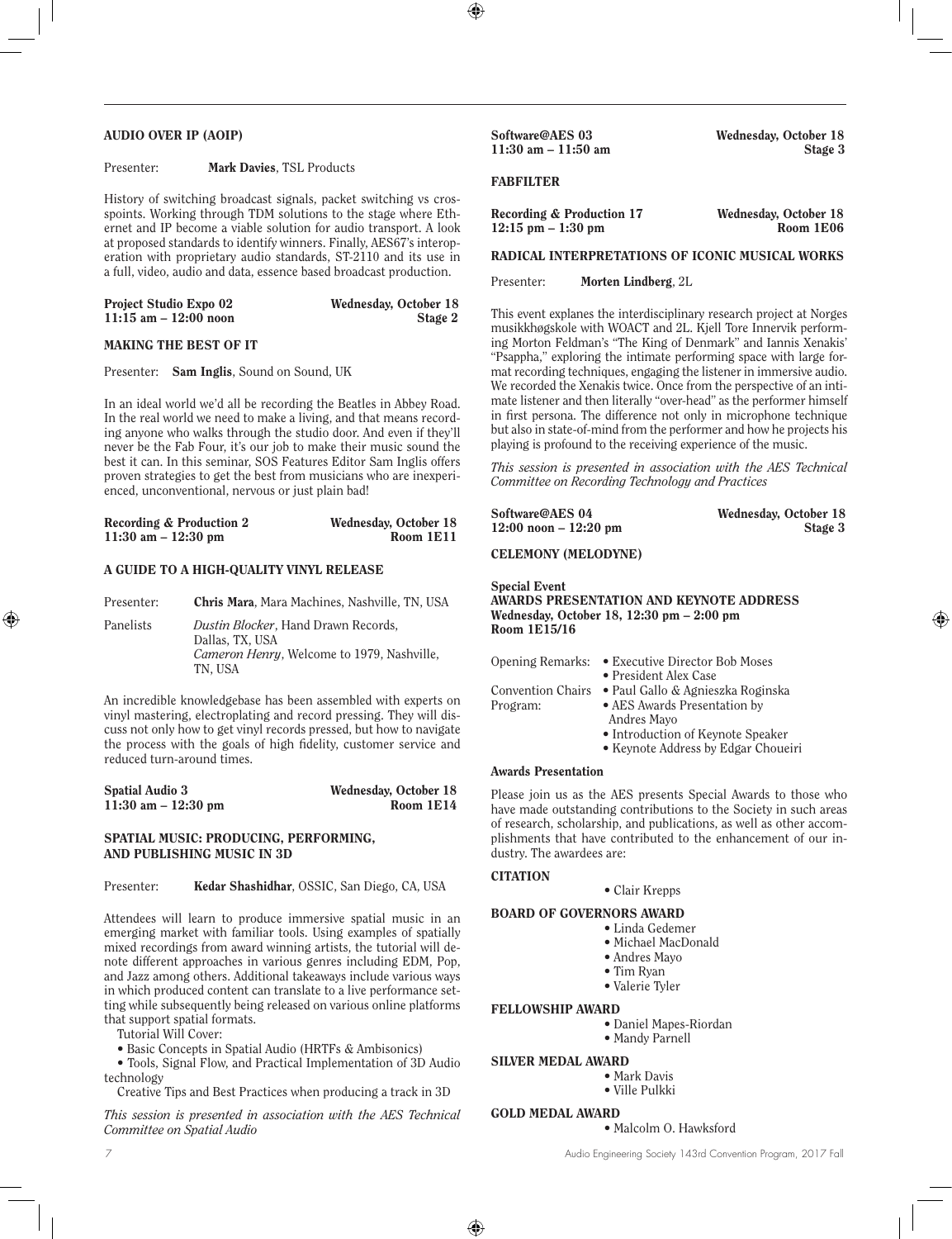### AUDIO OVER IP (AOIP)

Presenter: **Mark Davies**, TSL Products

History of switching broadcast signals, packet switching vs crosspoints. Working through TDM solutions to the stage where Ethernet and IP become a viable solution for audio transport. A look at proposed standards to identify winners. Finally, AES67's interoperation with proprietary audio standards, ST-2110 and its use in a full, video, audio and data, essence based broadcast production.

**Project Studio Expo 02** — **Wednesday, October 18**
**11:15 am – 12:00 noon** — **Stage 2**

### MAKING THE BEST OF IT

Presenter: **Sam Inglis**, Sound on Sound, UK

In an ideal world we'd all be recording the Beatles in Abbey Road. In the real world we need to make a living, and that means recording anyone who walks through the studio door. And even if they'll never be the Fab Four, it's our job to make their music sound the best it can. In this seminar, SOS Features Editor Sam Inglis offers proven strategies to get the best from musicians who are inexperienced, unconventional, nervous or just plain bad!

**Recording & Production 2** — **Wednesday, October 18**
**11:30 am – 12:30 pm** — **Room 1E11**

### A GUIDE TO A HIGH-QUALITY VINYL RELEASE

Presenter: **Chris Mara**, Mara Machines, Nashville, TN, USA

Panelists: *Dustin Blocker*, Hand Drawn Records, Dallas, TX, USA
*Cameron Henry*, Welcome to 1979, Nashville, TN, USA

An incredible knowledgebase has been assembled with experts on vinyl mastering, electroplating and record pressing. They will discuss not only how to get vinyl records pressed, but how to navigate the process with the goals of high fidelity, customer service and reduced turn-around times.

**Spatial Audio 3** — **Wednesday, October 18**
**11:30 am – 12:30 pm** — **Room 1E14**

### SPATIAL MUSIC: PRODUCING, PERFORMING, AND PUBLISHING MUSIC IN 3D

Presenter: **Kedar Shashidhar**, OSSIC, San Diego, CA, USA

Attendees will learn to produce immersive spatial music in an emerging market with familiar tools. Using examples of spatially mixed recordings from award winning artists, the tutorial will denote different approaches in various genres including EDM, Pop, and Jazz among others. Additional takeaways include various ways in which produced content can translate to a live performance setting while subsequently being released on various online platforms that support spatial formats.

Tutorial Will Cover:

- Basic Concepts in Spatial Audio (HRTFs & Ambisonics)
- Tools, Signal Flow, and Practical Implementation of 3D Audio technology

Creative Tips and Best Practices when producing a track in 3D

*This session is presented in association with the AES Technical Committee on Spatial Audio*

**Software@AES 03** — **Wednesday, October 18**
**11:30 am – 11:50 am** — **Stage 3**

### FABFILTER

**Recording & Production 17** — **Wednesday, October 18**
**12:15 pm – 1:30 pm** — **Room 1E06**

### RADICAL INTERPRETATIONS OF ICONIC MUSICAL WORKS

Presenter: **Morten Lindberg**, 2L

This event explanes the interdisciplinary research project at Norges musikkhøgskole with WOACT and 2L. Kjell Tore Innervik performing Morton Feldman's "The King of Denmark" and Iannis Xenakis' "Psappha," exploring the intimate performing space with large format recording techniques, engaging the listener in immersive audio. We recorded the Xenakis twice. Once from the perspective of an intimate listener and then literally "over-head" as the performer himself in first persona. The difference not only in microphone technique but also in state-of-mind from the performer and how he projects his playing is profound to the receiving experience of the music.

*This session is presented in association with the AES Technical Committee on Recording Technology and Practices*

**Software@AES 04** — **Wednesday, October 18**
**12:00 noon – 12:20 pm** — **Stage 3**

### CELEMONY (MELODYNE)

**Special Event**
### AWARDS PRESENTATION AND KEYNOTE ADDRESS
**Wednesday, October 18, 12:30 pm – 2:00 pm**
**Room 1E15/16**

Opening Remarks:
- Executive Director Bob Moses
- President Alex Case

Convention Chairs
- Paul Gallo & Agnieszka Roginska

Program:
- AES Awards Presentation by Andres Mayo
- Introduction of Keynote Speaker
- Keynote Address by Edgar Choueiri

**Awards Presentation**

Please join us as the AES presents Special Awards to those who have made outstanding contributions to the Society in such areas of research, scholarship, and publications, as well as other accomplishments that have contributed to the enhancement of our industry. The awardees are:

**CITATION**
- Clair Krepps

**BOARD OF GOVERNORS AWARD**
- Linda Gedemer
- Michael MacDonald
- Andres Mayo
- Tim Ryan
- Valerie Tyler

**FELLOWSHIP AWARD**
- Daniel Mapes-Riordan
- Mandy Parnell

**SILVER MEDAL AWARD**
- Mark Davis
- Ville Pulkki

**GOLD MEDAL AWARD**
- Malcolm O. Hawksford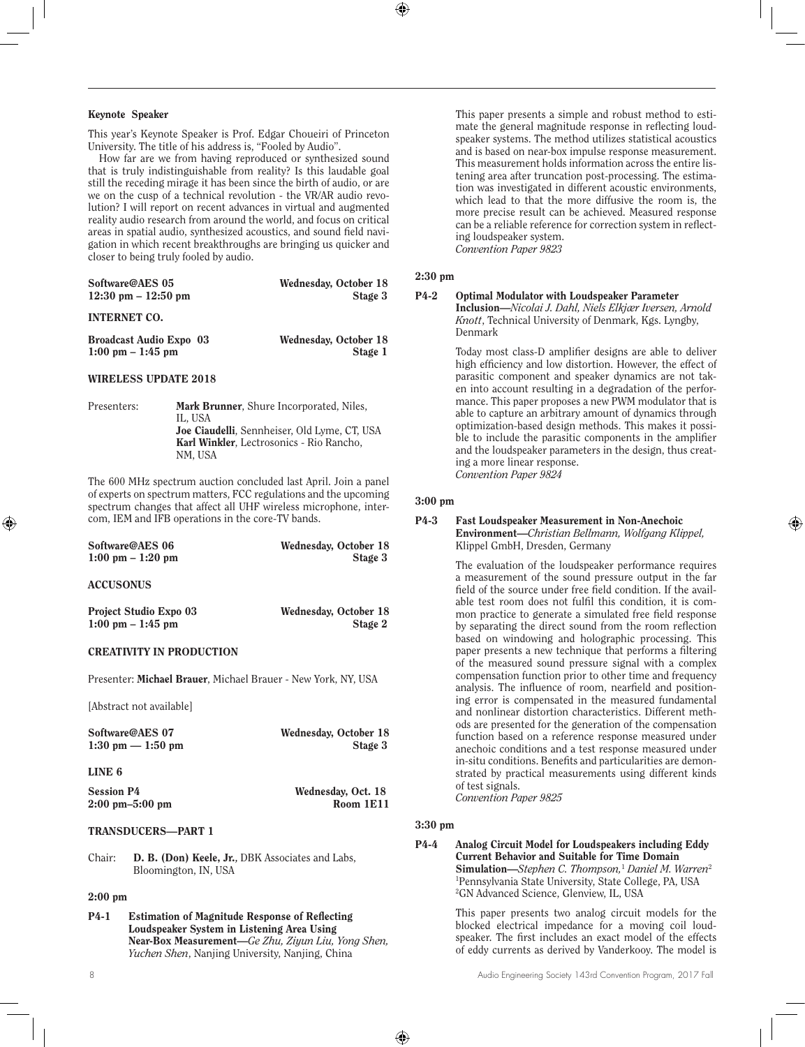**Keynote Speaker**

This year's Keynote Speaker is Prof. Edgar Choueiri of Princeton University. The title of his address is, "Fooled by Audio".

How far are we from having reproduced or synthesized sound that is truly indistinguishable from reality? Is this laudable goal still the receding mirage it has been since the birth of audio, or are we on the cusp of a technical revolution - the VR/AR audio revolution? I will report on recent advances in virtual and augmented reality audio research from around the world, and focus on critical areas in spatial audio, synthesized acoustics, and sound field navigation in which recent breakthroughs are bringing us quicker and closer to being truly fooled by audio.

**Software@AES 05** — **Wednesday, October 18**
**12:30 pm – 12:50 pm** — **Stage 3**

**INTERNET CO.**

**Broadcast Audio Expo 03** — **Wednesday, October 18**
**1:00 pm – 1:45 pm** — **Stage 1**

**WIRELESS UPDATE 2018**

Presenters: **Mark Brunner**, Shure Incorporated, Niles, IL, USA
**Joe Ciaudelli**, Sennheiser, Old Lyme, CT, USA
**Karl Winkler**, Lectrosonics - Rio Rancho, NM, USA

The 600 MHz spectrum auction concluded last April. Join a panel of experts on spectrum matters, FCC regulations and the upcoming spectrum changes that affect all UHF wireless microphone, intercom, IEM and IFB operations in the core-TV bands.

**Software@AES 06** — **Wednesday, October 18**
**1:00 pm – 1:20 pm** — **Stage 3**

**ACCUSONUS**

**Project Studio Expo 03** — **Wednesday, October 18**
**1:00 pm – 1:45 pm** — **Stage 2**

**CREATIVITY IN PRODUCTION**

Presenter: **Michael Brauer**, Michael Brauer - New York, NY, USA

[Abstract not available]

**Software@AES 07** — **Wednesday, October 18**
**1:30 pm — 1:50 pm** — **Stage 3**

**LINE 6**

**Session P4** — **Wednesday, Oct. 18**
**2:00 pm–5:00 pm** — **Room 1E11**

**TRANSDUCERS—PART 1**

Chair: **D. B. (Don) Keele, Jr.**, DBK Associates and Labs, Bloomington, IN, USA

**2:00 pm**

**P4-1 Estimation of Magnitude Response of Reflecting Loudspeaker System in Listening Area Using Near-Box Measurement**—*Ge Zhu, Ziyun Liu, Yong Shen, Yuchen Shen*, Nanjing University, Nanjing, China

This paper presents a simple and robust method to estimate the general magnitude response in reflecting loudspeaker systems. The method utilizes statistical acoustics and is based on near-box impulse response measurement. This measurement holds information across the entire listening area after truncation post-processing. The estimation was investigated in different acoustic environments, which lead to that the more diffusive the room is, the more precise result can be achieved. Measured response can be a reliable reference for correction system in reflecting loudspeaker system.
*Convention Paper 9823*

**2:30 pm**

**P4-2 Optimal Modulator with Loudspeaker Parameter Inclusion**—*Nicolai J. Dahl, Niels Elkjær Iversen, Arnold Knott*, Technical University of Denmark, Kgs. Lyngby, Denmark

Today most class-D amplifier designs are able to deliver high efficiency and low distortion. However, the effect of parasitic component and speaker dynamics are not taken into account resulting in a degradation of the performance. This paper proposes a new PWM modulator that is able to capture an arbitrary amount of dynamics through optimization-based design methods. This makes it possible to include the parasitic components in the amplifier and the loudspeaker parameters in the design, thus creating a more linear response.
*Convention Paper 9824*

**3:00 pm**

**P4-3 Fast Loudspeaker Measurement in Non-Anechoic Environment**—*Christian Bellmann, Wolfgang Klippel*, Klippel GmbH, Dresden, Germany

The evaluation of the loudspeaker performance requires a measurement of the sound pressure output in the far field of the source under free field condition. If the available test room does not fulfil this condition, it is common practice to generate a simulated free field response by separating the direct sound from the room reflection based on windowing and holographic processing. This paper presents a new technique that performs a filtering of the measured sound pressure signal with a complex compensation function prior to other time and frequency analysis. The influence of room, nearfield and positioning error is compensated in the measured fundamental and nonlinear distortion characteristics. Different methods are presented for the generation of the compensation function based on a reference response measured under anechoic conditions and a test response measured under in-situ conditions. Benefits and particularities are demonstrated by practical measurements using different kinds of test signals.
*Convention Paper 9825*

**3:30 pm**

**P4-4 Analog Circuit Model for Loudspeakers including Eddy Current Behavior and Suitable for Time Domain Simulation**—*Stephen C. Thompson,*[1] *Daniel M. Warren*[2]
[1]Pennsylvania State University, State College, PA, USA
[2]GN Advanced Science, Glenview, IL, USA

This paper presents two analog circuit models for the blocked electrical impedance for a moving coil loudspeaker. The first includes an exact model of the effects of eddy currents as derived by Vanderkooy. The model is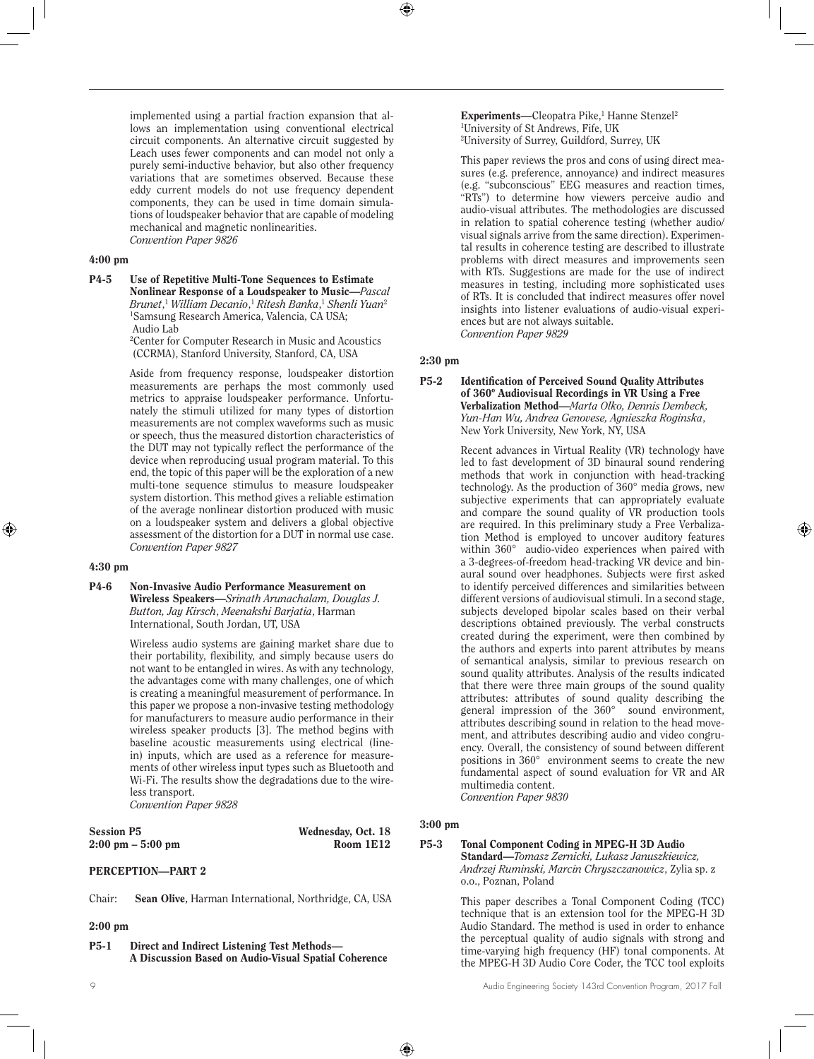implemented using a partial fraction expansion that allows an implementation using conventional electrical circuit components. An alternative circuit suggested by Leach uses fewer components and can model not only a purely semi-inductive behavior, but also other frequency variations that are sometimes observed. Because these eddy current models do not use frequency dependent components, they can be used in time domain simulations of loudspeaker behavior that are capable of modeling mechanical and magnetic nonlinearities.
*Convention Paper 9826*

**4:00 pm**

**P4-5 Use of Repetitive Multi-Tone Sequences to Estimate Nonlinear Response of a Loudspeaker to Music—***Pascal Brunet,*[1] *William Decanio,*[1] *Ritesh Banka,*[1] *Shenli Yuan*[2]
[1]Samsung Research America, Valencia, CA USA; Audio Lab
[2]Center for Computer Research in Music and Acoustics (CCRMA), Stanford University, Stanford, CA, USA

Aside from frequency response, loudspeaker distortion measurements are perhaps the most commonly used metrics to appraise loudspeaker performance. Unfortunately the stimuli utilized for many types of distortion measurements are not complex waveforms such as music or speech, thus the measured distortion characteristics of the DUT may not typically reflect the performance of the device when reproducing usual program material. To this end, the topic of this paper will be the exploration of a new multi-tone sequence stimulus to measure loudspeaker system distortion. This method gives a reliable estimation of the average nonlinear distortion produced with music on a loudspeaker system and delivers a global objective assessment of the distortion for a DUT in normal use case.
*Convention Paper 9827*

**4:30 pm**

**P4-6 Non-Invasive Audio Performance Measurement on Wireless Speakers—***Srinath Arunachalam, Douglas J. Button, Jay Kirsch*, *Meenakshi Barjatia*, Harman International, South Jordan, UT, USA

Wireless audio systems are gaining market share due to their portability, flexibility, and simply because users do not want to be entangled in wires. As with any technology, the advantages come with many challenges, one of which is creating a meaningful measurement of performance. In this paper we propose a non-invasive testing methodology for manufacturers to measure audio performance in their wireless speaker products [3]. The method begins with baseline acoustic measurements using electrical (line-in) inputs, which are used as a reference for measurements of other wireless input types such as Bluetooth and Wi-Fi. The results show the degradations due to the wireless transport.
*Convention Paper 9828*

**Session P5** **Wednesday, Oct. 18**
**2:00 pm – 5:00 pm** **Room 1E12**

## PERCEPTION—PART 2

Chair: **Sean Olive**, Harman International, Northridge, CA, USA

**2:00 pm**

**P5-1 Direct and Indirect Listening Test Methods— A Discussion Based on Audio-Visual Spatial Coherence Experiments—**Cleopatra Pike,[1] Hanne Stenzel[2]
[1]University of St Andrews, Fife, UK
[2]University of Surrey, Guildford, Surrey, UK

This paper reviews the pros and cons of using direct measures (e.g. preference, annoyance) and indirect measures (e.g. "subconscious" EEG measures and reaction times, "RTs") to determine how viewers perceive audio and audio-visual attributes. The methodologies are discussed in relation to spatial coherence testing (whether audio/visual signals arrive from the same direction). Experimental results in coherence testing are described to illustrate problems with direct measures and improvements seen with RTs. Suggestions are made for the use of indirect measures in testing, including more sophisticated uses of RTs. It is concluded that indirect measures offer novel insights into listener evaluations of audio-visual experiences but are not always suitable.
*Convention Paper 9829*

**2:30 pm**

**P5-2 Identification of Perceived Sound Quality Attributes of 360º Audiovisual Recordings in VR Using a Free Verbalization Method—***Marta Olko, Dennis Dembeck, Yun-Han Wu, Andrea Genovese, Agnieszka Roginska*, New York University, New York, NY, USA

Recent advances in Virtual Reality (VR) technology have led to fast development of 3D binaural sound rendering methods that work in conjunction with head-tracking technology. As the production of 360° media grows, new subjective experiments that can appropriately evaluate and compare the sound quality of VR production tools are required. In this preliminary study a Free Verbalization Method is employed to uncover auditory features within 360° audio-video experiences when paired with a 3-degrees-of-freedom head-tracking VR device and binaural sound over headphones. Subjects were first asked to identify perceived differences and similarities between different versions of audiovisual stimuli. In a second stage, subjects developed bipolar scales based on their verbal descriptions obtained previously. The verbal constructs created during the experiment, were then combined by the authors and experts into parent attributes by means of semantical analysis, similar to previous research on sound quality attributes. Analysis of the results indicated that there were three main groups of the sound quality attributes: attributes of sound quality describing the general impression of the 360° sound environment, attributes describing sound in relation to the head movement, and attributes describing audio and video congruency. Overall, the consistency of sound between different positions in 360° environment seems to create the new fundamental aspect of sound evaluation for VR and AR multimedia content.
*Convention Paper 9830*

**3:00 pm**

**P5-3 Tonal Component Coding in MPEG-H 3D Audio Standard—***Tomasz Zernicki, Lukasz Januszkiewicz, Andrzej Ruminski, Marcin Chryszczanowicz*, Zylia sp. z o.o., Poznan, Poland

This paper describes a Tonal Component Coding (TCC) technique that is an extension tool for the MPEG-H 3D Audio Standard. The method is used in order to enhance the perceptual quality of audio signals with strong and time-varying high frequency (HF) tonal components. At the MPEG-H 3D Audio Core Coder, the TCC tool exploits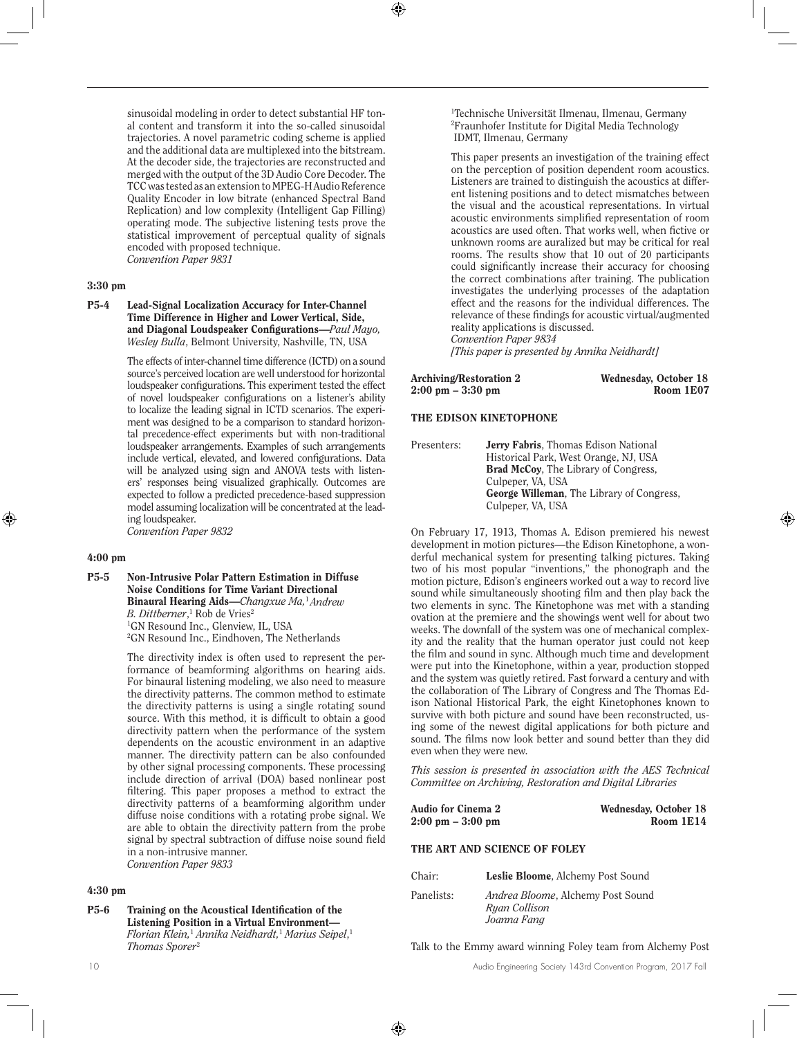sinusoidal modeling in order to detect substantial HF tonal content and transform it into the so-called sinusoidal trajectories. A novel parametric coding scheme is applied and the additional data are multiplexed into the bitstream. At the decoder side, the trajectories are reconstructed and merged with the output of the 3D Audio Core Decoder. The TCC was tested as an extension to MPEG-H Audio Reference Quality Encoder in low bitrate (enhanced Spectral Band Replication) and low complexity (Intelligent Gap Filling) operating mode. The subjective listening tests prove the statistical improvement of perceptual quality of signals encoded with proposed technique.
*Convention Paper 9831*

**3:30 pm**

**P5-4 Lead-Signal Localization Accuracy for Inter-Channel Time Difference in Higher and Lower Vertical, Side, and Diagonal Loudspeaker Configurations**—*Paul Mayo, Wesley Bulla*, Belmont University, Nashville, TN, USA

The effects of inter-channel time difference (ICTD) on a sound source's perceived location are well understood for horizontal loudspeaker configurations. This experiment tested the effect of novel loudspeaker configurations on a listener's ability to localize the leading signal in ICTD scenarios. The experiment was designed to be a comparison to standard horizontal precedence-effect experiments but with non-traditional loudspeaker arrangements. Examples of such arrangements include vertical, elevated, and lowered configurations. Data will be analyzed using sign and ANOVA tests with listeners' responses being visualized graphically. Outcomes are expected to follow a predicted precedence-based suppression model assuming localization will be concentrated at the leading loudspeaker.
*Convention Paper 9832*

**4:00 pm**

**P5-5 Non-Intrusive Polar Pattern Estimation in Diffuse Noise Conditions for Time Variant Directional Binaural Hearing Aids**—*Changxue Ma,*[1] *Andrew B. Dittberner*,[1] Rob de Vries[2]
[1]GN Resound Inc., Glenview, IL, USA
[2]GN Resound Inc., Eindhoven, The Netherlands

The directivity index is often used to represent the performance of beamforming algorithms on hearing aids. For binaural listening modeling, we also need to measure the directivity patterns. The common method to estimate the directivity patterns is using a single rotating sound source. With this method, it is difficult to obtain a good directivity pattern when the performance of the system dependents on the acoustic environment in an adaptive manner. The directivity pattern can be also confounded by other signal processing components. These processing include direction of arrival (DOA) based nonlinear post filtering. This paper proposes a method to extract the directivity patterns of a beamforming algorithm under diffuse noise conditions with a rotating probe signal. We are able to obtain the directivity pattern from the probe signal by spectral subtraction of diffuse noise sound field in a non-intrusive manner.
*Convention Paper 9833*

**4:30 pm**

**P5-6 Training on the Acoustical Identification of the Listening Position in a Virtual Environment**—*Florian Klein,*[1] *Annika Neidhardt,*[1] *Marius Seipel,*[1] *Thomas Sporer*[2]
[1]Technische Universität Ilmenau, Ilmenau, Germany
[2]Fraunhofer Institute for Digital Media Technology IDMT, Ilmenau, Germany

This paper presents an investigation of the training effect on the perception of position dependent room acoustics. Listeners are trained to distinguish the acoustics at different listening positions and to detect mismatches between the visual and the acoustical representations. In virtual acoustic environments simplified representation of room acoustics are used often. That works well, when fictive or unknown rooms are auralized but may be critical for real rooms. The results show that 10 out of 20 participants could significantly increase their accuracy for choosing the correct combinations after training. The publication investigates the underlying processes of the adaptation effect and the reasons for the individual differences. The relevance of these findings for acoustic virtual/augmented reality applications is discussed.
*Convention Paper 9834*
*[This paper is presented by Annika Neidhardt]*

**Archiving/Restoration 2** — **Wednesday, October 18**
**2:00 pm – 3:30 pm** — **Room 1E07**

**THE EDISON KINETOPHONE**

Presenters: **Jerry Fabris**, Thomas Edison National Historical Park, West Orange, NJ, USA
**Brad McCoy**, The Library of Congress, Culpeper, VA, USA
**George Willeman**, The Library of Congress, Culpeper, VA, USA

On February 17, 1913, Thomas A. Edison premiered his newest development in motion pictures—the Edison Kinetophone, a wonderful mechanical system for presenting talking pictures. Taking two of his most popular "inventions," the phonograph and the motion picture, Edison's engineers worked out a way to record live sound while simultaneously shooting film and then play back the two elements in sync. The Kinetophone was met with a standing ovation at the premiere and the showings went well for about two weeks. The downfall of the system was one of mechanical complexity and the reality that the human operator just could not keep the film and sound in sync. Although much time and development were put into the Kinetophone, within a year, production stopped and the system was quietly retired. Fast forward a century and with the collaboration of The Library of Congress and The Thomas Edison National Historical Park, the eight Kinetophones known to survive with both picture and sound have been reconstructed, using some of the newest digital applications for both picture and sound. The films now look better and sound better than they did even when they were new.

*This session is presented in association with the AES Technical Committee on Archiving, Restoration and Digital Libraries*

**Audio for Cinema 2** — **Wednesday, October 18**
**2:00 pm – 3:00 pm** — **Room 1E14**

**THE ART AND SCIENCE OF FOLEY**

Chair: **Leslie Bloome**, Alchemy Post Sound

Panelists: *Andrea Bloome*, Alchemy Post Sound
*Ryan Collison*
*Joanna Fang*

Talk to the Emmy award winning Foley team from Alchemy Post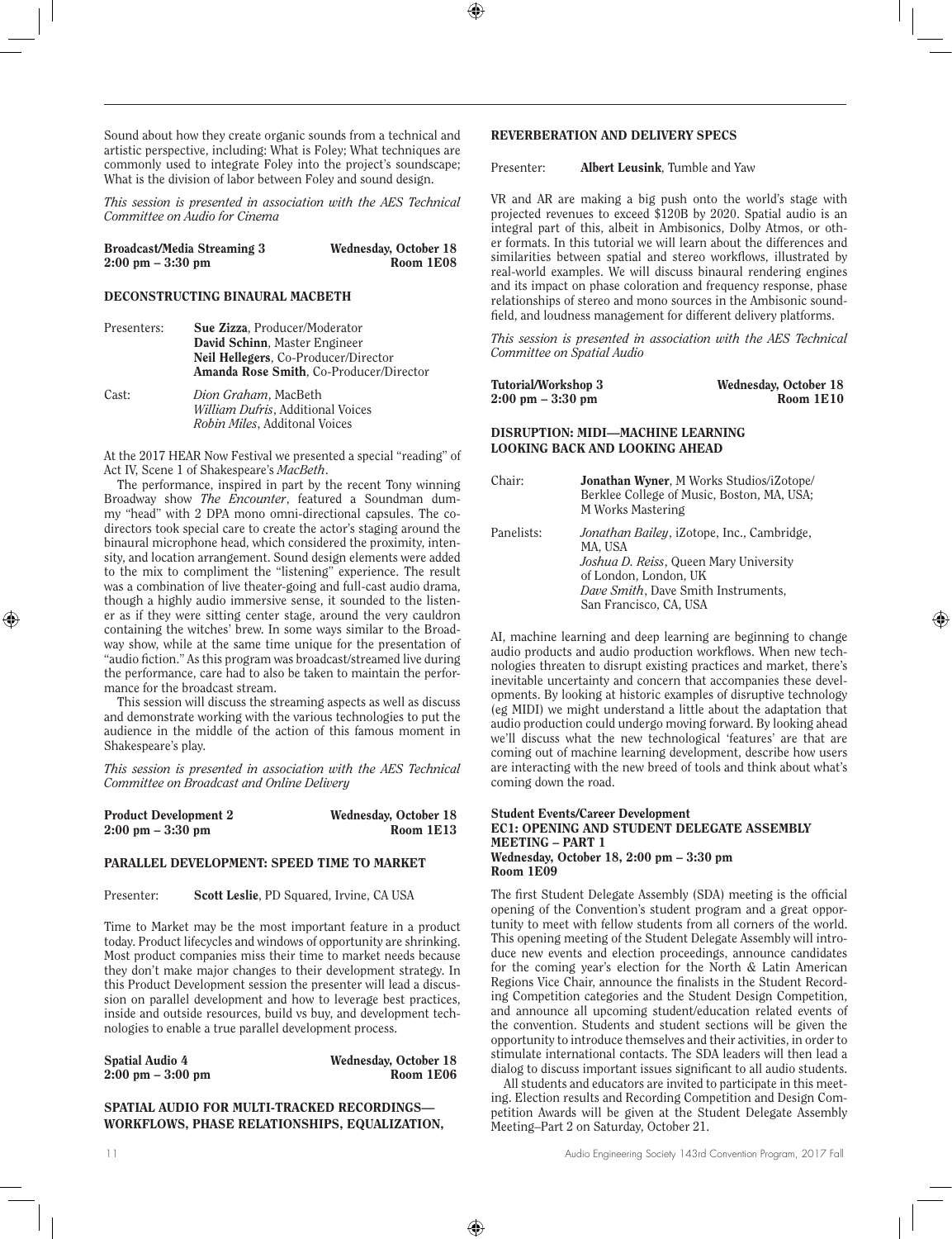Sound about how they create organic sounds from a technical and artistic perspective, including: What is Foley; What techniques are commonly used to integrate Foley into the project's soundscape; What is the division of labor between Foley and sound design.

*This session is presented in association with the AES Technical Committee on Audio for Cinema*

**Broadcast/Media Streaming 3** **Wednesday, October 18**
**2:00 pm – 3:30 pm** **Room 1E08**

### DECONSTRUCTING BINAURAL MACBETH

Presenters: **Sue Zizza**, Producer/Moderator
**David Schinn**, Master Engineer
**Neil Hellegers**, Co-Producer/Director
**Amanda Rose Smith**, Co-Producer/Director

Cast: *Dion Graham*, MacBeth
*William Dufris*, Additional Voices
*Robin Miles*, Additonal Voices

At the 2017 HEAR Now Festival we presented a special "reading" of Act IV, Scene 1 of Shakespeare's *MacBeth*.

The performance, inspired in part by the recent Tony winning Broadway show *The Encounter*, featured a Soundman dummy "head" with 2 DPA mono omni-directional capsules. The co-directors took special care to create the actor's staging around the binaural microphone head, which considered the proximity, intensity, and location arrangement. Sound design elements were added to the mix to compliment the "listening" experience. The result was a combination of live theater-going and full-cast audio drama, though a highly audio immersive sense, it sounded to the listener as if they were sitting center stage, around the very cauldron containing the witches' brew. In some ways similar to the Broadway show, while at the same time unique for the presentation of "audio fiction." As this program was broadcast/streamed live during the performance, care had to also be taken to maintain the performance for the broadcast stream.

This session will discuss the streaming aspects as well as discuss and demonstrate working with the various technologies to put the audience in the middle of the action of this famous moment in Shakespeare's play.

*This session is presented in association with the AES Technical Committee on Broadcast and Online Delivery*

**Product Development 2** **Wednesday, October 18**
**2:00 pm – 3:30 pm** **Room 1E13**

### PARALLEL DEVELOPMENT: SPEED TIME TO MARKET

Presenter: **Scott Leslie**, PD Squared, Irvine, CA USA

Time to Market may be the most important feature in a product today. Product lifecycles and windows of opportunity are shrinking. Most product companies miss their time to market needs because they don't make major changes to their development strategy. In this Product Development session the presenter will lead a discussion on parallel development and how to leverage best practices, inside and outside resources, build vs buy, and development technologies to enable a true parallel development process.

**Spatial Audio 4** **Wednesday, October 18**
**2:00 pm – 3:00 pm** **Room 1E06**

### SPATIAL AUDIO FOR MULTI-TRACKED RECORDINGS—WORKFLOWS, PHASE RELATIONSHIPS, EQUALIZATION, REVERBERATION AND DELIVERY SPECS

Presenter: **Albert Leusink**, Tumble and Yaw

VR and AR are making a big push onto the world's stage with projected revenues to exceed $120B by 2020. Spatial audio is an integral part of this, albeit in Ambisonics, Dolby Atmos, or other formats. In this tutorial we will learn about the differences and similarities between spatial and stereo workflows, illustrated by real-world examples. We will discuss binaural rendering engines and its impact on phase coloration and frequency response, phase relationships of stereo and mono sources in the Ambisonic soundfield, and loudness management for different delivery platforms.

*This session is presented in association with the AES Technical Committee on Spatial Audio*

**Tutorial/Workshop 3** **Wednesday, October 18**
**2:00 pm – 3:30 pm** **Room 1E10**

### DISRUPTION: MIDI—MACHINE LEARNING LOOKING BACK AND LOOKING AHEAD

Chair: **Jonathan Wyner**, M Works Studios/iZotope/ Berklee College of Music, Boston, MA, USA; M Works Mastering

Panelists: *Jonathan Bailey*, iZotope, Inc., Cambridge, MA, USA
*Joshua D. Reiss*, Queen Mary University of London, London, UK
*Dave Smith*, Dave Smith Instruments, San Francisco, CA, USA

AI, machine learning and deep learning are beginning to change audio products and audio production workflows. When new technologies threaten to disrupt existing practices and market, there's inevitable uncertainty and concern that accompanies these developments. By looking at historic examples of disruptive technology (eg MIDI) we might understand a little about the adaptation that audio production could undergo moving forward. By looking ahead we'll discuss what the new technological 'features' are that are coming out of machine learning development, describe how users are interacting with the new breed of tools and think about what's coming down the road.

**Student Events/Career Development**
**EC1: OPENING AND STUDENT DELEGATE ASSEMBLY MEETING – PART 1**
**Wednesday, October 18, 2:00 pm – 3:30 pm**
**Room 1E09**

The first Student Delegate Assembly (SDA) meeting is the official opening of the Convention's student program and a great opportunity to meet with fellow students from all corners of the world. This opening meeting of the Student Delegate Assembly will introduce new events and election proceedings, announce candidates for the coming year's election for the North & Latin American Regions Vice Chair, announce the finalists in the Student Recording Competition categories and the Student Design Competition, and announce all upcoming student/education related events of the convention. Students and student sections will be given the opportunity to introduce themselves and their activities, in order to stimulate international contacts. The SDA leaders will then lead a dialog to discuss important issues significant to all audio students.

All students and educators are invited to participate in this meeting. Election results and Recording Competition and Design Competition Awards will be given at the Student Delegate Assembly Meeting–Part 2 on Saturday, October 21.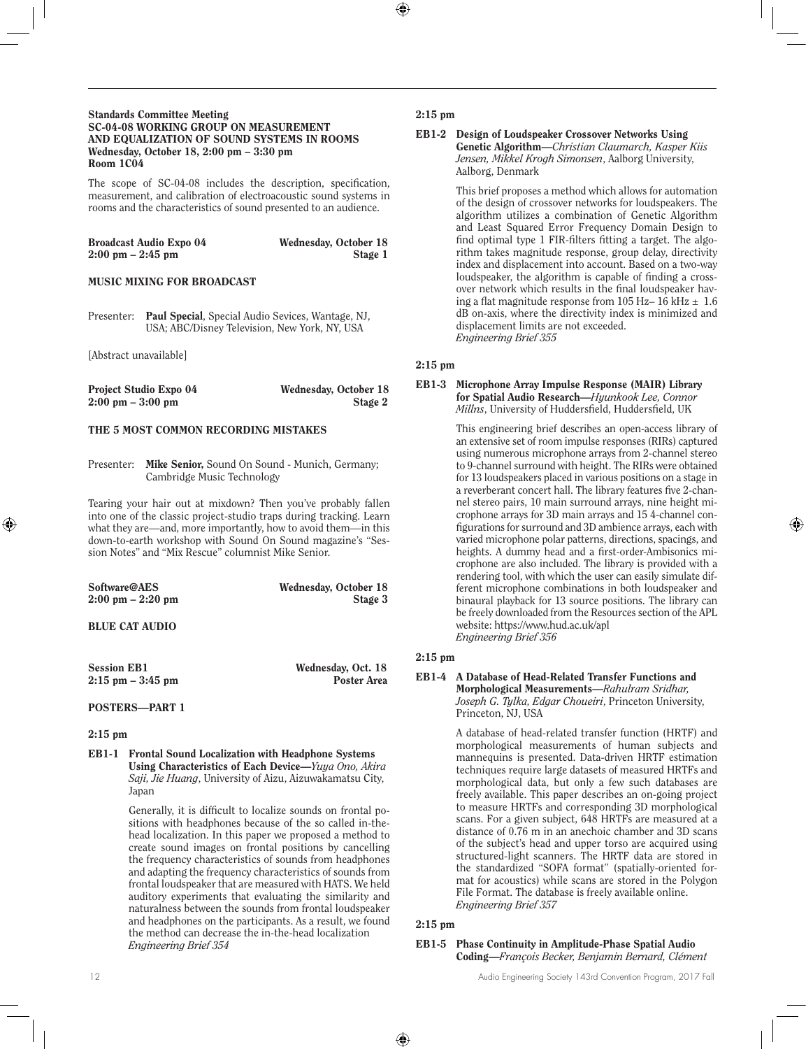**Standards Committee Meeting**
**SC-04-08 WORKING GROUP ON MEASUREMENT AND EQUALIZATION OF SOUND SYSTEMS IN ROOMS**
**Wednesday, October 18, 2:00 pm – 3:30 pm**
**Room 1C04**

The scope of SC-04-08 includes the description, specification, measurement, and calibration of electroacoustic sound systems in rooms and the characteristics of sound presented to an audience.

**Broadcast Audio Expo 04** — **Wednesday, October 18**
**2:00 pm – 2:45 pm** — **Stage 1**

**MUSIC MIXING FOR BROADCAST**

Presenter: **Paul Special**, Special Audio Sevices, Wantage, NJ, USA; ABC/Disney Television, New York, NY, USA

[Abstract unavailable]

**Project Studio Expo 04** — **Wednesday, October 18**
**2:00 pm – 3:00 pm** — **Stage 2**

**THE 5 MOST COMMON RECORDING MISTAKES**

Presenter: **Mike Senior,** Sound On Sound - Munich, Germany; Cambridge Music Technology

Tearing your hair out at mixdown? Then you've probably fallen into one of the classic project-studio traps during tracking. Learn what they are—and, more importantly, how to avoid them—in this down-to-earth workshop with Sound On Sound magazine's "Session Notes" and "Mix Rescue" columnist Mike Senior.

**Software@AES** — **Wednesday, October 18**
**2:00 pm – 2:20 pm** — **Stage 3**

**BLUE CAT AUDIO**

**Session EB1** — **Wednesday, Oct. 18**
**2:15 pm – 3:45 pm** — **Poster Area**

**POSTERS—PART 1**

**2:15 pm**

**EB1-1 Frontal Sound Localization with Headphone Systems Using Characteristics of Each Device**—*Yuya Ono, Akira Saji, Jie Huang*, University of Aizu, Aizuwakamatsu City, Japan

Generally, it is difficult to localize sounds on frontal positions with headphones because of the so called in-the-head localization. In this paper we proposed a method to create sound images on frontal positions by cancelling the frequency characteristics of sounds from headphones and adapting the frequency characteristics of sounds from frontal loudspeaker that are measured with HATS. We held auditory experiments that evaluating the similarity and naturalness between the sounds from frontal loudspeaker and headphones on the participants. As a result, we found the method can decrease the in-the-head localization
*Engineering Brief 354*

**2:15 pm**

**EB1-2 Design of Loudspeaker Crossover Networks Using Genetic Algorithm**—*Christian Claumarch, Kasper Kiis Jensen, Mikkel Krogh Simonsen*, Aalborg University, Aalborg, Denmark

This brief proposes a method which allows for automation of the design of crossover networks for loudspeakers. The algorithm utilizes a combination of Genetic Algorithm and Least Squared Error Frequency Domain Design to find optimal type 1 FIR-filters fitting a target. The algorithm takes magnitude response, group delay, directivity index and displacement into account. Based on a two-way loudspeaker, the algorithm is capable of finding a crossover network which results in the final loudspeaker having a flat magnitude response from 105 Hz– 16 kHz ± 1.6 dB on-axis, where the directivity index is minimized and displacement limits are not exceeded.
*Engineering Brief 355*

**2:15 pm**

**EB1-3 Microphone Array Impulse Response (MAIR) Library for Spatial Audio Research**—*Hyunkook Lee, Connor Millns*, University of Huddersfield, Huddersfield, UK

This engineering brief describes an open-access library of an extensive set of room impulse responses (RIRs) captured using numerous microphone arrays from 2-channel stereo to 9-channel surround with height. The RIRs were obtained for 13 loudspeakers placed in various positions on a stage in a reverberant concert hall. The library features five 2-channel stereo pairs, 10 main surround arrays, nine height microphone arrays for 3D main arrays and 15 4-channel configurations for surround and 3D ambience arrays, each with varied microphone polar patterns, directions, spacings, and heights. A dummy head and a first-order-Ambisonics microphone are also included. The library is provided with a rendering tool, with which the user can easily simulate different microphone combinations in both loudspeaker and binaural playback for 13 source positions. The library can be freely downloaded from the Resources section of the APL website: https://www.hud.ac.uk/apl
*Engineering Brief 356*

**2:15 pm**

**EB1-4 A Database of Head-Related Transfer Functions and Morphological Measurements**—*Rahulram Sridhar, Joseph G. Tylka, Edgar Choueiri*, Princeton University, Princeton, NJ, USA

A database of head-related transfer function (HRTF) and morphological measurements of human subjects and mannequins is presented. Data-driven HRTF estimation techniques require large datasets of measured HRTFs and morphological data, but only a few such databases are freely available. This paper describes an on-going project to measure HRTFs and corresponding 3D morphological scans. For a given subject, 648 HRTFs are measured at a distance of 0.76 m in an anechoic chamber and 3D scans of the subject's head and upper torso are acquired using structured-light scanners. The HRTF data are stored in the standardized "SOFA format" (spatially-oriented format for acoustics) while scans are stored in the Polygon File Format. The database is freely available online.
*Engineering Brief 357*

**2:15 pm**

**EB1-5 Phase Continuity in Amplitude-Phase Spatial Audio Coding**—*François Becker, Benjamin Bernard, Clément*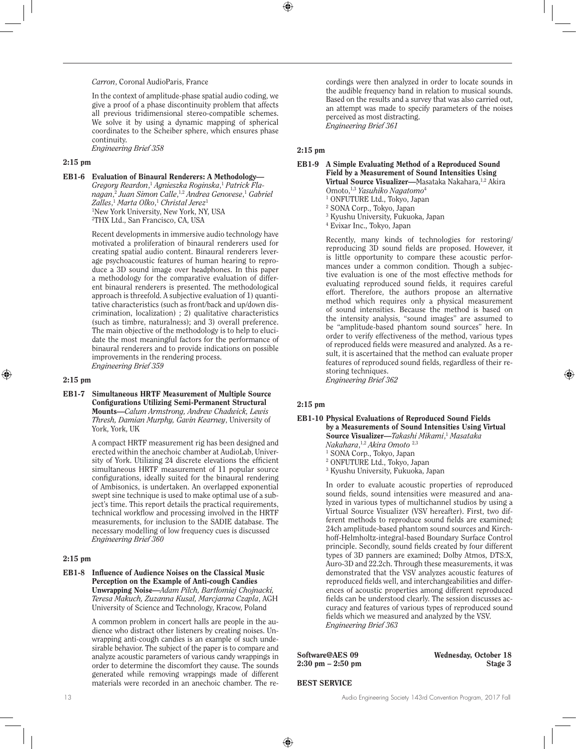*Carron*, Coronal AudioParis, France

In the context of amplitude-phase spatial audio coding, we give a proof of a phase discontinuity problem that affects all previous tridimensional stereo-compatible schemes. We solve it by using a dynamic mapping of spherical coordinates to the Scheiber sphere, which ensures phase continuity.
*Engineering Brief 358*

**2:15 pm**

**EB1-6 Evaluation of Binaural Renderers: A Methodology—** *Gregory Reardon,*[1] *Agnieszka Roginska,*[1] *Patrick Flanagan,*[2] *Juan Simon Calle,*[1,2] *Andrea Genovese,*[1] *Gabriel Zalles,*[1] *Marta Olko,*[1] *Christal Jerez*[1]
[1]New York University, New York, NY, USA
[2]THX Ltd., San Francisco, CA, USA

Recent developments in immersive audio technology have motivated a proliferation of binaural renderers used for creating spatial audio content. Binaural renderers leverage psychoacoustic features of human hearing to reproduce a 3D sound image over headphones. In this paper a methodology for the comparative evaluation of different binaural renderers is presented. The methodological approach is threefold. A subjective evaluation of 1) quantitative characteristics (such as front/back and up/down discrimination, localization) ; 2) qualitative characteristics (such as timbre, naturalness); and 3) overall preference. The main objective of the methodology is to help to elucidate the most meaningful factors for the performance of binaural renderers and to provide indications on possible improvements in the rendering process.
*Engineering Brief 359*

**2:15 pm**

**EB1-7 Simultaneous HRTF Measurement of Multiple Source Configurations Utilizing Semi-Permanent Structural Mounts—***Calum Armstrong, Andrew Chadwick, Lewis Thresh, Damian Murphy, Gavin Kearney*, University of York, York, UK

A compact HRTF measurement rig has been designed and erected within the anechoic chamber at AudioLab, University of York. Utilizing 24 discrete elevations the efficient simultaneous HRTF measurement of 11 popular source configurations, ideally suited for the binaural rendering of Ambisonics, is undertaken. An overlapped exponential swept sine technique is used to make optimal use of a subject's time. This report details the practical requirements, technical workflow and processing involved in the HRTF measurements, for inclusion to the SADIE database. The necessary modelling of low frequency cues is discussed
*Engineering Brief 360*

**2:15 pm**

**EB1-8 Influence of Audience Noises on the Classical Music Perception on the Example of Anti-cough Candies Unwrapping Noise—***Adam Pilch, Bartłomiej Chojnacki, Teresa Makuch, Zuzanna Kusal, Marcjanna Czapla*, AGH University of Science and Technology, Kracow, Poland

A common problem in concert halls are people in the audience who distract other listeners by creating noises. Unwrapping anti-cough candies is an example of such undesirable behavior. The subject of the paper is to compare and analyze acoustic parameters of various candy wrappings in order to determine the discomfort they cause. The sounds generated while removing wrappings made of different materials were recorded in an anechoic chamber. The recordings were then analyzed in order to locate sounds in the audible frequency band in relation to musical sounds. Based on the results and a survey that was also carried out, an attempt was made to specify parameters of the noises perceived as most distracting.
*Engineering Brief 361*

**2:15 pm**

**EB1-9 A Simple Evaluating Method of a Reproduced Sound Field by a Measurement of Sound Intensities Using Virtual Source Visualizer—**Masataka Nakahara,[1,2] Akira Omoto,[1,3] *Yasuhiko Nagatomo*[4]
[1] ONFUTURE Ltd., Tokyo, Japan
[2] SONA Corp., Tokyo, Japan
[3] Kyushu University, Fukuoka, Japan
[4] Evixar Inc., Tokyo, Japan

Recently, many kinds of technologies for restoring/reproducing 3D sound fields are proposed. However, it is little opportunity to compare these acoustic performances under a common condition. Though a subjective evaluation is one of the most effective methods for evaluating reproduced sound fields, it requires careful effort. Therefore, the authors propose an alternative method which requires only a physical measurement of sound intensities. Because the method is based on the intensity analysis, "sound images" are assumed to be "amplitude-based phantom sound sources" here. In order to verify effectiveness of the method, various types of reproduced fields were measured and analyzed. As a result, it is ascertained that the method can evaluate proper features of reproduced sound fields, regardless of their restoring techniques.
*Engineering Brief 362*

**2:15 pm**

**EB1-10 Physical Evaluations of Reproduced Sound Fields by a Measurements of Sound Intensities Using Virtual Source Visualizer—***Takashi Mikami,*[1] *Masataka Nakahara,*[1,2] *Akira Omoto* [2,3]
[1] SONA Corp., Tokyo, Japan
[2] ONFUTURE Ltd., Tokyo, Japan
[3] Kyushu University, Fukuoka, Japan

In order to evaluate acoustic properties of reproduced sound fields, sound intensities were measured and analyzed in various types of multichannel studios by using a Virtual Source Visualizer (VSV hereafter). First, two different methods to reproduce sound fields are examined; 24ch amplitude-based phantom sound sources and Kirchhoff-Helmholtz-integral-based Boundary Surface Control principle. Secondly, sound fields created by four different types of 3D panners are examined; Dolby Atmos, DTS:X, Auro-3D and 22.2ch. Through these measurements, it was demonstrated that the VSV analyzes acoustic features of reproduced fields well, and interchangeabilities and differences of acoustic properties among different reproduced fields can be understood clearly. The session discusses accuracy and features of various types of reproduced sound fields which we measured and analyzed by the VSV.
*Engineering Brief 363*

**Software@AES 09** **Wednesday, October 18**
**2:30 pm – 2:50 pm** **Stage 3**

**BEST SERVICE**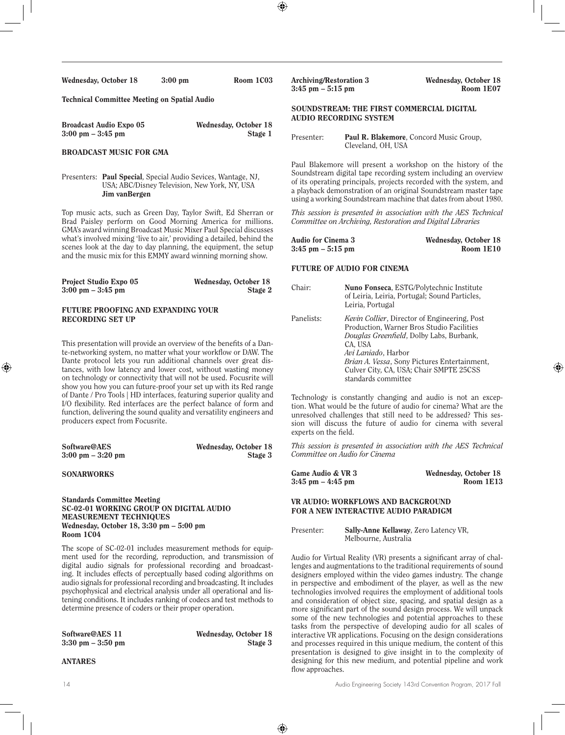**Wednesday, October 18 3:00 pm Room 1C03**

**Technical Committee Meeting on Spatial Audio**

**Broadcast Audio Expo 05 Wednesday, October 18**
**3:00 pm – 3:45 pm Stage 1**

### BROADCAST MUSIC FOR GMA

Presenters: **Paul Special**, Special Audio Sevices, Wantage, NJ, USA; ABC/Disney Television, New York, NY, USA
**Jim vanBergen**

Top music acts, such as Green Day, Taylor Swift, Ed Sherran or Brad Paisley perform on Good Morning America for millions. GMA's award winning Broadcast Music Mixer Paul Special discusses what's involved mixing 'live to air,' providing a detailed, behind the scenes look at the day to day planning, the equipment, the setup and the music mix for this EMMY award winning morning show.

**Project Studio Expo 05 Wednesday, October 18**
**3:00 pm – 3:45 pm Stage 2**

### FUTURE PROOFING AND EXPANDING YOUR RECORDING SET UP

This presentation will provide an overview of the benefits of a Dante-networking system, no matter what your workflow or DAW. The Dante protocol lets you run additional channels over great distances, with low latency and lower cost, without wasting money on technology or connectivity that will not be used. Focusrite will show you how you can future-proof your set up with its Red range of Dante / Pro Tools | HD interfaces, featuring superior quality and I/O flexibility. Red interfaces are the perfect balance of form and function, delivering the sound quality and versatility engineers and producers expect from Focusrite.

**Software@AES Wednesday, October 18**
**3:00 pm – 3:20 pm Stage 3**

### SONARWORKS

**Standards Committee Meeting**
**SC-02-01 WORKING GROUP ON DIGITAL AUDIO MEASUREMENT TECHNIQUES**
**Wednesday, October 18, 3:30 pm – 5:00 pm**
**Room 1C04**

The scope of SC-02-01 includes measurement methods for equipment used for the recording, reproduction, and transmission of digital audio signals for professional recording and broadcasting. It includes effects of perceptually based coding algorithms on audio signals for professional recording and broadcasting. It includes psychophysical and electrical analysis under all operational and listening conditions. It includes ranking of codecs and test methods to determine presence of coders or their proper operation.

**Software@AES 11 Wednesday, October 18**
**3:30 pm – 3:50 pm Stage 3**

### ANTARES

**Archiving/Restoration 3 Wednesday, October 18**
**3:45 pm – 5:15 pm Room 1E07**

### SOUNDSTREAM: THE FIRST COMMERCIAL DIGITAL AUDIO RECORDING SYSTEM

Presenter: **Paul R. Blakemore**, Concord Music Group, Cleveland, OH, USA

Paul Blakemore will present a workshop on the history of the Soundstream digital tape recording system including an overview of its operating principals, projects recorded with the system, and a playback demonstration of an original Soundstream master tape using a working Soundstream machine that dates from about 1980.

*This session is presented in association with the AES Technical Committee on Archiving, Restoration and Digital Libraries*

**Audio for Cinema 3 Wednesday, October 18**
**3:45 pm – 5:15 pm Room 1E10**

### FUTURE OF AUDIO FOR CINEMA

Chair: **Nuno Fonseca**, ESTG/Polytechnic Institute of Leiria, Leiria, Portugal; Sound Particles, Leiria, Portugal

Panelists: *Kevin Collier*, Director of Engineering, Post Production, Warner Bros Studio Facilities
*Douglas Greenfield*, Dolby Labs, Burbank, CA, USA
*Avi Laniado*, Harbor
*Brian A. Vessa*, Sony Pictures Entertainment, Culver City, CA, USA; Chair SMPTE 25CSS standards committee

Technology is constantly changing and audio is not an exception. What would be the future of audio for cinema? What are the unresolved challenges that still need to be addressed? This session will discuss the future of audio for cinema with several experts on the field.

*This session is presented in association with the AES Technical Committee on Audio for Cinema*

**Game Audio & VR 3 Wednesday, October 18**
**3:45 pm – 4:45 pm Room 1E13**

### VR AUDIO: WORKFLOWS AND BACKGROUND FOR A NEW INTERACTIVE AUDIO PARADIGM

Presenter: **Sally-Anne Kellaway**, Zero Latency VR, Melbourne, Australia

Audio for Virtual Reality (VR) presents a significant array of challenges and augmentations to the traditional requirements of sound designers employed within the video games industry. The change in perspective and embodiment of the player, as well as the new technologies involved requires the employment of additional tools and consideration of object size, spacing, and spatial design as a more significant part of the sound design process. We will unpack some of the new technologies and potential approaches to these tasks from the perspective of developing audio for all scales of interactive VR applications. Focusing on the design considerations and processes required in this unique medium, the content of this presentation is designed to give insight in to the complexity of designing for this new medium, and potential pipeline and work flow approaches.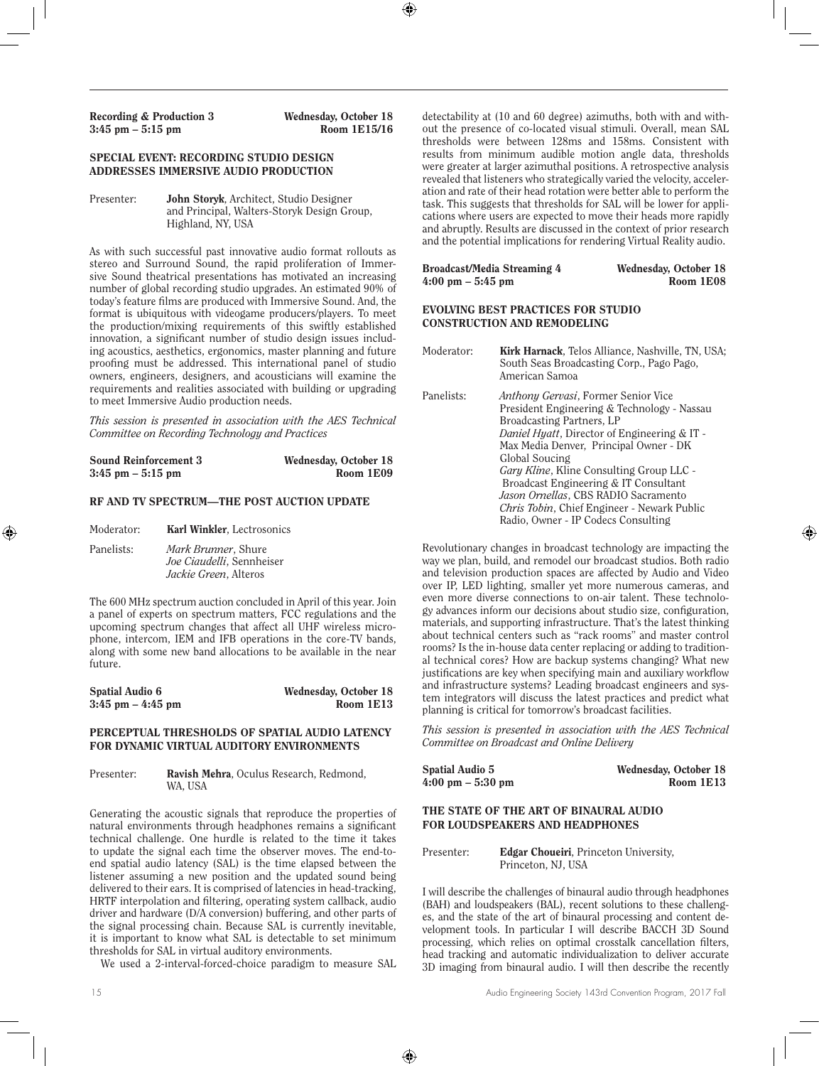**Recording & Production 3** **Wednesday, October 18**
**3:45 pm – 5:15 pm** **Room 1E15/16**

### SPECIAL EVENT: RECORDING STUDIO DESIGN ADDRESSES IMMERSIVE AUDIO PRODUCTION

Presenter: **John Storyk**, Architect, Studio Designer and Principal, Walters-Storyk Design Group, Highland, NY, USA

As with such successful past innovative audio format rollouts as stereo and Surround Sound, the rapid proliferation of Immersive Sound theatrical presentations has motivated an increasing number of global recording studio upgrades. An estimated 90% of today's feature films are produced with Immersive Sound. And, the format is ubiquitous with videogame producers/players. To meet the production/mixing requirements of this swiftly established innovation, a significant number of studio design issues including acoustics, aesthetics, ergonomics, master planning and future proofing must be addressed. This international panel of studio owners, engineers, designers, and acousticians will examine the requirements and realities associated with building or upgrading to meet Immersive Audio production needs.

*This session is presented in association with the AES Technical Committee on Recording Technology and Practices*

**Sound Reinforcement 3** **Wednesday, October 18**
**3:45 pm – 5:15 pm** **Room 1E09**

### RF AND TV SPECTRUM—THE POST AUCTION UPDATE

Moderator: **Karl Winkler**, Lectrosonics

Panelists: *Mark Brunner*, Shure
*Joe Ciaudelli*, Sennheiser
*Jackie Green*, Alteros

The 600 MHz spectrum auction concluded in April of this year. Join a panel of experts on spectrum matters, FCC regulations and the upcoming spectrum changes that affect all UHF wireless microphone, intercom, IEM and IFB operations in the core-TV bands, along with some new band allocations to be available in the near future.

**Spatial Audio 6** **Wednesday, October 18**
**3:45 pm – 4:45 pm** **Room 1E13**

### PERCEPTUAL THRESHOLDS OF SPATIAL AUDIO LATENCY FOR DYNAMIC VIRTUAL AUDITORY ENVIRONMENTS

Presenter: **Ravish Mehra**, Oculus Research, Redmond, WA, USA

Generating the acoustic signals that reproduce the properties of natural environments through headphones remains a significant technical challenge. One hurdle is related to the time it takes to update the signal each time the observer moves. The end-to-end spatial audio latency (SAL) is the time elapsed between the listener assuming a new position and the updated sound being delivered to their ears. It is comprised of latencies in head-tracking, HRTF interpolation and filtering, operating system callback, audio driver and hardware (D/A conversion) buffering, and other parts of the signal processing chain. Because SAL is currently inevitable, it is important to know what SAL is detectable to set minimum thresholds for SAL in virtual auditory environments.

We used a 2-interval-forced-choice paradigm to measure SAL detectability at (10 and 60 degree) azimuths, both with and without the presence of co-located visual stimuli. Overall, mean SAL thresholds were between 128ms and 158ms. Consistent with results from minimum audible motion angle data, thresholds were greater at larger azimuthal positions. A retrospective analysis revealed that listeners who strategically varied the velocity, acceleration and rate of their head rotation were better able to perform the task. This suggests that thresholds for SAL will be lower for applications where users are expected to move their heads more rapidly and abruptly. Results are discussed in the context of prior research and the potential implications for rendering Virtual Reality audio.

**Broadcast/Media Streaming 4** **Wednesday, October 18**
**4:00 pm – 5:45 pm** **Room 1E08**

### EVOLVING BEST PRACTICES FOR STUDIO CONSTRUCTION AND REMODELING

Moderator: **Kirk Harnack**, Telos Alliance, Nashville, TN, USA; South Seas Broadcasting Corp., Pago Pago, American Samoa

Panelists: *Anthony Gervasi*, Former Senior Vice President Engineering & Technology - Nassau Broadcasting Partners, LP
*Daniel Hyatt*, Director of Engineering & IT - Max Media Denver, Principal Owner - DK Global Soucing
*Gary Kline*, Kline Consulting Group LLC - Broadcast Engineering & IT Consultant
*Jason Ornellas*, CBS RADIO Sacramento
*Chris Tobin*, Chief Engineer - Newark Public Radio, Owner - IP Codecs Consulting

Revolutionary changes in broadcast technology are impacting the way we plan, build, and remodel our broadcast studios. Both radio and television production spaces are affected by Audio and Video over IP, LED lighting, smaller yet more numerous cameras, and even more diverse connections to on-air talent. These technology advances inform our decisions about studio size, configuration, materials, and supporting infrastructure. That's the latest thinking about technical centers such as "rack rooms" and master control rooms? Is the in-house data center replacing or adding to traditional technical cores? How are backup systems changing? What new justifications are key when specifying main and auxiliary workflow and infrastructure systems? Leading broadcast engineers and system integrators will discuss the latest practices and predict what planning is critical for tomorrow's broadcast facilities.

*This session is presented in association with the AES Technical Committee on Broadcast and Online Delivery*

**Spatial Audio 5** **Wednesday, October 18**
**4:00 pm – 5:30 pm** **Room 1E13**

### THE STATE OF THE ART OF BINAURAL AUDIO FOR LOUDSPEAKERS AND HEADPHONES

Presenter: **Edgar Choueiri**, Princeton University, Princeton, NJ, USA

I will describe the challenges of binaural audio through headphones (BAH) and loudspeakers (BAL), recent solutions to these challenges, and the state of the art of binaural processing and content development tools. In particular I will describe BACCH 3D Sound processing, which relies on optimal crosstalk cancellation filters, head tracking and automatic individualization to deliver accurate 3D imaging from binaural audio. I will then describe the recently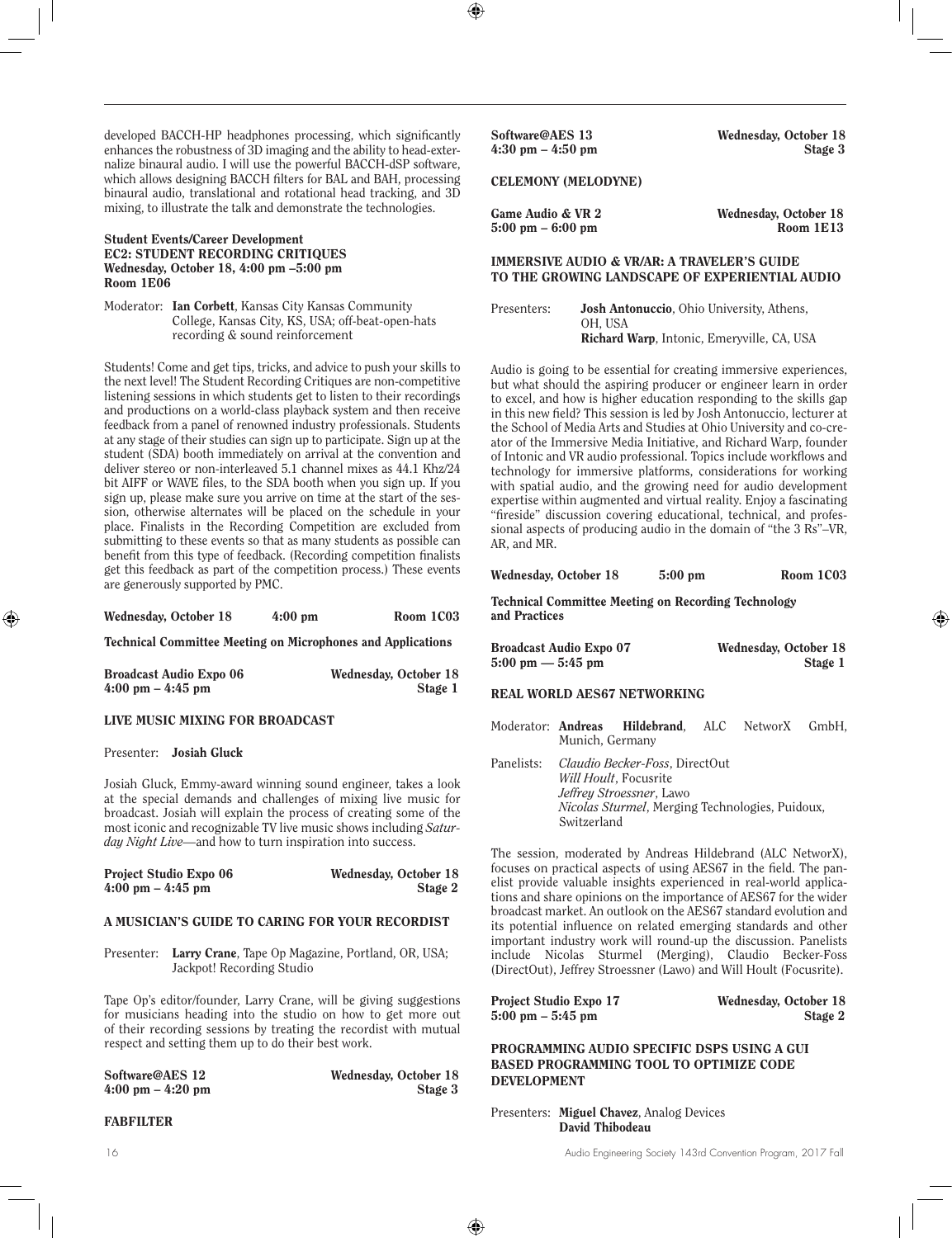developed BACCH-HP headphones processing, which significantly enhances the robustness of 3D imaging and the ability to head-externalize binaural audio. I will use the powerful BACCH-dSP software, which allows designing BACCH filters for BAL and BAH, processing binaural audio, translational and rotational head tracking, and 3D mixing, to illustrate the talk and demonstrate the technologies.

**Student Events/Career Development**
**EC2: STUDENT RECORDING CRITIQUES**
**Wednesday, October 18, 4:00 pm –5:00 pm**
**Room 1E06**

Moderator: **Ian Corbett**, Kansas City Kansas Community College, Kansas City, KS, USA; off-beat-open-hats recording & sound reinforcement

Students! Come and get tips, tricks, and advice to push your skills to the next level! The Student Recording Critiques are non-competitive listening sessions in which students get to listen to their recordings and productions on a world-class playback system and then receive feedback from a panel of renowned industry professionals. Students at any stage of their studies can sign up to participate. Sign up at the student (SDA) booth immediately on arrival at the convention and deliver stereo or non-interleaved 5.1 channel mixes as 44.1 Khz/24 bit AIFF or WAVE files, to the SDA booth when you sign up. If you sign up, please make sure you arrive on time at the start of the session, otherwise alternates will be placed on the schedule in your place. Finalists in the Recording Competition are excluded from submitting to these events so that as many students as possible can benefit from this type of feedback. (Recording competition finalists get this feedback as part of the competition process.) These events are generously supported by PMC.

**Wednesday, October 18 4:00 pm Room 1C03**

**Technical Committee Meeting on Microphones and Applications**

**Broadcast Audio Expo 06 Wednesday, October 18**
**4:00 pm – 4:45 pm Stage 1**

**LIVE MUSIC MIXING FOR BROADCAST**

Presenter: **Josiah Gluck**

Josiah Gluck, Emmy-award winning sound engineer, takes a look at the special demands and challenges of mixing live music for broadcast. Josiah will explain the process of creating some of the most iconic and recognizable TV live music shows including *Saturday Night Live*—and how to turn inspiration into success.

**Project Studio Expo 06 Wednesday, October 18**
**4:00 pm – 4:45 pm Stage 2**

**A MUSICIAN'S GUIDE TO CARING FOR YOUR RECORDIST**

Presenter: **Larry Crane**, Tape Op Magazine, Portland, OR, USA; Jackpot! Recording Studio

Tape Op's editor/founder, Larry Crane, will be giving suggestions for musicians heading into the studio on how to get more out of their recording sessions by treating the recordist with mutual respect and setting them up to do their best work.

**Software@AES 12 Wednesday, October 18**
**4:00 pm – 4:20 pm Stage 3**

**FABFILTER**

**Software@AES 13 Wednesday, October 18**
**4:30 pm – 4:50 pm Stage 3**

**CELEMONY (MELODYNE)**

**Game Audio & VR 2 Wednesday, October 18**
**5:00 pm – 6:00 pm Room 1E13**

**IMMERSIVE AUDIO & VR/AR: A TRAVELER'S GUIDE TO THE GROWING LANDSCAPE OF EXPERIENTIAL AUDIO**

Presenters: **Josh Antonuccio**, Ohio University, Athens, OH, USA
**Richard Warp**, Intonic, Emeryville, CA, USA

Audio is going to be essential for creating immersive experiences, but what should the aspiring producer or engineer learn in order to excel, and how is higher education responding to the skills gap in this new field? This session is led by Josh Antonuccio, lecturer at the School of Media Arts and Studies at Ohio University and co-creator of the Immersive Media Initiative, and Richard Warp, founder of Intonic and VR audio professional. Topics include workflows and technology for immersive platforms, considerations for working with spatial audio, and the growing need for audio development expertise within augmented and virtual reality. Enjoy a fascinating "fireside" discussion covering educational, technical, and professional aspects of producing audio in the domain of "the 3 Rs"–VR, AR, and MR.

**Wednesday, October 18 5:00 pm Room 1C03**

**Technical Committee Meeting on Recording Technology and Practices**

**Broadcast Audio Expo 07 Wednesday, October 18**
**5:00 pm — 5:45 pm Stage 1**

**REAL WORLD AES67 NETWORKING**

Moderator: **Andreas Hildebrand**, ALC NetworX GmbH, Munich, Germany

Panelists: *Claudio Becker-Foss*, DirectOut
*Will Hoult*, Focusrite
*Jeffrey Stroessner*, Lawo
*Nicolas Sturmel*, Merging Technologies, Puidoux, Switzerland

The session, moderated by Andreas Hildebrand (ALC NetworX), focuses on practical aspects of using AES67 in the field. The panelist provide valuable insights experienced in real-world applications and share opinions on the importance of AES67 for the wider broadcast market. An outlook on the AES67 standard evolution and its potential influence on related emerging standards and other important industry work will round-up the discussion. Panelists include Nicolas Sturmel (Merging), Claudio Becker-Foss (DirectOut), Jeffrey Stroessner (Lawo) and Will Hoult (Focusrite).

**Project Studio Expo 17 Wednesday, October 18**
**5:00 pm – 5:45 pm Stage 2**

**PROGRAMMING AUDIO SPECIFIC DSPS USING A GUI BASED PROGRAMMING TOOL TO OPTIMIZE CODE DEVELOPMENT**

Presenters: **Miguel Chavez**, Analog Devices
**David Thibodeau**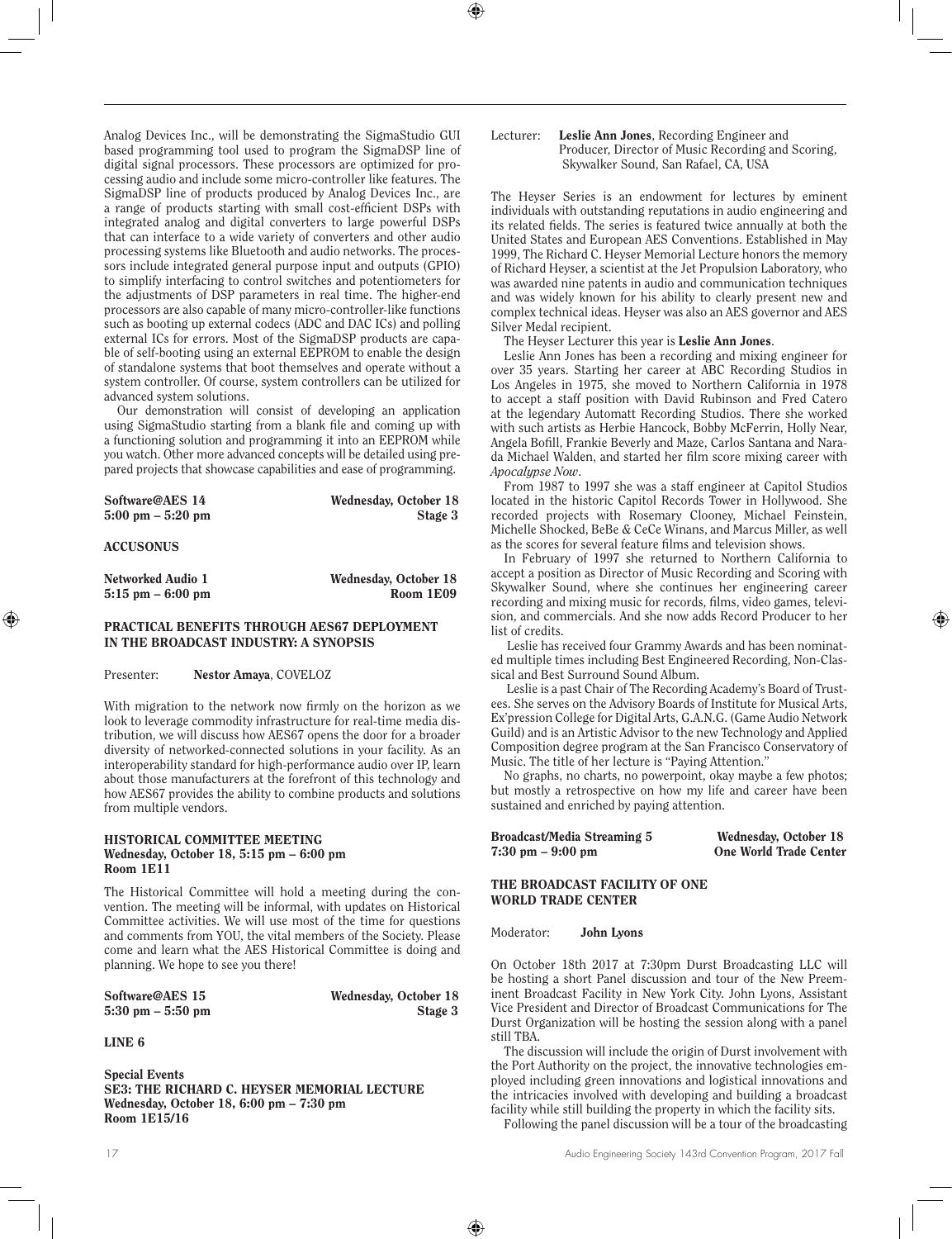Analog Devices Inc., will be demonstrating the SigmaStudio GUI based programming tool used to program the SigmaDSP line of digital signal processors. These processors are optimized for processing audio and include some micro-controller like features. The SigmaDSP line of products produced by Analog Devices Inc., are a range of products starting with small cost-efficient DSPs with integrated analog and digital converters to large powerful DSPs that can interface to a wide variety of converters and other audio processing systems like Bluetooth and audio networks. The processors include integrated general purpose input and outputs (GPIO) to simplify interfacing to control switches and potentiometers for the adjustments of DSP parameters in real time. The higher-end processors are also capable of many micro-controller-like functions such as booting up external codecs (ADC and DAC ICs) and polling external ICs for errors. Most of the SigmaDSP products are capable of self-booting using an external EEPROM to enable the design of standalone systems that boot themselves and operate without a system controller. Of course, system controllers can be utilized for advanced system solutions.

Our demonstration will consist of developing an application using SigmaStudio starting from a blank file and coming up with a functioning solution and programming it into an EEPROM while you watch. Other more advanced concepts will be detailed using prepared projects that showcase capabilities and ease of programming.

**Software@AES 14** — **Wednesday, October 18**
**5:00 pm – 5:20 pm** — **Stage 3**

**ACCUSONUS**

**Networked Audio 1** — **Wednesday, October 18**
**5:15 pm – 6:00 pm** — **Room 1E09**

### PRACTICAL BENEFITS THROUGH AES67 DEPLOYMENT IN THE BROADCAST INDUSTRY: A SYNOPSIS

Presenter: **Nestor Amaya**, COVELOZ

With migration to the network now firmly on the horizon as we look to leverage commodity infrastructure for real-time media distribution, we will discuss how AES67 opens the door for a broader diversity of networked-connected solutions in your facility. As an interoperability standard for high-performance audio over IP, learn about those manufacturers at the forefront of this technology and how AES67 provides the ability to combine products and solutions from multiple vendors.

### HISTORICAL COMMITTEE MEETING
**Wednesday, October 18, 5:15 pm – 6:00 pm**
**Room 1E11**

The Historical Committee will hold a meeting during the convention. The meeting will be informal, with updates on Historical Committee activities. We will use most of the time for questions and comments from YOU, the vital members of the Society. Please come and learn what the AES Historical Committee is doing and planning. We hope to see you there!

**Software@AES 15** — **Wednesday, October 18**
**5:30 pm – 5:50 pm** — **Stage 3**

**LINE 6**

**Special Events**
### SE3: THE RICHARD C. HEYSER MEMORIAL LECTURE
**Wednesday, October 18, 6:00 pm – 7:30 pm**
**Room 1E15/16**

Lecturer: **Leslie Ann Jones**, Recording Engineer and Producer, Director of Music Recording and Scoring, Skywalker Sound, San Rafael, CA, USA

The Heyser Series is an endowment for lectures by eminent individuals with outstanding reputations in audio engineering and its related fields. The series is featured twice annually at both the United States and European AES Conventions. Established in May 1999, The Richard C. Heyser Memorial Lecture honors the memory of Richard Heyser, a scientist at the Jet Propulsion Laboratory, who was awarded nine patents in audio and communication techniques and was widely known for his ability to clearly present new and complex technical ideas. Heyser was also an AES governor and AES Silver Medal recipient.

The Heyser Lecturer this year is **Leslie Ann Jones**.

Leslie Ann Jones has been a recording and mixing engineer for over 35 years. Starting her career at ABC Recording Studios in Los Angeles in 1975, she moved to Northern California in 1978 to accept a staff position with David Rubinson and Fred Catero at the legendary Automatt Recording Studios. There she worked with such artists as Herbie Hancock, Bobby McFerrin, Holly Near, Angela Bofill, Frankie Beverly and Maze, Carlos Santana and Narada Michael Walden, and started her film score mixing career with *Apocalypse Now*.

From 1987 to 1997 she was a staff engineer at Capitol Studios located in the historic Capitol Records Tower in Hollywood. She recorded projects with Rosemary Clooney, Michael Feinstein, Michelle Shocked, BeBe & CeCe Winans, and Marcus Miller, as well as the scores for several feature films and television shows.

In February of 1997 she returned to Northern California to accept a position as Director of Music Recording and Scoring with Skywalker Sound, where she continues her engineering career recording and mixing music for records, films, video games, television, and commercials. And she now adds Record Producer to her list of credits.

Leslie has received four Grammy Awards and has been nominated multiple times including Best Engineered Recording, Non-Classical and Best Surround Sound Album.

Leslie is a past Chair of The Recording Academy's Board of Trustees. She serves on the Advisory Boards of Institute for Musical Arts, Ex'pression College for Digital Arts, G.A.N.G. (Game Audio Network Guild) and is an Artistic Advisor to the new Technology and Applied Composition degree program at the San Francisco Conservatory of Music. The title of her lecture is "Paying Attention."

No graphs, no charts, no powerpoint, okay maybe a few photos; but mostly a retrospective on how my life and career have been sustained and enriched by paying attention.

**Broadcast/Media Streaming 5** — **Wednesday, October 18**
**7:30 pm – 9:00 pm** — **One World Trade Center**

### THE BROADCAST FACILITY OF ONE WORLD TRADE CENTER

Moderator: **John Lyons**

On October 18th 2017 at 7:30pm Durst Broadcasting LLC will be hosting a short Panel discussion and tour of the New Preeminent Broadcast Facility in New York City. John Lyons, Assistant Vice President and Director of Broadcast Communications for The Durst Organization will be hosting the session along with a panel still TBA.

The discussion will include the origin of Durst involvement with the Port Authority on the project, the innovative technologies employed including green innovations and logistical innovations and the intricacies involved with developing and building a broadcast facility while still building the property in which the facility sits.

Following the panel discussion will be a tour of the broadcasting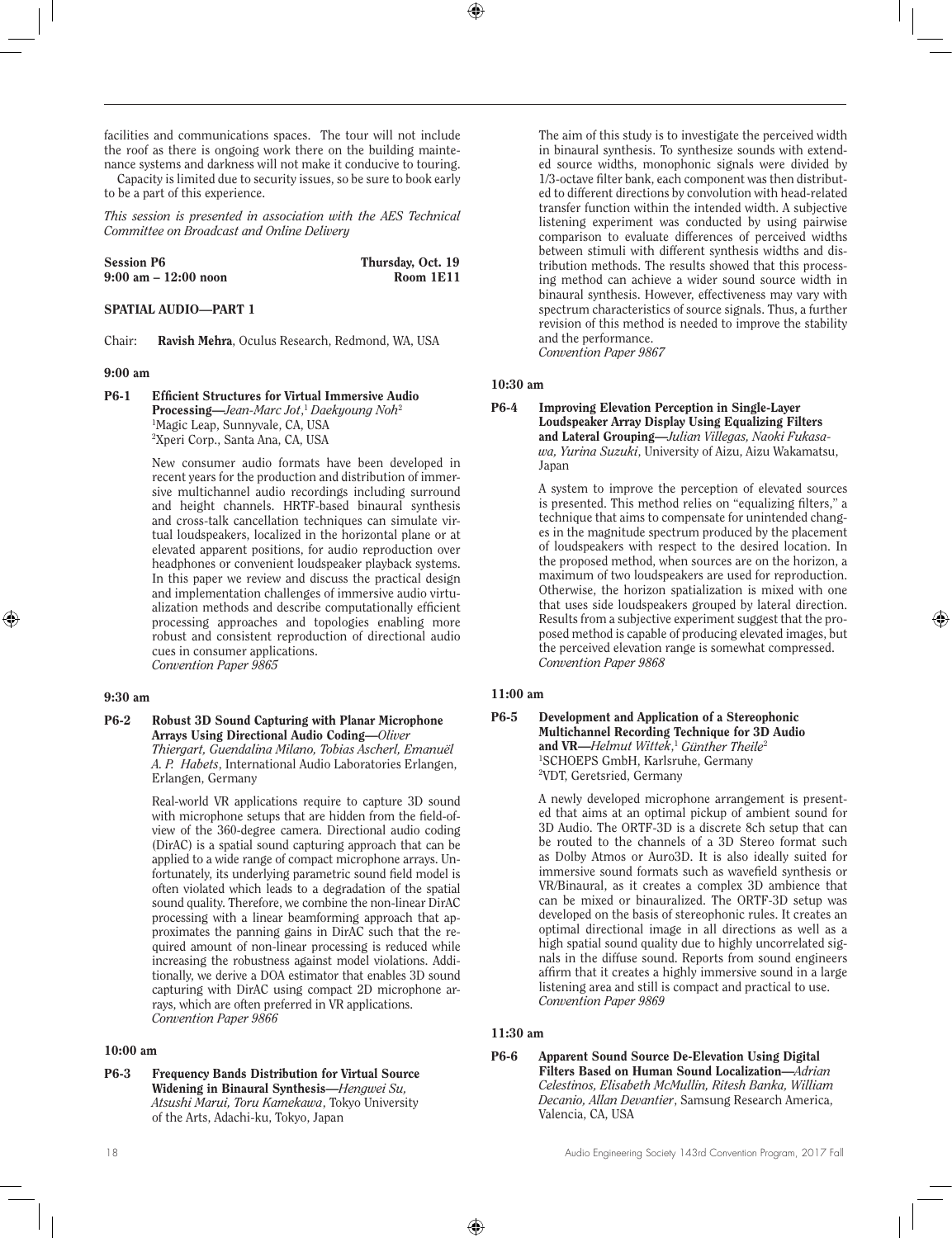facilities and communications spaces. The tour will not include the roof as there is ongoing work there on the building maintenance systems and darkness will not make it conducive to touring.

Capacity is limited due to security issues, so be sure to book early to be a part of this experience.

*This session is presented in association with the AES Technical Committee on Broadcast and Online Delivery*

**Session P6** **Thursday, Oct. 19**
**9:00 am – 12:00 noon** **Room 1E11**

## SPATIAL AUDIO—PART 1

Chair: **Ravish Mehra**, Oculus Research, Redmond, WA, USA

### 9:00 am

**P6-1 Efficient Structures for Virtual Immersive Audio Processing**—*Jean-Marc Jot,*[1] *Daekyoung Noh*[2]
[1]Magic Leap, Sunnyvale, CA, USA
[2]Xperi Corp., Santa Ana, CA, USA

New consumer audio formats have been developed in recent years for the production and distribution of immersive multichannel audio recordings including surround and height channels. HRTF-based binaural synthesis and cross-talk cancellation techniques can simulate virtual loudspeakers, localized in the horizontal plane or at elevated apparent positions, for audio reproduction over headphones or convenient loudspeaker playback systems. In this paper we review and discuss the practical design and implementation challenges of immersive audio virtualization methods and describe computationally efficient processing approaches and topologies enabling more robust and consistent reproduction of directional audio cues in consumer applications.
*Convention Paper 9865*

### 9:30 am

**P6-2 Robust 3D Sound Capturing with Planar Microphone Arrays Using Directional Audio Coding**—*Oliver Thiergart, Guendalina Milano, Tobias Ascherl, Emanuël A. P. Habets*, International Audio Laboratories Erlangen, Erlangen, Germany

Real-world VR applications require to capture 3D sound with microphone setups that are hidden from the field-of-view of the 360-degree camera. Directional audio coding (DirAC) is a spatial sound capturing approach that can be applied to a wide range of compact microphone arrays. Unfortunately, its underlying parametric sound field model is often violated which leads to a degradation of the spatial sound quality. Therefore, we combine the non-linear DirAC processing with a linear beamforming approach that approximates the panning gains in DirAC such that the required amount of non-linear processing is reduced while increasing the robustness against model violations. Additionally, we derive a DOA estimator that enables 3D sound capturing with DirAC using compact 2D microphone arrays, which are often preferred in VR applications.
*Convention Paper 9866*

### 10:00 am

**P6-3 Frequency Bands Distribution for Virtual Source Widening in Binaural Synthesis**—*Hengwei Su, Atsushi Marui, Toru Kamekawa*, Tokyo University of the Arts, Adachi-ku, Tokyo, Japan

The aim of this study is to investigate the perceived width in binaural synthesis. To synthesize sounds with extended source widths, monophonic signals were divided by 1/3-octave filter bank, each component was then distributed to different directions by convolution with head-related transfer function within the intended width. A subjective listening experiment was conducted by using pairwise comparison to evaluate differences of perceived widths between stimuli with different synthesis widths and distribution methods. The results showed that this processing method can achieve a wider sound source width in binaural synthesis. However, effectiveness may vary with spectrum characteristics of source signals. Thus, a further revision of this method is needed to improve the stability and the performance.
*Convention Paper 9867*

### 10:30 am

**P6-4 Improving Elevation Perception in Single-Layer Loudspeaker Array Display Using Equalizing Filters and Lateral Grouping**—*Julian Villegas, Naoki Fukasawa, Yurina Suzuki*, University of Aizu, Aizu Wakamatsu, Japan

A system to improve the perception of elevated sources is presented. This method relies on "equalizing filters," a technique that aims to compensate for unintended changes in the magnitude spectrum produced by the placement of loudspeakers with respect to the desired location. In the proposed method, when sources are on the horizon, a maximum of two loudspeakers are used for reproduction. Otherwise, the horizon spatialization is mixed with one that uses side loudspeakers grouped by lateral direction. Results from a subjective experiment suggest that the proposed method is capable of producing elevated images, but the perceived elevation range is somewhat compressed.
*Convention Paper 9868*

### 11:00 am

**P6-5 Development and Application of a Stereophonic Multichannel Recording Technique for 3D Audio and VR**—*Helmut Wittek,*[1] *Günther Theile*[2]
[1]SCHOEPS GmbH, Karlsruhe, Germany
[2]VDT, Geretsried, Germany

A newly developed microphone arrangement is presented that aims at an optimal pickup of ambient sound for 3D Audio. The ORTF-3D is a discrete 8ch setup that can be routed to the channels of a 3D Stereo format such as Dolby Atmos or Auro3D. It is also ideally suited for immersive sound formats such as wavefield synthesis or VR/Binaural, as it creates a complex 3D ambience that can be mixed or binauralized. The ORTF-3D setup was developed on the basis of stereophonic rules. It creates an optimal directional image in all directions as well as a high spatial sound quality due to highly uncorrelated signals in the diffuse sound. Reports from sound engineers affirm that it creates a highly immersive sound in a large listening area and still is compact and practical to use.
*Convention Paper 9869*

### 11:30 am

**P6-6 Apparent Sound Source De-Elevation Using Digital Filters Based on Human Sound Localization**—*Adrian Celestinos, Elisabeth McMullin, Ritesh Banka, William Decanio, Allan Devantier*, Samsung Research America, Valencia, CA, USA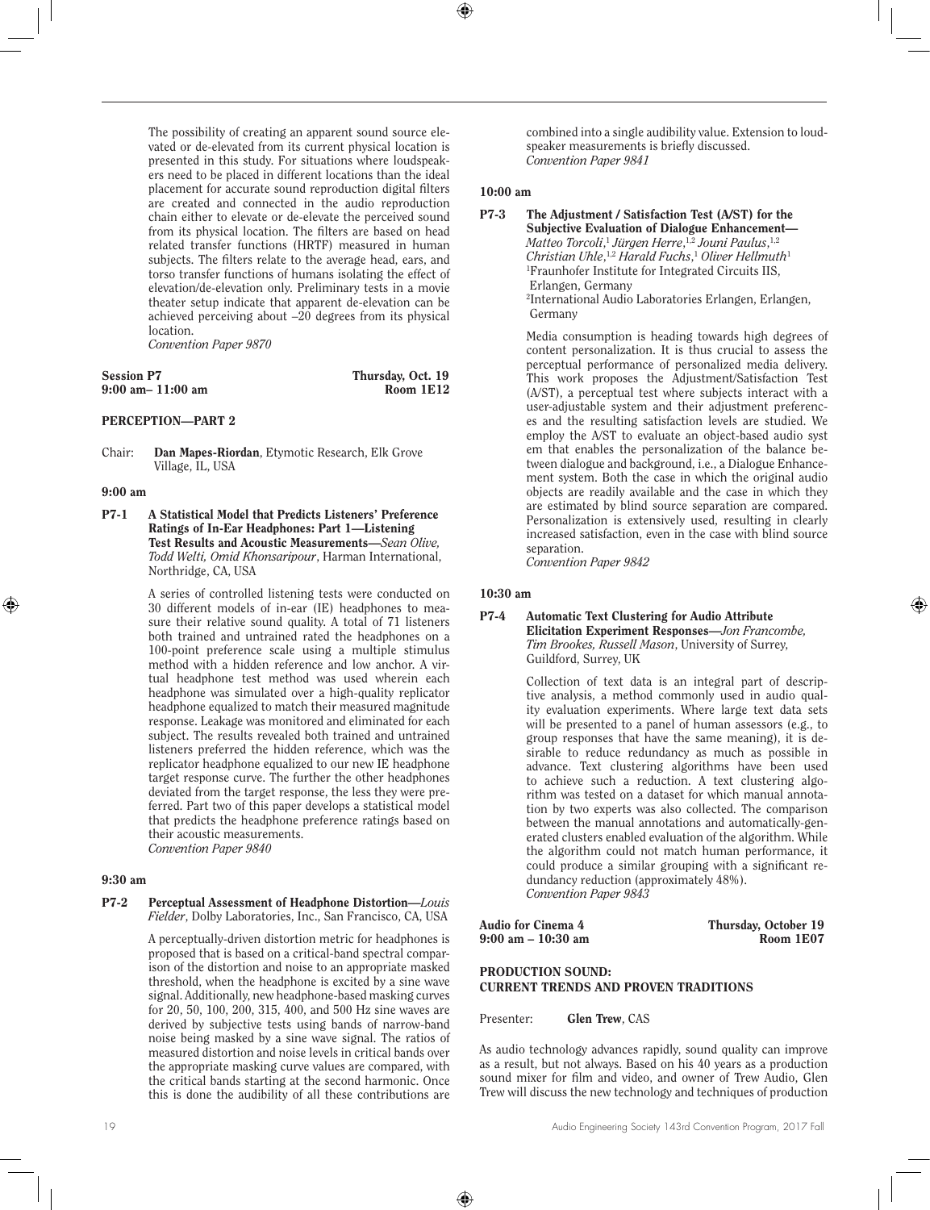The possibility of creating an apparent sound source elevated or de-elevated from its current physical location is presented in this study. For situations where loudspeakers need to be placed in different locations than the ideal placement for accurate sound reproduction digital filters are created and connected in the audio reproduction chain either to elevate or de-elevate the perceived sound from its physical location. The filters are based on head related transfer functions (HRTF) measured in human subjects. The filters relate to the average head, ears, and torso transfer functions of humans isolating the effect of elevation/de-elevation only. Preliminary tests in a movie theater setup indicate that apparent de-elevation can be achieved perceiving about –20 degrees from its physical location.
*Convention Paper 9870*

**Session P7** — **Thursday, Oct. 19**
**9:00 am– 11:00 am** — **Room 1E12**

## PERCEPTION—PART 2

Chair: **Dan Mapes-Riordan**, Etymotic Research, Elk Grove Village, IL, USA

**9:00 am**

**P7-1 A Statistical Model that Predicts Listeners' Preference Ratings of In-Ear Headphones: Part 1—Listening Test Results and Acoustic Measurements**—*Sean Olive, Todd Welti, Omid Khonsaripour*, Harman International, Northridge, CA, USA

A series of controlled listening tests were conducted on 30 different models of in-ear (IE) headphones to measure their relative sound quality. A total of 71 listeners both trained and untrained rated the headphones on a 100-point preference scale using a multiple stimulus method with a hidden reference and low anchor. A virtual headphone test method was used wherein each headphone was simulated over a high-quality replicator headphone equalized to match their measured magnitude response. Leakage was monitored and eliminated for each subject. The results revealed both trained and untrained listeners preferred the hidden reference, which was the replicator headphone equalized to our new IE headphone target response curve. The further the other headphones deviated from the target response, the less they were preferred. Part two of this paper develops a statistical model that predicts the headphone preference ratings based on their acoustic measurements.
*Convention Paper 9840*

**9:30 am**

**P7-2 Perceptual Assessment of Headphone Distortion**—*Louis Fielder*, Dolby Laboratories, Inc., San Francisco, CA, USA

A perceptually-driven distortion metric for headphones is proposed that is based on a critical-band spectral comparison of the distortion and noise to an appropriate masked threshold, when the headphone is excited by a sine wave signal. Additionally, new headphone-based masking curves for 20, 50, 100, 200, 315, 400, and 500 Hz sine waves are derived by subjective tests using bands of narrow-band noise being masked by a sine wave signal. The ratios of measured distortion and noise levels in critical bands over the appropriate masking curve values are compared, with the critical bands starting at the second harmonic. Once this is done the audibility of all these contributions are combined into a single audibility value. Extension to loudspeaker measurements is briefly discussed.
*Convention Paper 9841*

**10:00 am**

**P7-3 The Adjustment / Satisfaction Test (A/ST) for the Subjective Evaluation of Dialogue Enhancement**—*Matteo Torcoli,[1] Jürgen Herre,[1,2] Jouni Paulus,[1,2] Christian Uhle,[1,2] Harald Fuchs,[1] Oliver Hellmuth[1]*
[1]Fraunhofer Institute for Integrated Circuits IIS, Erlangen, Germany
[2]International Audio Laboratories Erlangen, Erlangen, Germany

Media consumption is heading towards high degrees of content personalization. It is thus crucial to assess the perceptual performance of personalized media delivery. This work proposes the Adjustment/Satisfaction Test (A/ST), a perceptual test where subjects interact with a user-adjustable system and their adjustment preferences and the resulting satisfaction levels are studied. We employ the A/ST to evaluate an object-based audio syst em that enables the personalization of the balance between dialogue and background, i.e., a Dialogue Enhancement system. Both the case in which the original audio objects are readily available and the case in which they are estimated by blind source separation are compared. Personalization is extensively used, resulting in clearly increased satisfaction, even in the case with blind source separation.
*Convention Paper 9842*

**10:30 am**

**P7-4 Automatic Text Clustering for Audio Attribute Elicitation Experiment Responses**—*Jon Francombe, Tim Brookes, Russell Mason*, University of Surrey, Guildford, Surrey, UK

Collection of text data is an integral part of descriptive analysis, a method commonly used in audio quality evaluation experiments. Where large text data sets will be presented to a panel of human assessors (e.g., to group responses that have the same meaning), it is desirable to reduce redundancy as much as possible in advance. Text clustering algorithms have been used to achieve such a reduction. A text clustering algorithm was tested on a dataset for which manual annotation by two experts was also collected. The comparison between the manual annotations and automatically-generated clusters enabled evaluation of the algorithm. While the algorithm could not match human performance, it could produce a similar grouping with a significant redundancy reduction (approximately 48%).
*Convention Paper 9843*

**Audio for Cinema 4** — **Thursday, October 19**
**9:00 am – 10:30 am** — **Room 1E07**

## PRODUCTION SOUND: CURRENT TRENDS AND PROVEN TRADITIONS

Presenter: **Glen Trew**, CAS

As audio technology advances rapidly, sound quality can improve as a result, but not always. Based on his 40 years as a production sound mixer for film and video, and owner of Trew Audio, Glen Trew will discuss the new technology and techniques of production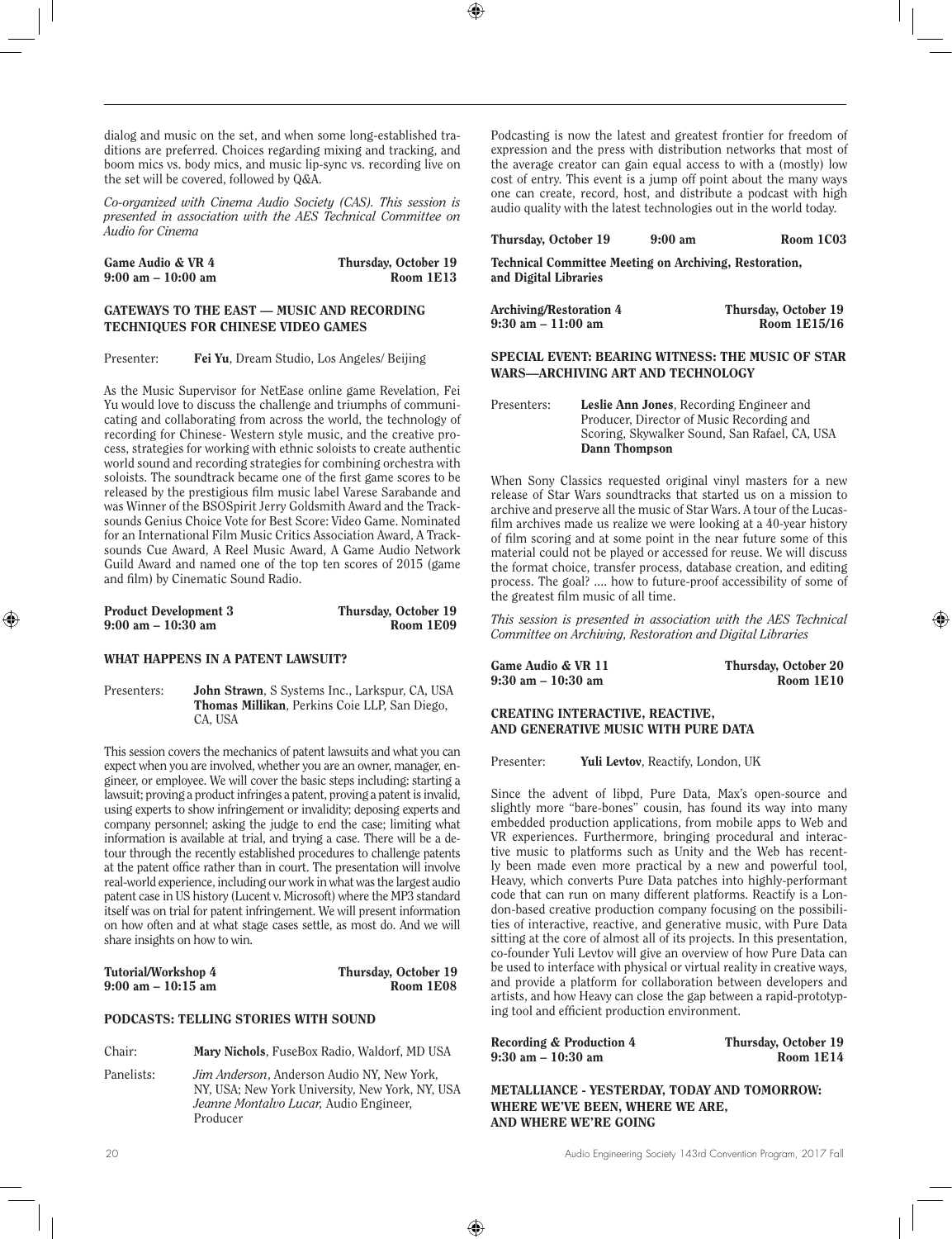dialog and music on the set, and when some long-established traditions are preferred. Choices regarding mixing and tracking, and boom mics vs. body mics, and music lip-sync vs. recording live on the set will be covered, followed by Q&A.

*Co-organized with Cinema Audio Society (CAS). This session is presented in association with the AES Technical Committee on Audio for Cinema*

**Game Audio & VR 4** — **Thursday, October 19**
**9:00 am – 10:00 am** — **Room 1E13**

### GATEWAYS TO THE EAST — MUSIC AND RECORDING TECHNIQUES FOR CHINESE VIDEO GAMES

Presenter: **Fei Yu**, Dream Studio, Los Angeles/ Beijing

As the Music Supervisor for NetEase online game Revelation, Fei Yu would love to discuss the challenge and triumphs of communicating and collaborating from across the world, the technology of recording for Chinese- Western style music, and the creative process, strategies for working with ethnic soloists to create authentic world sound and recording strategies for combining orchestra with soloists. The soundtrack became one of the first game scores to be released by the prestigious film music label Varese Sarabande and was Winner of the BSOSpirit Jerry Goldsmith Award and the Tracksounds Genius Choice Vote for Best Score: Video Game. Nominated for an International Film Music Critics Association Award, A Tracksounds Cue Award, A Reel Music Award, A Game Audio Network Guild Award and named one of the top ten scores of 2015 (game and film) by Cinematic Sound Radio.

**Product Development 3** — **Thursday, October 19**
**9:00 am – 10:30 am** — **Room 1E09**

### WHAT HAPPENS IN A PATENT LAWSUIT?

Presenters: **John Strawn**, S Systems Inc., Larkspur, CA, USA
**Thomas Millikan**, Perkins Coie LLP, San Diego, CA, USA

This session covers the mechanics of patent lawsuits and what you can expect when you are involved, whether you are an owner, manager, engineer, or employee. We will cover the basic steps including: starting a lawsuit; proving a product infringes a patent, proving a patent is invalid, using experts to show infringement or invalidity; deposing experts and company personnel; asking the judge to end the case; limiting what information is available at trial, and trying a case. There will be a detour through the recently established procedures to challenge patents at the patent office rather than in court. The presentation will involve real-world experience, including our work in what was the largest audio patent case in US history (Lucent v. Microsoft) where the MP3 standard itself was on trial for patent infringement. We will present information on how often and at what stage cases settle, as most do. And we will share insights on how to win.

**Tutorial/Workshop 4** — **Thursday, October 19**
**9:00 am – 10:15 am** — **Room 1E08**

### PODCASTS: TELLING STORIES WITH SOUND

Chair: **Mary Nichols**, FuseBox Radio, Waldorf, MD USA

Panelists: *Jim Anderson*, Anderson Audio NY, New York, NY, USA; New York University, New York, NY, USA
*Jeanne Montalvo Lucar,* Audio Engineer, Producer

Podcasting is now the latest and greatest frontier for freedom of expression and the press with distribution networks that most of the average creator can gain equal access to with a (mostly) low cost of entry. This event is a jump off point about the many ways one can create, record, host, and distribute a podcast with high audio quality with the latest technologies out in the world today.

**Thursday, October 19** — **9:00 am** — **Room 1C03**

**Technical Committee Meeting on Archiving, Restoration, and Digital Libraries**

**Archiving/Restoration 4** — **Thursday, October 19**
**9:30 am – 11:00 am** — **Room 1E15/16**

### SPECIAL EVENT: BEARING WITNESS: THE MUSIC OF STAR WARS—ARCHIVING ART AND TECHNOLOGY

Presenters: **Leslie Ann Jones**, Recording Engineer and Producer, Director of Music Recording and Scoring, Skywalker Sound, San Rafael, CA, USA
**Dann Thompson**

When Sony Classics requested original vinyl masters for a new release of Star Wars soundtracks that started us on a mission to archive and preserve all the music of Star Wars. A tour of the Lucasfilm archives made us realize we were looking at a 40-year history of film scoring and at some point in the near future some of this material could not be played or accessed for reuse. We will discuss the format choice, transfer process, database creation, and editing process. The goal? .... how to future-proof accessibility of some of the greatest film music of all time.

*This session is presented in association with the AES Technical Committee on Archiving, Restoration and Digital Libraries*

**Game Audio & VR 11** — **Thursday, October 20**
**9:30 am – 10:30 am** — **Room 1E10**

### CREATING INTERACTIVE, REACTIVE, AND GENERATIVE MUSIC WITH PURE DATA

Presenter: **Yuli Levtov**, Reactify, London, UK

Since the advent of libpd, Pure Data, Max's open-source and slightly more "bare-bones" cousin, has found its way into many embedded production applications, from mobile apps to Web and VR experiences. Furthermore, bringing procedural and interactive music to platforms such as Unity and the Web has recently been made even more practical by a new and powerful tool, Heavy, which converts Pure Data patches into highly-performant code that can run on many different platforms. Reactify is a London-based creative production company focusing on the possibilities of interactive, reactive, and generative music, with Pure Data sitting at the core of almost all of its projects. In this presentation, co-founder Yuli Levtov will give an overview of how Pure Data can be used to interface with physical or virtual reality in creative ways, and provide a platform for collaboration between developers and artists, and how Heavy can close the gap between a rapid-prototyping tool and efficient production environment.

**Recording & Production 4** — **Thursday, October 19**
**9:30 am – 10:30 am** — **Room 1E14**

### METALLIANCE - YESTERDAY, TODAY AND TOMORROW: WHERE WE'VE BEEN, WHERE WE ARE, AND WHERE WE'RE GOING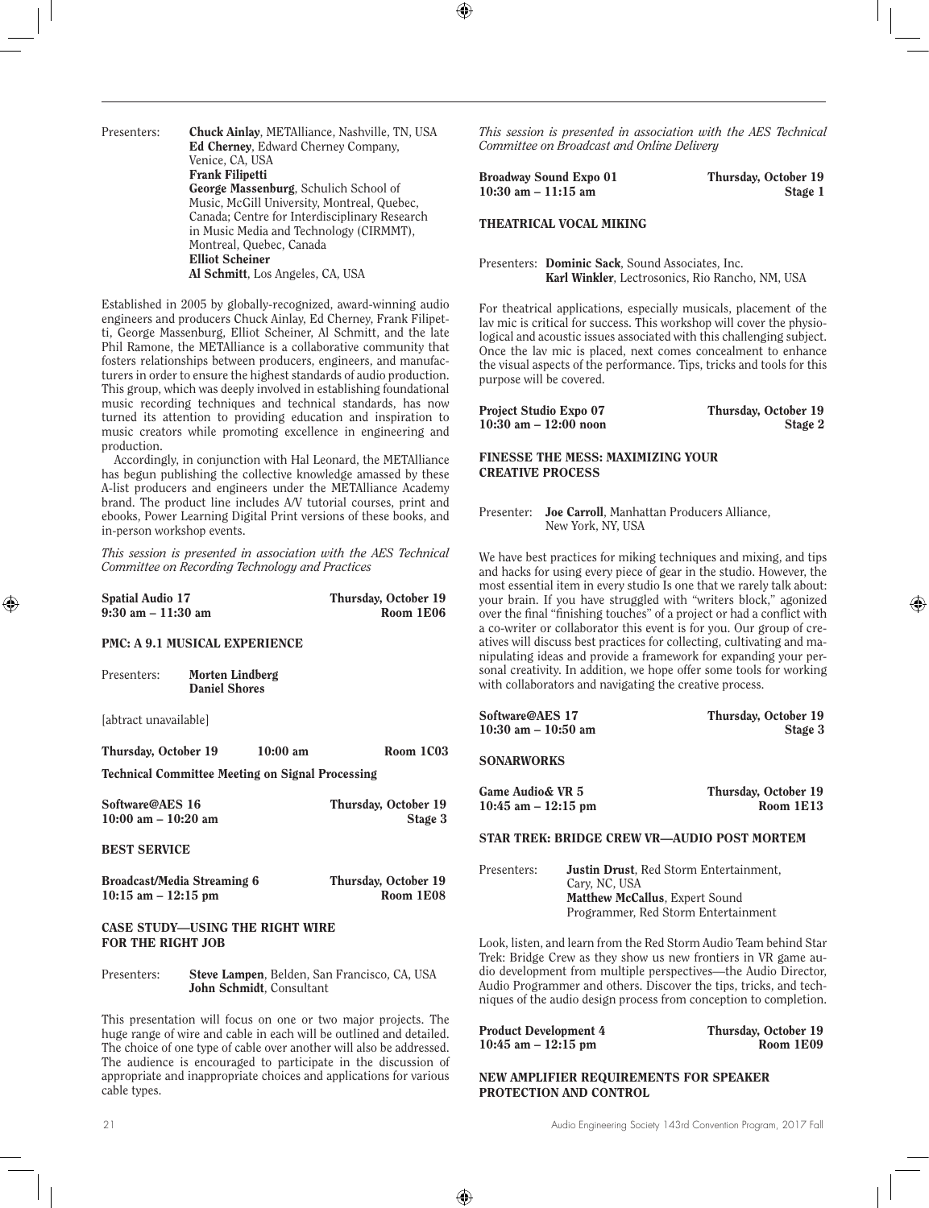Presenters: **Chuck Ainlay**, METAlliance, Nashville, TN, USA
**Ed Cherney**, Edward Cherney Company, Venice, CA, USA
**Frank Filipetti**
**George Massenburg**, Schulich School of Music, McGill University, Montreal, Quebec, Canada; Centre for Interdisciplinary Research in Music Media and Technology (CIRMMT), Montreal, Quebec, Canada
**Elliot Scheiner**
**Al Schmitt**, Los Angeles, CA, USA

Established in 2005 by globally-recognized, award-winning audio engineers and producers Chuck Ainlay, Ed Cherney, Frank Filipetti, George Massenburg, Elliot Scheiner, Al Schmitt, and the late Phil Ramone, the METAlliance is a collaborative community that fosters relationships between producers, engineers, and manufacturers in order to ensure the highest standards of audio production. This group, which was deeply involved in establishing foundational music recording techniques and technical standards, has now turned its attention to providing education and inspiration to music creators while promoting excellence in engineering and production.

Accordingly, in conjunction with Hal Leonard, the METAlliance has begun publishing the collective knowledge amassed by these A-list producers and engineers under the METAlliance Academy brand. The product line includes A/V tutorial courses, print and ebooks, Power Learning Digital Print versions of these books, and in-person workshop events.

*This session is presented in association with the AES Technical Committee on Recording Technology and Practices*

**Spatial Audio 17** — **Thursday, October 19**
**9:30 am – 11:30 am** — **Room 1E06**

### PMC: A 9.1 MUSICAL EXPERIENCE

Presenters: **Morten Lindberg**
**Daniel Shores**

[abtract unavailable]

**Thursday, October 19** — **10:00 am** — **Room 1C03**

**Technical Committee Meeting on Signal Processing**

**Software@AES 16** — **Thursday, October 19**
**10:00 am – 10:20 am** — **Stage 3**

### BEST SERVICE

**Broadcast/Media Streaming 6** — **Thursday, October 19**
**10:15 am – 12:15 pm** — **Room 1E08**

### CASE STUDY—USING THE RIGHT WIRE FOR THE RIGHT JOB

Presenters: **Steve Lampen**, Belden, San Francisco, CA, USA
**John Schmidt**, Consultant

This presentation will focus on one or two major projects. The huge range of wire and cable in each will be outlined and detailed. The choice of one type of cable over another will also be addressed. The audience is encouraged to participate in the discussion of appropriate and inappropriate choices and applications for various cable types.

*This session is presented in association with the AES Technical Committee on Broadcast and Online Delivery*

**Broadway Sound Expo 01** — **Thursday, October 19**
**10:30 am – 11:15 am** — **Stage 1**

### THEATRICAL VOCAL MIKING

Presenters: **Dominic Sack**, Sound Associates, Inc.
**Karl Winkler**, Lectrosonics, Rio Rancho, NM, USA

For theatrical applications, especially musicals, placement of the lav mic is critical for success. This workshop will cover the physiological and acoustic issues associated with this challenging subject. Once the lav mic is placed, next comes concealment to enhance the visual aspects of the performance. Tips, tricks and tools for this purpose will be covered.

**Project Studio Expo 07** — **Thursday, October 19**
**10:30 am – 12:00 noon** — **Stage 2**

### FINESSE THE MESS: MAXIMIZING YOUR CREATIVE PROCESS

Presenter: **Joe Carroll**, Manhattan Producers Alliance, New York, NY, USA

We have best practices for miking techniques and mixing, and tips and hacks for using every piece of gear in the studio. However, the most essential item in every studio Is one that we rarely talk about: your brain. If you have struggled with "writers block," agonized over the final "finishing touches" of a project or had a conflict with a co-writer or collaborator this event is for you. Our group of creatives will discuss best practices for collecting, cultivating and manipulating ideas and provide a framework for expanding your personal creativity. In addition, we hope offer some tools for working with collaborators and navigating the creative process.

**Software@AES 17** — **Thursday, October 19**
**10:30 am – 10:50 am** — **Stage 3**

### SONARWORKS

**Game Audio& VR 5** — **Thursday, October 19**
**10:45 am – 12:15 pm** — **Room 1E13**

### STAR TREK: BRIDGE CREW VR—AUDIO POST MORTEM

Presenters: **Justin Drust**, Red Storm Entertainment, Cary, NC, USA
**Matthew McCallus**, Expert Sound Programmer, Red Storm Entertainment

Look, listen, and learn from the Red Storm Audio Team behind Star Trek: Bridge Crew as they show us new frontiers in VR game audio development from multiple perspectives—the Audio Director, Audio Programmer and others. Discover the tips, tricks, and techniques of the audio design process from conception to completion.

**Product Development 4** — **Thursday, October 19**
**10:45 am – 12:15 pm** — **Room 1E09**

### NEW AMPLIFIER REQUIREMENTS FOR SPEAKER PROTECTION AND CONTROL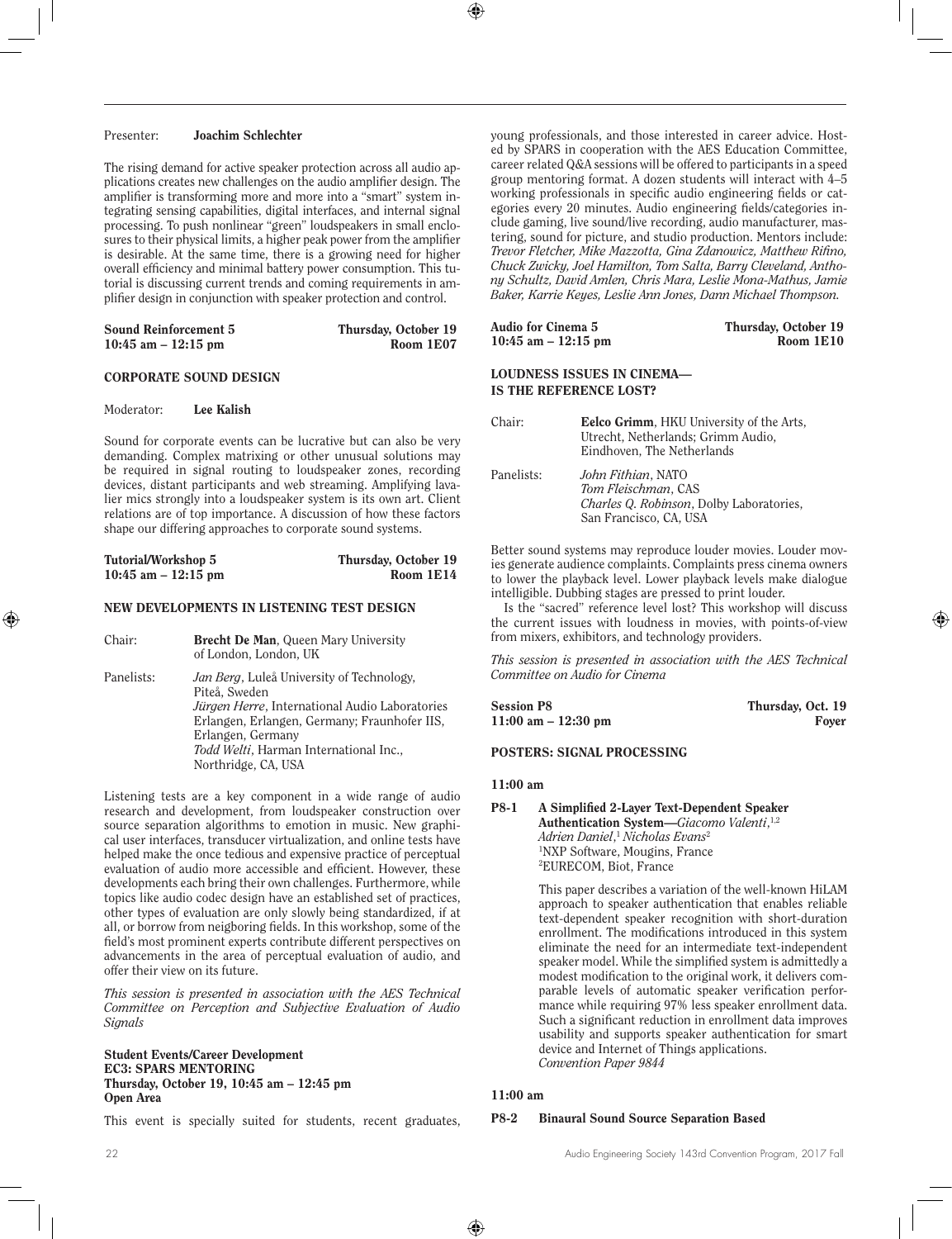Presenter: **Joachim Schlechter**

The rising demand for active speaker protection across all audio applications creates new challenges on the audio amplifier design. The amplifier is transforming more and more into a "smart" system integrating sensing capabilities, digital interfaces, and internal signal processing. To push nonlinear "green" loudspeakers in small enclosures to their physical limits, a higher peak power from the amplifier is desirable. At the same time, there is a growing need for higher overall efficiency and minimal battery power consumption. This tutorial is discussing current trends and coming requirements in amplifier design in conjunction with speaker protection and control.

**Sound Reinforcement 5** — **Thursday, October 19**
**10:45 am – 12:15 pm** — **Room 1E07**

### CORPORATE SOUND DESIGN

Moderator: **Lee Kalish**

Sound for corporate events can be lucrative but can also be very demanding. Complex matrixing or other unusual solutions may be required in signal routing to loudspeaker zones, recording devices, distant participants and web streaming. Amplifying lavalier mics strongly into a loudspeaker system is its own art. Client relations are of top importance. A discussion of how these factors shape our differing approaches to corporate sound systems.

**Tutorial/Workshop 5** — **Thursday, October 19**
**10:45 am – 12:15 pm** — **Room 1E14**

### NEW DEVELOPMENTS IN LISTENING TEST DESIGN

Chair: **Brecht De Man**, Queen Mary University of London, London, UK

Panelists: *Jan Berg*, Luleå University of Technology, Piteå, Sweden
*Jürgen Herre*, International Audio Laboratories Erlangen, Erlangen, Germany; Fraunhofer IIS, Erlangen, Germany
*Todd Welti*, Harman International Inc., Northridge, CA, USA

Listening tests are a key component in a wide range of audio research and development, from loudspeaker construction over source separation algorithms to emotion in music. New graphical user interfaces, transducer virtualization, and online tests have helped make the once tedious and expensive practice of perceptual evaluation of audio more accessible and efficient. However, these developments each bring their own challenges. Furthermore, while topics like audio codec design have an established set of practices, other types of evaluation are only slowly being standardized, if at all, or borrow from neigboring fields. In this workshop, some of the field's most prominent experts contribute different perspectives on advancements in the area of perceptual evaluation of audio, and offer their view on its future.

*This session is presented in association with the AES Technical Committee on Perception and Subjective Evaluation of Audio Signals*

**Student Events/Career Development**
**EC3: SPARS MENTORING**
**Thursday, October 19, 10:45 am – 12:45 pm**
**Open Area**

This event is specially suited for students, recent graduates, young professionals, and those interested in career advice. Hosted by SPARS in cooperation with the AES Education Committee, career related Q&A sessions will be offered to participants in a speed group mentoring format. A dozen students will interact with 4–5 working professionals in specific audio engineering fields or categories every 20 minutes. Audio engineering fields/categories include gaming, live sound/live recording, audio manufacturer, mastering, sound for picture, and studio production. Mentors include: *Trevor Fletcher, Mike Mazzotta, Gina Zdanowicz, Matthew Rifino, Chuck Zwicky, Joel Hamilton, Tom Salta, Barry Cleveland, Anthony Schultz, David Amlen, Chris Mara, Leslie Mona-Mathus, Jamie Baker, Karrie Keyes, Leslie Ann Jones, Dann Michael Thompson.*

**Audio for Cinema 5** — **Thursday, October 19**
**10:45 am – 12:15 pm** — **Room 1E10**

### LOUDNESS ISSUES IN CINEMA— IS THE REFERENCE LOST?

Chair: **Eelco Grimm**, HKU University of the Arts, Utrecht, Netherlands; Grimm Audio, Eindhoven, The Netherlands

Panelists: *John Fithian*, NATO
*Tom Fleischman*, CAS
*Charles Q. Robinson*, Dolby Laboratories, San Francisco, CA, USA

Better sound systems may reproduce louder movies. Louder movies generate audience complaints. Complaints press cinema owners to lower the playback level. Lower playback levels make dialogue intelligible. Dubbing stages are pressed to print louder.

Is the "sacred" reference level lost? This workshop will discuss the current issues with loudness in movies, with points-of-view from mixers, exhibitors, and technology providers.

*This session is presented in association with the AES Technical Committee on Audio for Cinema*

**Session P8** — **Thursday, Oct. 19**
**11:00 am – 12:30 pm** — **Foyer**

### POSTERS: SIGNAL PROCESSING

**11:00 am**

**P8-1 A Simplified 2-Layer Text-Dependent Speaker Authentication System**—*Giacomo Valenti*,[1,2] *Adrien Daniel*,[1] *Nicholas Evans*[2]
[1]NXP Software, Mougins, France
[2]EURECOM, Biot, France

This paper describes a variation of the well-known HiLAM approach to speaker authentication that enables reliable text-dependent speaker recognition with short-duration enrollment. The modifications introduced in this system eliminate the need for an intermediate text-independent speaker model. While the simplified system is admittedly a modest modification to the original work, it delivers comparable levels of automatic speaker verification performance while requiring 97% less speaker enrollment data. Such a significant reduction in enrollment data improves usability and supports speaker authentication for smart device and Internet of Things applications.
*Convention Paper 9844*

**11:00 am**

**P8-2 Binaural Sound Source Separation Based**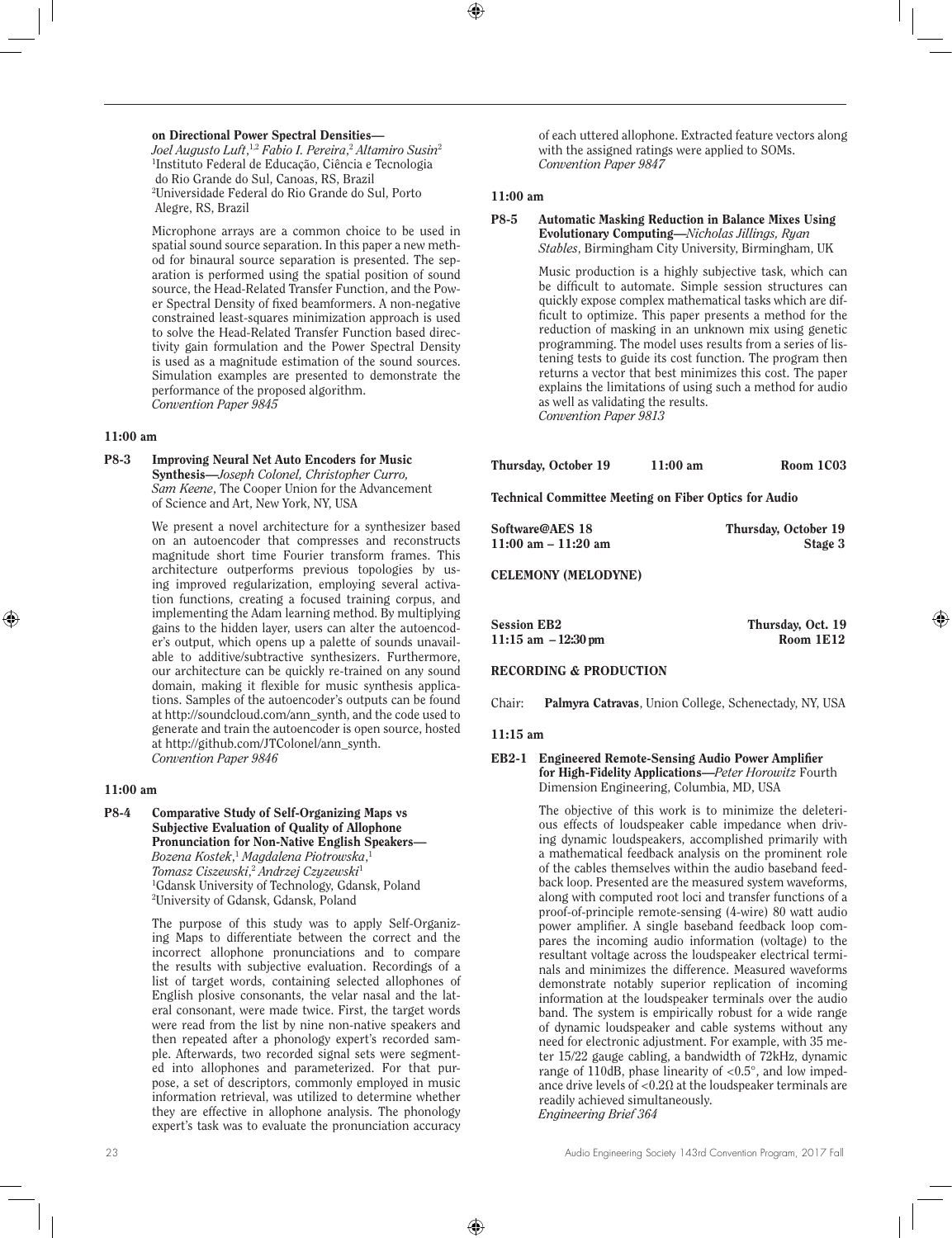**on Directional Power Spectral Densities—** *Joel Augusto Luft*,[1,2] *Fabio I. Pereira*,[2] *Altamiro Susin*[2]
[1]Instituto Federal de Educação, Ciência e Tecnologia do Rio Grande do Sul, Canoas, RS, Brazil
[2]Universidade Federal do Rio Grande do Sul, Porto Alegre, RS, Brazil

Microphone arrays are a common choice to be used in spatial sound source separation. In this paper a new method for binaural source separation is presented. The separation is performed using the spatial position of sound source, the Head-Related Transfer Function, and the Power Spectral Density of fixed beamformers. A non-negative constrained least-squares minimization approach is used to solve the Head-Related Transfer Function based directivity gain formulation and the Power Spectral Density is used as a magnitude estimation of the sound sources. Simulation examples are presented to demonstrate the performance of the proposed algorithm.
*Convention Paper 9845*

**11:00 am**

**P8-3 Improving Neural Net Auto Encoders for Music Synthesis—***Joseph Colonel, Christopher Curro, Sam Keene*, The Cooper Union for the Advancement of Science and Art, New York, NY, USA

We present a novel architecture for a synthesizer based on an autoencoder that compresses and reconstructs magnitude short time Fourier transform frames. This architecture outperforms previous topologies by using improved regularization, employing several activation functions, creating a focused training corpus, and implementing the Adam learning method. By multiplying gains to the hidden layer, users can alter the autoencoder's output, which opens up a palette of sounds unavailable to additive/subtractive synthesizers. Furthermore, our architecture can be quickly re-trained on any sound domain, making it flexible for music synthesis applications. Samples of the autoencoder's outputs can be found at http://soundcloud.com/ann_synth, and the code used to generate and train the autoencoder is open source, hosted at http://github.com/JTColonel/ann_synth.
*Convention Paper 9846*

**11:00 am**

**P8-4 Comparative Study of Self-Organizing Maps vs Subjective Evaluation of Quality of Allophone Pronunciation for Non-Native English Speakers—** *Bozena Kostek*,[1] *Magdalena Piotrowska*,[1] *Tomasz Ciszewski*,[2] *Andrzej Czyzewski*[1]
[1]Gdansk University of Technology, Gdansk, Poland
[2]University of Gdansk, Gdansk, Poland

The purpose of this study was to apply Self-Organizing Maps to differentiate between the correct and the incorrect allophone pronunciations and to compare the results with subjective evaluation. Recordings of a list of target words, containing selected allophones of English plosive consonants, the velar nasal and the lateral consonant, were made twice. First, the target words were read from the list by nine non-native speakers and then repeated after a phonology expert's recorded sample. Afterwards, two recorded signal sets were segmented into allophones and parameterized. For that purpose, a set of descriptors, commonly employed in music information retrieval, was utilized to determine whether they are effective in allophone analysis. The phonology expert's task was to evaluate the pronunciation accuracy of each uttered allophone. Extracted feature vectors along with the assigned ratings were applied to SOMs.
*Convention Paper 9847*

**11:00 am**

**P8-5 Automatic Masking Reduction in Balance Mixes Using Evolutionary Computing—***Nicholas Jillings, Ryan Stables*, Birmingham City University, Birmingham, UK

Music production is a highly subjective task, which can be difficult to automate. Simple session structures can quickly expose complex mathematical tasks which are difficult to optimize. This paper presents a method for the reduction of masking in an unknown mix using genetic programming. The model uses results from a series of listening tests to guide its cost function. The program then returns a vector that best minimizes this cost. The paper explains the limitations of using such a method for audio as well as validating the results.
*Convention Paper 9813*

**Thursday, October 19 — 11:00 am — Room 1C03**

**Technical Committee Meeting on Fiber Optics for Audio**

**Software@AES 18 — Thursday, October 19**
**11:00 am – 11:20 am — Stage 3**

**CELEMONY (MELODYNE)**

**Session EB2 — Thursday, Oct. 19**
**11:15 am – 12:30 pm — Room 1E12**

**RECORDING & PRODUCTION**

Chair: **Palmyra Catravas**, Union College, Schenectady, NY, USA

**11:15 am**

**EB2-1 Engineered Remote-Sensing Audio Power Amplifier for High-Fidelity Applications—***Peter Horowitz* Fourth Dimension Engineering, Columbia, MD, USA

The objective of this work is to minimize the deleterious effects of loudspeaker cable impedance when driving dynamic loudspeakers, accomplished primarily with a mathematical feedback analysis on the prominent role of the cables themselves within the audio baseband feedback loop. Presented are the measured system waveforms, along with computed root loci and transfer functions of a proof-of-principle remote-sensing (4-wire) 80 watt audio power amplifier. A single baseband feedback loop compares the incoming audio information (voltage) to the resultant voltage across the loudspeaker electrical terminals and minimizes the difference. Measured waveforms demonstrate notably superior replication of incoming information at the loudspeaker terminals over the audio band. The system is empirically robust for a wide range of dynamic loudspeaker and cable systems without any need for electronic adjustment. For example, with 35 meter 15/22 gauge cabling, a bandwidth of 72kHz, dynamic range of 110dB, phase linearity of $<0.5°$, and low impedance drive levels of $<0.2\Omega$ at the loudspeaker terminals are readily achieved simultaneously.
*Engineering Brief 364*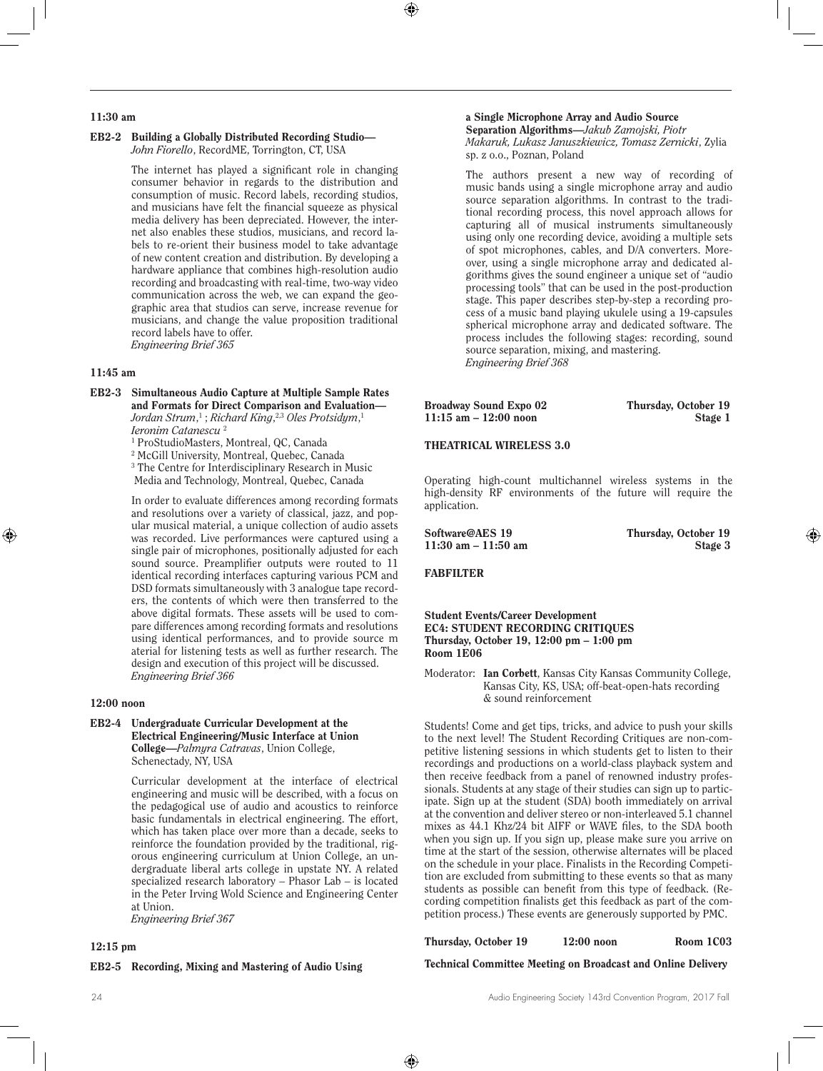**11:30 am**

**EB2-2 Building a Globally Distributed Recording Studio—** *John Fiorello*, RecordME, Torrington, CT, USA

The internet has played a significant role in changing consumer behavior in regards to the distribution and consumption of music. Record labels, recording studios, and musicians have felt the financial squeeze as physical media delivery has been depreciated. However, the internet also enables these studios, musicians, and record labels to re-orient their business model to take advantage of new content creation and distribution. By developing a hardware appliance that combines high-resolution audio recording and broadcasting with real-time, two-way video communication across the web, we can expand the geographic area that studios can serve, increase revenue for musicians, and change the value proposition traditional record labels have to offer.
*Engineering Brief 365*

**11:45 am**

**EB2-3 Simultaneous Audio Capture at Multiple Sample Rates and Formats for Direct Comparison and Evaluation—** *Jordan Strum*,[1] ; *Richard King*,[2,3] *Oles Protsidym*,[1] *Ieronim Catanescu* [2]
[1] ProStudioMasters, Montreal, QC, Canada
[2] McGill University, Montreal, Quebec, Canada
[3] The Centre for Interdisciplinary Research in Music Media and Technology, Montreal, Quebec, Canada

In order to evaluate differences among recording formats and resolutions over a variety of classical, jazz, and popular musical material, a unique collection of audio assets was recorded. Live performances were captured using a single pair of microphones, positionally adjusted for each sound source. Preamplifier outputs were routed to 11 identical recording interfaces capturing various PCM and DSD formats simultaneously with 3 analogue tape recorders, the contents of which were then transferred to the above digital formats. These assets will be used to compare differences among recording formats and resolutions using identical performances, and to provide source m aterial for listening tests as well as further research. The design and execution of this project will be discussed.
*Engineering Brief 366*

**12:00 noon**

**EB2-4 Undergraduate Curricular Development at the Electrical Engineering/Music Interface at Union College—***Palmyra Catravas*, Union College, Schenectady, NY, USA

Curricular development at the interface of electrical engineering and music will be described, with a focus on the pedagogical use of audio and acoustics to reinforce basic fundamentals in electrical engineering. The effort, which has taken place over more than a decade, seeks to reinforce the foundation provided by the traditional, rigorous engineering curriculum at Union College, an undergraduate liberal arts college in upstate NY. A related specialized research laboratory – Phasor Lab – is located in the Peter Irving Wold Science and Engineering Center at Union.
*Engineering Brief 367*

**12:15 pm**

**EB2-5 Recording, Mixing and Mastering of Audio Using a Single Microphone Array and Audio Source Separation Algorithms—***Jakub Zamojski, Piotr Makaruk, Lukasz Januszkiewicz, Tomasz Zernicki*, Zylia sp. z o.o., Poznan, Poland

The authors present a new way of recording of music bands using a single microphone array and audio source separation algorithms. In contrast to the traditional recording process, this novel approach allows for capturing all of musical instruments simultaneously using only one recording device, avoiding a multiple sets of spot microphones, cables, and D/A converters. Moreover, using a single microphone array and dedicated algorithms gives the sound engineer a unique set of "audio processing tools" that can be used in the post-production stage. This paper describes step-by-step a recording process of a music band playing ukulele using a 19-capsules spherical microphone array and dedicated software. The process includes the following stages: recording, sound source separation, mixing, and mastering.
*Engineering Brief 368*

**Broadway Sound Expo 02** — **Thursday, October 19**
**11:15 am – 12:00 noon** — **Stage 1**

**THEATRICAL WIRELESS 3.0**

Operating high-count multichannel wireless systems in the high-density RF environments of the future will require the application.

**Software@AES 19** — **Thursday, October 19**
**11:30 am – 11:50 am** — **Stage 3**

**FABFILTER**

**Student Events/Career Development**
**EC4: STUDENT RECORDING CRITIQUES**
**Thursday, October 19, 12:00 pm – 1:00 pm**
**Room 1E06**

Moderator: **Ian Corbett**, Kansas City Kansas Community College, Kansas City, KS, USA; off-beat-open-hats recording & sound reinforcement

Students! Come and get tips, tricks, and advice to push your skills to the next level! The Student Recording Critiques are non-competitive listening sessions in which students get to listen to their recordings and productions on a world-class playback system and then receive feedback from a panel of renowned industry professionals. Students at any stage of their studies can sign up to participate. Sign up at the student (SDA) booth immediately on arrival at the convention and deliver stereo or non-interleaved 5.1 channel mixes as 44.1 Khz/24 bit AIFF or WAVE files, to the SDA booth when you sign up. If you sign up, please make sure you arrive on time at the start of the session, otherwise alternates will be placed on the schedule in your place. Finalists in the Recording Competition are excluded from submitting to these events so that as many students as possible can benefit from this type of feedback. (Recording competition finalists get this feedback as part of the competition process.) These events are generously supported by PMC.

**Thursday, October 19** — **12:00 noon** — **Room 1C03**

**Technical Committee Meeting on Broadcast and Online Delivery**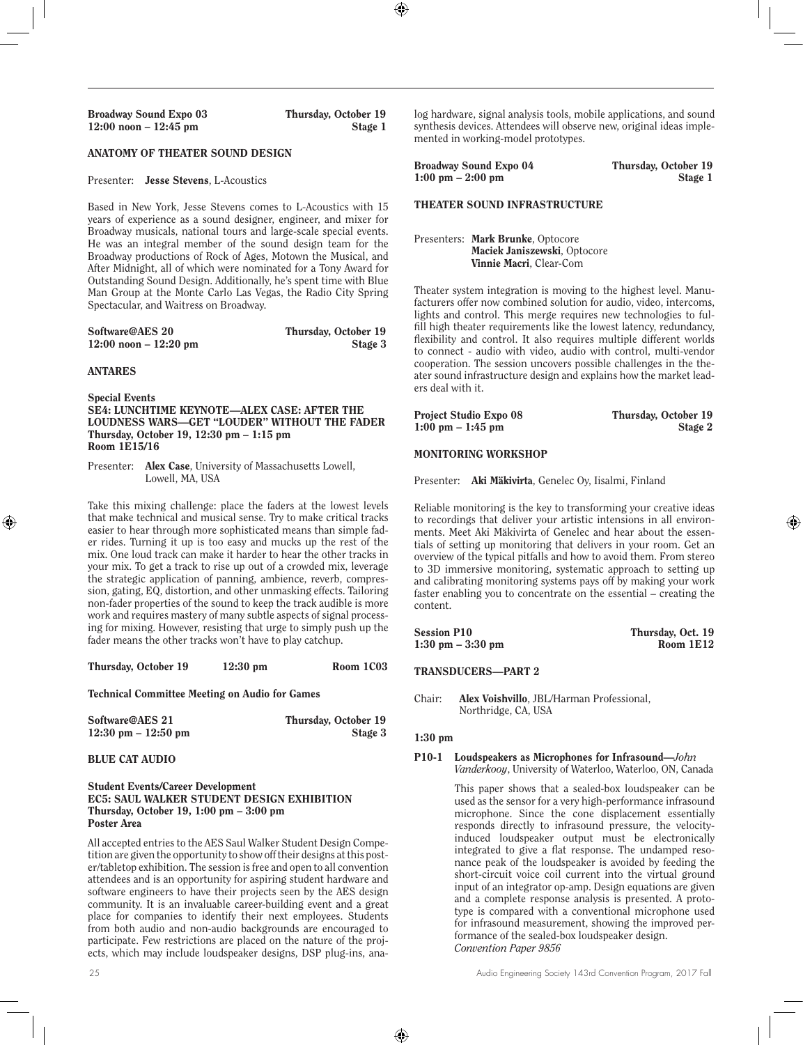**Broadway Sound Expo 03** **Thursday, October 19**
**12:00 noon – 12:45 pm** **Stage 1**

### ANATOMY OF THEATER SOUND DESIGN

Presenter: **Jesse Stevens**, L-Acoustics

Based in New York, Jesse Stevens comes to L-Acoustics with 15 years of experience as a sound designer, engineer, and mixer for Broadway musicals, national tours and large-scale special events. He was an integral member of the sound design team for the Broadway productions of Rock of Ages, Motown the Musical, and After Midnight, all of which were nominated for a Tony Award for Outstanding Sound Design. Additionally, he's spent time with Blue Man Group at the Monte Carlo Las Vegas, the Radio City Spring Spectacular, and Waitress on Broadway.

**Software@AES 20** **Thursday, October 19**
**12:00 noon – 12:20 pm** **Stage 3**

### ANTARES

**Special Events**
### SE4: LUNCHTIME KEYNOTE—ALEX CASE: AFTER THE LOUDNESS WARS—GET "LOUDER" WITHOUT THE FADER
**Thursday, October 19, 12:30 pm – 1:15 pm**
**Room 1E15/16**

Presenter: **Alex Case**, University of Massachusetts Lowell, Lowell, MA, USA

Take this mixing challenge: place the faders at the lowest levels that make technical and musical sense. Try to make critical tracks easier to hear through more sophisticated means than simple fader rides. Turning it up is too easy and mucks up the rest of the mix. One loud track can make it harder to hear the other tracks in your mix. To get a track to rise up out of a crowded mix, leverage the strategic application of panning, ambience, reverb, compression, gating, EQ, distortion, and other unmasking effects. Tailoring non-fader properties of the sound to keep the track audible is more work and requires mastery of many subtle aspects of signal processing for mixing. However, resisting that urge to simply push up the fader means the other tracks won't have to play catchup.

**Thursday, October 19** **12:30 pm** **Room 1C03**

**Technical Committee Meeting on Audio for Games**

**Software@AES 21** **Thursday, October 19**
**12:30 pm – 12:50 pm** **Stage 3**

### BLUE CAT AUDIO

**Student Events/Career Development**
### EC5: SAUL WALKER STUDENT DESIGN EXHIBITION
**Thursday, October 19, 1:00 pm – 3:00 pm**
**Poster Area**

All accepted entries to the AES Saul Walker Student Design Competition are given the opportunity to show off their designs at this poster/tabletop exhibition. The session is free and open to all convention attendees and is an opportunity for aspiring student hardware and software engineers to have their projects seen by the AES design community. It is an invaluable career-building event and a great place for companies to identify their next employees. Students from both audio and non-audio backgrounds are encouraged to participate. Few restrictions are placed on the nature of the projects, which may include loudspeaker designs, DSP plug-ins, analog hardware, signal analysis tools, mobile applications, and sound synthesis devices. Attendees will observe new, original ideas implemented in working-model prototypes.

**Broadway Sound Expo 04** **Thursday, October 19**
**1:00 pm – 2:00 pm** **Stage 1**

### THEATER SOUND INFRASTRUCTURE

Presenters: **Mark Brunke**, Optocore
**Maciek Janiszewski**, Optocore
**Vinnie Macri**, Clear-Com

Theater system integration is moving to the highest level. Manufacturers offer now combined solution for audio, video, intercoms, lights and control. This merge requires new technologies to fulfill high theater requirements like the lowest latency, redundancy, flexibility and control. It also requires multiple different worlds to connect - audio with video, audio with control, multi-vendor cooperation. The session uncovers possible challenges in the theater sound infrastructure design and explains how the market leaders deal with it.

**Project Studio Expo 08** **Thursday, October 19**
**1:00 pm – 1:45 pm** **Stage 2**

### MONITORING WORKSHOP

Presenter: **Aki Mäkivirta**, Genelec Oy, Iisalmi, Finland

Reliable monitoring is the key to transforming your creative ideas to recordings that deliver your artistic intensions in all environments. Meet Aki Mäkivirta of Genelec and hear about the essentials of setting up monitoring that delivers in your room. Get an overview of the typical pitfalls and how to avoid them. From stereo to 3D immersive monitoring, systematic approach to setting up and calibrating monitoring systems pays off by making your work faster enabling you to concentrate on the essential – creating the content.

**Session P10** **Thursday, Oct. 19**
**1:30 pm – 3:30 pm** **Room 1E12**

### TRANSDUCERS—PART 2

Chair: **Alex Voishvillo**, JBL/Harman Professional, Northridge, CA, USA

**1:30 pm**

**P10-1 Loudspeakers as Microphones for Infrasound**—*John Vanderkooy*, University of Waterloo, Waterloo, ON, Canada

This paper shows that a sealed-box loudspeaker can be used as the sensor for a very high-performance infrasound microphone. Since the cone displacement essentially responds directly to infrasound pressure, the velocity-induced loudspeaker output must be electronically integrated to give a flat response. The undamped resonance peak of the loudspeaker is avoided by feeding the short-circuit voice coil current into the virtual ground input of an integrator op-amp. Design equations are given and a complete response analysis is presented. A prototype is compared with a conventional microphone used for infrasound measurement, showing the improved performance of the sealed-box loudspeaker design.
*Convention Paper 9856*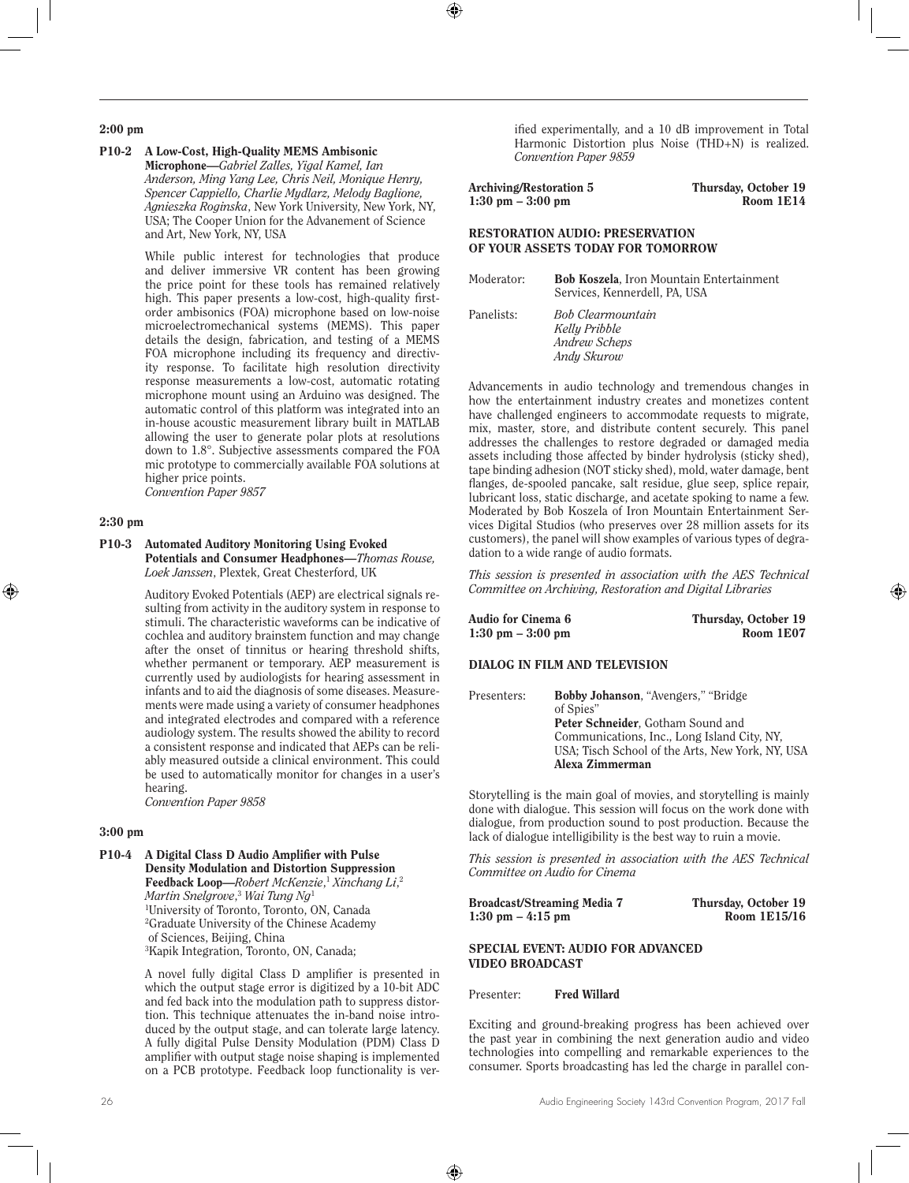**2:00 pm**

**P10-2 A Low-Cost, High-Quality MEMS Ambisonic Microphone**—*Gabriel Zalles, Yigal Kamel, Ian Anderson, Ming Yang Lee, Chris Neil, Monique Henry, Spencer Cappiello, Charlie Mydlarz, Melody Baglione, Agnieszka Roginska*, New York University, New York, NY, USA; The Cooper Union for the Advanement of Science and Art, New York, NY, USA

While public interest for technologies that produce and deliver immersive VR content has been growing the price point for these tools has remained relatively high. This paper presents a low-cost, high-quality first-order ambisonics (FOA) microphone based on low-noise microelectromechanical systems (MEMS). This paper details the design, fabrication, and testing of a MEMS FOA microphone including its frequency and directivity response. To facilitate high resolution directivity response measurements a low-cost, automatic rotating microphone mount using an Arduino was designed. The automatic control of this platform was integrated into an in-house acoustic measurement library built in MATLAB allowing the user to generate polar plots at resolutions down to 1.8°. Subjective assessments compared the FOA mic prototype to commercially available FOA solutions at higher price points.
*Convention Paper 9857*

**2:30 pm**

**P10-3 Automated Auditory Monitoring Using Evoked Potentials and Consumer Headphones**—*Thomas Rouse, Loek Janssen*, Plextek, Great Chesterford, UK

Auditory Evoked Potentials (AEP) are electrical signals resulting from activity in the auditory system in response to stimuli. The characteristic waveforms can be indicative of cochlea and auditory brainstem function and may change after the onset of tinnitus or hearing threshold shifts, whether permanent or temporary. AEP measurement is currently used by audiologists for hearing assessment in infants and to aid the diagnosis of some diseases. Measurements were made using a variety of consumer headphones and integrated electrodes and compared with a reference audiology system. The results showed the ability to record a consistent response and indicated that AEPs can be reliably measured outside a clinical environment. This could be used to automatically monitor for changes in a user's hearing.
*Convention Paper 9858*

**3:00 pm**

**P10-4 A Digital Class D Audio Amplifier with Pulse Density Modulation and Distortion Suppression Feedback Loop**—*Robert McKenzie,*[1] *Xinchang Li,*[2] *Martin Snelgrove,*[3] *Wai Tung Ng*[1]
[1]University of Toronto, Toronto, ON, Canada
[2]Graduate University of the Chinese Academy of Sciences, Beijing, China
[3]Kapik Integration, Toronto, ON, Canada;

A novel fully digital Class D amplifier is presented in which the output stage error is digitized by a 10-bit ADC and fed back into the modulation path to suppress distortion. This technique attenuates the in-band noise introduced by the output stage, and can tolerate large latency. A fully digital Pulse Density Modulation (PDM) Class D amplifier with output stage noise shaping is implemented on a PCB prototype. Feedback loop functionality is verified experimentally, and a 10 dB improvement in Total Harmonic Distortion plus Noise (THD+N) is realized.
*Convention Paper 9859*

**Archiving/Restoration 5** — **Thursday, October 19**
**1:30 pm – 3:00 pm** — **Room 1E14**

**RESTORATION AUDIO: PRESERVATION OF YOUR ASSETS TODAY FOR TOMORROW**

Moderator: **Bob Koszela**, Iron Mountain Entertainment Services, Kennerdell, PA, USA

Panelists: *Bob Clearmountain*
*Kelly Pribble*
*Andrew Scheps*
*Andy Skurow*

Advancements in audio technology and tremendous changes in how the entertainment industry creates and monetizes content have challenged engineers to accommodate requests to migrate, mix, master, store, and distribute content securely. This panel addresses the challenges to restore degraded or damaged media assets including those affected by binder hydrolysis (sticky shed), tape binding adhesion (NOT sticky shed), mold, water damage, bent flanges, de-spooled pancake, salt residue, glue seep, splice repair, lubricant loss, static discharge, and acetate spoking to name a few. Moderated by Bob Koszela of Iron Mountain Entertainment Services Digital Studios (who preserves over 28 million assets for its customers), the panel will show examples of various types of degradation to a wide range of audio formats.

*This session is presented in association with the AES Technical Committee on Archiving, Restoration and Digital Libraries*

**Audio for Cinema 6** — **Thursday, October 19**
**1:30 pm – 3:00 pm** — **Room 1E07**

**DIALOG IN FILM AND TELEVISION**

Presenters: **Bobby Johanson**, "Avengers," "Bridge of Spies"
**Peter Schneider**, Gotham Sound and Communications, Inc., Long Island City, NY, USA; Tisch School of the Arts, New York, NY, USA
**Alexa Zimmerman**

Storytelling is the main goal of movies, and storytelling is mainly done with dialogue. This session will focus on the work done with dialogue, from production sound to post production. Because the lack of dialogue intelligibility is the best way to ruin a movie.

*This session is presented in association with the AES Technical Committee on Audio for Cinema*

**Broadcast/Streaming Media 7** — **Thursday, October 19**
**1:30 pm – 4:15 pm** — **Room 1E15/16**

**SPECIAL EVENT: AUDIO FOR ADVANCED VIDEO BROADCAST**

Presenter: **Fred Willard**

Exciting and ground-breaking progress has been achieved over the past year in combining the next generation audio and video technologies into compelling and remarkable experiences to the consumer. Sports broadcasting has led the charge in parallel con-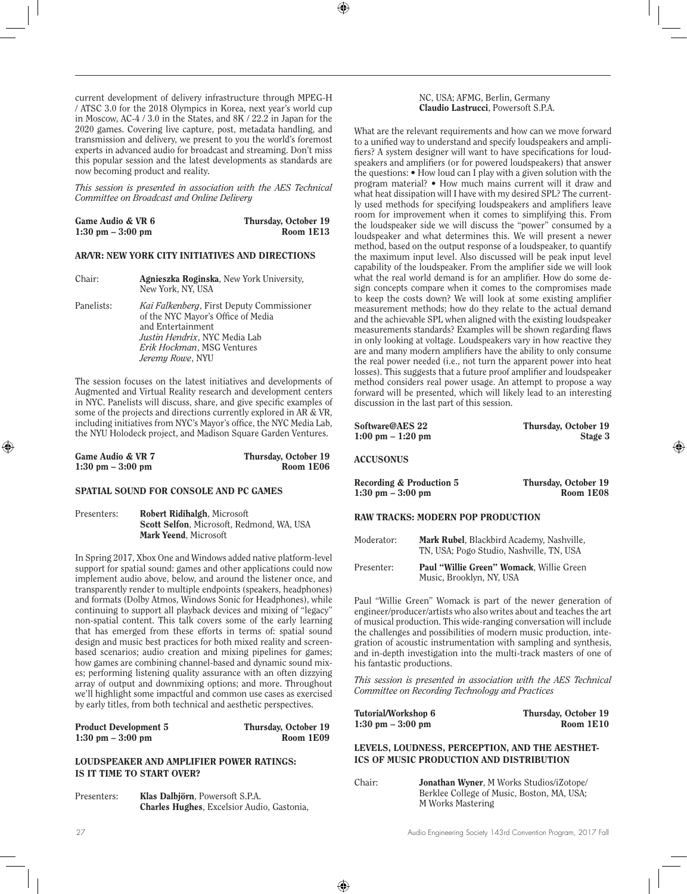current development of delivery infrastructure through MPEG-H / ATSC 3.0 for the 2018 Olympics in Korea, next year's world cup in Moscow, AC-4 / 3.0 in the States, and 8K / 22.2 in Japan for the 2020 games. Covering live capture, post, metadata handling, and transmission and delivery, we present to you the world's foremost experts in advanced audio for broadcast and streaming. Don't miss this popular session and the latest developments as standards are now becoming product and reality.

*This session is presented in association with the AES Technical Committee on Broadcast and Online Delivery*

**Game Audio & VR 6** — **Thursday, October 19**
**1:30 pm – 3:00 pm** — **Room 1E13**

### AR/VR: NEW YORK CITY INITIATIVES AND DIRECTIONS

Chair: **Agnieszka Roginska**, New York University, New York, NY, USA

Panelists: *Kai Falkenberg*, First Deputy Commissioner of the NYC Mayor's Office of Media and Entertainment
*Justin Hendrix*, NYC Media Lab
*Erik Hockman*, MSG Ventures
*Jeremy Rowe*, NYU

The session focuses on the latest initiatives and developments of Augmented and Virtual Reality research and development centers in NYC. Panelists will discuss, share, and give specific examples of some of the projects and directions currently explored in AR & VR, including initiatives from NYC's Mayor's office, the NYC Media Lab, the NYU Holodeck project, and Madison Square Garden Ventures.

**Game Audio & VR 7** — **Thursday, October 19**
**1:30 pm – 3:00 pm** — **Room 1E06**

### SPATIAL SOUND FOR CONSOLE AND PC GAMES

Presenters: **Robert Ridihalgh**, Microsoft
**Scott Selfon**, Microsoft, Redmond, WA, USA
**Mark Yeend**, Microsoft

In Spring 2017, Xbox One and Windows added native platform-level support for spatial sound: games and other applications could now implement audio above, below, and around the listener once, and transparently render to multiple endpoints (speakers, headphones) and formats (Dolby Atmos, Windows Sonic for Headphones), while continuing to support all playback devices and mixing of "legacy" non-spatial content. This talk covers some of the early learning that has emerged from these efforts in terms of: spatial sound design and music best practices for both mixed reality and screen-based scenarios; audio creation and mixing pipelines for games; how games are combining channel-based and dynamic sound mixes; performing listening quality assurance with an often dizzying array of output and downmixing options; and more. Throughout we'll highlight some impactful and common use cases as exercised by early titles, from both technical and aesthetic perspectives.

**Product Development 5** — **Thursday, October 19**
**1:30 pm – 3:00 pm** — **Room 1E09**

### LOUDSPEAKER AND AMPLIFIER POWER RATINGS: IS IT TIME TO START OVER?

Presenters: **Klas Dalbjörn**, Powersoft S.P.A.
**Charles Hughes**, Excelsior Audio, Gastonia, NC, USA; AFMG, Berlin, Germany
**Claudio Lastrucci**, Powersoft S.P.A.

What are the relevant requirements and how can we move forward to a unified way to understand and specify loudspeakers and amplifiers? A system designer will want to have specifications for loudspeakers and amplifiers (or for powered loudspeakers) that answer the questions: • How loud can I play with a given solution with the program material? • How much mains current will it draw and what heat dissipation will I have with my desired SPL? The currently used methods for specifying loudspeakers and amplifiers leave room for improvement when it comes to simplifying this. From the loudspeaker side we will discuss the "power" consumed by a loudspeaker and what determines this. We will present a newer method, based on the output response of a loudspeaker, to quantify the maximum input level. Also discussed will be peak input level capability of the loudspeaker. From the amplifier side we will look what the real world demand is for an amplifier. How do some design concepts compare when it comes to the compromises made to keep the costs down? We will look at some existing amplifier measurement methods; how do they relate to the actual demand and the achievable SPL when aligned with the existing loudspeaker measurements standards? Examples will be shown regarding flaws in only looking at voltage. Loudspeakers vary in how reactive they are and many modern amplifiers have the ability to only consume the real power needed (i.e., not turn the apparent power into heat losses). This suggests that a future proof amplifier and loudspeaker method considers real power usage. An attempt to propose a way forward will be presented, which will likely lead to an interesting discussion in the last part of this session.

**Software@AES 22** — **Thursday, October 19**
**1:00 pm – 1:20 pm** — **Stage 3**

### ACCUSONUS

**Recording & Production 5** — **Thursday, October 19**
**1:30 pm – 3:00 pm** — **Room 1E08**

### RAW TRACKS: MODERN POP PRODUCTION

Moderator: **Mark Rubel**, Blackbird Academy, Nashville, TN, USA; Pogo Studio, Nashville, TN, USA

Presenter: **Paul "Willie Green" Womack**, Willie Green Music, Brooklyn, NY, USA

Paul "Willie Green" Womack is part of the newer generation of engineer/producer/artists who also writes about and teaches the art of musical production. This wide-ranging conversation will include the challenges and possibilities of modern music production, integration of acoustic instrumentation with sampling and synthesis, and in-depth investigation into the multi-track masters of one of his fantastic productions.

*This session is presented in association with the AES Technical Committee on Recording Technology and Practices*

**Tutorial/Workshop 6** — **Thursday, October 19**
**1:30 pm – 3:00 pm** — **Room 1E10**

### LEVELS, LOUDNESS, PERCEPTION, AND THE AESTHETICS OF MUSIC PRODUCTION AND DISTRIBUTION

Chair: **Jonathan Wyner**, M Works Studios/iZotope/ Berklee College of Music, Boston, MA, USA; M Works Mastering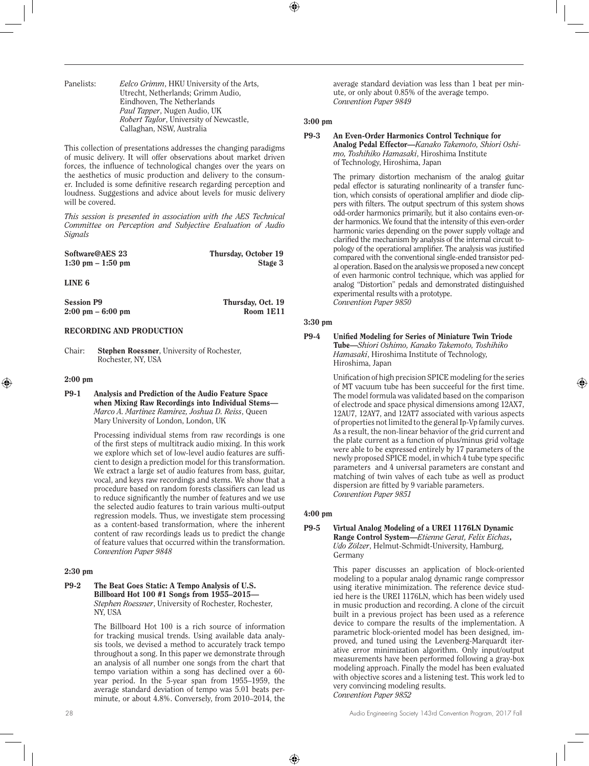Panelists: *Eelco Grimm*, HKU University of the Arts, Utrecht, Netherlands; Grimm Audio, Eindhoven, The Netherlands
*Paul Tapper*, Nugen Audio, UK
*Robert Taylor*, University of Newcastle, Callaghan, NSW, Australia

This collection of presentations addresses the changing paradigms of music delivery. It will offer observations about market driven forces, the influence of technological changes over the years on the aesthetics of music production and delivery to the consumer. Included is some definitive research regarding perception and loudness. Suggestions and advice about levels for music delivery will be covered.

*This session is presented in association with the AES Technical Committee on Perception and Subjective Evaluation of Audio Signals*

**Software@AES 23** **Thursday, October 19**
**1:30 pm – 1:50 pm** **Stage 3**

**LINE 6**

**Session P9** **Thursday, Oct. 19**
**2:00 pm – 6:00 pm** **Room 1E11**

## RECORDING AND PRODUCTION

Chair: **Stephen Roessner**, University of Rochester, Rochester, NY, USA

**2:00 pm**

**P9-1 Analysis and Prediction of the Audio Feature Space when Mixing Raw Recordings into Individual Stems**—*Marco A. Martínez Ramírez, Joshua D. Reiss*, Queen Mary University of London, London, UK

Processing individual stems from raw recordings is one of the first steps of multitrack audio mixing. In this work we explore which set of low-level audio features are sufficient to design a prediction model for this transformation. We extract a large set of audio features from bass, guitar, vocal, and keys raw recordings and stems. We show that a procedure based on random forests classifiers can lead us to reduce significantly the number of features and we use the selected audio features to train various multi-output regression models. Thus, we investigate stem processing as a content-based transformation, where the inherent content of raw recordings leads us to predict the change of feature values that occurred within the transformation.
*Convention Paper 9848*

**2:30 pm**

**P9-2 The Beat Goes Static: A Tempo Analysis of U.S. Billboard Hot 100 #1 Songs from 1955–2015**—*Stephen Roessner*, University of Rochester, Rochester, NY, USA

The Billboard Hot 100 is a rich source of information for tracking musical trends. Using available data analysis tools, we devised a method to accurately track tempo throughout a song. In this paper we demonstrate through an analysis of all number one songs from the chart that tempo variation within a song has declined over a 60-year period. In the 5-year span from 1955–1959, the average standard deviation of tempo was 5.01 beats per minute, or about 4.8%. Conversely, from 2010–2014, the average standard deviation was less than 1 beat per minute, or only about 0.85% of the average tempo.
*Convention Paper 9849*

**3:00 pm**

**P9-3 An Even-Order Harmonics Control Technique for Analog Pedal Effector**—*Kanako Takemoto, Shiori Oshimo, Toshihiko Hamasaki*, Hiroshima Institute of Technology, Hiroshima, Japan

The primary distortion mechanism of the analog guitar pedal effector is saturating nonlinearity of a transfer function, which consists of operational amplifier and diode clippers with filters. The output spectrum of this system shows odd-order harmonics primarily, but it also contains even-order harmonics. We found that the intensity of this even-order harmonic varies depending on the power supply voltage and clarified the mechanism by analysis of the internal circuit topology of the operational amplifier. The analysis was justified compared with the conventional single-ended transistor pedal operation. Based on the analysis we proposed a new concept of even harmonic control technique, which was applied for analog "Distortion" pedals and demonstrated distinguished experimental results with a prototype.
*Convention Paper 9850*

**3:30 pm**

**P9-4 Unified Modeling for Series of Miniature Twin Triode Tube**—*Shiori Oshimo, Kanako Takemoto, Toshihiko Hamasaki*, Hiroshima Institute of Technology, Hiroshima, Japan

Unification of high precision SPICE modeling for the series of MT vacuum tube has been succeeful for the first time. The model formula was validated based on the comparison of electrode and space physical dimensions among 12AX7, 12AU7, 12AY7, and 12AT7 associated with various aspects of properties not limited to the general Ip-Vp family curves. As a result, the non-linear behavior of the grid current and the plate current as a function of plus/minus grid voltage were able to be expressed entirely by 17 parameters of the newly proposed SPICE model, in which 4 tube type specific parameters and 4 universal parameters are constant and matching of twin valves of each tube as well as product dispersion are fitted by 9 variable parameters.
*Convention Paper 9851*

**4:00 pm**

**P9-5 Virtual Analog Modeling of a UREI 1176LN Dynamic Range Control System**—*Etienne Gerat, Felix Eichas, Udo Zölzer*, Helmut-Schmidt-University, Hamburg, Germany

This paper discusses an application of block-oriented modeling to a popular analog dynamic range compressor using iterative minimization. The reference device studied here is the UREI 1176LN, which has been widely used in music production and recording. A clone of the circuit built in a previous project has been used as a reference device to compare the results of the implementation. A parametric block-oriented model has been designed, improved, and tuned using the Levenberg-Marquardt iterative error minimization algorithm. Only input/output measurements have been performed following a gray-box modeling approach. Finally the model has been evaluated with objective scores and a listening test. This work led to very convincing modeling results.
*Convention Paper 9852*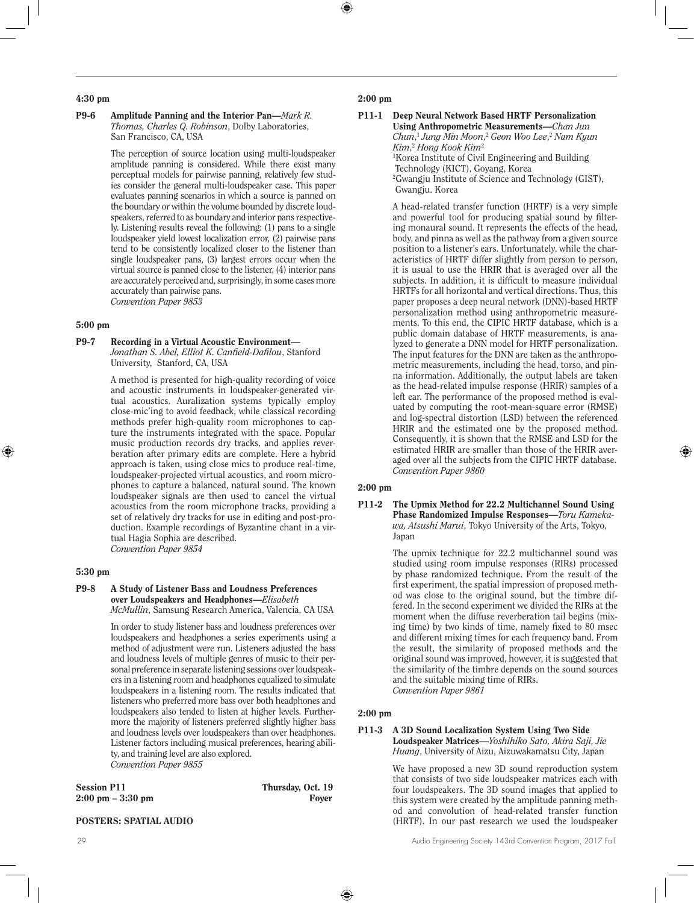4:30 pm

**P9-6 Amplitude Panning and the Interior Pan**—*Mark R. Thomas, Charles Q. Robinson*, Dolby Laboratories, San Francisco, CA, USA

The perception of source location using multi-loudspeaker amplitude panning is considered. While there exist many perceptual models for pairwise panning, relatively few studies consider the general multi-loudspeaker case. This paper evaluates panning scenarios in which a source is panned on the boundary or within the volume bounded by discrete loudspeakers, referred to as boundary and interior pans respectively. Listening results reveal the following: (1) pans to a single loudspeaker yield lowest localization error, (2) pairwise pans tend to be consistently localized closer to the listener than single loudspeaker pans, (3) largest errors occur when the virtual source is panned close to the listener, (4) interior pans are accurately perceived and, surprisingly, in some cases more accurately than pairwise pans.
*Convention Paper 9853*

5:00 pm

**P9-7 Recording in a Virtual Acoustic Environment**—*Jonathan S. Abel, Elliot K. Canfield-Dafilou*, Stanford University, Stanford, CA, USA

A method is presented for high-quality recording of voice and acoustic instruments in loudspeaker-generated virtual acoustics. Auralization systems typically employ close-mic'ing to avoid feedback, while classical recording methods prefer high-quality room microphones to capture the instruments integrated with the space. Popular music production records dry tracks, and applies reverberation after primary edits are complete. Here a hybrid approach is taken, using close mics to produce real-time, loudspeaker-projected virtual acoustics, and room microphones to capture a balanced, natural sound. The known loudspeaker signals are then used to cancel the virtual acoustics from the room microphone tracks, providing a set of relatively dry tracks for use in editing and post-production. Example recordings of Byzantine chant in a virtual Hagia Sophia are described.
*Convention Paper 9854*

5:30 pm

**P9-8 A Study of Listener Bass and Loudness Preferences over Loudspeakers and Headphones**—*Elisabeth McMullin*, Samsung Research America, Valencia, CA USA

In order to study listener bass and loudness preferences over loudspeakers and headphones a series experiments using a method of adjustment were run. Listeners adjusted the bass and loudness levels of multiple genres of music to their personal preference in separate listening sessions over loudspeakers in a listening room and headphones equalized to simulate loudspeakers in a listening room. The results indicated that listeners who preferred more bass over both headphones and loudspeakers also tended to listen at higher levels. Furthermore the majority of listeners preferred slightly higher bass and loudness levels over loudspeakers than over headphones. Listener factors including musical preferences, hearing ability, and training level are also explored.
*Convention Paper 9855*

**Session P11** Thursday, Oct. 19
**2:00 pm – 3:30 pm** Foyer

**POSTERS: SPATIAL AUDIO**

2:00 pm

**P11-1 Deep Neural Network Based HRTF Personalization Using Anthropometric Measurements**—*Chan Jun Chun,*[1] *Jung Min Moon,*[2] *Geon Woo Lee,*[2] *Nam Kyun Kim,*[2] *Hong Kook Kim*[2]
[1]Korea Institute of Civil Engineering and Building Technology (KICT), Goyang, Korea
[2]Gwangju Institute of Science and Technology (GIST), Gwangju. Korea

A head-related transfer function (HRTF) is a very simple and powerful tool for producing spatial sound by filtering monaural sound. It represents the effects of the head, body, and pinna as well as the pathway from a given source position to a listener's ears. Unfortunately, while the characteristics of HRTF differ slightly from person to person, it is usual to use the HRIR that is averaged over all the subjects. In addition, it is difficult to measure individual HRTFs for all horizontal and vertical directions. Thus, this paper proposes a deep neural network (DNN)-based HRTF personalization method using anthropometric measurements. To this end, the CIPIC HRTF database, which is a public domain database of HRTF measurements, is analyzed to generate a DNN model for HRTF personalization. The input features for the DNN are taken as the anthropometric measurements, including the head, torso, and pinna information. Additionally, the output labels are taken as the head-related impulse response (HRIR) samples of a left ear. The performance of the proposed method is evaluated by computing the root-mean-square error (RMSE) and log-spectral distortion (LSD) between the referenced HRIR and the estimated one by the proposed method. Consequently, it is shown that the RMSE and LSD for the estimated HRIR are smaller than those of the HRIR averaged over all the subjects from the CIPIC HRTF database.
*Convention Paper 9860*

2:00 pm

**P11-2 The Upmix Method for 22.2 Multichannel Sound Using Phase Randomized Impulse Responses**—*Toru Kamekawa, Atsushi Marui*, Tokyo University of the Arts, Tokyo, Japan

The upmix technique for 22.2 multichannel sound was studied using room impulse responses (RIRs) processed by phase randomized technique. From the result of the first experiment, the spatial impression of proposed method was close to the original sound, but the timbre differed. In the second experiment we divided the RIRs at the moment when the diffuse reverberation tail begins (mixing time) by two kinds of time, namely fixed to 80 msec and different mixing times for each frequency band. From the result, the similarity of proposed methods and the original sound was improved, however, it is suggested that the similarity of the timbre depends on the sound sources and the suitable mixing time of RIRs.
*Convention Paper 9861*

2:00 pm

**P11-3 A 3D Sound Localization System Using Two Side Loudspeaker Matrices**—*Yoshihiko Sato, Akira Saji, Jie Huang*, University of Aizu, Aizuwakamatsu City, Japan

We have proposed a new 3D sound reproduction system that consists of two side loudspeaker matrices each with four loudspeakers. The 3D sound images that applied to this system were created by the amplitude panning method and convolution of head-related transfer function (HRTF). In our past research we used the loudspeaker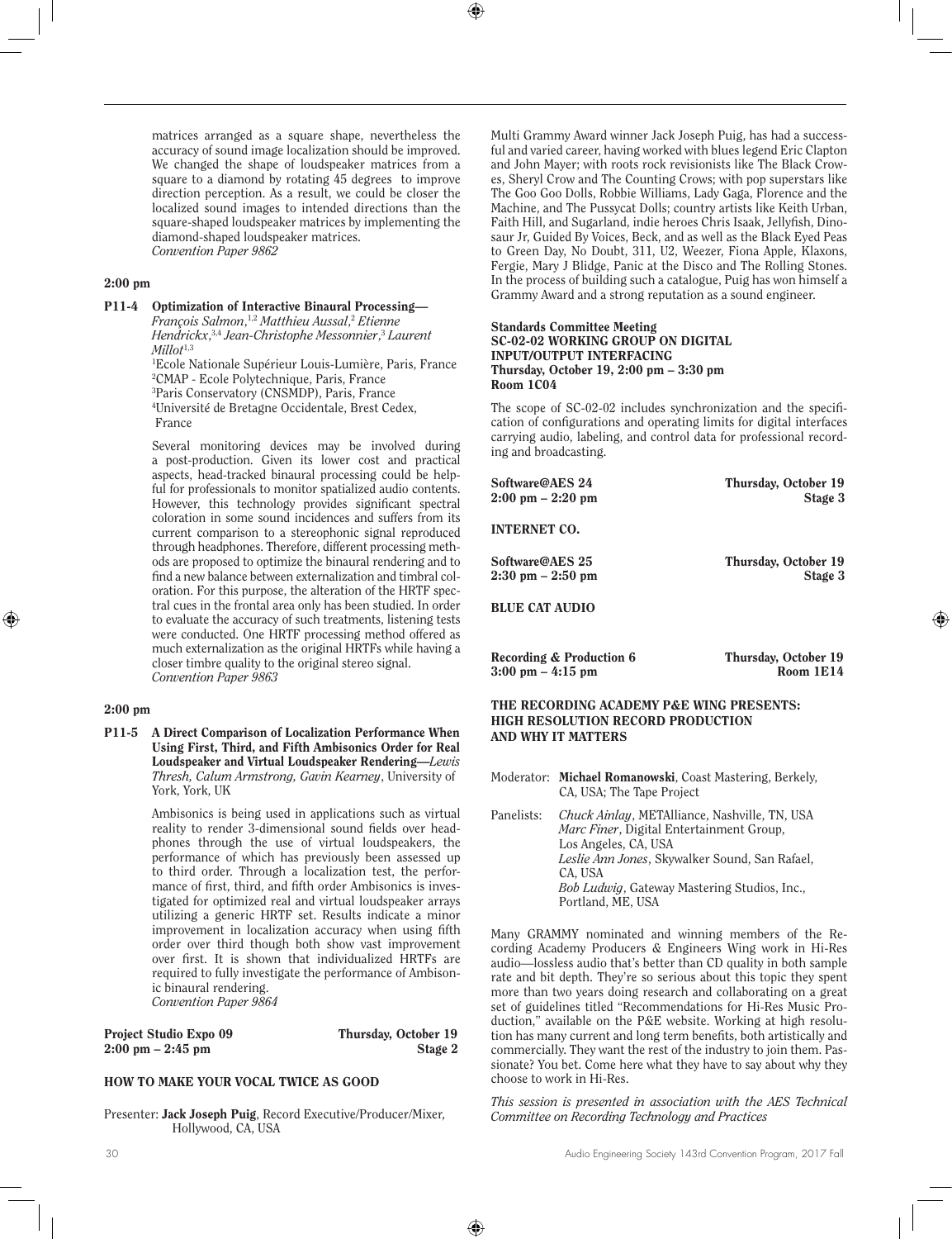matrices arranged as a square shape, nevertheless the accuracy of sound image localization should be improved. We changed the shape of loudspeaker matrices from a square to a diamond by rotating 45 degrees to improve direction perception. As a result, we could be closer the localized sound images to intended directions than the square-shaped loudspeaker matrices by implementing the diamond-shaped loudspeaker matrices.
*Convention Paper 9862*

**2:00 pm**

**P11-4 Optimization of Interactive Binaural Processing—** *François Salmon,*[1,2] *Matthieu Aussal,*[2] *Etienne Hendrickx,*[3,4] *Jean-Christophe Messonnier,*[3] *Laurent Millot*[1,3]
[1]Ecole Nationale Supérieur Louis-Lumière, Paris, France
[2]CMAP - Ecole Polytechnique, Paris, France
[3]Paris Conservatory (CNSMDP), Paris, France
[4]Université de Bretagne Occidentale, Brest Cedex, France

Several monitoring devices may be involved during a post-production. Given its lower cost and practical aspects, head-tracked binaural processing could be helpful for professionals to monitor spatialized audio contents. However, this technology provides significant spectral coloration in some sound incidences and suffers from its current comparison to a stereophonic signal reproduced through headphones. Therefore, different processing methods are proposed to optimize the binaural rendering and to find a new balance between externalization and timbral coloration. For this purpose, the alteration of the HRTF spectral cues in the frontal area only has been studied. In order to evaluate the accuracy of such treatments, listening tests were conducted. One HRTF processing method offered as much externalization as the original HRTFs while having a closer timbre quality to the original stereo signal.
*Convention Paper 9863*

**2:00 pm**

**P11-5 A Direct Comparison of Localization Performance When Using First, Third, and Fifth Ambisonics Order for Real Loudspeaker and Virtual Loudspeaker Rendering—***Lewis Thresh, Calum Armstrong, Gavin Kearney*, University of York, York, UK

Ambisonics is being used in applications such as virtual reality to render 3-dimensional sound fields over headphones through the use of virtual loudspeakers, the performance of which has previously been assessed up to third order. Through a localization test, the performance of first, third, and fifth order Ambisonics is investigated for optimized real and virtual loudspeaker arrays utilizing a generic HRTF set. Results indicate a minor improvement in localization accuracy when using fifth order over third though both show vast improvement over first. It is shown that individualized HRTFs are required to fully investigate the performance of Ambisonic binaural rendering.
*Convention Paper 9864*

**Project Studio Expo 09** — **Thursday, October 19**
**2:00 pm – 2:45 pm** — **Stage 2**

**HOW TO MAKE YOUR VOCAL TWICE AS GOOD**

Presenter: **Jack Joseph Puig**, Record Executive/Producer/Mixer, Hollywood, CA, USA

Multi Grammy Award winner Jack Joseph Puig, has had a successful and varied career, having worked with blues legend Eric Clapton and John Mayer; with roots rock revisionists like The Black Crowes, Sheryl Crow and The Counting Crows; with pop superstars like The Goo Goo Dolls, Robbie Williams, Lady Gaga, Florence and the Machine, and The Pussycat Dolls; country artists like Keith Urban, Faith Hill, and Sugarland, indie heroes Chris Isaak, Jellyfish, Dinosaur Jr, Guided By Voices, Beck, and as well as the Black Eyed Peas to Green Day, No Doubt, 311, U2, Weezer, Fiona Apple, Klaxons, Fergie, Mary J Blidge, Panic at the Disco and The Rolling Stones. In the process of building such a catalogue, Puig has won himself a Grammy Award and a strong reputation as a sound engineer.

**Standards Committee Meeting**
**SC-02-02 WORKING GROUP ON DIGITAL INPUT/OUTPUT INTERFACING**
**Thursday, October 19, 2:00 pm – 3:30 pm**
**Room 1C04**

The scope of SC-02-02 includes synchronization and the specification of configurations and operating limits for digital interfaces carrying audio, labeling, and control data for professional recording and broadcasting.

**Software@AES 24** — **Thursday, October 19**
**2:00 pm – 2:20 pm** — **Stage 3**

**INTERNET CO.**

**Software@AES 25** — **Thursday, October 19**
**2:30 pm – 2:50 pm** — **Stage 3**

**BLUE CAT AUDIO**

**Recording & Production 6** — **Thursday, October 19**
**3:00 pm – 4:15 pm** — **Room 1E14**

**THE RECORDING ACADEMY P&E WING PRESENTS: HIGH RESOLUTION RECORD PRODUCTION AND WHY IT MATTERS**

Moderator: **Michael Romanowski**, Coast Mastering, Berkely, CA, USA; The Tape Project

Panelists: *Chuck Ainlay*, METAlliance, Nashville, TN, USA
*Marc Finer*, Digital Entertainment Group, Los Angeles, CA, USA
*Leslie Ann Jones*, Skywalker Sound, San Rafael, CA, USA
*Bob Ludwig*, Gateway Mastering Studios, Inc., Portland, ME, USA

Many GRAMMY nominated and winning members of the Recording Academy Producers & Engineers Wing work in Hi-Res audio—lossless audio that's better than CD quality in both sample rate and bit depth. They're so serious about this topic they spent more than two years doing research and collaborating on a great set of guidelines titled "Recommendations for Hi-Res Music Production," available on the P&E website. Working at high resolution has many current and long term benefits, both artistically and commercially. They want the rest of the industry to join them. Passionate? You bet. Come here what they have to say about why they choose to work in Hi-Res.

*This session is presented in association with the AES Technical Committee on Recording Technology and Practices*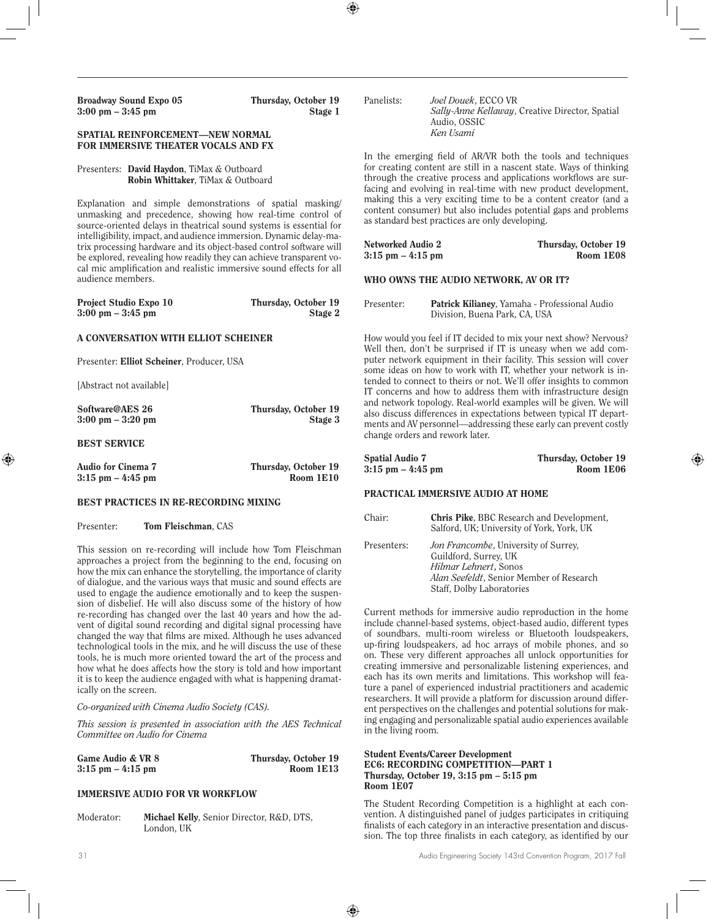**Broadway Sound Expo 05** **Thursday, October 19**
**3:00 pm – 3:45 pm** **Stage 1**

### SPATIAL REINFORCEMENT—NEW NORMAL FOR IMMERSIVE THEATER VOCALS AND FX

Presenters: **David Haydon**, TiMax & Outboard
**Robin Whittaker**, TiMax & Outboard

Explanation and simple demonstrations of spatial masking/unmasking and precedence, showing how real-time control of source-oriented delays in theatrical sound systems is essential for intelligibility, impact, and audience immersion. Dynamic delay-matrix processing hardware and its object-based control software will be explored, revealing how readily they can achieve transparent vocal mic amplification and realistic immersive sound effects for all audience members.

**Project Studio Expo 10** **Thursday, October 19**
**3:00 pm – 3:45 pm** **Stage 2**

### A CONVERSATION WITH ELLIOT SCHEINER

Presenter: **Elliot Scheiner**, Producer, USA

[Abstract not available]

**Software@AES 26** **Thursday, October 19**
**3:00 pm – 3:20 pm** **Stage 3**

### BEST SERVICE

**Audio for Cinema 7** **Thursday, October 19**
**3:15 pm – 4:45 pm** **Room 1E10**

### BEST PRACTICES IN RE-RECORDING MIXING

Presenter: **Tom Fleischman**, CAS

This session on re-recording will include how Tom Fleischman approaches a project from the beginning to the end, focusing on how the mix can enhance the storytelling, the importance of clarity of dialogue, and the various ways that music and sound effects are used to engage the audience emotionally and to keep the suspension of disbelief. He will also discuss some of the history of how re-recording has changed over the last 40 years and how the advent of digital sound recording and digital signal processing have changed the way that films are mixed. Although he uses advanced technological tools in the mix, and he will discuss the use of these tools, he is much more oriented toward the art of the process and how what he does affects how the story is told and how important it is to keep the audience engaged with what is happening dramatically on the screen.

*Co-organized with Cinema Audio Society (CAS).*

*This session is presented in association with the AES Technical Committee on Audio for Cinema*

**Game Audio & VR 8** **Thursday, October 19**
**3:15 pm – 4:15 pm** **Room 1E13**

### IMMERSIVE AUDIO FOR VR WORKFLOW

Moderator: **Michael Kelly**, Senior Director, R&D, DTS, London, UK

Panelists: *Joel Douek*, ECCO VR
*Sally-Anne Kellaway*, Creative Director, Spatial Audio, OSSIC
*Ken Usami*

In the emerging field of AR/VR both the tools and techniques for creating content are still in a nascent state. Ways of thinking through the creative process and applications workflows are surfacing and evolving in real-time with new product development, making this a very exciting time to be a content creator (and a content consumer) but also includes potential gaps and problems as standard best practices are only developing.

**Networked Audio 2** **Thursday, October 19**
**3:15 pm – 4:15 pm** **Room 1E08**

### WHO OWNS THE AUDIO NETWORK, AV OR IT?

Presenter: **Patrick Kilianey**, Yamaha - Professional Audio Division, Buena Park, CA, USA

How would you feel if IT decided to mix your next show? Nervous? Well then, don't be surprised if IT is uneasy when we add computer network equipment in their facility. This session will cover some ideas on how to work with IT, whether your network is intended to connect to theirs or not. We'll offer insights to common IT concerns and how to address them with infrastructure design and network topology. Real-world examples will be given. We will also discuss differences in expectations between typical IT departments and AV personnel—addressing these early can prevent costly change orders and rework later.

**Spatial Audio 7** **Thursday, October 19**
**3:15 pm – 4:45 pm** **Room 1E06**

### PRACTICAL IMMERSIVE AUDIO AT HOME

Chair: **Chris Pike**, BBC Research and Development, Salford, UK; University of York, York, UK

Presenters: *Jon Francombe*, University of Surrey, Guildford, Surrey, UK
*Hilmar Lehnert*, Sonos
*Alan Seefeldt*, Senior Member of Research Staff, Dolby Laboratories

Current methods for immersive audio reproduction in the home include channel-based systems, object-based audio, different types of soundbars, multi-room wireless or Bluetooth loudspeakers, up-firing loudspeakers, ad hoc arrays of mobile phones, and so on. These very different approaches all unlock opportunities for creating immersive and personalizable listening experiences, and each has its own merits and limitations. This workshop will feature a panel of experienced industrial practitioners and academic researchers. It will provide a platform for discussion around different perspectives on the challenges and potential solutions for making engaging and personalizable spatial audio experiences available in the living room.

**Student Events/Career Development**
**EC6: RECORDING COMPETITION—PART 1**
**Thursday, October 19, 3:15 pm – 5:15 pm**
**Room 1E07**

The Student Recording Competition is a highlight at each convention. A distinguished panel of judges participates in critiquing finalists of each category in an interactive presentation and discussion. The top three finalists in each category, as identified by our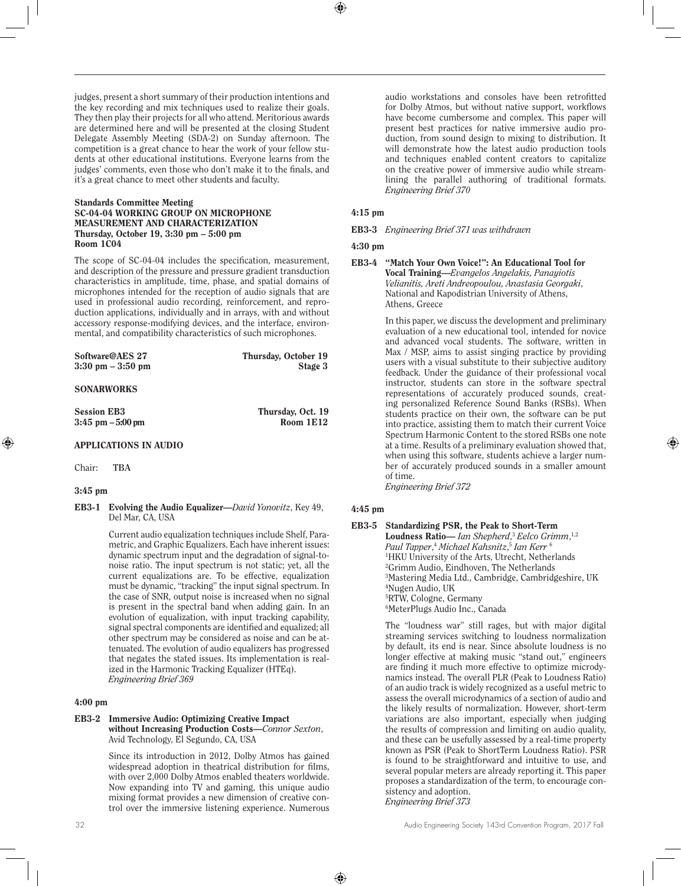judges, present a short summary of their production intentions and the key recording and mix techniques used to realize their goals. They then play their projects for all who attend. Meritorious awards are determined here and will be presented at the closing Student Delegate Assembly Meeting (SDA-2) on Sunday afternoon. The competition is a great chance to hear the work of your fellow students at other educational institutions. Everyone learns from the judges' comments, even those who don't make it to the finals, and it's a great chance to meet other students and faculty.

**Standards Committee Meeting**
**SC-04-04 WORKING GROUP ON MICROPHONE MEASUREMENT AND CHARACTERIZATION**
**Thursday, October 19, 3:30 pm – 5:00 pm**
**Room 1C04**

The scope of SC-04-04 includes the specification, measurement, and description of the pressure and pressure gradient transduction characteristics in amplitude, time, phase, and spatial domains of microphones intended for the reception of audio signals that are used in professional audio recording, reinforcement, and reproduction applications, individually and in arrays, with and without accessory response-modifying devices, and the interface, environmental, and compatibility characteristics of such microphones.

**Software@AES 27** — **Thursday, October 19**
**3:30 pm – 3:50 pm** — **Stage 3**

**SONARWORKS**

**Session EB3** — **Thursday, Oct. 19**
**3:45 pm – 5:00 pm** — **Room 1E12**

**APPLICATIONS IN AUDIO**

Chair: TBA

**3:45 pm**

**EB3-1 Evolving the Audio Equalizer**—*David Yonovitz*, Key 49, Del Mar, CA, USA

Current audio equalization techniques include Shelf, Parametric, and Graphic Equalizers. Each have inherent issues: dynamic spectrum input and the degradation of signal-to-noise ratio. The input spectrum is not static; yet, all the current equalizations are. To be effective, equalization must be dynamic, "tracking" the input signal spectrum. In the case of SNR, output noise is increased when no signal is present in the spectral band when adding gain. In an evolution of equalization, with input tracking capability, signal spectral components are identified and equalized; all other spectrum may be considered as noise and can be attenuated. The evolution of audio equalizers has progressed that negates the stated issues. Its implementation is realized in the Harmonic Tracking Equalizer (HTEq).
*Engineering Brief 369*

**4:00 pm**

**EB3-2 Immersive Audio: Optimizing Creative Impact without Increasing Production Costs**—*Connor Sexton*, Avid Technology, El Segundo, CA, USA

Since its introduction in 2012, Dolby Atmos has gained widespread adoption in theatrical distribution for films, with over 2,000 Dolby Atmos enabled theaters worldwide. Now expanding into TV and gaming, this unique audio mixing format provides a new dimension of creative control over the immersive listening experience. Numerous audio workstations and consoles have been retrofitted for Dolby Atmos, but without native support, workflows have become cumbersome and complex. This paper will present best practices for native immersive audio production, from sound design to mixing to distribution. It will demonstrate how the latest audio production tools and techniques enabled content creators to capitalize on the creative power of immersive audio while streamlining the parallel authoring of traditional formats.
*Engineering Brief 370*

**4:15 pm**

**EB3-3** *Engineering Brief 371 was withdrawn*

**4:30 pm**

**EB3-4 "Match Your Own Voice!": An Educational Tool for Vocal Training**—*Evangelos Angelakis, Panayiotis Velianitis, Areti Andreopoulou, Anastasia Georgaki*, National and Kapodistrian University of Athens, Athens, Greece

In this paper, we discuss the development and preliminary evaluation of a new educational tool, intended for novice and advanced vocal students. The software, written in Max / MSP, aims to assist singing practice by providing users with a visual substitute to their subjective auditory feedback. Under the guidance of their professional vocal instructor, students can store in the software spectral representations of accurately produced sounds, creating personalized Reference Sound Banks (RSBs). When students practice on their own, the software can be put into practice, assisting them to match their current Voice Spectrum Harmonic Content to the stored RSBs one note at a time. Results of a preliminary evaluation showed that, when using this software, students achieve a larger number of accurately produced sounds in a smaller amount of time.
*Engineering Brief 372*

**4:45 pm**

**EB3-5 Standardizing PSR, the Peak to Short-Term Loudness Ratio**— *Ian Shepherd*,[3] *Eelco Grimm*,[1,2] *Paul Tapper*,[4] *Michael Kahsnitz*,[5] *Ian Kerr* [6]
[1]HKU University of the Arts, Utrecht, Netherlands
[2]Grimm Audio, Eindhoven, The Netherlands
[3]Mastering Media Ltd., Cambridge, Cambridgeshire, UK
[4]Nugen Audio, UK
[5]RTW, Cologne, Germany
[6]MeterPlugs Audio Inc., Canada

The "loudness war" still rages, but with major digital streaming services switching to loudness normalization by default, its end is near. Since absolute loudness is no longer effective at making music "stand out," engineers are finding it much more effective to optimize microdynamics instead. The overall PLR (Peak to Loudness Ratio) of an audio track is widely recognized as a useful metric to assess the overall microdynamics of a section of audio and the likely results of normalization. However, short-term variations are also important, especially when judging the results of compression and limiting on audio quality, and these can be usefully assessed by a real-time property known as PSR (Peak to ShortTerm Loudness Ratio). PSR is found to be straightforward and intuitive to use, and several popular meters are already reporting it. This paper proposes a standardization of the term, to encourage consistency and adoption.
*Engineering Brief 373*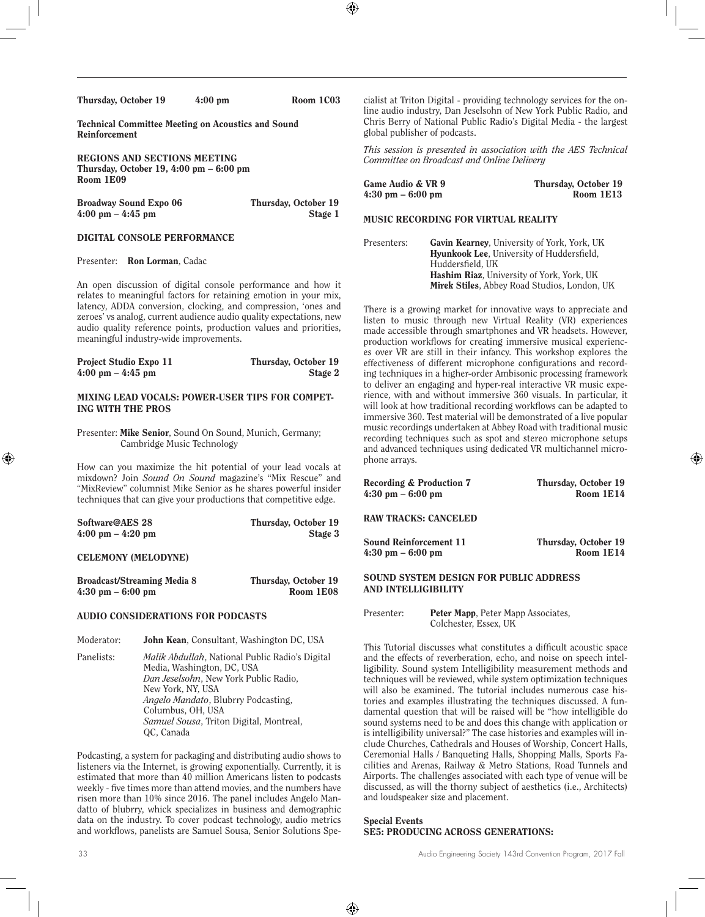**Thursday, October 19 4:00 pm Room 1C03**

**Technical Committee Meeting on Acoustics and Sound Reinforcement**

**REGIONS AND SECTIONS MEETING**
**Thursday, October 19, 4:00 pm – 6:00 pm**
**Room 1E09**

**Broadway Sound Expo 06** **Thursday, October 19**
**4:00 pm – 4:45 pm** **Stage 1**

**DIGITAL CONSOLE PERFORMANCE**

Presenter: **Ron Lorman**, Cadac

An open discussion of digital console performance and how it relates to meaningful factors for retaining emotion in your mix, latency, ADDA conversion, clocking, and compression, 'ones and zeroes' vs analog, current audience audio quality expectations, new audio quality reference points, production values and priorities, meaningful industry-wide improvements.

**Project Studio Expo 11** **Thursday, October 19**
**4:00 pm – 4:45 pm** **Stage 2**

**MIXING LEAD VOCALS: POWER-USER TIPS FOR COMPETING WITH THE PROS**

Presenter: **Mike Senior**, Sound On Sound, Munich, Germany; Cambridge Music Technology

How can you maximize the hit potential of your lead vocals at mixdown? Join *Sound On Sound* magazine's "Mix Rescue" and "MixReview" columnist Mike Senior as he shares powerful insider techniques that can give your productions that competitive edge.

**Software@AES 28** **Thursday, October 19**
**4:00 pm – 4:20 pm** **Stage 3**

**CELEMONY (MELODYNE)**

**Broadcast/Streaming Media 8** **Thursday, October 19**
**4:30 pm – 6:00 pm** **Room 1E08**

**AUDIO CONSIDERATIONS FOR PODCASTS**

Moderator: **John Kean**, Consultant, Washington DC, USA

Panelists: *Malik Abdullah*, National Public Radio's Digital Media, Washington, DC, USA
*Dan Jeselsohn*, New York Public Radio, New York, NY, USA
*Angelo Mandato*, Blubrry Podcasting, Columbus, OH, USA
*Samuel Sousa*, Triton Digital, Montreal, QC, Canada

Podcasting, a system for packaging and distributing audio shows to listeners via the Internet, is growing exponentially. Currently, it is estimated that more than 40 million Americans listen to podcasts weekly - five times more than attend movies, and the numbers have risen more than 10% since 2016. The panel includes Angelo Mandatto of blubrry, whick specializes in business and demographic data on the industry. To cover podcast technology, audio metrics and workflows, panelists are Samuel Sousa, Senior Solutions Specialist at Triton Digital - providing technology services for the online audio industry, Dan Jeselsohn of New York Public Radio, and Chris Berry of National Public Radio's Digital Media - the largest global publisher of podcasts.

*This session is presented in association with the AES Technical Committee on Broadcast and Online Delivery*

**Game Audio & VR 9** **Thursday, October 19**
**4:30 pm – 6:00 pm** **Room 1E13**

**MUSIC RECORDING FOR VIRTUAL REALITY**

Presenters: **Gavin Kearney**, University of York, York, UK
**Hyunkook Lee**, University of Huddersfield, Huddersfield, UK
**Hashim Riaz**, University of York, York, UK
**Mirek Stiles**, Abbey Road Studios, London, UK

There is a growing market for innovative ways to appreciate and listen to music through new Virtual Reality (VR) experiences made accessible through smartphones and VR headsets. However, production workflows for creating immersive musical experiences over VR are still in their infancy. This workshop explores the effectiveness of different microphone configurations and recording techniques in a higher-order Ambisonic processing framework to deliver an engaging and hyper-real interactive VR music experience, with and without immersive 360 visuals. In particular, it will look at how traditional recording workflows can be adapted to immersive 360. Test material will be demonstrated of a live popular music recordings undertaken at Abbey Road with traditional music recording techniques such as spot and stereo microphone setups and advanced techniques using dedicated VR multichannel microphone arrays.

**Recording & Production 7** **Thursday, October 19**
**4:30 pm – 6:00 pm** **Room 1E14**

**RAW TRACKS: CANCELED**

**Sound Reinforcement 11** **Thursday, October 19**
**4:30 pm – 6:00 pm** **Room 1E14**

**SOUND SYSTEM DESIGN FOR PUBLIC ADDRESS AND INTELLIGIBILITY**

Presenter: **Peter Mapp**, Peter Mapp Associates, Colchester, Essex, UK

This Tutorial discusses what constitutes a difficult acoustic space and the effects of reverberation, echo, and noise on speech intelligibility. Sound system Intelligibility measurement methods and techniques will be reviewed, while system optimization techniques will also be examined. The tutorial includes numerous case histories and examples illustrating the techniques discussed. A fundamental question that will be raised will be "how intelligible do sound systems need to be and does this change with application or is intelligibility universal?" The case histories and examples will include Churches, Cathedrals and Houses of Worship, Concert Halls, Ceremonial Halls / Banqueting Halls, Shopping Malls, Sports Facilities and Arenas, Railway & Metro Stations, Road Tunnels and Airports. The challenges associated with each type of venue will be discussed, as will the thorny subject of aesthetics (i.e., Architects) and loudspeaker size and placement.

**Special Events**
**SE5: PRODUCING ACROSS GENERATIONS:**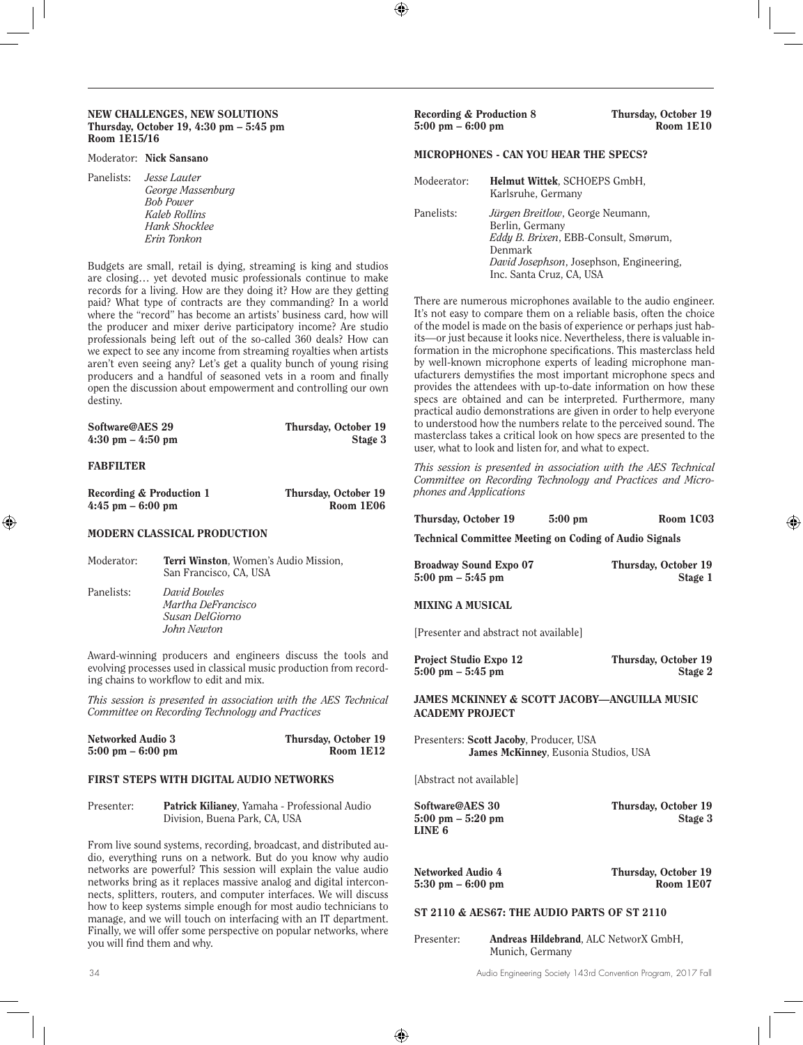**NEW CHALLENGES, NEW SOLUTIONS**
**Thursday, October 19, 4:30 pm – 5:45 pm**
**Room 1E15/16**

Moderator: **Nick Sansano**

Panelists: *Jesse Lauter*
*George Massenburg*
*Bob Power*
*Kaleb Rollins*
*Hank Shocklee*
*Erin Tonkon*

Budgets are small, retail is dying, streaming is king and studios are closing… yet devoted music professionals continue to make records for a living. How are they doing it? How are they getting paid? What type of contracts are they commanding? In a world where the "record" has become an artists' business card, how will the producer and mixer derive participatory income? Are studio professionals being left out of the so-called 360 deals? How can we expect to see any income from streaming royalties when artists aren't even seeing any? Let's get a quality bunch of young rising producers and a handful of seasoned vets in a room and finally open the discussion about empowerment and controlling our own destiny.

**Software@AES 29** — **Thursday, October 19**
**4:30 pm – 4:50 pm** — **Stage 3**

**FABFILTER**

**Recording & Production 1** — **Thursday, October 19**
**4:45 pm – 6:00 pm** — **Room 1E06**

**MODERN CLASSICAL PRODUCTION**

Moderator: **Terri Winston**, Women's Audio Mission, San Francisco, CA, USA

Panelists: *David Bowles*
*Martha DeFrancisco*
*Susan DelGiorno*
*John Newton*

Award-winning producers and engineers discuss the tools and evolving processes used in classical music production from recording chains to workflow to edit and mix.

*This session is presented in association with the AES Technical Committee on Recording Technology and Practices*

**Networked Audio 3** — **Thursday, October 19**
**5:00 pm – 6:00 pm** — **Room 1E12**

**FIRST STEPS WITH DIGITAL AUDIO NETWORKS**

Presenter: **Patrick Kilianey**, Yamaha - Professional Audio Division, Buena Park, CA, USA

From live sound systems, recording, broadcast, and distributed audio, everything runs on a network. But do you know why audio networks are powerful? This session will explain the value audio networks bring as it replaces massive analog and digital interconnects, splitters, routers, and computer interfaces. We will discuss how to keep systems simple enough for most audio technicians to manage, and we will touch on interfacing with an IT department. Finally, we will offer some perspective on popular networks, where you will find them and why.

**Recording & Production 8** — **Thursday, October 19**
**5:00 pm – 6:00 pm** — **Room 1E10**

**MICROPHONES - CAN YOU HEAR THE SPECS?**

Modeerator: **Helmut Wittek**, SCHOEPS GmbH, Karlsruhe, Germany

Panelists: *Jürgen Breitlow*, George Neumann, Berlin, Germany
*Eddy B. Brixen*, EBB-Consult, Smørum, Denmark
*David Josephson*, Josephson, Engineering, Inc. Santa Cruz, CA, USA

There are numerous microphones available to the audio engineer. It's not easy to compare them on a reliable basis, often the choice of the model is made on the basis of experience or perhaps just habits—or just because it looks nice. Nevertheless, there is valuable information in the microphone specifications. This masterclass held by well-known microphone experts of leading microphone manufacturers demystifies the most important microphone specs and provides the attendees with up-to-date information on how these specs are obtained and can be interpreted. Furthermore, many practical audio demonstrations are given in order to help everyone to understood how the numbers relate to the perceived sound. The masterclass takes a critical look on how specs are presented to the user, what to look and listen for, and what to expect.

*This session is presented in association with the AES Technical Committee on Recording Technology and Practices and Microphones and Applications*

**Thursday, October 19** — **5:00 pm** — **Room 1C03**

**Technical Committee Meeting on Coding of Audio Signals**

**Broadway Sound Expo 07** — **Thursday, October 19**
**5:00 pm – 5:45 pm** — **Stage 1**

**MIXING A MUSICAL**

[Presenter and abstract not available]

**Project Studio Expo 12** — **Thursday, October 19**
**5:00 pm – 5:45 pm** — **Stage 2**

**JAMES MCKINNEY & SCOTT JACOBY—ANGUILLA MUSIC ACADEMY PROJECT**

Presenters: **Scott Jacoby**, Producer, USA
**James McKinney**, Eusonia Studios, USA

[Abstract not available]

**Software@AES 30** — **Thursday, October 19**
**5:00 pm – 5:20 pm** — **Stage 3**
**LINE 6**

**Networked Audio 4** — **Thursday, October 19**
**5:30 pm – 6:00 pm** — **Room 1E07**

**ST 2110 & AES67: THE AUDIO PARTS OF ST 2110**

Presenter: **Andreas Hildebrand**, ALC NetworX GmbH, Munich, Germany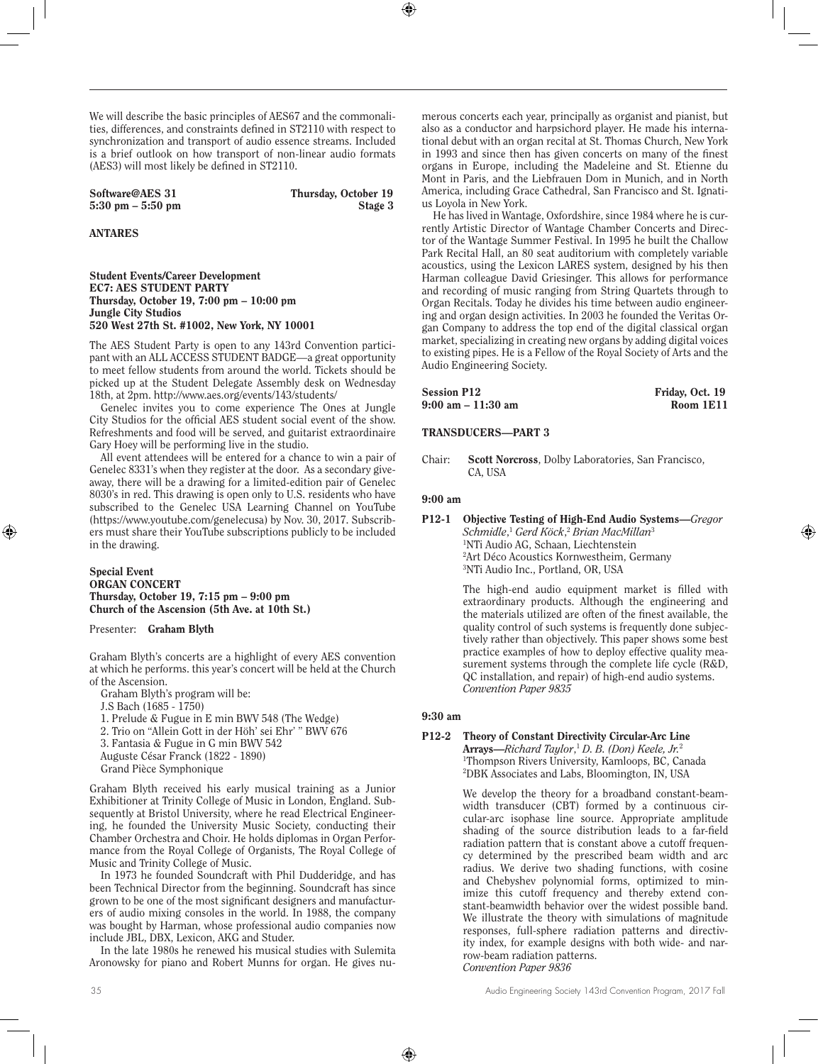We will describe the basic principles of AES67 and the commonalities, differences, and constraints defined in ST2110 with respect to synchronization and transport of audio essence streams. Included is a brief outlook on how transport of non-linear audio formats (AES3) will most likely be defined in ST2110.

**Software@AES 31** — **Thursday, October 19**
**5:30 pm – 5:50 pm** — **Stage 3**

**ANTARES**

**Student Events/Career Development**
**EC7: AES STUDENT PARTY**
**Thursday, October 19, 7:00 pm – 10:00 pm**
**Jungle City Studios**
**520 West 27th St. #1002, New York, NY 10001**

The AES Student Party is open to any 143rd Convention participant with an ALL ACCESS STUDENT BADGE—a great opportunity to meet fellow students from around the world. Tickets should be picked up at the Student Delegate Assembly desk on Wednesday 18th, at 2pm. http://www.aes.org/events/143/students/

Genelec invites you to come experience The Ones at Jungle City Studios for the official AES student social event of the show. Refreshments and food will be served, and guitarist extraordinaire Gary Hoey will be performing live in the studio.

All event attendees will be entered for a chance to win a pair of Genelec 8331's when they register at the door. As a secondary giveaway, there will be a drawing for a limited-edition pair of Genelec 8030's in red. This drawing is open only to U.S. residents who have subscribed to the Genelec USA Learning Channel on YouTube (https://www.youtube.com/genelecusa) by Nov. 30, 2017. Subscribers must share their YouTube subscriptions publicly to be included in the drawing.

**Special Event**
**ORGAN CONCERT**
**Thursday, October 19, 7:15 pm – 9:00 pm**
**Church of the Ascension (5th Ave. at 10th St.)**

Presenter: **Graham Blyth**

Graham Blyth's concerts are a highlight of every AES convention at which he performs. this year's concert will be held at the Church of the Ascension.

Graham Blyth's program will be:
J.S Bach (1685 - 1750)
1. Prelude & Fugue in E min BWV 548 (The Wedge)
2. Trio on "Allein Gott in der Höh' sei Ehr' " BWV 676
3. Fantasia & Fugue in G min BWV 542
Auguste César Franck (1822 - 1890)
Grand Pièce Symphonique

Graham Blyth received his early musical training as a Junior Exhibitioner at Trinity College of Music in London, England. Subsequently at Bristol University, where he read Electrical Engineering, he founded the University Music Society, conducting their Chamber Orchestra and Choir. He holds diplomas in Organ Performance from the Royal College of Organists, The Royal College of Music and Trinity College of Music.

In 1973 he founded Soundcraft with Phil Dudderidge, and has been Technical Director from the beginning. Soundcraft has since grown to be one of the most significant designers and manufacturers of audio mixing consoles in the world. In 1988, the company was bought by Harman, whose professional audio companies now include JBL, DBX, Lexicon, AKG and Studer.

In the late 1980s he renewed his musical studies with Sulemita Aronowsky for piano and Robert Munns for organ. He gives numerous concerts each year, principally as organist and pianist, but also as a conductor and harpsichord player. He made his international debut with an organ recital at St. Thomas Church, New York in 1993 and since then has given concerts on many of the finest organs in Europe, including the Madeleine and St. Etienne du Mont in Paris, and the Liebfrauen Dom in Munich, and in North America, including Grace Cathedral, San Francisco and St. Ignatius Loyola in New York.

He has lived in Wantage, Oxfordshire, since 1984 where he is currently Artistic Director of Wantage Chamber Concerts and Director of the Wantage Summer Festival. In 1995 he built the Challow Park Recital Hall, an 80 seat auditorium with completely variable acoustics, using the Lexicon LARES system, designed by his then Harman colleague David Griesinger. This allows for performance and recording of music ranging from String Quartets through to Organ Recitals. Today he divides his time between audio engineering and organ design activities. In 2003 he founded the Veritas Organ Company to address the top end of the digital classical organ market, specializing in creating new organs by adding digital voices to existing pipes. He is a Fellow of the Royal Society of Arts and the Audio Engineering Society.

**Session P12** — **Friday, Oct. 19**
**9:00 am – 11:30 am** — **Room 1E11**

**TRANSDUCERS—PART 3**

Chair: **Scott Norcross**, Dolby Laboratories, San Francisco, CA, USA

**9:00 am**

**P12-1 Objective Testing of High-End Audio Systems**—*Gregor Schmidle*,[1] *Gerd Köck*,[2] *Brian MacMillan*[3]
[1]NTi Audio AG, Schaan, Liechtenstein
[2]Art Déco Acoustics Kornwestheim, Germany
[3]NTi Audio Inc., Portland, OR, USA

The high-end audio equipment market is filled with extraordinary products. Although the engineering and the materials utilized are often of the finest available, the quality control of such systems is frequently done subjectively rather than objectively. This paper shows some best practice examples of how to deploy effective quality measurement systems through the complete life cycle (R&D, QC installation, and repair) of high-end audio systems.
*Convention Paper 9835*

**9:30 am**

**P12-2 Theory of Constant Directivity Circular-Arc Line Arrays**—*Richard Taylor*,[1] *D. B. (Don) Keele, Jr.*[2]
[1]Thompson Rivers University, Kamloops, BC, Canada
[2]DBK Associates and Labs, Bloomington, IN, USA

We develop the theory for a broadband constant-beamwidth transducer (CBT) formed by a continuous circular-arc isophase line source. Appropriate amplitude shading of the source distribution leads to a far-field radiation pattern that is constant above a cutoff frequency determined by the prescribed beam width and arc radius. We derive two shading functions, with cosine and Chebyshev polynomial forms, optimized to minimize this cutoff frequency and thereby extend constant-beamwidth behavior over the widest possible band. We illustrate the theory with simulations of magnitude responses, full-sphere radiation patterns and directivity index, for example designs with both wide- and narrow-beam radiation patterns.
*Convention Paper 9836*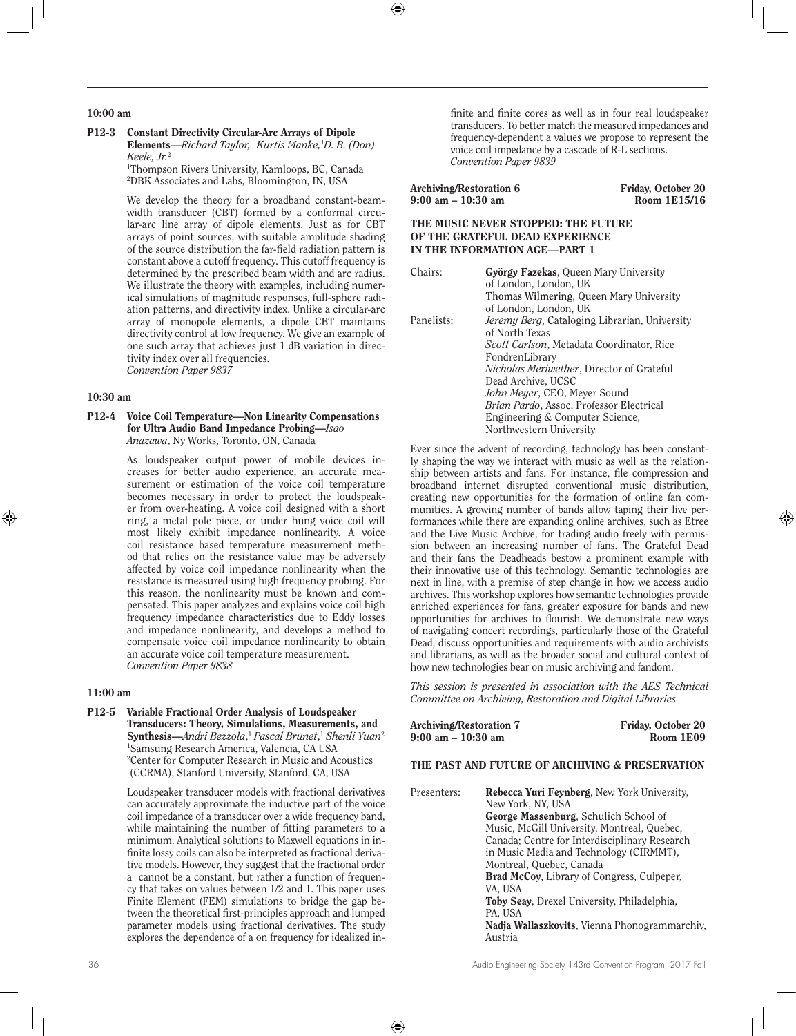**10:00 am**

**P12-3 Constant Directivity Circular-Arc Arrays of Dipole Elements**—*Richard Taylor,* [1]*Kurtis Manke,*[1]*D. B. (Don) Keele, Jr.*[2]
[1]Thompson Rivers University, Kamloops, BC, Canada
[2]DBK Associates and Labs, Bloomington, IN, USA

We develop the theory for a broadband constant-beamwidth transducer (CBT) formed by a conformal circular-arc line array of dipole elements. Just as for CBT arrays of point sources, with suitable amplitude shading of the source distribution the far-field radiation pattern is constant above a cutoff frequency. This cutoff frequency is determined by the prescribed beam width and arc radius. We illustrate the theory with examples, including numerical simulations of magnitude responses, full-sphere radiation patterns, and directivity index. Unlike a circular-arc array of monopole elements, a dipole CBT maintains directivity control at low frequency. We give an example of one such array that achieves just 1 dB variation in directivity index over all frequencies.
*Convention Paper 9837*

**10:30 am**

**P12-4 Voice Coil Temperature—Non Linearity Compensations for Ultra Audio Band Impedance Probing**—*Isao Anazawa*, Ny Works, Toronto, ON, Canada

As loudspeaker output power of mobile devices increases for better audio experience, an accurate measurement or estimation of the voice coil temperature becomes necessary in order to protect the loudspeaker from over-heating. A voice coil designed with a short ring, a metal pole piece, or under hung voice coil will most likely exhibit impedance nonlinearity. A voice coil resistance based temperature measurement method that relies on the resistance value may be adversely affected by voice coil impedance nonlinearity when the resistance is measured using high frequency probing. For this reason, the nonlinearity must be known and compensated. This paper analyzes and explains voice coil high frequency impedance characteristics due to Eddy losses and impedance nonlinearity, and develops a method to compensate voice coil impedance nonlinearity to obtain an accurate voice coil temperature measurement.
*Convention Paper 9838*

**11:00 am**

**P12-5 Variable Fractional Order Analysis of Loudspeaker Transducers: Theory, Simulations, Measurements, and Synthesis**—*Andri Bezzola*,[1] *Pascal Brunet*,[1] *Shenli Yuan*[2]
[1]Samsung Research America, Valencia, CA USA
[2]Center for Computer Research in Music and Acoustics (CCRMA), Stanford University, Stanford, CA, USA

Loudspeaker transducer models with fractional derivatives can accurately approximate the inductive part of the voice coil impedance of a transducer over a wide frequency band, while maintaining the number of fitting parameters to a minimum. Analytical solutions to Maxwell equations in infinite lossy coils can also be interpreted as fractional derivative models. However, they suggest that the fractional order a cannot be a constant, but rather a function of frequency that takes on values between 1/2 and 1. This paper uses Finite Element (FEM) simulations to bridge the gap between the theoretical first-principles approach and lumped parameter models using fractional derivatives. The study explores the dependence of a on frequency for idealized infinite and finite cores as well as in four real loudspeaker transducers. To better match the measured impedances and frequency-dependent a values we propose to represent the voice coil impedance by a cascade of R-L sections.
*Convention Paper 9839*

**Archiving/Restoration 6** — **Friday, October 20**
**9:00 am – 10:30 am** — **Room 1E15/16**

**THE MUSIC NEVER STOPPED: THE FUTURE OF THE GRATEFUL DEAD EXPERIENCE IN THE INFORMATION AGE—PART 1**

Chairs: **György Fazekas**, Queen Mary University of London, London, UK
**Thomas Wilmering**, Queen Mary University of London, London, UK

Panelists: *Jeremy Berg*, Cataloging Librarian, University of North Texas
*Scott Carlson*, Metadata Coordinator, Rice FondrenLibrary
*Nicholas Meriwether*, Director of Grateful Dead Archive, UCSC
*John Meyer*, CEO, Meyer Sound
*Brian Pardo*, Assoc. Professor Electrical Engineering & Computer Science, Northwestern University

Ever since the advent of recording, technology has been constantly shaping the way we interact with music as well as the relationship between artists and fans. For instance, file compression and broadband internet disrupted conventional music distribution, creating new opportunities for the formation of online fan communities. A growing number of bands allow taping their live performances while there are expanding online archives, such as Etree and the Live Music Archive, for trading audio freely with permission between an increasing number of fans. The Grateful Dead and their fans the Deadheads bestow a prominent example with their innovative use of this technology. Semantic technologies are next in line, with a premise of step change in how we access audio archives. This workshop explores how semantic technologies provide enriched experiences for fans, greater exposure for bands and new opportunities for archives to flourish. We demonstrate new ways of navigating concert recordings, particularly those of the Grateful Dead, discuss opportunities and requirements with audio archivists and librarians, as well as the broader social and cultural context of how new technologies bear on music archiving and fandom.

*This session is presented in association with the AES Technical Committee on Archiving, Restoration and Digital Libraries*

**Archiving/Restoration 7** — **Friday, October 20**
**9:00 am – 10:30 am** — **Room 1E09**

**THE PAST AND FUTURE OF ARCHIVING & PRESERVATION**

Presenters: **Rebecca Yuri Feynberg**, New York University, New York, NY, USA
**George Massenburg**, Schulich School of Music, McGill University, Montreal, Quebec, Canada; Centre for Interdisciplinary Research in Music Media and Technology (CIRMMT), Montreal, Quebec, Canada
**Brad McCoy**, Library of Congress, Culpeper, VA, USA
**Toby Seay**, Drexel University, Philadelphia, PA, USA
**Nadja Wallaszkovits**, Vienna Phonogrammarchiv, Austria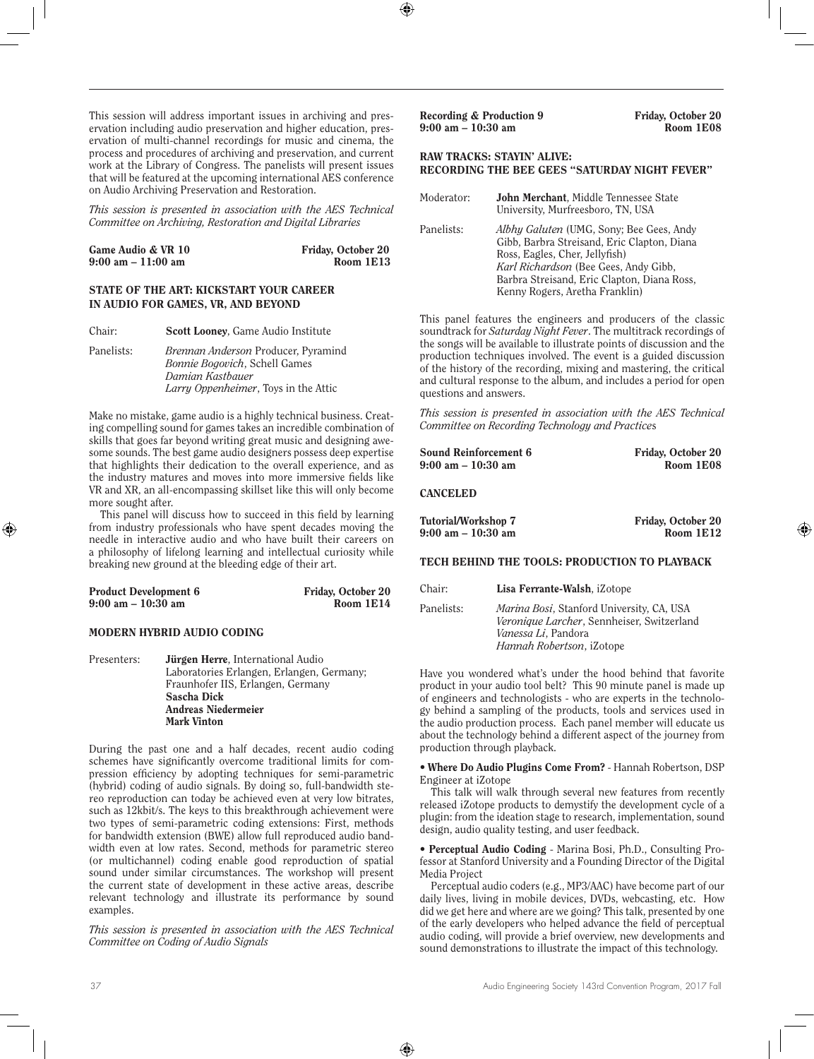This session will address important issues in archiving and preservation including audio preservation and higher education, preservation of multi-channel recordings for music and cinema, the process and procedures of archiving and preservation, and current work at the Library of Congress. The panelists will present issues that will be featured at the upcoming international AES conference on Audio Archiving Preservation and Restoration.

*This session is presented in association with the AES Technical Committee on Archiving, Restoration and Digital Libraries*

**Game Audio & VR 10** — **Friday, October 20**
**9:00 am – 11:00 am** — **Room 1E13**

### STATE OF THE ART: KICKSTART YOUR CAREER IN AUDIO FOR GAMES, VR, AND BEYOND

Chair: **Scott Looney**, Game Audio Institute

Panelists: *Brennan Anderson* Producer, Pyramind
*Bonnie Bogovich*, Schell Games
*Damian Kastbauer*
*Larry Oppenheimer*, Toys in the Attic

Make no mistake, game audio is a highly technical business. Creating compelling sound for games takes an incredible combination of skills that goes far beyond writing great music and designing awesome sounds. The best game audio designers possess deep expertise that highlights their dedication to the overall experience, and as the industry matures and moves into more immersive fields like VR and XR, an all-encompassing skillset like this will only become more sought after.

This panel will discuss how to succeed in this field by learning from industry professionals who have spent decades moving the needle in interactive audio and who have built their careers on a philosophy of lifelong learning and intellectual curiosity while breaking new ground at the bleeding edge of their art.

**Product Development 6** — **Friday, October 20**
**9:00 am – 10:30 am** — **Room 1E14**

### MODERN HYBRID AUDIO CODING

Presenters: **Jürgen Herre**, International Audio Laboratories Erlangen, Erlangen, Germany; Fraunhofer IIS, Erlangen, Germany
**Sascha Dick**
**Andreas Niedermeier**
**Mark Vinton**

During the past one and a half decades, recent audio coding schemes have significantly overcome traditional limits for compression efficiency by adopting techniques for semi-parametric (hybrid) coding of audio signals. By doing so, full-bandwidth stereo reproduction can today be achieved even at very low bitrates, such as 12kbit/s. The keys to this breakthrough achievement were two types of semi-parametric coding extensions: First, methods for bandwidth extension (BWE) allow full reproduced audio bandwidth even at low rates. Second, methods for parametric stereo (or multichannel) coding enable good reproduction of spatial sound under similar circumstances. The workshop will present the current state of development in these active areas, describe relevant technology and illustrate its performance by sound examples.

*This session is presented in association with the AES Technical Committee on Coding of Audio Signals*

**Recording & Production 9** — **Friday, October 20**
**9:00 am – 10:30 am** — **Room 1E08**

### RAW TRACKS: STAYIN' ALIVE: RECORDING THE BEE GEES "SATURDAY NIGHT FEVER"

Moderator: **John Merchant**, Middle Tennessee State University, Murfreesboro, TN, USA

Panelists: *Albhy Galuten* (UMG, Sony; Bee Gees, Andy Gibb, Barbra Streisand, Eric Clapton, Diana Ross, Eagles, Cher, Jellyfish)
*Karl Richardson* (Bee Gees, Andy Gibb, Barbra Streisand, Eric Clapton, Diana Ross, Kenny Rogers, Aretha Franklin)

This panel features the engineers and producers of the classic soundtrack for *Saturday Night Fever*. The multitrack recordings of the songs will be available to illustrate points of discussion and the production techniques involved. The event is a guided discussion of the history of the recording, mixing and mastering, the critical and cultural response to the album, and includes a period for open questions and answers.

*This session is presented in association with the AES Technical Committee on Recording Technology and Practices*

**Sound Reinforcement 6** — **Friday, October 20**
**9:00 am – 10:30 am** — **Room 1E08**

**CANCELED**

**Tutorial/Workshop 7** — **Friday, October 20**
**9:00 am – 10:30 am** — **Room 1E12**

### TECH BEHIND THE TOOLS: PRODUCTION TO PLAYBACK

Chair: **Lisa Ferrante-Walsh**, iZotope

Panelists: *Marina Bosi*, Stanford University, CA, USA
*Veronique Larcher*, Sennheiser, Switzerland
*Vanessa Li*, Pandora
*Hannah Robertson*, iZotope

Have you wondered what's under the hood behind that favorite product in your audio tool belt? This 90 minute panel is made up of engineers and technologists - who are experts in the technology behind a sampling of the products, tools and services used in the audio production process. Each panel member will educate us about the technology behind a different aspect of the journey from production through playback.

• **Where Do Audio Plugins Come From?** - Hannah Robertson, DSP Engineer at iZotope

This talk will walk through several new features from recently released iZotope products to demystify the development cycle of a plugin: from the ideation stage to research, implementation, sound design, audio quality testing, and user feedback.

• **Perceptual Audio Coding** - Marina Bosi, Ph.D., Consulting Professor at Stanford University and a Founding Director of the Digital Media Project

Perceptual audio coders (e.g., MP3/AAC) have become part of our daily lives, living in mobile devices, DVDs, webcasting, etc. How did we get here and where are we going? This talk, presented by one of the early developers who helped advance the field of perceptual audio coding, will provide a brief overview, new developments and sound demonstrations to illustrate the impact of this technology.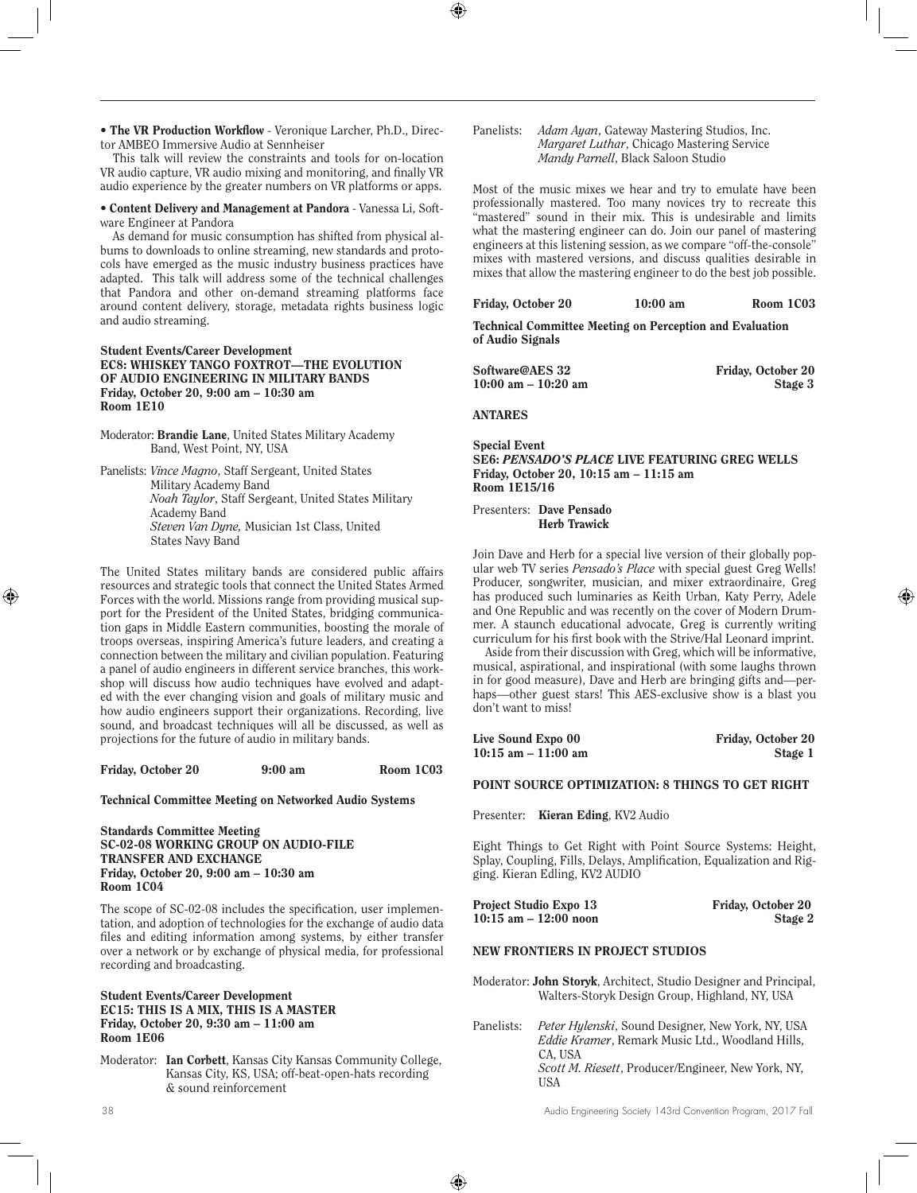• **The VR Production Workflow** - Veronique Larcher, Ph.D., Director AMBEO Immersive Audio at Sennheiser

This talk will review the constraints and tools for on-location VR audio capture, VR audio mixing and monitoring, and finally VR audio experience by the greater numbers on VR platforms or apps.

• **Content Delivery and Management at Pandora** - Vanessa Li, Software Engineer at Pandora

As demand for music consumption has shifted from physical albums to downloads to online streaming, new standards and protocols have emerged as the music industry business practices have adapted. This talk will address some of the technical challenges that Pandora and other on-demand streaming platforms face around content delivery, storage, metadata rights business logic and audio streaming.

**Student Events/Career Development**
**EC8: WHISKEY TANGO FOXTROT—THE EVOLUTION OF AUDIO ENGINEERING IN MILITARY BANDS**
**Friday, October 20, 9:00 am – 10:30 am**
**Room 1E10**

Moderator: **Brandie Lane**, United States Military Academy Band, West Point, NY, USA

Panelists: *Vince Magno*, Staff Sergeant, United States Military Academy Band
*Noah Taylor*, Staff Sergeant, United States Military Academy Band
*Steven Van Dyne,* Musician 1st Class, United States Navy Band

The United States military bands are considered public affairs resources and strategic tools that connect the United States Armed Forces with the world. Missions range from providing musical support for the President of the United States, bridging communication gaps in Middle Eastern communities, boosting the morale of troops overseas, inspiring America's future leaders, and creating a connection between the military and civilian population. Featuring a panel of audio engineers in different service branches, this workshop will discuss how audio techniques have evolved and adapted with the ever changing vision and goals of military music and how audio engineers support their organizations. Recording, live sound, and broadcast techniques will all be discussed, as well as projections for the future of audio in military bands.

**Friday, October 20 9:00 am Room 1C03**

**Technical Committee Meeting on Networked Audio Systems**

**Standards Committee Meeting**
**SC-02-08 WORKING GROUP ON AUDIO-FILE TRANSFER AND EXCHANGE**
**Friday, October 20, 9:00 am – 10:30 am**
**Room 1C04**

The scope of SC-02-08 includes the specification, user implementation, and adoption of technologies for the exchange of audio data files and editing information among systems, by either transfer over a network or by exchange of physical media, for professional recording and broadcasting.

**Student Events/Career Development**
**EC15: THIS IS A MIX, THIS IS A MASTER**
**Friday, October 20, 9:30 am – 11:00 am**
**Room 1E06**

Moderator: **Ian Corbett**, Kansas City Kansas Community College, Kansas City, KS, USA; off-beat-open-hats recording & sound reinforcement

Panelists: *Adam Ayan*, Gateway Mastering Studios, Inc.
*Margaret Luthar*, Chicago Mastering Service
*Mandy Parnell*, Black Saloon Studio

Most of the music mixes we hear and try to emulate have been professionally mastered. Too many novices try to recreate this "mastered" sound in their mix. This is undesirable and limits what the mastering engineer can do. Join our panel of mastering engineers at this listening session, as we compare "off-the-console" mixes with mastered versions, and discuss qualities desirable in mixes that allow the mastering engineer to do the best job possible.

**Friday, October 20 10:00 am Room 1C03**

**Technical Committee Meeting on Perception and Evaluation of Audio Signals**

**Software@AES 32 Friday, October 20**
**10:00 am – 10:20 am Stage 3**

**ANTARES**

**Special Event**
**SE6: *PENSADO'S PLACE* LIVE FEATURING GREG WELLS**
**Friday, October 20, 10:15 am – 11:15 am**
**Room 1E15/16**

Presenters: **Dave Pensado**
**Herb Trawick**

Join Dave and Herb for a special live version of their globally popular web TV series *Pensado's Place* with special guest Greg Wells! Producer, songwriter, musician, and mixer extraordinaire, Greg has produced such luminaries as Keith Urban, Katy Perry, Adele and One Republic and was recently on the cover of Modern Drummer. A staunch educational advocate, Greg is currently writing curriculum for his first book with the Strive/Hal Leonard imprint.

Aside from their discussion with Greg, which will be informative, musical, aspirational, and inspirational (with some laughs thrown in for good measure), Dave and Herb are bringing gifts and—perhaps—other guest stars! This AES-exclusive show is a blast you don't want to miss!

**Live Sound Expo 00 Friday, October 20**
**10:15 am – 11:00 am Stage 1**

**POINT SOURCE OPTIMIZATION: 8 THINGS TO GET RIGHT**

Presenter: **Kieran Eding**, KV2 Audio

Eight Things to Get Right with Point Source Systems: Height, Splay, Coupling, Fills, Delays, Amplification, Equalization and Rigging. Kieran Edling, KV2 AUDIO

**Project Studio Expo 13 Friday, October 20**
**10:15 am – 12:00 noon Stage 2**

**NEW FRONTIERS IN PROJECT STUDIOS**

Moderator: **John Storyk**, Architect, Studio Designer and Principal, Walters-Storyk Design Group, Highland, NY, USA

Panelists: *Peter Hylenski*, Sound Designer, New York, NY, USA
*Eddie Kramer*, Remark Music Ltd., Woodland Hills, CA, USA
*Scott M. Riesett*, Producer/Engineer, New York, NY, USA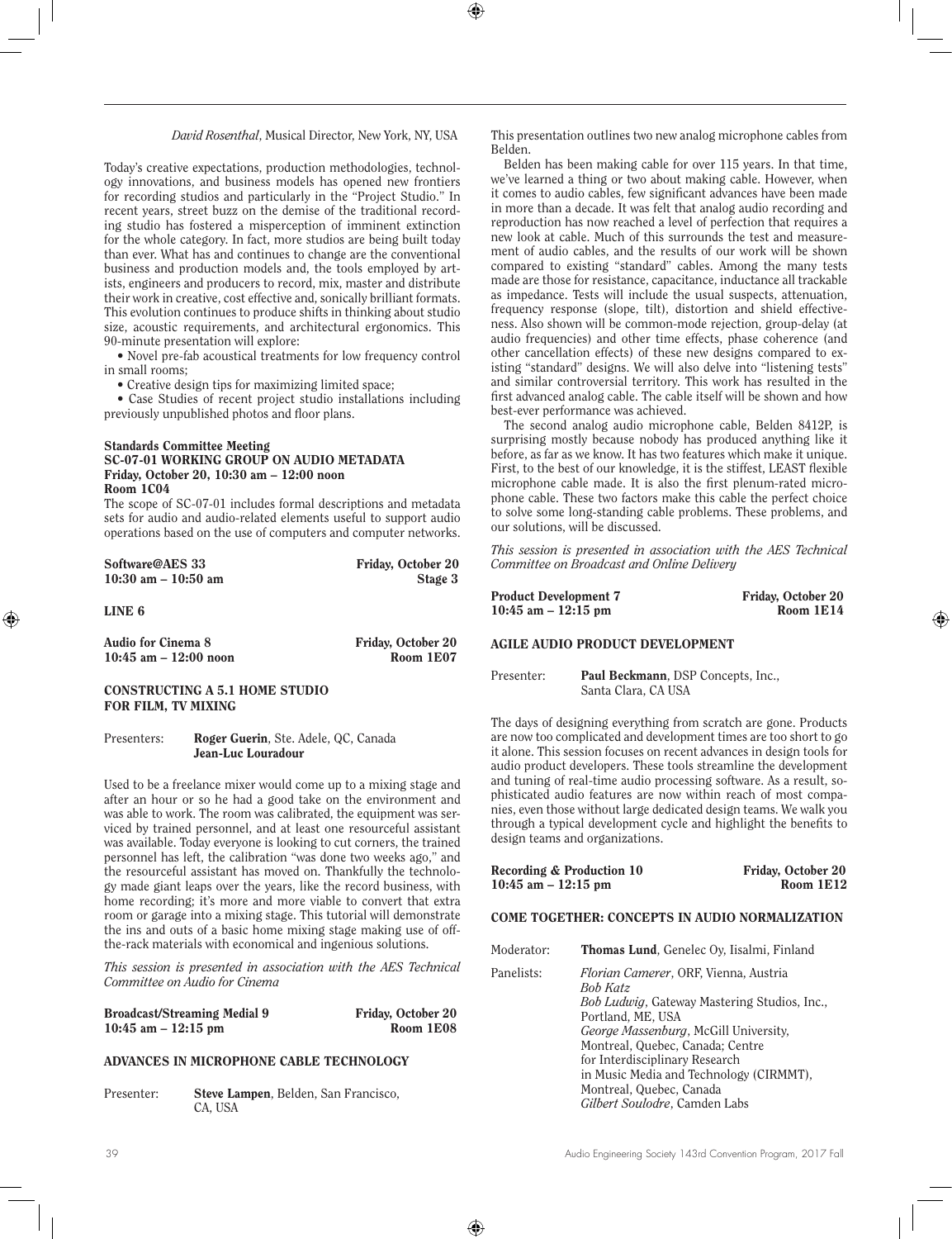*David Rosenthal*, Musical Director, New York, NY, USA

Today's creative expectations, production methodologies, technology innovations, and business models has opened new frontiers for recording studios and particularly in the "Project Studio." In recent years, street buzz on the demise of the traditional recording studio has fostered a misperception of imminent extinction for the whole category. In fact, more studios are being built today than ever. What has and continues to change are the conventional business and production models and, the tools employed by artists, engineers and producers to record, mix, master and distribute their work in creative, cost effective and, sonically brilliant formats. This evolution continues to produce shifts in thinking about studio size, acoustic requirements, and architectural ergonomics. This 90-minute presentation will explore:

- Novel pre-fab acoustical treatments for low frequency control in small rooms;
- Creative design tips for maximizing limited space;
- Case Studies of recent project studio installations including previously unpublished photos and floor plans.

**Standards Committee Meeting**
**SC-07-01 WORKING GROUP ON AUDIO METADATA**
**Friday, October 20, 10:30 am – 12:00 noon**
**Room 1C04**

The scope of SC-07-01 includes formal descriptions and metadata sets for audio and audio-related elements useful to support audio operations based on the use of computers and computer networks.

**Software@AES 33** — **Friday, October 20**
**10:30 am – 10:50 am** — **Stage 3**

**LINE 6**

**Audio for Cinema 8** — **Friday, October 20**
**10:45 am – 12:00 noon** — **Room 1E07**

**CONSTRUCTING A 5.1 HOME STUDIO FOR FILM, TV MIXING**

Presenters: **Roger Guerin**, Ste. Adele, QC, Canada
**Jean-Luc Louradour**

Used to be a freelance mixer would come up to a mixing stage and after an hour or so he had a good take on the environment and was able to work. The room was calibrated, the equipment was serviced by trained personnel, and at least one resourceful assistant was available. Today everyone is looking to cut corners, the trained personnel has left, the calibration "was done two weeks ago," and the resourceful assistant has moved on. Thankfully the technology made giant leaps over the years, like the record business, with home recording; it's more and more viable to convert that extra room or garage into a mixing stage. This tutorial will demonstrate the ins and outs of a basic home mixing stage making use of off-the-rack materials with economical and ingenious solutions.

*This session is presented in association with the AES Technical Committee on Audio for Cinema*

**Broadcast/Streaming Medial 9** — **Friday, October 20**
**10:45 am – 12:15 pm** — **Room 1E08**

**ADVANCES IN MICROPHONE CABLE TECHNOLOGY**

Presenter: **Steve Lampen**, Belden, San Francisco, CA, USA

This presentation outlines two new analog microphone cables from Belden.

Belden has been making cable for over 115 years. In that time, we've learned a thing or two about making cable. However, when it comes to audio cables, few significant advances have been made in more than a decade. It was felt that analog audio recording and reproduction has now reached a level of perfection that requires a new look at cable. Much of this surrounds the test and measurement of audio cables, and the results of our work will be shown compared to existing "standard" cables. Among the many tests made are those for resistance, capacitance, inductance all trackable as impedance. Tests will include the usual suspects, attenuation, frequency response (slope, tilt), distortion and shield effectiveness. Also shown will be common-mode rejection, group-delay (at audio frequencies) and other time effects, phase coherence (and other cancellation effects) of these new designs compared to existing "standard" designs. We will also delve into "listening tests" and similar controversial territory. This work has resulted in the first advanced analog cable. The cable itself will be shown and how best-ever performance was achieved.

The second analog audio microphone cable, Belden 8412P, is surprising mostly because nobody has produced anything like it before, as far as we know. It has two features which make it unique. First, to the best of our knowledge, it is the stiffest, LEAST flexible microphone cable made. It is also the first plenum-rated microphone cable. These two factors make this cable the perfect choice to solve some long-standing cable problems. These problems, and our solutions, will be discussed.

*This session is presented in association with the AES Technical Committee on Broadcast and Online Delivery*

**Product Development 7** — **Friday, October 20**
**10:45 am – 12:15 pm** — **Room 1E14**

**AGILE AUDIO PRODUCT DEVELOPMENT**

Presenter: **Paul Beckmann**, DSP Concepts, Inc., Santa Clara, CA USA

The days of designing everything from scratch are gone. Products are now too complicated and development times are too short to go it alone. This session focuses on recent advances in design tools for audio product developers. These tools streamline the development and tuning of real-time audio processing software. As a result, sophisticated audio features are now within reach of most companies, even those without large dedicated design teams. We walk you through a typical development cycle and highlight the benefits to design teams and organizations.

**Recording & Production 10** — **Friday, October 20**
**10:45 am – 12:15 pm** — **Room 1E12**

**COME TOGETHER: CONCEPTS IN AUDIO NORMALIZATION**

Moderator: **Thomas Lund**, Genelec Oy, Iisalmi, Finland

Panelists: *Florian Camerer*, ORF, Vienna, Austria
*Bob Katz*
*Bob Ludwig*, Gateway Mastering Studios, Inc., Portland, ME, USA
*George Massenburg*, McGill University, Montreal, Quebec, Canada; Centre for Interdisciplinary Research in Music Media and Technology (CIRMMT), Montreal, Quebec, Canada
*Gilbert Soulodre*, Camden Labs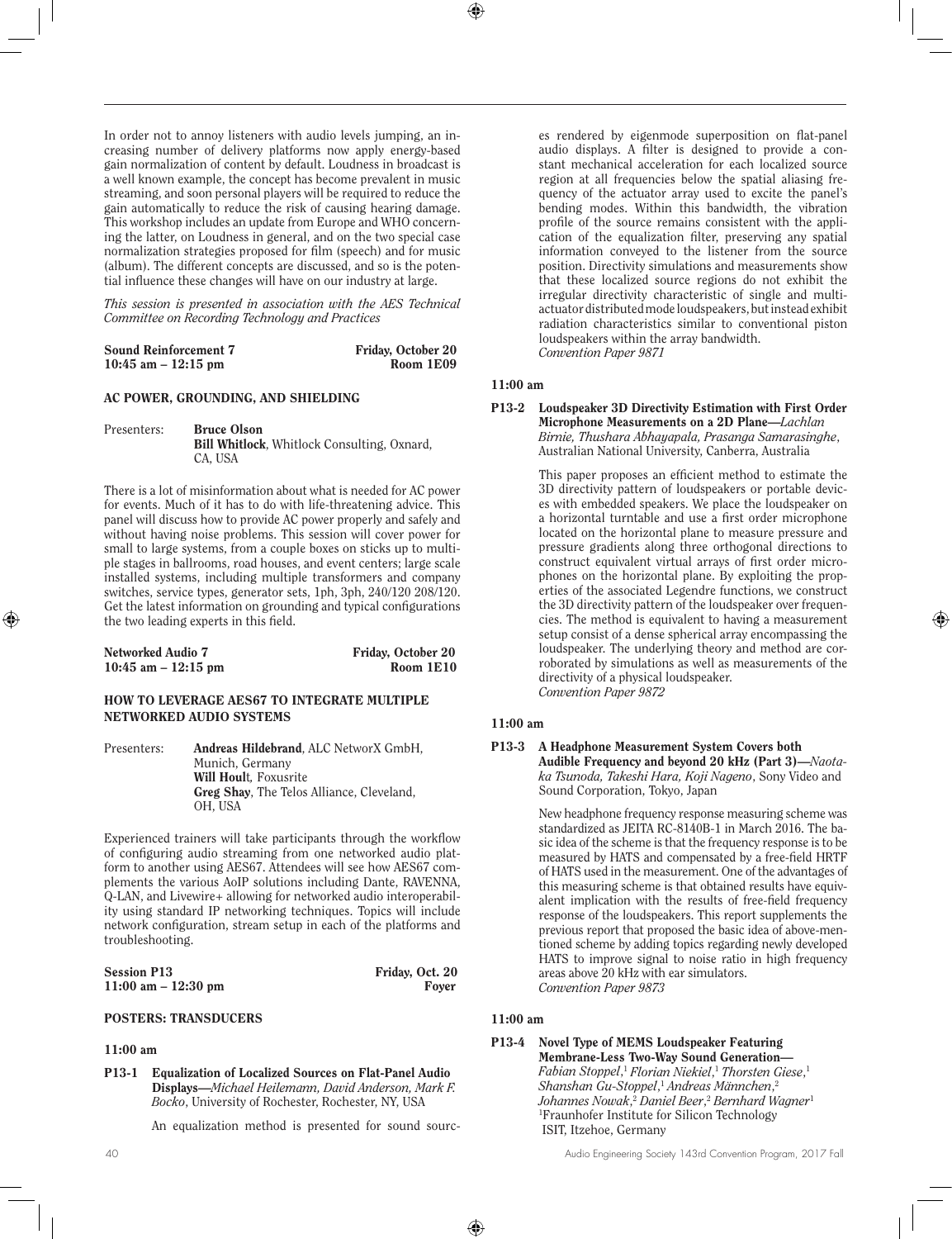In order not to annoy listeners with audio levels jumping, an increasing number of delivery platforms now apply energy-based gain normalization of content by default. Loudness in broadcast is a well known example, the concept has become prevalent in music streaming, and soon personal players will be required to reduce the gain automatically to reduce the risk of causing hearing damage. This workshop includes an update from Europe and WHO concerning the latter, on Loudness in general, and on the two special case normalization strategies proposed for film (speech) and for music (album). The different concepts are discussed, and so is the potential influence these changes will have on our industry at large.

*This session is presented in association with the AES Technical Committee on Recording Technology and Practices*

**Sound Reinforcement 7** **Friday, October 20**
**10:45 am – 12:15 pm** **Room 1E09**

**AC POWER, GROUNDING, AND SHIELDING**

Presenters: **Bruce Olson**
**Bill Whitlock**, Whitlock Consulting, Oxnard, CA, USA

There is a lot of misinformation about what is needed for AC power for events. Much of it has to do with life-threatening advice. This panel will discuss how to provide AC power properly and safely and without having noise problems. This session will cover power for small to large systems, from a couple boxes on sticks up to multiple stages in ballrooms, road houses, and event centers; large scale installed systems, including multiple transformers and company switches, service types, generator sets, 1ph, 3ph, 240/120 208/120. Get the latest information on grounding and typical configurations the two leading experts in this field.

**Networked Audio 7** **Friday, October 20**
**10:45 am – 12:15 pm** **Room 1E10**

**HOW TO LEVERAGE AES67 TO INTEGRATE MULTIPLE NETWORKED AUDIO SYSTEMS**

Presenters: **Andreas Hildebrand**, ALC NetworX GmbH, Munich, Germany
**Will Hoult**, Foxusrite
**Greg Shay**, The Telos Alliance, Cleveland, OH, USA

Experienced trainers will take participants through the workflow of configuring audio streaming from one networked audio platform to another using AES67. Attendees will see how AES67 complements the various AoIP solutions including Dante, RAVENNA, Q-LAN, and Livewire+ allowing for networked audio interoperability using standard IP networking techniques. Topics will include network configuration, stream setup in each of the platforms and troubleshooting.

**Session P13** **Friday, Oct. 20**
**11:00 am – 12:30 pm** **Foyer**

**POSTERS: TRANSDUCERS**

**11:00 am**

**P13-1 Equalization of Localized Sources on Flat-Panel Audio Displays**—*Michael Heilemann, David Anderson, Mark F. Bocko*, University of Rochester, Rochester, NY, USA

An equalization method is presented for sound sources rendered by eigenmode superposition on flat-panel audio displays. A filter is designed to provide a constant mechanical acceleration for each localized source region at all frequencies below the spatial aliasing frequency of the actuator array used to excite the panel's bending modes. Within this bandwidth, the vibration profile of the source remains consistent with the application of the equalization filter, preserving any spatial information conveyed to the listener from the source position. Directivity simulations and measurements show that these localized source regions do not exhibit the irregular directivity characteristic of single and multi-actuator distributed mode loudspeakers, but instead exhibit radiation characteristics similar to conventional piston loudspeakers within the array bandwidth.
*Convention Paper 9871*

**11:00 am**

**P13-2 Loudspeaker 3D Directivity Estimation with First Order Microphone Measurements on a 2D Plane**—*Lachlan Birnie, Thushara Abhayapala, Prasanga Samarasinghe*, Australian National University, Canberra, Australia

This paper proposes an efficient method to estimate the 3D directivity pattern of loudspeakers or portable devices with embedded speakers. We place the loudspeaker on a horizontal turntable and use a first order microphone located on the horizontal plane to measure pressure and pressure gradients along three orthogonal directions to construct equivalent virtual arrays of first order microphones on the horizontal plane. By exploiting the properties of the associated Legendre functions, we construct the 3D directivity pattern of the loudspeaker over frequencies. The method is equivalent to having a measurement setup consist of a dense spherical array encompassing the loudspeaker. The underlying theory and method are corroborated by simulations as well as measurements of the directivity of a physical loudspeaker.
*Convention Paper 9872*

**11:00 am**

**P13-3 A Headphone Measurement System Covers both Audible Frequency and beyond 20 kHz (Part 3)**—*Naotaka Tsunoda, Takeshi Hara, Koji Nageno*, Sony Video and Sound Corporation, Tokyo, Japan

New headphone frequency response measuring scheme was standardized as JEITA RC-8140B-1 in March 2016. The basic idea of the scheme is that the frequency response is to be measured by HATS and compensated by a free-field HRTF of HATS used in the measurement. One of the advantages of this measuring scheme is that obtained results have equivalent implication with the results of free-field frequency response of the loudspeakers. This report supplements the previous report that proposed the basic idea of above-mentioned scheme by adding topics regarding newly developed HATS to improve signal to noise ratio in high frequency areas above 20 kHz with ear simulators.
*Convention Paper 9873*

**11:00 am**

**P13-4 Novel Type of MEMS Loudspeaker Featuring Membrane-Less Two-Way Sound Generation**—*Fabian Stoppel,[1] Florian Niekiel,[1] Thorsten Giese,[1] Shanshan Gu-Stoppel,[1] Andreas Männchen,[2] Johannes Nowak,[2] Daniel Beer,[2] Bernhard Wagner[1]*
[1]Fraunhofer Institute for Silicon Technology ISIT, Itzehoe, Germany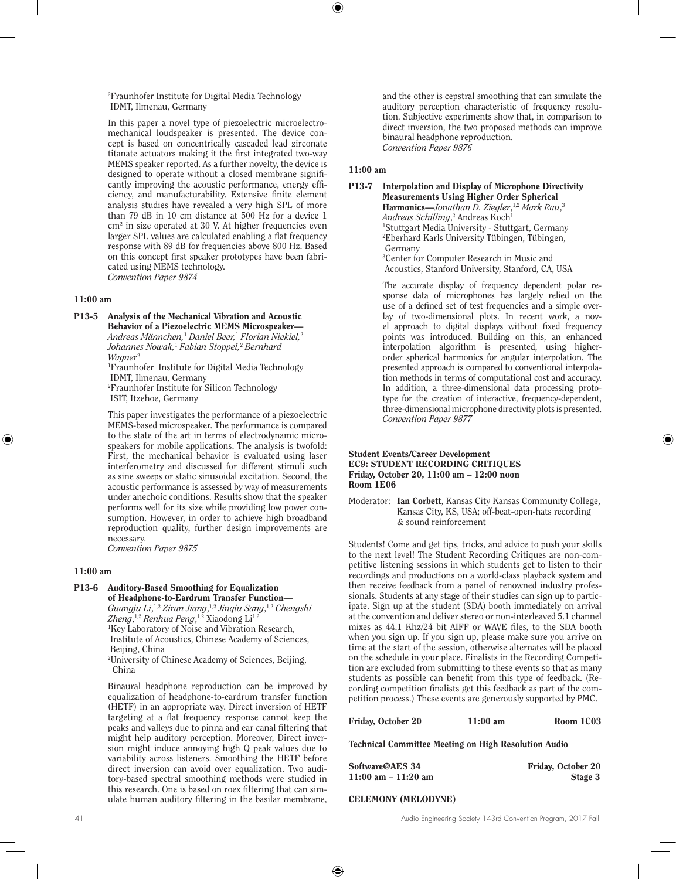[2]Fraunhofer Institute for Digital Media Technology IDMT, Ilmenau, Germany

In this paper a novel type of piezoelectric microelectromechanical loudspeaker is presented. The device concept is based on concentrically cascaded lead zirconate titanate actuators making it the first integrated two-way MEMS speaker reported. As a further novelty, the device is designed to operate without a closed membrane significantly improving the acoustic performance, energy efficiency, and manufacturability. Extensive finite element analysis studies have revealed a very high SPL of more than 79 dB in 10 cm distance at 500 Hz for a device 1 $cm^2$ in size operated at 30 V. At higher frequencies even larger SPL values are calculated enabling a flat frequency response with 89 dB for frequencies above 800 Hz. Based on this concept first speaker prototypes have been fabricated using MEMS technology.
*Convention Paper 9874*

**11:00 am**

**P13-5 Analysis of the Mechanical Vibration and Acoustic Behavior of a Piezoelectric MEMS Microspeaker—** *Andreas Männchen,*[1] *Daniel Beer,*[1] *Florian Niekiel,*[2] *Johannes Nowak,*[1] *Fabian Stoppel,*[2] *Bernhard Wagner*[2]
[1]Fraunhofer Institute for Digital Media Technology IDMT, Ilmenau, Germany
[2]Fraunhofer Institute for Silicon Technology ISIT, Itzehoe, Germany

This paper investigates the performance of a piezoelectric MEMS-based microspeaker. The performance is compared to the state of the art in terms of electrodynamic microspeakers for mobile applications. The analysis is twofold: First, the mechanical behavior is evaluated using laser interferometry and discussed for different stimuli such as sine sweeps or static sinusoidal excitation. Second, the acoustic performance is assessed by way of measurements under anechoic conditions. Results show that the speaker performs well for its size while providing low power consumption. However, in order to achieve high broadband reproduction quality, further design improvements are necessary.
*Convention Paper 9875*

**11:00 am**

**P13-6 Auditory-Based Smoothing for Equalization of Headphone-to-Eardrum Transfer Function—** *Guangju Li,*[1,2] *Ziran Jiang,*[1,2] *Jinqiu Sang,*[1,2] *Chengshi Zheng,*[1,2] *Renhua Peng,*[1,2] Xiaodong Li[1,2]
[1]Key Laboratory of Noise and Vibration Research, Institute of Acoustics, Chinese Academy of Sciences, Beijing, China
[2]University of Chinese Academy of Sciences, Beijing, China

Binaural headphone reproduction can be improved by equalization of headphone-to-eardrum transfer function (HETF) in an appropriate way. Direct inversion of HETF targeting at a flat frequency response cannot keep the peaks and valleys due to pinna and ear canal filtering that might help auditory perception. Moreover, Direct inversion might induce annoying high Q peak values due to variability across listeners. Smoothing the HETF before direct inversion can avoid over equalization. Two auditory-based spectral smoothing methods were studied in this research. One is based on roex filtering that can simulate human auditory filtering in the basilar membrane, and the other is cepstral smoothing that can simulate the auditory perception characteristic of frequency resolution. Subjective experiments show that, in comparison to direct inversion, the two proposed methods can improve binaural headphone reproduction.
*Convention Paper 9876*

**11:00 am**

**P13-7 Interpolation and Display of Microphone Directivity Measurements Using Higher Order Spherical Harmonics—** *Jonathan D. Ziegler,*[1,2] *Mark Rau,*[3] *Andreas Schilling,*[2] Andreas Koch[1]
[1]Stuttgart Media University - Stuttgart, Germany
[2]Eberhard Karls University Tübingen, Tübingen, Germany
[3]Center for Computer Research in Music and Acoustics, Stanford University, Stanford, CA, USA

The accurate display of frequency dependent polar response data of microphones has largely relied on the use of a defined set of test frequencies and a simple overlay of two-dimensional plots. In recent work, a novel approach to digital displays without fixed frequency points was introduced. Building on this, an enhanced interpolation algorithm is presented, using higher-order spherical harmonics for angular interpolation. The presented approach is compared to conventional interpolation methods in terms of computational cost and accuracy. In addition, a three-dimensional data processing prototype for the creation of interactive, frequency-dependent, three-dimensional microphone directivity plots is presented.
*Convention Paper 9877*

**Student Events/Career Development**
**EC9: STUDENT RECORDING CRITIQUES**
**Friday, October 20, 11:00 am – 12:00 noon**
**Room 1E06**

Moderator: **Ian Corbett**, Kansas City Kansas Community College, Kansas City, KS, USA; off-beat-open-hats recording & sound reinforcement

Students! Come and get tips, tricks, and advice to push your skills to the next level! The Student Recording Critiques are non-competitive listening sessions in which students get to listen to their recordings and productions on a world-class playback system and then receive feedback from a panel of renowned industry professionals. Students at any stage of their studies can sign up to participate. Sign up at the student (SDA) booth immediately on arrival at the convention and deliver stereo or non-interleaved 5.1 channel mixes as 44.1 Khz/24 bit AIFF or WAVE files, to the SDA booth when you sign up. If you sign up, please make sure you arrive on time at the start of the session, otherwise alternates will be placed on the schedule in your place. Finalists in the Recording Competition are excluded from submitting to these events so that as many students as possible can benefit from this type of feedback. (Recording competition finalists get this feedback as part of the competition process.) These events are generously supported by PMC.

**Friday, October 20 11:00 am Room 1C03**

**Technical Committee Meeting on High Resolution Audio**

**Software@AES 34 Friday, October 20**
**11:00 am – 11:20 am Stage 3**

**CELEMONY (MELODYNE)**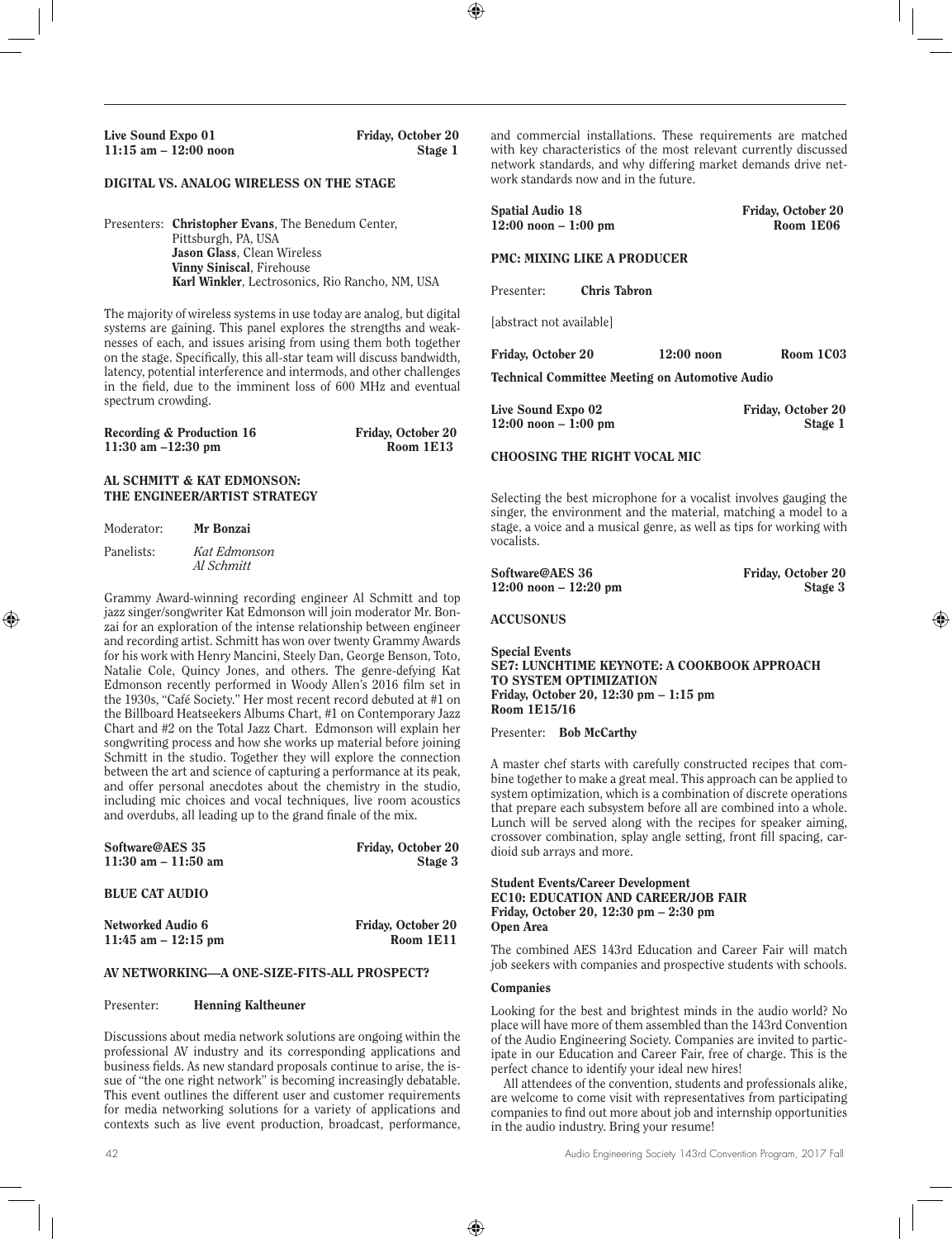**Live Sound Expo 01** — **Friday, October 20**
**11:15 am – 12:00 noon** — **Stage 1**

### DIGITAL VS. ANALOG WIRELESS ON THE STAGE

Presenters: **Christopher Evans**, The Benedum Center, Pittsburgh, PA, USA
**Jason Glass**, Clean Wireless
**Vinny Siniscal**, Firehouse
**Karl Winkler**, Lectrosonics, Rio Rancho, NM, USA

The majority of wireless systems in use today are analog, but digital systems are gaining. This panel explores the strengths and weaknesses of each, and issues arising from using them both together on the stage. Specifically, this all-star team will discuss bandwidth, latency, potential interference and intermods, and other challenges in the field, due to the imminent loss of 600 MHz and eventual spectrum crowding.

**Recording & Production 16** — **Friday, October 20**
**11:30 am –12:30 pm** — **Room 1E13**

### AL SCHMITT & KAT EDMONSON: THE ENGINEER/ARTIST STRATEGY

Moderator: **Mr Bonzai**

Panelists: *Kat Edmonson*
*Al Schmitt*

Grammy Award-winning recording engineer Al Schmitt and top jazz singer/songwriter Kat Edmonson will join moderator Mr. Bonzai for an exploration of the intense relationship between engineer and recording artist. Schmitt has won over twenty Grammy Awards for his work with Henry Mancini, Steely Dan, George Benson, Toto, Natalie Cole, Quincy Jones, and others. The genre-defying Kat Edmonson recently performed in Woody Allen's 2016 film set in the 1930s, "Café Society." Her most recent record debuted at #1 on the Billboard Heatseekers Albums Chart, #1 on Contemporary Jazz Chart and #2 on the Total Jazz Chart. Edmonson will explain her songwriting process and how she works up material before joining Schmitt in the studio. Together they will explore the connection between the art and science of capturing a performance at its peak, and offer personal anecdotes about the chemistry in the studio, including mic choices and vocal techniques, live room acoustics and overdubs, all leading up to the grand finale of the mix.

**Software@AES 35** — **Friday, October 20**
**11:30 am – 11:50 am** — **Stage 3**

### BLUE CAT AUDIO

**Networked Audio 6** — **Friday, October 20**
**11:45 am – 12:15 pm** — **Room 1E11**

### AV NETWORKING—A ONE-SIZE-FITS-ALL PROSPECT?

Presenter: **Henning Kaltheuner**

Discussions about media network solutions are ongoing within the professional AV industry and its corresponding applications and business fields. As new standard proposals continue to arise, the issue of "the one right network" is becoming increasingly debatable. This event outlines the different user and customer requirements for media networking solutions for a variety of applications and contexts such as live event production, broadcast, performance, and commercial installations. These requirements are matched with key characteristics of the most relevant currently discussed network standards, and why differing market demands drive network standards now and in the future.

**Spatial Audio 18** — **Friday, October 20**
**12:00 noon – 1:00 pm** — **Room 1E06**

### PMC: MIXING LIKE A PRODUCER

Presenter: **Chris Tabron**

[abstract not available]

**Friday, October 20** — **12:00 noon** — **Room 1C03**

**Technical Committee Meeting on Automotive Audio**

**Live Sound Expo 02** — **Friday, October 20**
**12:00 noon – 1:00 pm** — **Stage 1**

### CHOOSING THE RIGHT VOCAL MIC

Selecting the best microphone for a vocalist involves gauging the singer, the environment and the material, matching a model to a stage, a voice and a musical genre, as well as tips for working with vocalists.

**Software@AES 36** — **Friday, October 20**
**12:00 noon – 12:20 pm** — **Stage 3**

### ACCUSONUS

**Special Events**
**SE7: LUNCHTIME KEYNOTE: A COOKBOOK APPROACH TO SYSTEM OPTIMIZATION**
**Friday, October 20, 12:30 pm – 1:15 pm**
**Room 1E15/16**

Presenter: **Bob McCarthy**

A master chef starts with carefully constructed recipes that combine together to make a great meal. This approach can be applied to system optimization, which is a combination of discrete operations that prepare each subsystem before all are combined into a whole. Lunch will be served along with the recipes for speaker aiming, crossover combination, splay angle setting, front fill spacing, cardioid sub arrays and more.

**Student Events/Career Development**
**EC10: EDUCATION AND CAREER/JOB FAIR**
**Friday, October 20, 12:30 pm – 2:30 pm**
**Open Area**

The combined AES 143rd Education and Career Fair will match job seekers with companies and prospective students with schools.

**Companies**

Looking for the best and brightest minds in the audio world? No place will have more of them assembled than the 143rd Convention of the Audio Engineering Society. Companies are invited to participate in our Education and Career Fair, free of charge. This is the perfect chance to identify your ideal new hires!

All attendees of the convention, students and professionals alike, are welcome to come visit with representatives from participating companies to find out more about job and internship opportunities in the audio industry. Bring your resume!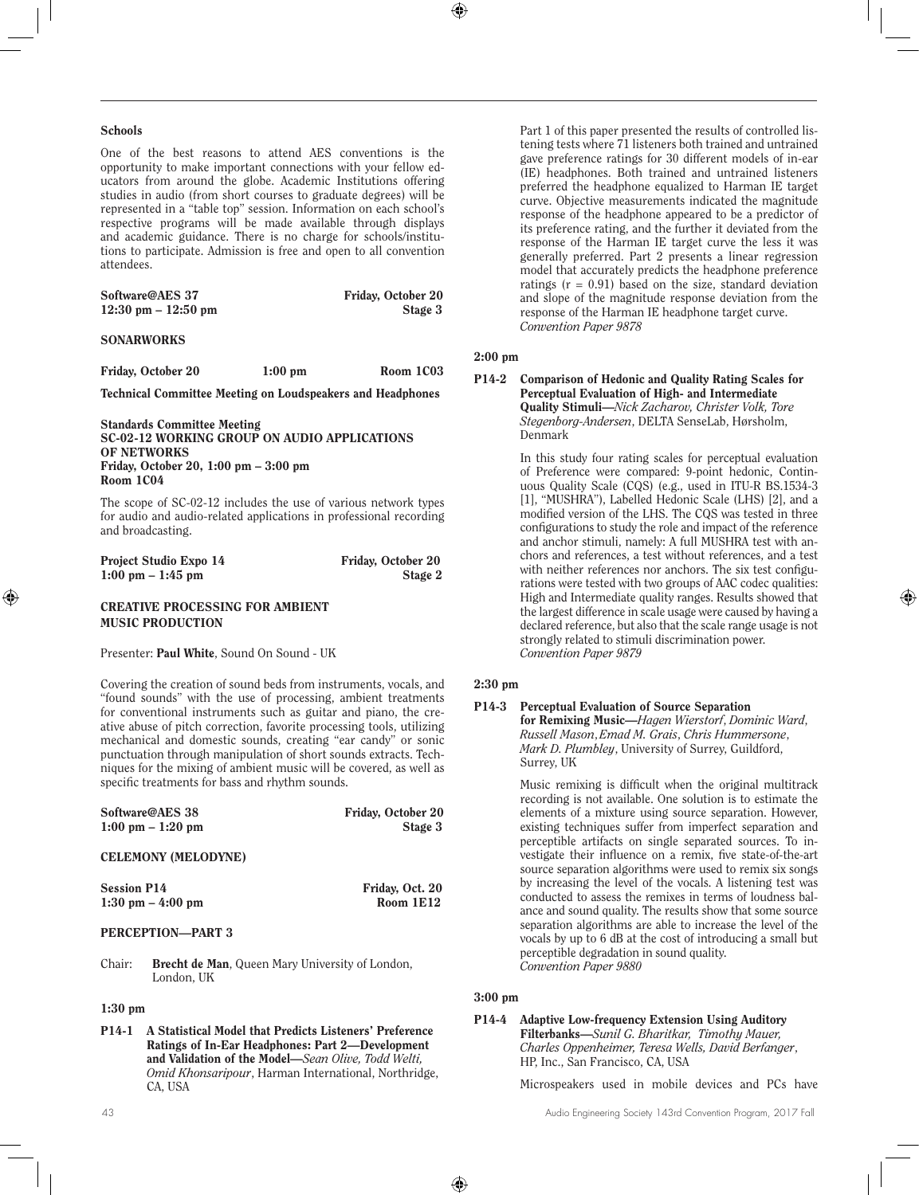**Schools**

One of the best reasons to attend AES conventions is the opportunity to make important connections with your fellow educators from around the globe. Academic Institutions offering studies in audio (from short courses to graduate degrees) will be represented in a "table top" session. Information on each school's respective programs will be made available through displays and academic guidance. There is no charge for schools/institutions to participate. Admission is free and open to all convention attendees.

**Software@AES 37** — **Friday, October 20**
**12:30 pm – 12:50 pm** — **Stage 3**

**SONARWORKS**

**Friday, October 20** — **1:00 pm** — **Room 1C03**

**Technical Committee Meeting on Loudspeakers and Headphones**

**Standards Committee Meeting**
**SC-02-12 WORKING GROUP ON AUDIO APPLICATIONS OF NETWORKS**
**Friday, October 20, 1:00 pm – 3:00 pm**
**Room 1C04**

The scope of SC-02-12 includes the use of various network types for audio and audio-related applications in professional recording and broadcasting.

**Project Studio Expo 14** — **Friday, October 20**
**1:00 pm – 1:45 pm** — **Stage 2**

**CREATIVE PROCESSING FOR AMBIENT MUSIC PRODUCTION**

Presenter: **Paul White**, Sound On Sound - UK

Covering the creation of sound beds from instruments, vocals, and "found sounds" with the use of processing, ambient treatments for conventional instruments such as guitar and piano, the creative abuse of pitch correction, favorite processing tools, utilizing mechanical and domestic sounds, creating "ear candy" or sonic punctuation through manipulation of short sounds extracts. Techniques for the mixing of ambient music will be covered, as well as specific treatments for bass and rhythm sounds.

**Software@AES 38** — **Friday, October 20**
**1:00 pm – 1:20 pm** — **Stage 3**

**CELEMONY (MELODYNE)**

**Session P14** — **Friday, Oct. 20**
**1:30 pm – 4:00 pm** — **Room 1E12**

**PERCEPTION—PART 3**

Chair: **Brecht de Man**, Queen Mary University of London, London, UK

**1:30 pm**

**P14-1 A Statistical Model that Predicts Listeners' Preference Ratings of In-Ear Headphones: Part 2—Development and Validation of the Model**—*Sean Olive, Todd Welti, Omid Khonsaripour*, Harman International, Northridge, CA, USA

Part 1 of this paper presented the results of controlled listening tests where 71 listeners both trained and untrained gave preference ratings for 30 different models of in-ear (IE) headphones. Both trained and untrained listeners preferred the headphone equalized to Harman IE target curve. Objective measurements indicated the magnitude response of the headphone appeared to be a predictor of its preference rating, and the further it deviated from the response of the Harman IE target curve the less it was generally preferred. Part 2 presents a linear regression model that accurately predicts the headphone preference ratings ($r = 0.91$) based on the size, standard deviation and slope of the magnitude response deviation from the response of the Harman IE headphone target curve.
*Convention Paper 9878*

**2:00 pm**

**P14-2 Comparison of Hedonic and Quality Rating Scales for Perceptual Evaluation of High- and Intermediate Quality Stimuli**—*Nick Zacharov, Christer Volk, Tore Stegenborg-Andersen*, DELTA SenseLab, Hørsholm, Denmark

In this study four rating scales for perceptual evaluation of Preference were compared: 9-point hedonic, Continuous Quality Scale (CQS) (e.g., used in ITU-R BS.1534-3 [1], "MUSHRA"), Labelled Hedonic Scale (LHS) [2], and a modified version of the LHS. The CQS was tested in three configurations to study the role and impact of the reference and anchor stimuli, namely: A full MUSHRA test with anchors and references, a test without references, and a test with neither references nor anchors. The six test configurations were tested with two groups of AAC codec qualities: High and Intermediate quality ranges. Results showed that the largest difference in scale usage were caused by having a declared reference, but also that the scale range usage is not strongly related to stimuli discrimination power.
*Convention Paper 9879*

**2:30 pm**

**P14-3 Perceptual Evaluation of Source Separation for Remixing Music**—*Hagen Wierstorf, Dominic Ward, Russell Mason, Emad M. Grais, Chris Hummersone, Mark D. Plumbley*, University of Surrey, Guildford, Surrey, UK

Music remixing is difficult when the original multitrack recording is not available. One solution is to estimate the elements of a mixture using source separation. However, existing techniques suffer from imperfect separation and perceptible artifacts on single separated sources. To investigate their influence on a remix, five state-of-the-art source separation algorithms were used to remix six songs by increasing the level of the vocals. A listening test was conducted to assess the remixes in terms of loudness balance and sound quality. The results show that some source separation algorithms are able to increase the level of the vocals by up to 6 dB at the cost of introducing a small but perceptible degradation in sound quality.
*Convention Paper 9880*

**3:00 pm**

**P14-4 Adaptive Low-frequency Extension Using Auditory Filterbanks**—*Sunil G. Bharitkar, Timothy Mauer, Charles Oppenheimer, Teresa Wells, David Berfanger*, HP, Inc., San Francisco, CA, USA

Microspeakers used in mobile devices and PCs have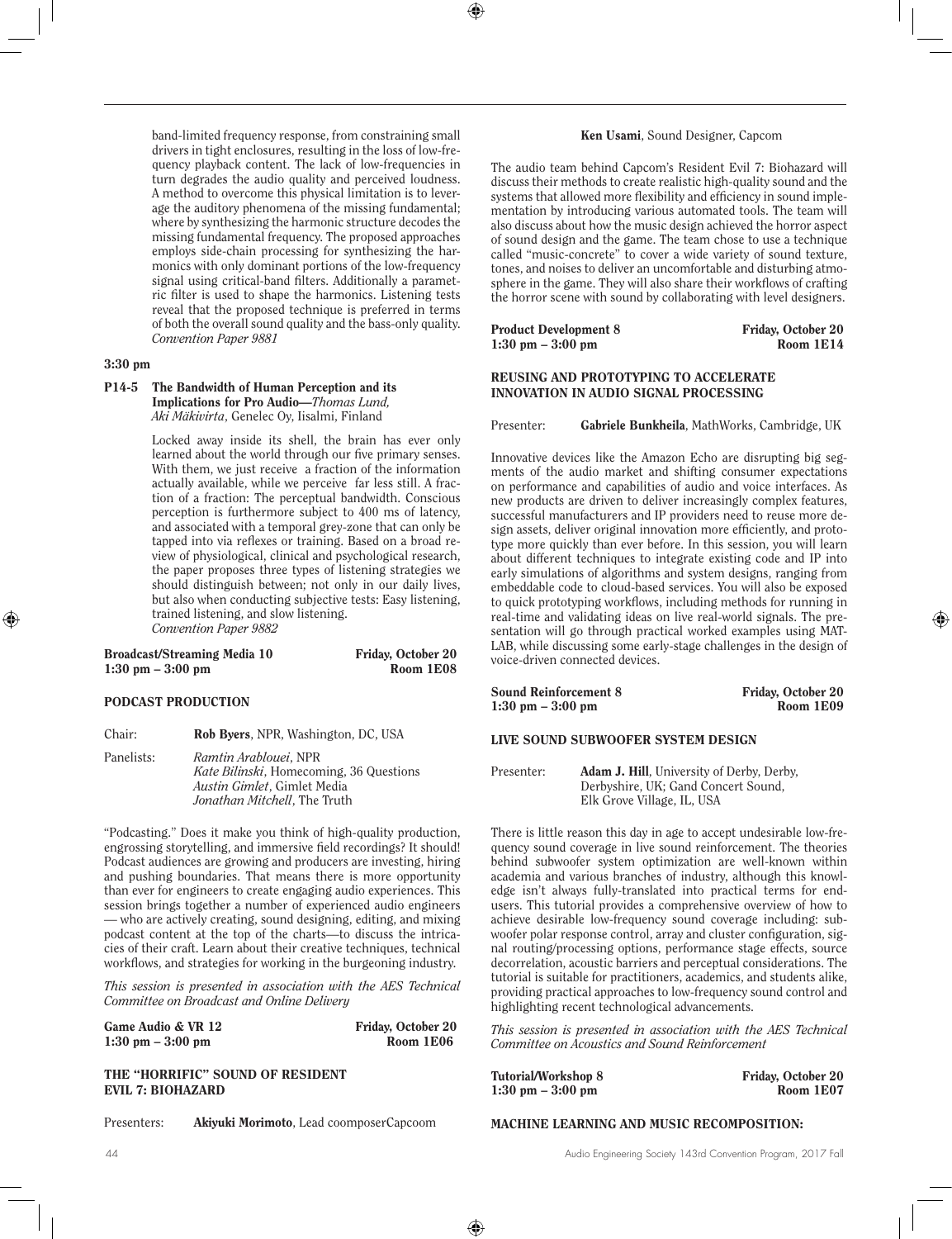band-limited frequency response, from constraining small drivers in tight enclosures, resulting in the loss of low-frequency playback content. The lack of low-frequencies in turn degrades the audio quality and perceived loudness. A method to overcome this physical limitation is to leverage the auditory phenomena of the missing fundamental; where by synthesizing the harmonic structure decodes the missing fundamental frequency. The proposed approaches employs side-chain processing for synthesizing the harmonics with only dominant portions of the low-frequency signal using critical-band filters. Additionally a parametric filter is used to shape the harmonics. Listening tests reveal that the proposed technique is preferred in terms of both the overall sound quality and the bass-only quality.
*Convention Paper 9881*

**3:30 pm**

**P14-5 The Bandwidth of Human Perception and its Implications for Pro Audio—***Thomas Lund, Aki Mäkivirta*, Genelec Oy, Iisalmi, Finland

Locked away inside its shell, the brain has ever only learned about the world through our five primary senses. With them, we just receive a fraction of the information actually available, while we perceive far less still. A fraction of a fraction: The perceptual bandwidth. Conscious perception is furthermore subject to 400 ms of latency, and associated with a temporal grey-zone that can only be tapped into via reflexes or training. Based on a broad review of physiological, clinical and psychological research, the paper proposes three types of listening strategies we should distinguish between; not only in our daily lives, but also when conducting subjective tests: Easy listening, trained listening, and slow listening.
*Convention Paper 9882*

**Broadcast/Streaming Media 10** — **Friday, October 20**
**1:30 pm – 3:00 pm** — **Room 1E08**

## PODCAST PRODUCTION

Chair: **Rob Byers**, NPR, Washington, DC, USA

Panelists: *Ramtin Arablouei*, NPR
*Kate Bilinski*, Homecoming, 36 Questions
*Austin Gimlet*, Gimlet Media
*Jonathan Mitchell*, The Truth

"Podcasting." Does it make you think of high-quality production, engrossing storytelling, and immersive field recordings? It should! Podcast audiences are growing and producers are investing, hiring and pushing boundaries. That means there is more opportunity than ever for engineers to create engaging audio experiences. This session brings together a number of experienced audio engineers — who are actively creating, sound designing, editing, and mixing podcast content at the top of the charts—to discuss the intricacies of their craft. Learn about their creative techniques, technical workflows, and strategies for working in the burgeoning industry.

*This session is presented in association with the AES Technical Committee on Broadcast and Online Delivery*

**Game Audio & VR 12** — **Friday, October 20**
**1:30 pm – 3:00 pm** — **Room 1E06**

## THE "HORRIFIC" SOUND OF RESIDENT EVIL 7: BIOHAZARD

Presenters: **Akiyuki Morimoto**, Lead coomposerCapcoom
**Ken Usami**, Sound Designer, Capcom

The audio team behind Capcom's Resident Evil 7: Biohazard will discuss their methods to create realistic high-quality sound and the systems that allowed more flexibility and efficiency in sound implementation by introducing various automated tools. The team will also discuss about how the music design achieved the horror aspect of sound design and the game. The team chose to use a technique called "music-concrete" to cover a wide variety of sound texture, tones, and noises to deliver an uncomfortable and disturbing atmosphere in the game. They will also share their workflows of crafting the horror scene with sound by collaborating with level designers.

**Product Development 8** — **Friday, October 20**
**1:30 pm – 3:00 pm** — **Room 1E14**

## REUSING AND PROTOTYPING TO ACCELERATE INNOVATION IN AUDIO SIGNAL PROCESSING

Presenter: **Gabriele Bunkheila**, MathWorks, Cambridge, UK

Innovative devices like the Amazon Echo are disrupting big segments of the audio market and shifting consumer expectations on performance and capabilities of audio and voice interfaces. As new products are driven to deliver increasingly complex features, successful manufacturers and IP providers need to reuse more design assets, deliver original innovation more efficiently, and prototype more quickly than ever before. In this session, you will learn about different techniques to integrate existing code and IP into early simulations of algorithms and system designs, ranging from embeddable code to cloud-based services. You will also be exposed to quick prototyping workflows, including methods for running in real-time and validating ideas on live real-world signals. The presentation will go through practical worked examples using MATLAB, while discussing some early-stage challenges in the design of voice-driven connected devices.

**Sound Reinforcement 8** — **Friday, October 20**
**1:30 pm – 3:00 pm** — **Room 1E09**

## LIVE SOUND SUBWOOFER SYSTEM DESIGN

Presenter: **Adam J. Hill**, University of Derby, Derby, Derbyshire, UK; Gand Concert Sound, Elk Grove Village, IL, USA

There is little reason this day in age to accept undesirable low-frequency sound coverage in live sound reinforcement. The theories behind subwoofer system optimization are well-known within academia and various branches of industry, although this knowledge isn't always fully-translated into practical terms for end-users. This tutorial provides a comprehensive overview of how to achieve desirable low-frequency sound coverage including: subwoofer polar response control, array and cluster configuration, signal routing/processing options, performance stage effects, source decorrelation, acoustic barriers and perceptual considerations. The tutorial is suitable for practitioners, academics, and students alike, providing practical approaches to low-frequency sound control and highlighting recent technological advancements.

*This session is presented in association with the AES Technical Committee on Acoustics and Sound Reinforcement*

**Tutorial/Workshop 8** — **Friday, October 20**
**1:30 pm – 3:00 pm** — **Room 1E07**

## MACHINE LEARNING AND MUSIC RECOMPOSITION: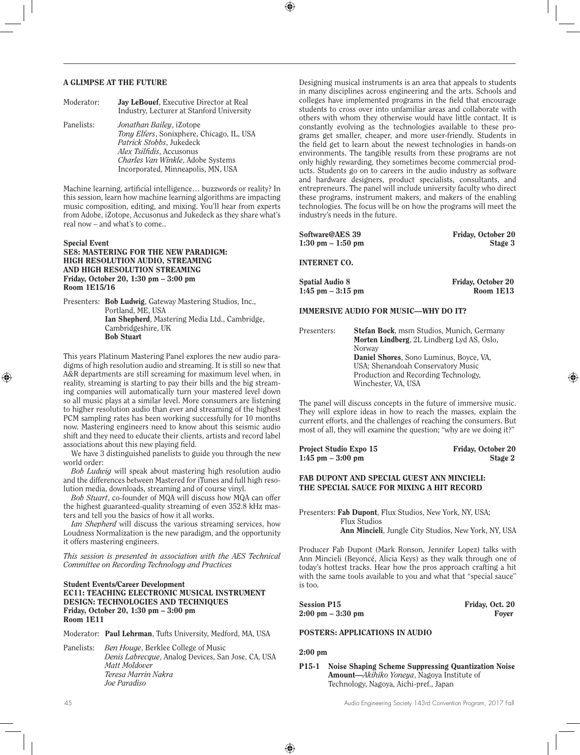### A GLIMPSE AT THE FUTURE

Moderator: **Jay LeBouef**, Executive Director at Real Industry, Lecturer at Stanford University

Panelists: *Jonathan Bailey*, iZotope
*Tony Elfers*, Sonixphere, Chicago, IL, USA
*Patrick Stobbs*, Jukedeck
*Alex Tsilfidis*, Accusonus
*Charles Van Winkle*, Adobe Systems Incorporated, Minneapolis, MN, USA

Machine learning, artificial intelligence… buzzwords or reality? In this session, learn how machine learning algorithms are impacting music composition, editing, and mixing. You'll hear from experts from Adobe, iZotope, Accusonus and Jukedeck as they share what's real now – and what's to come..

**Special Event**
**SE8: MASTERING FOR THE NEW PARADIGM: HIGH RESOLUTION AUDIO, STREAMING AND HIGH RESOLUTION STREAMING**
**Friday, October 20, 1:30 pm – 3:00 pm**
**Room 1E15/16**

Presenters: **Bob Ludwig**, Gateway Mastering Studios, Inc., Portland, ME, USA
**Ian Shepherd**, Mastering Media Ltd., Cambridge, Cambridgeshire, UK
**Bob Stuart**

This years Platinum Mastering Panel explores the new audio paradigms of high resolution audio and streaming. It is still so new that A&R departments are still screaming for maximum level when, in reality, streaming is starting to pay their bills and the big streaming companies will automatically turn your mastered level down so all music plays at a similar level. More consumers are listening to higher resolution audio than ever and streaming of the highest PCM sampling rates has been working successfully for 10 months now. Mastering engineers need to know about this seismic audio shift and they need to educate their clients, artists and record label associations about this new playing field.

We have 3 distinguished panelists to guide you through the new world order:

*Bob Ludwig* will speak about mastering high resolution audio and the differences between Mastered for iTunes and full high resolution media, downloads, streaming and of course vinyl.

*Bob Stuart*, co-founder of MQA will discuss how MQA can offer the highest guaranteed-quality streaming of even 352.8 kHz masters and tell you the basics of how it all works.

*Ian Shepherd* will discuss the various streaming services, how Loudness Normalization is the new paradigm, and the opportunity it offers mastering engineers.

*This session is presented in association with the AES Technical Committee on Recording Technology and Practices*

**Student Events/Career Development**
**EC11: TEACHING ELECTRONIC MUSICAL INSTRUMENT DESIGN: TECHNOLOGIES AND TECHNIQUES**
**Friday, October 20, 1:30 pm – 3:00 pm**
**Room 1E11**

Moderator: **Paul Lehrman**, Tufts University, Medford, MA, USA

Panelists: *Ben Houge*, Berklee College of Music
*Denis Labrecque*, Analog Devices, San Jose, CA, USA
*Matt Moldover*
*Teresa Marrin Nakra*
*Joe Paradiso*

Designing musical instruments is an area that appeals to students in many disciplines across engineering and the arts. Schools and colleges have implemented programs in the field that encourage students to cross over into unfamiliar areas and collaborate with others with whom they otherwise would have little contact. It is constantly evolving as the technologies available to these programs get smaller, cheaper, and more user-friendly. Students in the field get to learn about the newest technologies in hands-on environments. The tangible results from these programs are not only highly rewarding, they sometimes become commercial products. Students go on to careers in the audio industry as software and hardware designers, product specialists, consultants, and entrepreneurs. The panel will include university faculty who direct these programs, instrument makers, and makers of the enabling technologies. The focus will be on how the programs will meet the industry's needs in the future.

**Software@AES 39** — **Friday, October 20**
**1:30 pm – 1:50 pm** — **Stage 3**

### INTERNET CO.

**Spatial Audio 8** — **Friday, October 20**
**1:45 pm – 3:15 pm** — **Room 1E13**

### IMMERSIVE AUDIO FOR MUSIC—WHY DO IT?

Presenters: **Stefan Bock**, msm Studios, Munich, Germany
**Morten Lindberg**, 2L Lindberg Lyd AS, Oslo, Norway
**Daniel Shores**, Sono Luminus, Boyce, VA, USA; Shenandoah Conservatory Music Production and Recording Technology, Winchester, VA, USA

The panel will discuss concepts in the future of immersive music. They will explore ideas in how to reach the masses, explain the current efforts, and the challenges of reaching the consumers. But most of all, they will examine the question; "why are we doing it?"

**Project Studio Expo 15** — **Friday, October 20**
**1:45 pm – 3:00 pm** — **Stage 2**

### FAB DUPONT AND SPECIAL GUEST ANN MINCIELI: THE SPECIAL SAUCE FOR MIXING A HIT RECORD

Presenters: **Fab Dupont**, Flux Studios, New York, NY, USA; Flux Studios
**Ann Mincieli**, Jungle City Studios, New York, NY, USA

Producer Fab Dupont (Mark Ronson, Jennifer Lopez) talks with Ann Mincieli (Beyoncé, Alicia Keys) as they walk through one of today's hottest tracks. Hear how the pros approach crafting a hit with the same tools available to you and what that "special sauce" is too.

**Session P15** — **Friday, Oct. 20**
**2:00 pm – 3:30 pm** — **Foyer**

### POSTERS: APPLICATIONS IN AUDIO

**2:00 pm**

**P15-1 Noise Shaping Scheme Suppressing Quantization Noise Amount**—*Akihiko Yoneya*, Nagoya Institute of Technology, Nagoya, Aichi-pref., Japan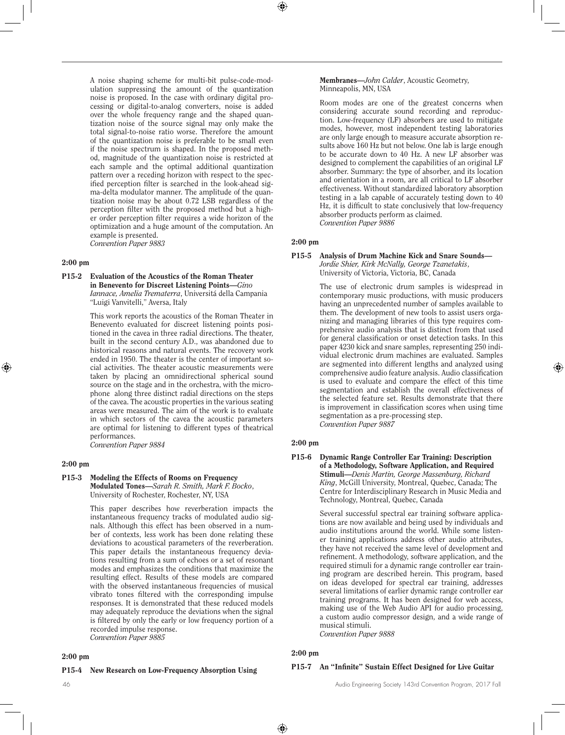A noise shaping scheme for multi-bit pulse-code-modulation suppressing the amount of the quantization noise is proposed. In the case with ordinary digital processing or digital-to-analog converters, noise is added over the whole frequency range and the shaped quantization noise of the source signal may only make the total signal-to-noise ratio worse. Therefore the amount of the quantization noise is preferable to be small even if the noise spectrum is shaped. In the proposed method, magnitude of the quantization noise is restricted at each sample and the optimal additional quantization pattern over a receding horizon with respect to the specified perception filter is searched in the look-ahead sigma-delta modulator manner. The amplitude of the quantization noise may be about 0.72 LSB regardless of the perception filter with the proposed method but a higher order perception filter requires a wide horizon of the optimization and a huge amount of the computation. An example is presented.
*Convention Paper 9883*

**2:00 pm**

**P15-2 Evaluation of the Acoustics of the Roman Theater in Benevento for Discreet Listening Points**—*Gino Iannace, Amelia Trematerra*, Universitá della Campania "Luigi Vanvitelli," Aversa, Italy

This work reports the acoustics of the Roman Theater in Benevento evaluated for discreet listening points positioned in the cavea in three radial directions. The theater, built in the second century A.D., was abandoned due to historical reasons and natural events. The recovery work ended in 1950. The theater is the center of important social activities. The theater acoustic measurements were taken by placing an omnidirectional spherical sound source on the stage and in the orchestra, with the microphone along three distinct radial directions on the steps of the cavea. The acoustic properties in the various seating areas were measured. The aim of the work is to evaluate in which sectors of the cavea the acoustic parameters are optimal for listening to different types of theatrical performances.
*Convention Paper 9884*

**2:00 pm**

**P15-3 Modeling the Effects of Rooms on Frequency Modulated Tones**—*Sarah R. Smith, Mark F. Bocko*, University of Rochester, Rochester, NY, USA

This paper describes how reverberation impacts the instantaneous frequency tracks of modulated audio signals. Although this effect has been observed in a number of contexts, less work has been done relating these deviations to acoustical parameters of the reverberation. This paper details the instantaneous frequency deviations resulting from a sum of echoes or a set of resonant modes and emphasizes the conditions that maximize the resulting effect. Results of these models are compared with the observed instantaneous frequencies of musical vibrato tones filtered with the corresponding impulse responses. It is demonstrated that these reduced models may adequately reproduce the deviations when the signal is filtered by only the early or low frequency portion of a recorded impulse response.
*Convention Paper 9885*

**2:00 pm**

**P15-4 New Research on Low-Frequency Absorption Using Membranes**—*John Calder*, Acoustic Geometry, Minneapolis, MN, USA

Room modes are one of the greatest concerns when considering accurate sound recording and reproduction. Low-frequency (LF) absorbers are used to mitigate modes, however, most independent testing laboratories are only large enough to measure accurate absorption results above 160 Hz but not below. One lab is large enough to be accurate down to 40 Hz. A new LF absorber was designed to complement the capabilities of an original LF absorber. Summary: the type of absorber, and its location and orientation in a room, are all critical to LF absorber effectiveness. Without standardized laboratory absorption testing in a lab capable of accurately testing down to 40 Hz, it is difficult to state conclusively that low-frequency absorber products perform as claimed.
*Convention Paper 9886*

**2:00 pm**

**P15-5 Analysis of Drum Machine Kick and Snare Sounds**—*Jordie Shier, Kirk McNally, George Tzanetakis*, University of Victoria, Victoria, BC, Canada

The use of electronic drum samples is widespread in contemporary music productions, with music producers having an unprecedented number of samples available to them. The development of new tools to assist users organizing and managing libraries of this type requires comprehensive audio analysis that is distinct from that used for general classification or onset detection tasks. In this paper 4230 kick and snare samples, representing 250 individual electronic drum machines are evaluated. Samples are segmented into different lengths and analyzed using comprehensive audio feature analysis. Audio classification is used to evaluate and compare the effect of this time segmentation and establish the overall effectiveness of the selected feature set. Results demonstrate that there is improvement in classification scores when using time segmentation as a pre-processing step.
*Convention Paper 9887*

**2:00 pm**

**P15-6 Dynamic Range Controller Ear Training: Description of a Methodology, Software Application, and Required Stimuli**—*Denis Martin, George Massenburg, Richard King*, McGill University, Montreal, Quebec, Canada; The Centre for Interdisciplinary Research in Music Media and Technology, Montreal, Quebec, Canada

Several successful spectral ear training software applications are now available and being used by individuals and audio institutions around the world. While some listener training applications address other audio attributes, they have not received the same level of development and refinement. A methodology, software application, and the required stimuli for a dynamic range controller ear training program are described herein. This program, based on ideas developed for spectral ear training, addresses several limitations of earlier dynamic range controller ear training programs. It has been designed for web access, making use of the Web Audio API for audio processing, a custom audio compressor design, and a wide range of musical stimuli.
*Convention Paper 9888*

**2:00 pm**

**P15-7 An "Infinite" Sustain Effect Designed for Live Guitar**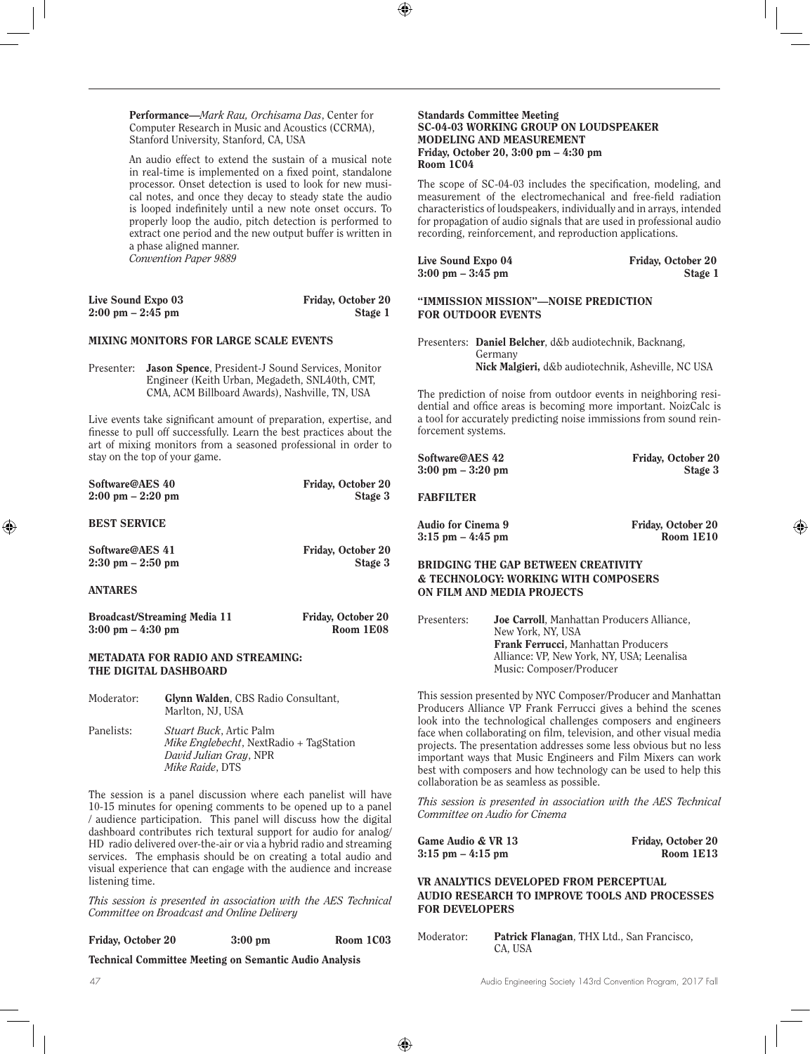**Performance**—*Mark Rau, Orchisama Das*, Center for Computer Research in Music and Acoustics (CCRMA), Stanford University, Stanford, CA, USA

An audio effect to extend the sustain of a musical note in real-time is implemented on a fixed point, standalone processor. Onset detection is used to look for new musical notes, and once they decay to steady state the audio is looped indefinitely until a new note onset occurs. To properly loop the audio, pitch detection is performed to extract one period and the new output buffer is written in a phase aligned manner.
*Convention Paper 9889*

**Live Sound Expo 03** — **Friday, October 20**
**2:00 pm – 2:45 pm** — **Stage 1**

### MIXING MONITORS FOR LARGE SCALE EVENTS

Presenter: **Jason Spence**, President-J Sound Services, Monitor Engineer (Keith Urban, Megadeth, SNL40th, CMT, CMA, ACM Billboard Awards), Nashville, TN, USA

Live events take significant amount of preparation, expertise, and finesse to pull off successfully. Learn the best practices about the art of mixing monitors from a seasoned professional in order to stay on the top of your game.

**Software@AES 40** — **Friday, October 20**
**2:00 pm – 2:20 pm** — **Stage 3**

### BEST SERVICE

**Software@AES 41** — **Friday, October 20**
**2:30 pm – 2:50 pm** — **Stage 3**

### ANTARES

**Broadcast/Streaming Media 11** — **Friday, October 20**
**3:00 pm – 4:30 pm** — **Room 1E08**

### METADATA FOR RADIO AND STREAMING: THE DIGITAL DASHBOARD

Moderator: **Glynn Walden**, CBS Radio Consultant, Marlton, NJ, USA

Panelists: *Stuart Buck*, Artic Palm
*Mike Englebecht*, NextRadio + TagStation
*David Julian Gray*, NPR
*Mike Raide*, DTS

The session is a panel discussion where each panelist will have 10-15 minutes for opening comments to be opened up to a panel / audience participation. This panel will discuss how the digital dashboard contributes rich textural support for audio for analog/HD radio delivered over-the-air or via a hybrid radio and streaming services. The emphasis should be on creating a total audio and visual experience that can engage with the audience and increase listening time.

*This session is presented in association with the AES Technical Committee on Broadcast and Online Delivery*

**Friday, October 20** — **3:00 pm** — **Room 1C03**

**Technical Committee Meeting on Semantic Audio Analysis**

**Standards Committee Meeting**
**SC-04-03 WORKING GROUP ON LOUDSPEAKER MODELING AND MEASUREMENT**
**Friday, October 20, 3:00 pm – 4:30 pm**
**Room 1C04**

The scope of SC-04-03 includes the specification, modeling, and measurement of the electromechanical and free-field radiation characteristics of loudspeakers, individually and in arrays, intended for propagation of audio signals that are used in professional audio recording, reinforcement, and reproduction applications.

**Live Sound Expo 04** — **Friday, October 20**
**3:00 pm – 3:45 pm** — **Stage 1**

### "IMMISSION MISSION"—NOISE PREDICTION FOR OUTDOOR EVENTS

Presenters: **Daniel Belcher**, d&b audiotechnik, Backnang, Germany
**Nick Malgieri,** d&b audiotechnik, Asheville, NC USA

The prediction of noise from outdoor events in neighboring residential and office areas is becoming more important. NoizCalc is a tool for accurately predicting noise immissions from sound reinforcement systems.

**Software@AES 42** — **Friday, October 20**
**3:00 pm – 3:20 pm** — **Stage 3**

### FABFILTER

**Audio for Cinema 9** — **Friday, October 20**
**3:15 pm – 4:45 pm** — **Room 1E10**

### BRIDGING THE GAP BETWEEN CREATIVITY & TECHNOLOGY: WORKING WITH COMPOSERS ON FILM AND MEDIA PROJECTS

Presenters: **Joe Carroll**, Manhattan Producers Alliance, New York, NY, USA
**Frank Ferrucci**, Manhattan Producers Alliance: VP, New York, NY, USA; Leenalisa Music: Composer/Producer

This session presented by NYC Composer/Producer and Manhattan Producers Alliance VP Frank Ferrucci gives a behind the scenes look into the technological challenges composers and engineers face when collaborating on film, television, and other visual media projects. The presentation addresses some less obvious but no less important ways that Music Engineers and Film Mixers can work best with composers and how technology can be used to help this collaboration be as seamless as possible.

*This session is presented in association with the AES Technical Committee on Audio for Cinema*

**Game Audio & VR 13** — **Friday, October 20**
**3:15 pm – 4:15 pm** — **Room 1E13**

### VR ANALYTICS DEVELOPED FROM PERCEPTUAL AUDIO RESEARCH TO IMPROVE TOOLS AND PROCESSES FOR DEVELOPERS

Moderator: **Patrick Flanagan**, THX Ltd., San Francisco, CA, USA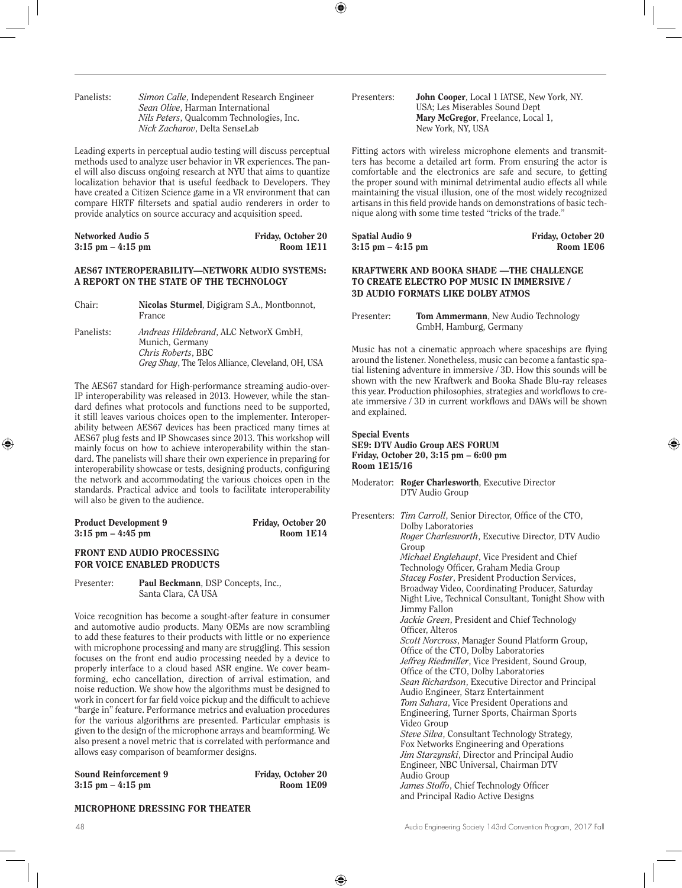Panelists: *Simon Calle*, Independent Research Engineer
*Sean Olive*, Harman International
*Nils Peters*, Qualcomm Technologies, Inc.
*Nick Zacharov*, Delta SenseLab

Leading experts in perceptual audio testing will discuss perceptual methods used to analyze user behavior in VR experiences. The panel will also discuss ongoing research at NYU that aims to quantize localization behavior that is useful feedback to Developers. They have created a Citizen Science game in a VR environment that can compare HRTF filtersets and spatial audio renderers in order to provide analytics on source accuracy and acquisition speed.

**Networked Audio 5** — **Friday, October 20**
**3:15 pm – 4:15 pm** — **Room 1E11**

### AES67 INTEROPERABILITY—NETWORK AUDIO SYSTEMS: A REPORT ON THE STATE OF THE TECHNOLOGY

Chair: **Nicolas Sturmel**, Digigram S.A., Montbonnot, France

Panelists: *Andreas Hildebrand*, ALC NetworX GmbH, Munich, Germany
*Chris Roberts*, BBC
*Greg Shay*, The Telos Alliance, Cleveland, OH, USA

The AES67 standard for High-performance streaming audio-over-IP interoperability was released in 2013. However, while the standard defines what protocols and functions need to be supported, it still leaves various choices open to the implementer. Interoperability between AES67 devices has been practiced many times at AES67 plug fests and IP Showcases since 2013. This workshop will mainly focus on how to achieve interoperability within the standard. The panelists will share their own experience in preparing for interoperability showcase or tests, designing products, configuring the network and accommodating the various choices open in the standards. Practical advice and tools to facilitate interoperability will also be given to the audience.

**Product Development 9** — **Friday, October 20**
**3:15 pm – 4:45 pm** — **Room 1E14**

### FRONT END AUDIO PROCESSING FOR VOICE ENABLED PRODUCTS

Presenter: **Paul Beckmann**, DSP Concepts, Inc., Santa Clara, CA USA

Voice recognition has become a sought-after feature in consumer and automotive audio products. Many OEMs are now scrambling to add these features to their products with little or no experience with microphone processing and many are struggling. This session focuses on the front end audio processing needed by a device to properly interface to a cloud based ASR engine. We cover beamforming, echo cancellation, direction of arrival estimation, and noise reduction. We show how the algorithms must be designed to work in concert for far field voice pickup and the difficult to achieve "barge in" feature. Performance metrics and evaluation procedures for the various algorithms are presented. Particular emphasis is given to the design of the microphone arrays and beamforming. We also present a novel metric that is correlated with performance and allows easy comparison of beamformer designs.

**Sound Reinforcement 9** — **Friday, October 20**
**3:15 pm – 4:15 pm** — **Room 1E09**

### MICROPHONE DRESSING FOR THEATER

Presenters: **John Cooper**, Local 1 IATSE, New York, NY. USA; Les Miserables Sound Dept
**Mary McGregor**, Freelance, Local 1, New York, NY, USA

Fitting actors with wireless microphone elements and transmitters has become a detailed art form. From ensuring the actor is comfortable and the electronics are safe and secure, to getting the proper sound with minimal detrimental audio effects all while maintaining the visual illusion, one of the most widely recognized artisans in this field provide hands on demonstrations of basic technique along with some time tested "tricks of the trade."

**Spatial Audio 9** — **Friday, October 20**
**3:15 pm – 4:15 pm** — **Room 1E06**

### KRAFTWERK AND BOOKA SHADE —THE CHALLENGE TO CREATE ELECTRO POP MUSIC IN IMMERSIVE / 3D AUDIO FORMATS LIKE DOLBY ATMOS

Presenter: **Tom Ammermann**, New Audio Technology GmbH, Hamburg, Germany

Music has not a cinematic approach where spaceships are flying around the listener. Nonetheless, music can become a fantastic spatial listening adventure in immersive / 3D. How this sounds will be shown with the new Kraftwerk and Booka Shade Blu-ray releases this year. Production philosophies, strategies and workflows to create immersive / 3D in current workflows and DAWs will be shown and explained.

**Special Events**
**SE9: DTV Audio Group AES FORUM**
**Friday, October 20, 3:15 pm – 6:00 pm**
**Room 1E15/16**

Moderator: **Roger Charlesworth**, Executive Director DTV Audio Group

Presenters: *Tim Carroll*, Senior Director, Office of the CTO, Dolby Laboratories
*Roger Charlesworth*, Executive Director, DTV Audio Group
*Michael Englehaupt*, Vice President and Chief Technology Officer, Graham Media Group
*Stacey Foster*, President Production Services, Broadway Video, Coordinating Producer, Saturday Night Live, Technical Consultant, Tonight Show with Jimmy Fallon
*Jackie Green*, President and Chief Technology Officer, Alteros
*Scott Norcross*, Manager Sound Platform Group, Office of the CTO, Dolby Laboratories
*Jeffrey Riedmiller*, Vice President, Sound Group, Office of the CTO, Dolby Laboratories
*Sean Richardson*, Executive Director and Principal Audio Engineer, Starz Entertainment
*Tom Sahara*, Vice President Operations and Engineering, Turner Sports, Chairman Sports Video Group
*Steve Silva*, Consultant Technology Strategy, Fox Networks Engineering and Operations
*Jim Starzynski*, Director and Principal Audio Engineer, NBC Universal, Chairman DTV Audio Group
*James Stoffo*, Chief Technology Officer and Principal Radio Active Designs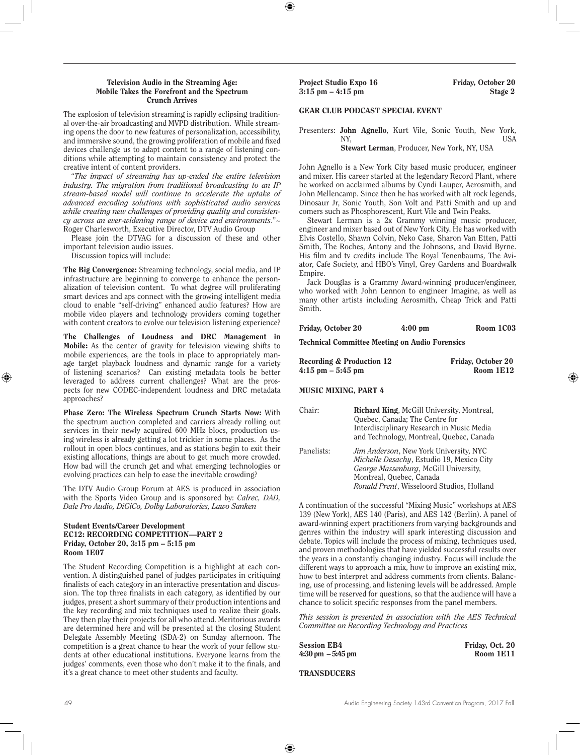### Television Audio in the Streaming Age: Mobile Takes the Forefront and the Spectrum Crunch Arrives

The explosion of television streaming is rapidly eclipsing traditional over-the-air broadcasting and MVPD distribution. While streaming opens the door to new features of personalization, accessibility, and immersive sound, the growing proliferation of mobile and fixed devices challenge us to adapt content to a range of listening conditions while attempting to maintain consistency and protect the creative intent of content providers.

"*The impact of streaming has up-ended the entire television industry. The migration from traditional broadcasting to an IP stream-based model will continue to accelerate the uptake of advanced encoding solutions with sophisticated audio services while creating new challenges of providing quality and consistency across an ever-widening range of device and environments*."~ Roger Charlesworth, Executive Director, DTV Audio Group

Please join the DTVAG for a discussion of these and other important television audio issues.

Discussion topics will include:

**The Big Convergence:** Streaming technology, social media, and IP infrastructure are beginning to converge to enhance the personalization of television content. To what degree will proliferating smart devices and aps connect with the growing intelligent media cloud to enable "self-driving" enhanced audio features? How are mobile video players and technology providers coming together with content creators to evolve our television listening experience?

**The Challenges of Loudness and DRC Management in Mobile:** As the center of gravity for television viewing shifts to mobile experiences, are the tools in place to appropriately manage target playback loudness and dynamic range for a variety of listening scenarios? Can existing metadata tools be better leveraged to address current challenges? What are the prospects for new CODEC-independent loudness and DRC metadata approaches?

**Phase Zero: The Wireless Spectrum Crunch Starts Now:** With the spectrum auction completed and carriers already rolling out services in their newly acquired 600 MHz blocs, production using wireless is already getting a lot trickier in some places. As the rollout in open blocs continues, and as stations begin to exit their existing allocations, things are about to get much more crowded. How bad will the crunch get and what emerging technologies or evolving practices can help to ease the inevitable crowding?

The DTV Audio Group Forum at AES is produced in association with the Sports Video Group and is sponsored by: *Calrec, DAD, Dale Pro Audio, DiGiCo, Dolby Laboratories, Lawo Sanken*

**Student Events/Career Development**
**EC12: RECORDING COMPETITION—PART 2**
**Friday, October 20, 3:15 pm – 5:15 pm**
**Room 1E07**

The Student Recording Competition is a highlight at each convention. A distinguished panel of judges participates in critiquing finalists of each category in an interactive presentation and discussion. The top three finalists in each category, as identified by our judges, present a short summary of their production intentions and the key recording and mix techniques used to realize their goals. They then play their projects for all who attend. Meritorious awards are determined here and will be presented at the closing Student Delegate Assembly Meeting (SDA-2) on Sunday afternoon. The competition is a great chance to hear the work of your fellow students at other educational institutions. Everyone learns from the judges' comments, even those who don't make it to the finals, and it's a great chance to meet other students and faculty.

**Project Studio Expo 16** — **Friday, October 20**
**3:15 pm – 4:15 pm** — **Stage 2**

**GEAR CLUB PODCAST SPECIAL EVENT**

Presenters: **John Agnello**, Kurt Vile, Sonic Youth, New York, NY, USA
**Stewart Lerman**, Producer, New York, NY, USA

John Agnello is a New York City based music producer, engineer and mixer. His career started at the legendary Record Plant, where he worked on acclaimed albums by Cyndi Lauper, Aerosmith, and John Mellencamp. Since then he has worked with alt rock legends, Dinosaur Jr, Sonic Youth, Son Volt and Patti Smith and up and comers such as Phosphorescent, Kurt Vile and Twin Peaks.

Stewart Lerman is a 2x Grammy winning music producer, engineer and mixer based out of New York City. He has worked with Elvis Costello, Shawn Colvin, Neko Case, Sharon Van Etten, Patti Smith, The Roches, Antony and the Johnsons, and David Byrne. His film and tv credits include The Royal Tenenbaums, The Aviator, Cafe Society, and HBO's Vinyl, Grey Gardens and Boardwalk Empire.

Jack Douglas is a Grammy Award-winning producer/engineer, who worked with John Lennon to engineer Imagine, as well as many other artists including Aerosmith, Cheap Trick and Patti Smith.

**Friday, October 20** — **4:00 pm** — **Room 1C03**

**Technical Committee Meeting on Audio Forensics**

**Recording & Production 12** — **Friday, October 20**
**4:15 pm – 5:45 pm** — **Room 1E12**

**MUSIC MIXING, PART 4**

Chair: **Richard King**, McGill University, Montreal, Quebec, Canada; The Centre for Interdisciplinary Research in Music Media and Technology, Montreal, Quebec, Canada

Panelists: *Jim Anderson*, New York University, NYC
*Michelle Desachy*, Estudio 19, Mexico City
*George Massenburg*, McGill University, Montreal, Quebec, Canada
*Ronald Prent*, Wisseloord Studios, Holland

A continuation of the successful "Mixing Music" workshops at AES 139 (New York), AES 140 (Paris), and AES 142 (Berlin). A panel of award-winning expert practitioners from varying backgrounds and genres within the industry will spark interesting discussion and debate. Topics will include the process of mixing, techniques used, and proven methodologies that have yielded successful results over the years in a constantly changing industry. Focus will include the different ways to approach a mix, how to improve an existing mix, how to best interpret and address comments from clients. Balancing, use of processing, and listening levels will be addressed. Ample time will be reserved for questions, so that the audience will have a chance to solicit specific responses from the panel members.

*This session is presented in association with the AES Technical Committee on Recording Technology and Practices*

**Session EB4** — **Friday, Oct. 20**
**4:30 pm – 5:45 pm** — **Room 1E11**

**TRANSDUCERS**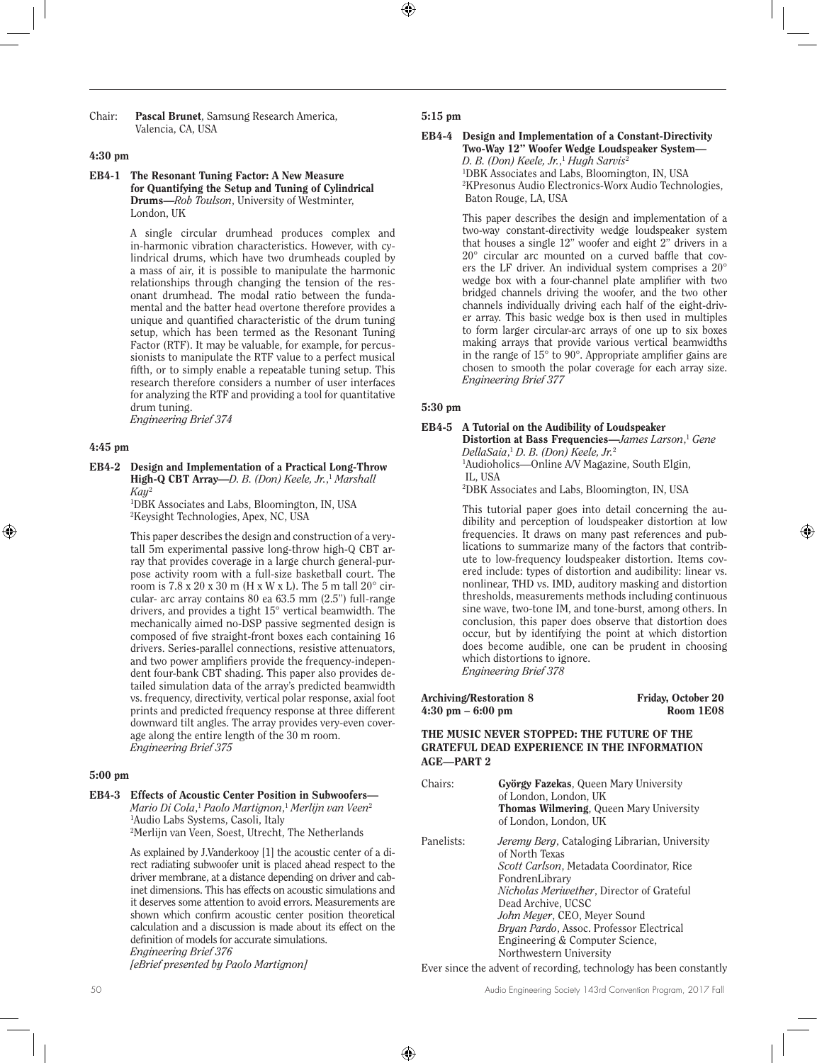Chair: **Pascal Brunet**, Samsung Research America, Valencia, CA, USA

**4:30 pm**

**EB4-1 The Resonant Tuning Factor: A New Measure for Quantifying the Setup and Tuning of Cylindrical Drums**—*Rob Toulson*, University of Westminter, London, UK

A single circular drumhead produces complex and in-harmonic vibration characteristics. However, with cylindrical drums, which have two drumheads coupled by a mass of air, it is possible to manipulate the harmonic relationships through changing the tension of the resonant drumhead. The modal ratio between the fundamental and the batter head overtone therefore provides a unique and quantified characteristic of the drum tuning setup, which has been termed as the Resonant Tuning Factor (RTF). It may be valuable, for example, for percussionists to manipulate the RTF value to a perfect musical fifth, or to simply enable a repeatable tuning setup. This research therefore considers a number of user interfaces for analyzing the RTF and providing a tool for quantitative drum tuning.
*Engineering Brief 374*

**4:45 pm**

**EB4-2 Design and Implementation of a Practical Long-Throw High-Q CBT Array**—*D. B. (Don) Keele, Jr.*,[1] *Marshall Kay*[2]
[1]DBK Associates and Labs, Bloomington, IN, USA
[2]Keysight Technologies, Apex, NC, USA

This paper describes the design and construction of a very-tall 5m experimental passive long-throw high-Q CBT array that provides coverage in a large church general-purpose activity room with a full-size basketball court. The room is 7.8 x 20 x 30 m (H x W x L). The 5 m tall 20° circular- arc array contains 80 ea 63.5 mm (2.5") full-range drivers, and provides a tight 15° vertical beamwidth. The mechanically aimed no-DSP passive segmented design is composed of five straight-front boxes each containing 16 drivers. Series-parallel connections, resistive attenuators, and two power amplifiers provide the frequency-independent four-bank CBT shading. This paper also provides detailed simulation data of the array's predicted beamwidth vs. frequency, directivity, vertical polar response, axial foot prints and predicted frequency response at three different downward tilt angles. The array provides very-even coverage along the entire length of the 30 m room.
*Engineering Brief 375*

**5:00 pm**

**EB4-3 Effects of Acoustic Center Position in Subwoofers**—*Mario Di Cola*,[1] *Paolo Martignon*,[1] *Merlijn van Veen*[2]
[1]Audio Labs Systems, Casoli, Italy
[2]Merlijn van Veen, Soest, Utrecht, The Netherlands

As explained by J.Vanderkooy [1] the acoustic center of a direct radiating subwoofer unit is placed ahead respect to the driver membrane, at a distance depending on driver and cabinet dimensions. This has effects on acoustic simulations and it deserves some attention to avoid errors. Measurements are shown which confirm acoustic center position theoretical calculation and a discussion is made about its effect on the definition of models for accurate simulations.
*Engineering Brief 376*
*[eBrief presented by Paolo Martignon]*

**5:15 pm**

**EB4-4 Design and Implementation of a Constant-Directivity Two-Way 12" Woofer Wedge Loudspeaker System**—*D. B. (Don) Keele, Jr.*,[1] *Hugh Sarvis*[2]
[1]DBK Associates and Labs, Bloomington, IN, USA
[2]KPresonus Audio Electronics-Worx Audio Technologies, Baton Rouge, LA, USA

This paper describes the design and implementation of a two-way constant-directivity wedge loudspeaker system that houses a single 12" woofer and eight 2" drivers in a 20° circular arc mounted on a curved baffle that covers the LF driver. An individual system comprises a 20° wedge box with a four-channel plate amplifier with two bridged channels driving the woofer, and the two other channels individually driving each half of the eight-driver array. This basic wedge box is then used in multiples to form larger circular-arc arrays of one up to six boxes making arrays that provide various vertical beamwidths in the range of 15° to 90°. Appropriate amplifier gains are chosen to smooth the polar coverage for each array size.
*Engineering Brief 377*

**5:30 pm**

**EB4-5 A Tutorial on the Audibility of Loudspeaker Distortion at Bass Frequencies**—*James Larson*,[1] *Gene DellaSaia*,[1] *D. B. (Don) Keele, Jr.*[2]
[1]Audioholics—Online A/V Magazine, South Elgin, IL, USA
[2]DBK Associates and Labs, Bloomington, IN, USA

This tutorial paper goes into detail concerning the audibility and perception of loudspeaker distortion at low frequencies. It draws on many past references and publications to summarize many of the factors that contribute to low-frequency loudspeaker distortion. Items covered include: types of distortion and audibility: linear vs. nonlinear, THD vs. IMD, auditory masking and distortion thresholds, measurements methods including continuous sine wave, two-tone IM, and tone-burst, among others. In conclusion, this paper does observe that distortion does occur, but by identifying the point at which distortion does become audible, one can be prudent in choosing which distortions to ignore.
*Engineering Brief 378*

**Archiving/Restoration 8** — **Friday, October 20**
**4:30 pm – 6:00 pm** — **Room 1E08**

## THE MUSIC NEVER STOPPED: THE FUTURE OF THE GRATEFUL DEAD EXPERIENCE IN THE INFORMATION AGE—PART 2

Chairs: **György Fazekas**, Queen Mary University of London, London, UK
**Thomas Wilmering**, Queen Mary University of London, London, UK

Panelists: *Jeremy Berg*, Cataloging Librarian, University of North Texas
*Scott Carlson*, Metadata Coordinator, Rice FondrenLibrary
*Nicholas Meriwether*, Director of Grateful Dead Archive, UCSC
*John Meyer*, CEO, Meyer Sound
*Bryan Pardo*, Assoc. Professor Electrical Engineering & Computer Science, Northwestern University

Ever since the advent of recording, technology has been constantly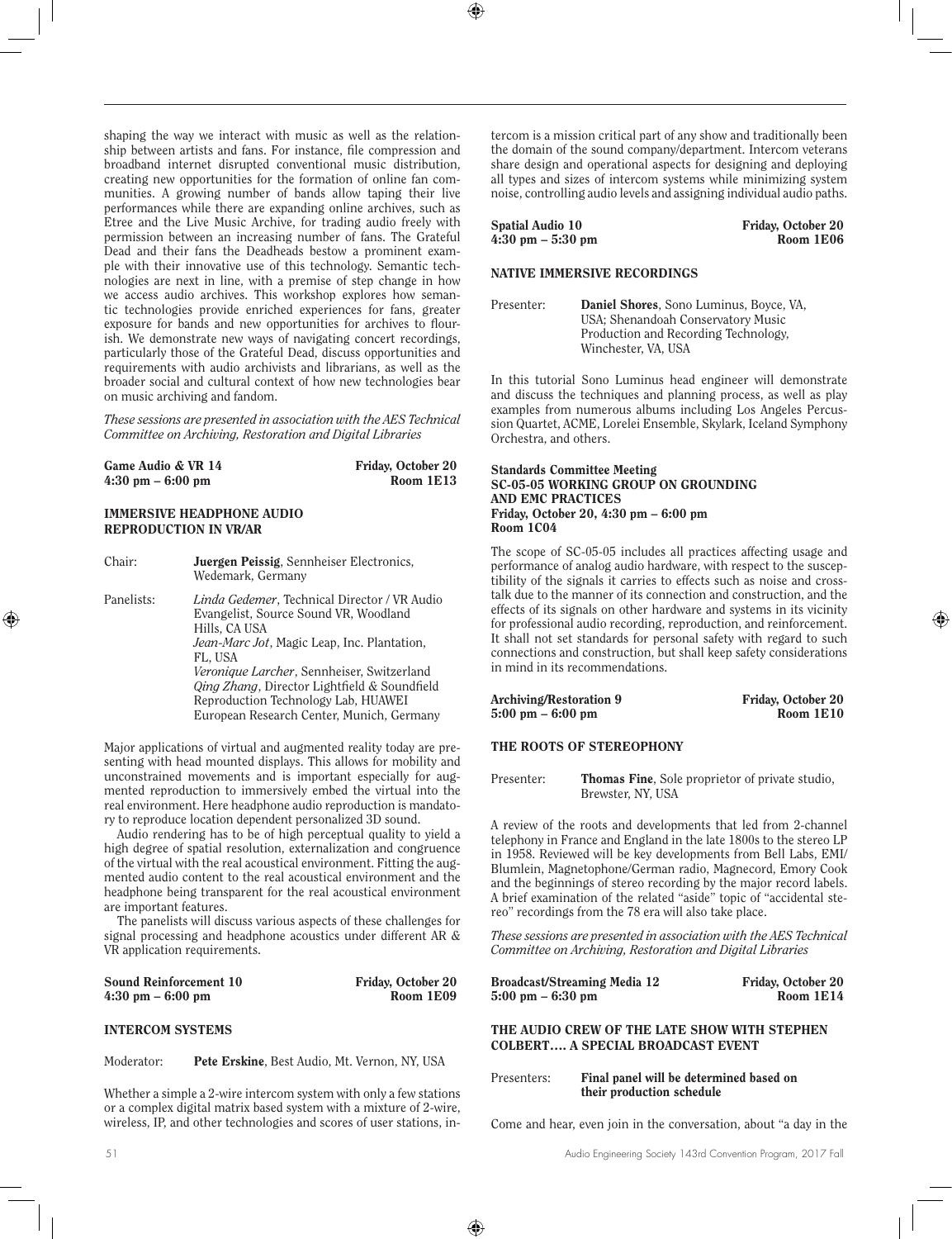shaping the way we interact with music as well as the relationship between artists and fans. For instance, file compression and broadband internet disrupted conventional music distribution, creating new opportunities for the formation of online fan communities. A growing number of bands allow taping their live performances while there are expanding online archives, such as Etree and the Live Music Archive, for trading audio freely with permission between an increasing number of fans. The Grateful Dead and their fans the Deadheads bestow a prominent example with their innovative use of this technology. Semantic technologies are next in line, with a premise of step change in how we access audio archives. This workshop explores how semantic technologies provide enriched experiences for fans, greater exposure for bands and new opportunities for archives to flourish. We demonstrate new ways of navigating concert recordings, particularly those of the Grateful Dead, discuss opportunities and requirements with audio archivists and librarians, as well as the broader social and cultural context of how new technologies bear on music archiving and fandom.

*These sessions are presented in association with the AES Technical Committee on Archiving, Restoration and Digital Libraries*

**Game Audio & VR 14** — **Friday, October 20**
**4:30 pm – 6:00 pm** — **Room 1E13**

### IMMERSIVE HEADPHONE AUDIO REPRODUCTION IN VR/AR

Chair: **Juergen Peissig**, Sennheiser Electronics, Wedemark, Germany

Panelists: *Linda Gedemer*, Technical Director / VR Audio Evangelist, Source Sound VR, Woodland Hills, CA USA
*Jean-Marc Jot*, Magic Leap, Inc. Plantation, FL, USA
*Veronique Larcher*, Sennheiser, Switzerland
*Qing Zhang*, Director Lightfield & Soundfield Reproduction Technology Lab, HUAWEI European Research Center, Munich, Germany

Major applications of virtual and augmented reality today are presenting with head mounted displays. This allows for mobility and unconstrained movements and is important especially for augmented reproduction to immersively embed the virtual into the real environment. Here headphone audio reproduction is mandatory to reproduce location dependent personalized 3D sound.

Audio rendering has to be of high perceptual quality to yield a high degree of spatial resolution, externalization and congruence of the virtual with the real acoustical environment. Fitting the augmented audio content to the real acoustical environment and the headphone being transparent for the real acoustical environment are important features.

The panelists will discuss various aspects of these challenges for signal processing and headphone acoustics under different AR & VR application requirements.

**Sound Reinforcement 10** — **Friday, October 20**
**4:30 pm – 6:00 pm** — **Room 1E09**

### INTERCOM SYSTEMS

Moderator: **Pete Erskine**, Best Audio, Mt. Vernon, NY, USA

Whether a simple a 2-wire intercom system with only a few stations or a complex digital matrix based system with a mixture of 2-wire, wireless, IP, and other technologies and scores of user stations, intercom is a mission critical part of any show and traditionally been the domain of the sound company/department. Intercom veterans share design and operational aspects for designing and deploying all types and sizes of intercom systems while minimizing system noise, controlling audio levels and assigning individual audio paths.

**Spatial Audio 10** — **Friday, October 20**
**4:30 pm – 5:30 pm** — **Room 1E06**

### NATIVE IMMERSIVE RECORDINGS

Presenter: **Daniel Shores**, Sono Luminus, Boyce, VA, USA; Shenandoah Conservatory Music Production and Recording Technology, Winchester, VA, USA

In this tutorial Sono Luminus head engineer will demonstrate and discuss the techniques and planning process, as well as play examples from numerous albums including Los Angeles Percussion Quartet, ACME, Lorelei Ensemble, Skylark, Iceland Symphony Orchestra, and others.

**Standards Committee Meeting**
**SC-05-05 WORKING GROUP ON GROUNDING AND EMC PRACTICES**
**Friday, October 20, 4:30 pm – 6:00 pm**
**Room 1C04**

The scope of SC-05-05 includes all practices affecting usage and performance of analog audio hardware, with respect to the susceptibility of the signals it carries to effects such as noise and crosstalk due to the manner of its connection and construction, and the effects of its signals on other hardware and systems in its vicinity for professional audio recording, reproduction, and reinforcement. It shall not set standards for personal safety with regard to such connections and construction, but shall keep safety considerations in mind in its recommendations.

**Archiving/Restoration 9** — **Friday, October 20**
**5:00 pm – 6:00 pm** — **Room 1E10**

### THE ROOTS OF STEREOPHONY

Presenter: **Thomas Fine**, Sole proprietor of private studio, Brewster, NY, USA

A review of the roots and developments that led from 2-channel telephony in France and England in the late 1800s to the stereo LP in 1958. Reviewed will be key developments from Bell Labs, EMI/ Blumlein, Magnetophone/German radio, Magnecord, Emory Cook and the beginnings of stereo recording by the major record labels. A brief examination of the related "aside" topic of "accidental stereo" recordings from the 78 era will also take place.

*These sessions are presented in association with the AES Technical Committee on Archiving, Restoration and Digital Libraries*

**Broadcast/Streaming Media 12** — **Friday, October 20**
**5:00 pm – 6:30 pm** — **Room 1E14**

### THE AUDIO CREW OF THE LATE SHOW WITH STEPHEN COLBERT…. A SPECIAL BROADCAST EVENT

Presenters: **Final panel will be determined based on their production schedule**

Come and hear, even join in the conversation, about "a day in the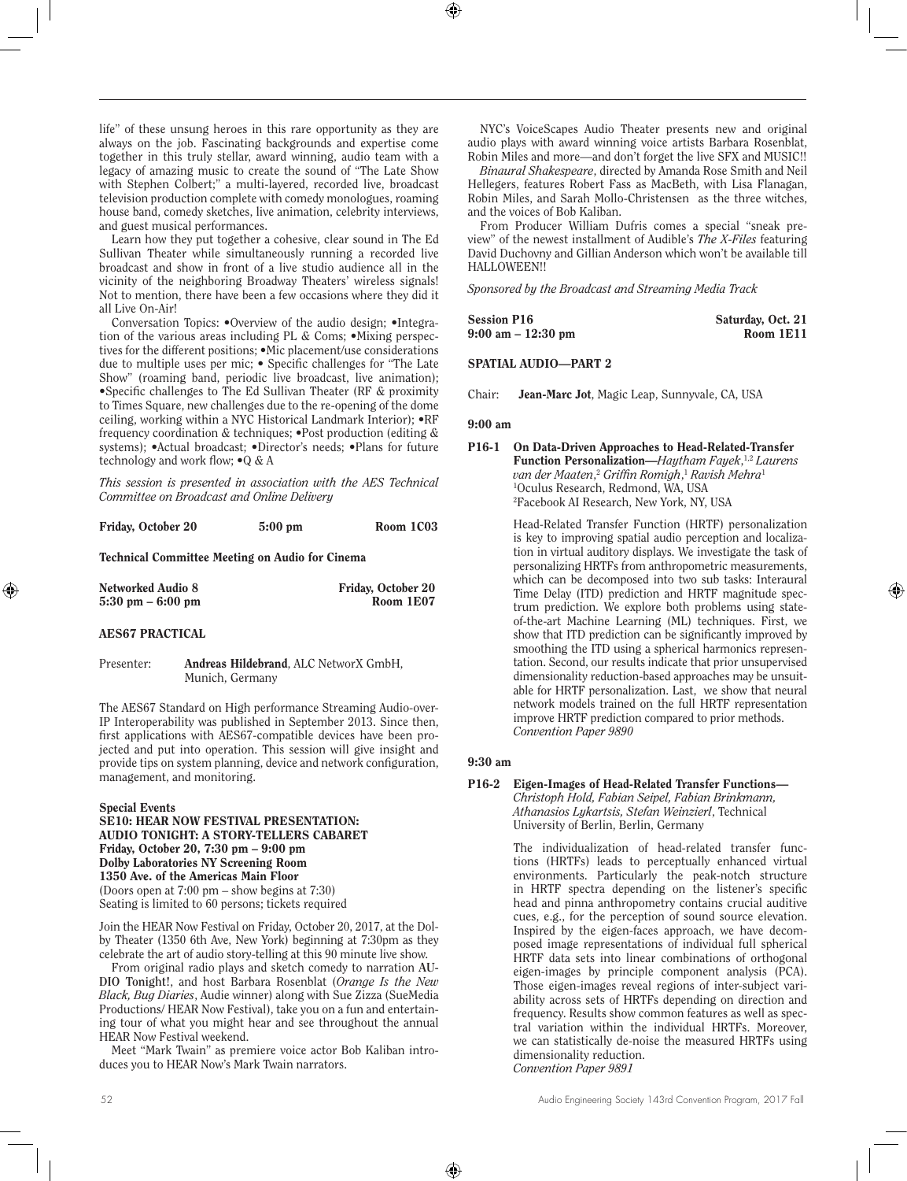life" of these unsung heroes in this rare opportunity as they are always on the job. Fascinating backgrounds and expertise come together in this truly stellar, award winning, audio team with a legacy of amazing music to create the sound of "The Late Show with Stephen Colbert;" a multi-layered, recorded live, broadcast television production complete with comedy monologues, roaming house band, comedy sketches, live animation, celebrity interviews, and guest musical performances.

Learn how they put together a cohesive, clear sound in The Ed Sullivan Theater while simultaneously running a recorded live broadcast and show in front of a live studio audience all in the vicinity of the neighboring Broadway Theaters' wireless signals! Not to mention, there have been a few occasions where they did it all Live On-Air!

Conversation Topics: •Overview of the audio design; •Integration of the various areas including PL & Coms; •Mixing perspectives for the different positions; •Mic placement/use considerations due to multiple uses per mic; • Specific challenges for "The Late Show" (roaming band, periodic live broadcast, live animation); •Specific challenges to The Ed Sullivan Theater (RF & proximity to Times Square, new challenges due to the re-opening of the dome ceiling, working within a NYC Historical Landmark Interior); •RF frequency coordination & techniques; •Post production (editing & systems); •Actual broadcast; •Director's needs; •Plans for future technology and work flow; •Q & A

*This session is presented in association with the AES Technical Committee on Broadcast and Online Delivery*

**Friday, October 20 5:00 pm Room 1C03**

**Technical Committee Meeting on Audio for Cinema**

**Networked Audio 8 Friday, October 20**
**5:30 pm – 6:00 pm Room 1E07**

**AES67 PRACTICAL**

Presenter: **Andreas Hildebrand**, ALC NetworX GmbH, Munich, Germany

The AES67 Standard on High performance Streaming Audio-over-IP Interoperability was published in September 2013. Since then, first applications with AES67-compatible devices have been projected and put into operation. This session will give insight and provide tips on system planning, device and network configuration, management, and monitoring.

**Special Events**
**SE10: HEAR NOW FESTIVAL PRESENTATION: AUDIO TONIGHT: A STORY-TELLERS CABARET**
**Friday, October 20, 7:30 pm – 9:00 pm**
**Dolby Laboratories NY Screening Room**
**1350 Ave. of the Americas Main Floor**
(Doors open at 7:00 pm – show begins at 7:30)
Seating is limited to 60 persons; tickets required

Join the HEAR Now Festival on Friday, October 20, 2017, at the Dolby Theater (1350 6th Ave, New York) beginning at 7:30pm as they celebrate the art of audio story-telling at this 90 minute live show.

From original radio plays and sketch comedy to narration **AUDIO Tonight!**, and host Barbara Rosenblat (*Orange Is the New Black, Bug Diaries*, Audie winner) along with Sue Zizza (SueMedia Productions/ HEAR Now Festival), take you on a fun and entertaining tour of what you might hear and see throughout the annual HEAR Now Festival weekend.

Meet "Mark Twain" as premiere voice actor Bob Kaliban introduces you to HEAR Now's Mark Twain narrators.

NYC's VoiceScapes Audio Theater presents new and original audio plays with award winning voice artists Barbara Rosenblat, Robin Miles and more—and don't forget the live SFX and MUSIC!!

*Binaural Shakespeare*, directed by Amanda Rose Smith and Neil Hellegers, features Robert Fass as MacBeth, with Lisa Flanagan, Robin Miles, and Sarah Mollo-Christensen as the three witches, and the voices of Bob Kaliban.

From Producer William Dufris comes a special "sneak preview" of the newest installment of Audible's *The X-Files* featuring David Duchovny and Gillian Anderson which won't be available till HALLOWEEN!!

*Sponsored by the Broadcast and Streaming Media Track*

**Session P16 Saturday, Oct. 21**
**9:00 am – 12:30 pm Room 1E11**

**SPATIAL AUDIO—PART 2**

Chair: **Jean-Marc Jot**, Magic Leap, Sunnyvale, CA, USA

**9:00 am**

**P16-1 On Data-Driven Approaches to Head-Related-Transfer Function Personalization—***Haytham Fayek*,[1,2] *Laurens van der Maaten*,[2] *Griffin Romigh*,[1] *Ravish Mehra*[1]
[1]Oculus Research, Redmond, WA, USA
[2]Facebook AI Research, New York, NY, USA

Head-Related Transfer Function (HRTF) personalization is key to improving spatial audio perception and localization in virtual auditory displays. We investigate the task of personalizing HRTFs from anthropometric measurements, which can be decomposed into two sub tasks: Interaural Time Delay (ITD) prediction and HRTF magnitude spectrum prediction. We explore both problems using state-of-the-art Machine Learning (ML) techniques. First, we show that ITD prediction can be significantly improved by smoothing the ITD using a spherical harmonics representation. Second, our results indicate that prior unsupervised dimensionality reduction-based approaches may be unsuitable for HRTF personalization. Last, we show that neural network models trained on the full HRTF representation improve HRTF prediction compared to prior methods.
*Convention Paper 9890*

**9:30 am**

**P16-2 Eigen-Images of Head-Related Transfer Functions—** *Christoph Hold, Fabian Seipel, Fabian Brinkmann, Athanasios Lykartsis, Stefan Weinzierl*, Technical University of Berlin, Berlin, Germany

The individualization of head-related transfer functions (HRTFs) leads to perceptually enhanced virtual environments. Particularly the peak-notch structure in HRTF spectra depending on the listener's specific head and pinna anthropometry contains crucial auditive cues, e.g., for the perception of sound source elevation. Inspired by the eigen-faces approach, we have decomposed image representations of individual full spherical HRTF data sets into linear combinations of orthogonal eigen-images by principle component analysis (PCA). Those eigen-images reveal regions of inter-subject variability across sets of HRTFs depending on direction and frequency. Results show common features as well as spectral variation within the individual HRTFs. Moreover, we can statistically de-noise the measured HRTFs using dimensionality reduction.
*Convention Paper 9891*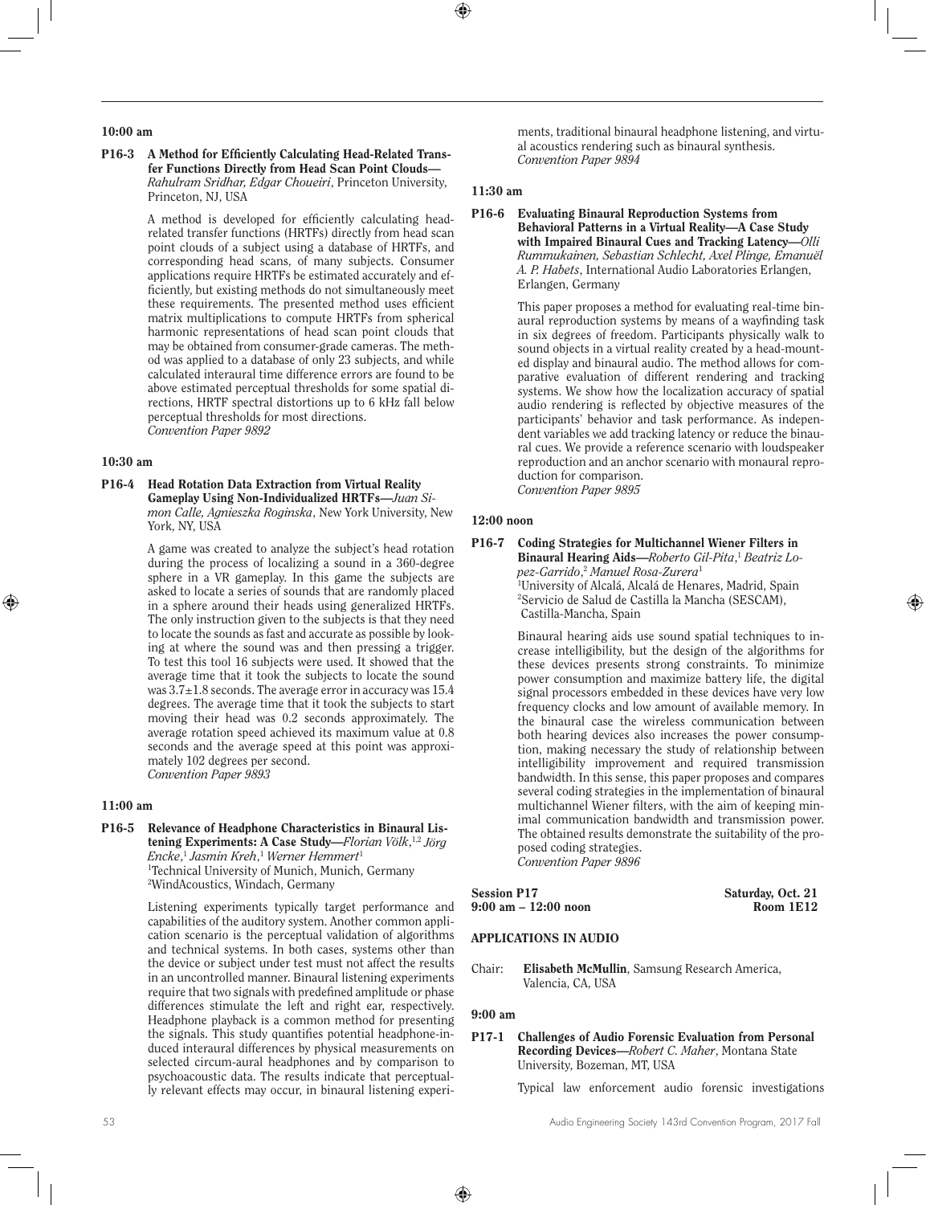**10:00 am**

**P16-3 A Method for Efficiently Calculating Head-Related Transfer Functions Directly from Head Scan Point Clouds**—*Rahulram Sridhar, Edgar Choueiri*, Princeton University, Princeton, NJ, USA

A method is developed for efficiently calculating head-related transfer functions (HRTFs) directly from head scan point clouds of a subject using a database of HRTFs, and corresponding head scans, of many subjects. Consumer applications require HRTFs be estimated accurately and efficiently, but existing methods do not simultaneously meet these requirements. The presented method uses efficient matrix multiplications to compute HRTFs from spherical harmonic representations of head scan point clouds that may be obtained from consumer-grade cameras. The method was applied to a database of only 23 subjects, and while calculated interaural time difference errors are found to be above estimated perceptual thresholds for some spatial directions, HRTF spectral distortions up to 6 kHz fall below perceptual thresholds for most directions.
*Convention Paper 9892*

**10:30 am**

**P16-4 Head Rotation Data Extraction from Virtual Reality Gameplay Using Non-Individualized HRTFs**—*Juan Simon Calle, Agnieszka Roginska*, New York University, New York, NY, USA

A game was created to analyze the subject's head rotation during the process of localizing a sound in a 360-degree sphere in a VR gameplay. In this game the subjects are asked to locate a series of sounds that are randomly placed in a sphere around their heads using generalized HRTFs. The only instruction given to the subjects is that they need to locate the sounds as fast and accurate as possible by looking at where the sound was and then pressing a trigger. To test this tool 16 subjects were used. It showed that the average time that it took the subjects to locate the sound was 3.7±1.8 seconds. The average error in accuracy was 15.4 degrees. The average time that it took the subjects to start moving their head was 0.2 seconds approximately. The average rotation speed achieved its maximum value at 0.8 seconds and the average speed at this point was approximately 102 degrees per second.
*Convention Paper 9893*

**11:00 am**

**P16-5 Relevance of Headphone Characteristics in Binaural Listening Experiments: A Case Study**—*Florian Völk*,[1,2] *Jörg Encke*,[1] *Jasmin Kreh*,[1] *Werner Hemmert*[1]
[1]Technical University of Munich, Munich, Germany
[2]WindAcoustics, Windach, Germany

Listening experiments typically target performance and capabilities of the auditory system. Another common application scenario is the perceptual validation of algorithms and technical systems. In both cases, systems other than the device or subject under test must not affect the results in an uncontrolled manner. Binaural listening experiments require that two signals with predefined amplitude or phase differences stimulate the left and right ear, respectively. Headphone playback is a common method for presenting the signals. This study quantifies potential headphone-induced interaural differences by physical measurements on selected circum-aural headphones and by comparison to psychoacoustic data. The results indicate that perceptually relevant effects may occur, in binaural listening experiments, traditional binaural headphone listening, and virtual acoustics rendering such as binaural synthesis.
*Convention Paper 9894*

**11:30 am**

**P16-6 Evaluating Binaural Reproduction Systems from Behavioral Patterns in a Virtual Reality—A Case Study with Impaired Binaural Cues and Tracking Latency**—*Olli Rummukainen, Sebastian Schlecht, Axel Plinge, Emanuël A. P. Habets*, International Audio Laboratories Erlangen, Erlangen, Germany

This paper proposes a method for evaluating real-time binaural reproduction systems by means of a wayfinding task in six degrees of freedom. Participants physically walk to sound objects in a virtual reality created by a head-mounted display and binaural audio. The method allows for comparative evaluation of different rendering and tracking systems. We show how the localization accuracy of spatial audio rendering is reflected by objective measures of the participants' behavior and task performance. As independent variables we add tracking latency or reduce the binaural cues. We provide a reference scenario with loudspeaker reproduction and an anchor scenario with monaural reproduction for comparison.
*Convention Paper 9895*

**12:00 noon**

**P16-7 Coding Strategies for Multichannel Wiener Filters in Binaural Hearing Aids**—*Roberto Gil-Pita*,[1] *Beatriz Lopez-Garrido*,[2] *Manuel Rosa-Zurera*[1]
[1]University of Alcalá, Alcalá de Henares, Madrid, Spain
[2]Servicio de Salud de Castilla la Mancha (SESCAM), Castilla-Mancha, Spain

Binaural hearing aids use sound spatial techniques to increase intelligibility, but the design of the algorithms for these devices presents strong constraints. To minimize power consumption and maximize battery life, the digital signal processors embedded in these devices have very low frequency clocks and low amount of available memory. In the binaural case the wireless communication between both hearing devices also increases the power consumption, making necessary the study of relationship between intelligibility improvement and required transmission bandwidth. In this sense, this paper proposes and compares several coding strategies in the implementation of binaural multichannel Wiener filters, with the aim of keeping minimal communication bandwidth and transmission power. The obtained results demonstrate the suitability of the proposed coding strategies.
*Convention Paper 9896*

**Session P17** — **Saturday, Oct. 21**
**9:00 am – 12:00 noon** — **Room 1E12**

## APPLICATIONS IN AUDIO

Chair: **Elisabeth McMullin**, Samsung Research America, Valencia, CA, USA

**9:00 am**

**P17-1 Challenges of Audio Forensic Evaluation from Personal Recording Devices**—*Robert C. Maher*, Montana State University, Bozeman, MT, USA

Typical law enforcement audio forensic investigations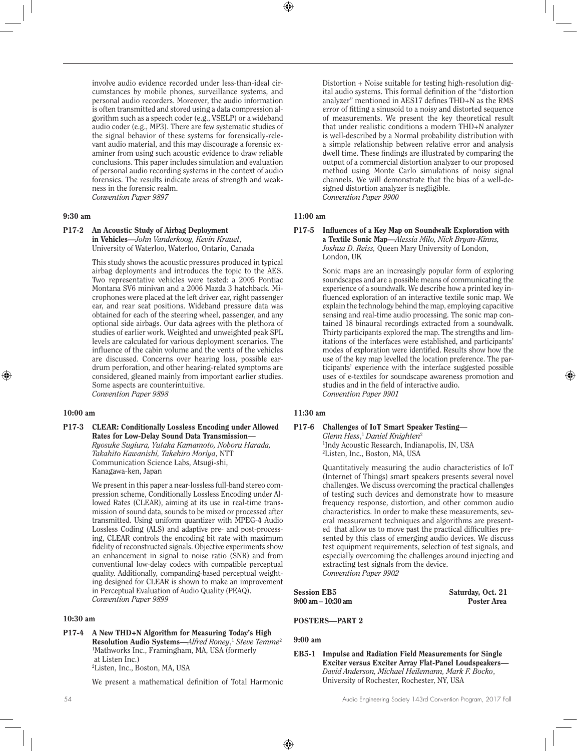involve audio evidence recorded under less-than-ideal circumstances by mobile phones, surveillance systems, and personal audio recorders. Moreover, the audio information is often transmitted and stored using a data compression algorithm such as a speech coder (e.g., VSELP) or a wideband audio coder (e.g., MP3). There are few systematic studies of the signal behavior of these systems for forensically-relevant audio material, and this may discourage a forensic examiner from using such acoustic evidence to draw reliable conclusions. This paper includes simulation and evaluation of personal audio recording systems in the context of audio forensics. The results indicate areas of strength and weakness in the forensic realm.
*Convention Paper 9897*

**9:30 am**

**P17-2 An Acoustic Study of Airbag Deployment in Vehicles**—*John Vanderkooy, Kevin Krauel*, University of Waterloo, Waterloo, Ontario, Canada

This study shows the acoustic pressures produced in typical airbag deployments and introduces the topic to the AES. Two representative vehicles were tested: a 2005 Pontiac Montana SV6 minivan and a 2006 Mazda 3 hatchback. Microphones were placed at the left driver ear, right passenger ear, and rear seat positions. Wideband pressure data was obtained for each of the steering wheel, passenger, and any optional side airbags. Our data agrees with the plethora of studies of earlier work. Weighted and unweighted peak SPL levels are calculated for various deployment scenarios. The influence of the cabin volume and the vents of the vehicles are discussed. Concerns over hearing loss, possible eardrum perforation, and other hearing-related symptoms are considered, gleaned mainly from important earlier studies. Some aspects are counterintuitive.
*Convention Paper 9898*

**10:00 am**

**P17-3 CLEAR: Conditionally Lossless Encoding under Allowed Rates for Low-Delay Sound Data Transmission**—*Ryosuke Sugiura, Yutaka Kamamoto, Noboru Harada, Takahito Kawanishi, Takehiro Moriya*, NTT Communication Science Labs, Atsugi-shi, Kanagawa-ken, Japan

We present in this paper a near-lossless full-band stereo compression scheme, Conditionally Lossless Encoding under Allowed Rates (CLEAR), aiming at its use in real-time transmission of sound data, sounds to be mixed or processed after transmitted. Using uniform quantizer with MPEG-4 Audio Lossless Coding (ALS) and adaptive pre- and post-processing, CLEAR controls the encoding bit rate with maximum fidelity of reconstructed signals. Objective experiments show an enhancement in signal to noise ratio (SNR) and from conventional low-delay codecs with compatible perceptual quality. Additionally, companding-based perceptual weighting designed for CLEAR is shown to make an improvement in Perceptual Evaluation of Audio Quality (PEAQ).
*Convention Paper 9899*

**10:30 am**

**P17-4 A New THD+N Algorithm for Measuring Today's High Resolution Audio Systems**—*Alfred Roney*,[1] *Steve Temme*[2]
[1]Mathworks Inc., Framingham, MA, USA (formerly at Listen Inc.)
[2]Listen, Inc., Boston, MA, USA

We present a mathematical definition of Total Harmonic Distortion + Noise suitable for testing high-resolution digital audio systems. This formal definition of the "distortion analyzer" mentioned in AES17 defines THD+N as the RMS error of fitting a sinusoid to a noisy and distorted sequence of measurements. We present the key theoretical result that under realistic conditions a modern THD+N analyzer is well-described by a Normal probability distribution with a simple relationship between relative error and analysis dwell time. These findings are illustrated by comparing the output of a commercial distortion analyzer to our proposed method using Monte Carlo simulations of noisy signal channels. We will demonstrate that the bias of a well-designed distortion analyzer is negligible.
*Convention Paper 9900*

**11:00 am**

**P17-5 Influences of a Key Map on Soundwalk Exploration with a Textile Sonic Map**—*Alessia Milo, Nick Bryan-Kinns, Joshua D. Reiss,* Queen Mary University of London, London, UK

Sonic maps are an increasingly popular form of exploring soundscapes and are a possible means of communicating the experience of a soundwalk. We describe how a printed key influenced exploration of an interactive textile sonic map. We explain the technology behind the map, employing capacitive sensing and real-time audio processing. The sonic map contained 18 binaural recordings extracted from a soundwalk. Thirty participants explored the map. The strengths and limitations of the interfaces were established, and participants' modes of exploration were identified. Results show how the use of the key map levelled the location preference. The participants' experience with the interface suggested possible uses of e-textiles for soundscape awareness promotion and studies and in the field of interactive audio.
*Convention Paper 9901*

**11:30 am**

**P17-6 Challenges of IoT Smart Speaker Testing**—*Glenn Hess*,[1] *Daniel Knighten*[2]
[1]Indy Acoustic Research, Indianapolis, IN, USA
[2]Listen, Inc., Boston, MA, USA

Quantitatively measuring the audio characteristics of IoT (Internet of Things) smart speakers presents several novel challenges. We discuss overcoming the practical challenges of testing such devices and demonstrate how to measure frequency response, distortion, and other common audio characteristics. In order to make these measurements, several measurement techniques and algorithms are presented that allow us to move past the practical difficulties presented by this class of emerging audio devices. We discuss test equipment requirements, selection of test signals, and especially overcoming the challenges around injecting and extracting test signals from the device.
*Convention Paper 9902*

**Session EB5** — **Saturday, Oct. 21**
**9:00 am – 10:30 am** — **Poster Area**

## POSTERS—PART 2

**9:00 am**

**EB5-1 Impulse and Radiation Field Measurements for Single Exciter versus Exciter Array Flat-Panel Loudspeakers**—*David Anderson, Michael Heilemann, Mark F. Bocko*, University of Rochester, Rochester, NY, USA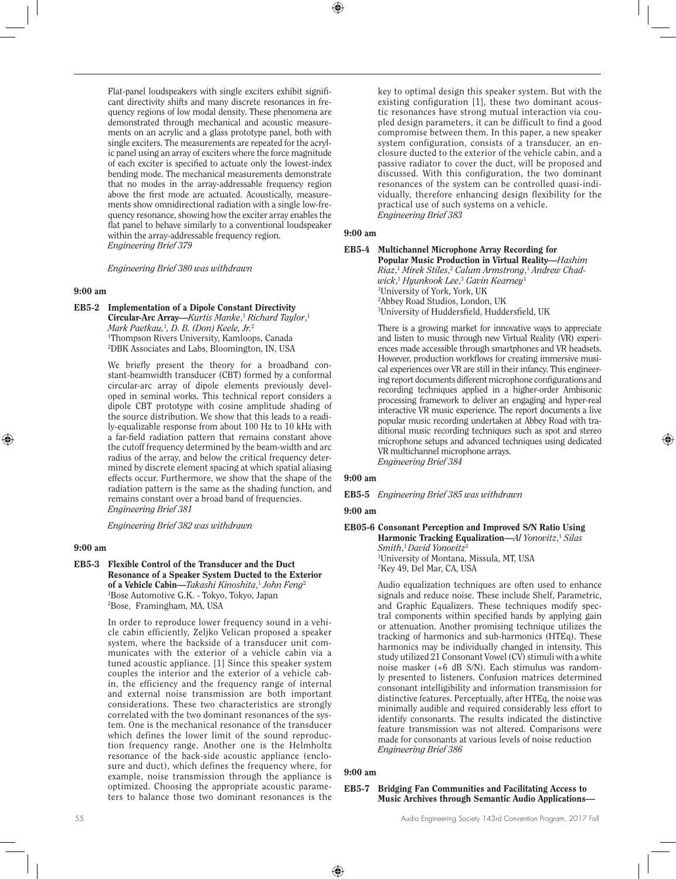Flat-panel loudspeakers with single exciters exhibit significant directivity shifts and many discrete resonances in frequency regions of low modal density. These phenomena are demonstrated through mechanical and acoustic measurements on an acrylic and a glass prototype panel, both with single exciters. The measurements are repeated for the acrylic panel using an array of exciters where the force magnitude of each exciter is specified to actuate only the lowest-index bending mode. The mechanical measurements demonstrate that no modes in the array-addressable frequency region above the first mode are actuated. Acoustically, measurements show omnidirectional radiation with a single low-frequency resonance, showing how the exciter array enables the flat panel to behave similarly to a conventional loudspeaker within the array-addressable frequency region.
*Engineering Brief 379*

*Engineering Brief 380 was withdrawn*

**9:00 am**

**EB5-2 Implementation of a Dipole Constant Directivity Circular-Arc Array**—*Kurtis Manke,*[1] *Richard Taylor,*[1] *Mark Paetkau,*[1] *D. B. (Don) Keele, Jr.*[2]
[1]Thompson Rivers University, Kamloops, Canada
[2]DBK Associates and Labs, Bloomington, IN, USA

We briefly present the theory for a broadband constant-beamwidth transducer (CBT) formed by a conformal circular-arc array of dipole elements previously developed in seminal works. This technical report considers a dipole CBT prototype with cosine amplitude shading of the source distribution. We show that this leads to a readily-equalizable response from about 100 Hz to 10 kHz with a far-field radiation pattern that remains constant above the cutoff frequency determined by the beam-width and arc radius of the array, and below the critical frequency determined by discrete element spacing at which spatial aliasing effects occur. Furthermore, we show that the shape of the radiation pattern is the same as the shading function, and remains constant over a broad band of frequencies.
*Engineering Brief 381*

*Engineering Brief 382 was withdrawn*

**9:00 am**

**EB5-3 Flexible Control of the Transducer and the Duct Resonance of a Speaker System Ducted to the Exterior of a Vehicle Cabin**—*Takashi Kinoshita,*[1] *John Feng*[2]
[1]Bose Automotive G.K. - Tokyo, Tokyo, Japan
[2]Bose, Framingham, MA, USA

In order to reproduce lower frequency sound in a vehicle cabin efficiently, Zeljko Velican proposed a speaker system, where the backside of a transducer unit communicates with the exterior of a vehicle cabin via a tuned acoustic appliance. [1] Since this speaker system couples the interior and the exterior of a vehicle cabin, the efficiency and the frequency range of internal and external noise transmission are both important considerations. These two characteristics are strongly correlated with the two dominant resonances of the system. One is the mechanical resonance of the transducer which defines the lower limit of the sound reproduction frequency range. Another one is the Helmholtz resonance of the back-side acoustic appliance (enclosure and duct), which defines the frequency where, for example, noise transmission through the appliance is optimized. Choosing the appropriate acoustic parameters to balance those two dominant resonances is the key to optimal design this speaker system. But with the existing configuration [1], these two dominant acoustic resonances have strong mutual interaction via coupled design parameters, it can be difficult to find a good compromise between them. In this paper, a new speaker system configuration, consists of a transducer, an enclosure ducted to the exterior of the vehicle cabin, and a passive radiator to cover the duct, will be proposed and discussed. With this configuration, the two dominant resonances of the system can be controlled quasi-individually, therefore enhancing design flexibility for the practical use of such systems on a vehicle.
*Engineering Brief 383*

**9:00 am**

**EB5-4 Multichannel Microphone Array Recording for Popular Music Production in Virtual Reality**—*Hashim Riaz,*[1] *Mirek Stiles,*[2] *Calum Armstrong,*[1] *Andrew Chadwick,*[1] *Hyunkook Lee,*[3] *Gavin Kearney*[1]
[1]University of York, York, UK
[2]Abbey Road Studios, London, UK
[3]University of Huddersfield, Huddersfield, UK

There is a growing market for innovative ways to appreciate and listen to music through new Virtual Reality (VR) experiences made accessible through smartphones and VR headsets. However, production workflows for creating immersive musical experiences over VR are still in their infancy. This engineering report documents different microphone configurations and recording techniques applied in a higher-order Ambisonic processing framework to deliver an engaging and hyper-real interactive VR music experience. The report documents a live popular music recording undertaken at Abbey Road with traditional music recording techniques such as spot and stereo microphone setups and advanced techniques using dedicated VR multichannel microphone arrays.
*Engineering Brief 384*

**9:00 am**

**EB5-5** *Engineering Brief 385 was withdrawn*

**9:00 am**

**EB05-6 Consonant Perception and Improved S/N Ratio Using Harmonic Tracking Equalization**—*Al Yonovitz,*[1] *Silas Smith,*[1] *David Yonovitz*[2]
[1]University of Montana, Missula, MT, USA
[2]Key 49, Del Mar, CA, USA

Audio equalization techniques are often used to enhance signals and reduce noise. These include Shelf, Parametric, and Graphic Equalizers. These techniques modify spectral components within specified bands by applying gain or attenuation. Another promising technique utilizes the tracking of harmonics and sub-harmonics (HTEq). These harmonics may be individually changed in intensity. This study utilized 21 Consonant Vowel (CV) stimuli with a white noise masker (+6 dB S/N). Each stimulus was randomly presented to listeners. Confusion matrices determined consonant intelligibility and information transmission for distinctive features. Perceptually, after HTEq, the noise was minimally audible and required considerably less effort to identify consonants. The results indicated the distinctive feature transmission was not altered. Comparisons were made for consonants at various levels of noise reduction
*Engineering Brief 386*

**9:00 am**

**EB5-7 Bridging Fan Communities and Facilitating Access to Music Archives through Semantic Audio Applications**—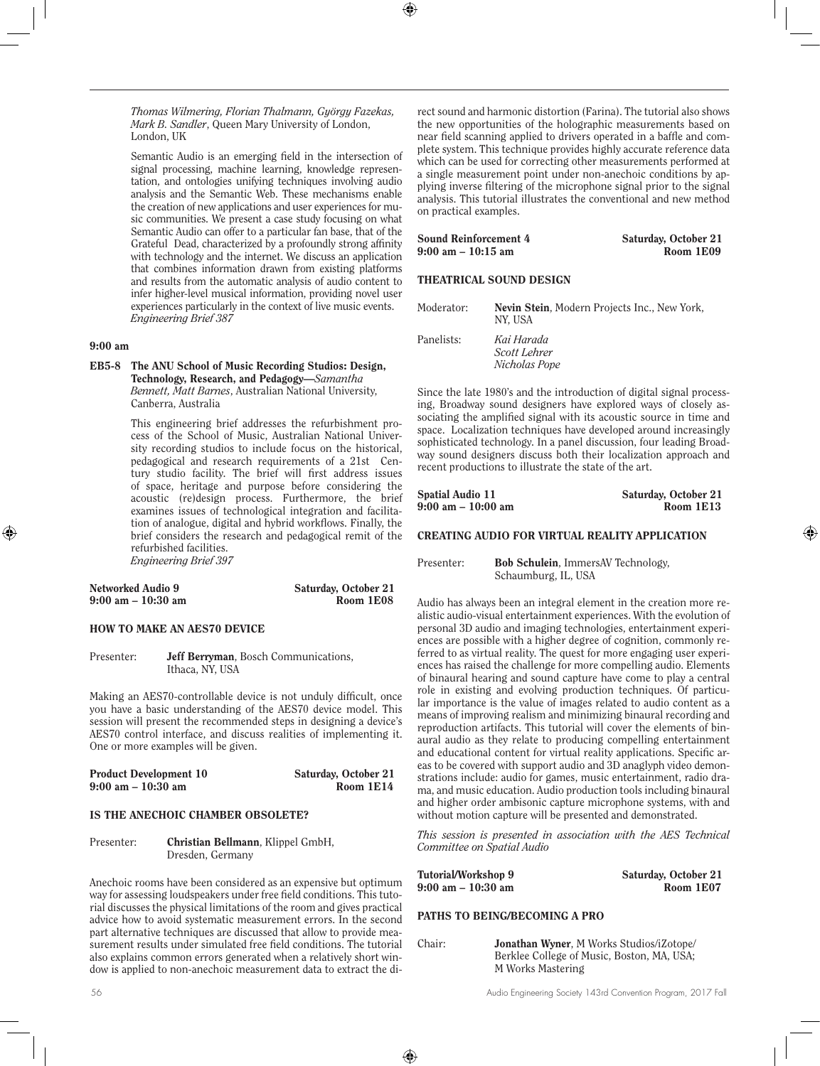*Thomas Wilmering, Florian Thalmann, György Fazekas, Mark B. Sandler*, Queen Mary University of London, London, UK

Semantic Audio is an emerging field in the intersection of signal processing, machine learning, knowledge representation, and ontologies unifying techniques involving audio analysis and the Semantic Web. These mechanisms enable the creation of new applications and user experiences for music communities. We present a case study focusing on what Semantic Audio can offer to a particular fan base, that of the Grateful Dead, characterized by a profoundly strong affinity with technology and the internet. We discuss an application that combines information drawn from existing platforms and results from the automatic analysis of audio content to infer higher-level musical information, providing novel user experiences particularly in the context of live music events.
*Engineering Brief 387*

**9:00 am**

**EB5-8 The ANU School of Music Recording Studios: Design, Technology, Research, and Pedagogy**—*Samantha Bennett, Matt Barnes*, Australian National University, Canberra, Australia

This engineering brief addresses the refurbishment process of the School of Music, Australian National University recording studios to include focus on the historical, pedagogical and research requirements of a 21st Century studio facility. The brief will first address issues of space, heritage and purpose before considering the acoustic (re)design process. Furthermore, the brief examines issues of technological integration and facilitation of analogue, digital and hybrid workflows. Finally, the brief considers the research and pedagogical remit of the refurbished facilities.
*Engineering Brief 397*

**Networked Audio 9** — **Saturday, October 21**
**9:00 am – 10:30 am** — **Room 1E08**

## HOW TO MAKE AN AES70 DEVICE

Presenter: **Jeff Berryman**, Bosch Communications, Ithaca, NY, USA

Making an AES70-controllable device is not unduly difficult, once you have a basic understanding of the AES70 device model. This session will present the recommended steps in designing a device's AES70 control interface, and discuss realities of implementing it. One or more examples will be given.

**Product Development 10** — **Saturday, October 21**
**9:00 am – 10:30 am** — **Room 1E14**

## IS THE ANECHOIC CHAMBER OBSOLETE?

Presenter: **Christian Bellmann**, Klippel GmbH, Dresden, Germany

Anechoic rooms have been considered as an expensive but optimum way for assessing loudspeakers under free field conditions. This tutorial discusses the physical limitations of the room and gives practical advice how to avoid systematic measurement errors. In the second part alternative techniques are discussed that allow to provide measurement results under simulated free field conditions. The tutorial also explains common errors generated when a relatively short window is applied to non-anechoic measurement data to extract the direct sound and harmonic distortion (Farina). The tutorial also shows the new opportunities of the holographic measurements based on near field scanning applied to drivers operated in a baffle and complete system. This technique provides highly accurate reference data which can be used for correcting other measurements performed at a single measurement point under non-anechoic conditions by applying inverse filtering of the microphone signal prior to the signal analysis. This tutorial illustrates the conventional and new method on practical examples.

**Sound Reinforcement 4** — **Saturday, October 21**
**9:00 am – 10:15 am** — **Room 1E09**

## THEATRICAL SOUND DESIGN

Moderator: **Nevin Stein**, Modern Projects Inc., New York, NY, USA

Panelists: *Kai Harada*
*Scott Lehrer*
*Nicholas Pope*

Since the late 1980's and the introduction of digital signal processing, Broadway sound designers have explored ways of closely associating the amplified signal with its acoustic source in time and space. Localization techniques have developed around increasingly sophisticated technology. In a panel discussion, four leading Broadway sound designers discuss both their localization approach and recent productions to illustrate the state of the art.

**Spatial Audio 11** — **Saturday, October 21**
**9:00 am – 10:00 am** — **Room 1E13**

## CREATING AUDIO FOR VIRTUAL REALITY APPLICATION

Presenter: **Bob Schulein**, ImmersAV Technology, Schaumburg, IL, USA

Audio has always been an integral element in the creation more realistic audio-visual entertainment experiences. With the evolution of personal 3D audio and imaging technologies, entertainment experiences are possible with a higher degree of cognition, commonly referred to as virtual reality. The quest for more engaging user experiences has raised the challenge for more compelling audio. Elements of binaural hearing and sound capture have come to play a central role in existing and evolving production techniques. Of particular importance is the value of images related to audio content as a means of improving realism and minimizing binaural recording and reproduction artifacts. This tutorial will cover the elements of binaural audio as they relate to producing compelling entertainment and educational content for virtual reality applications. Specific areas to be covered with support audio and 3D anaglyph video demonstrations include: audio for games, music entertainment, radio drama, and music education. Audio production tools including binaural and higher order ambisonic capture microphone systems, with and without motion capture will be presented and demonstrated.

*This session is presented in association with the AES Technical Committee on Spatial Audio*

**Tutorial/Workshop 9** — **Saturday, October 21**
**9:00 am – 10:30 am** — **Room 1E07**

## PATHS TO BEING/BECOMING A PRO

Chair: **Jonathan Wyner**, M Works Studios/iZotope/ Berklee College of Music, Boston, MA, USA; M Works Mastering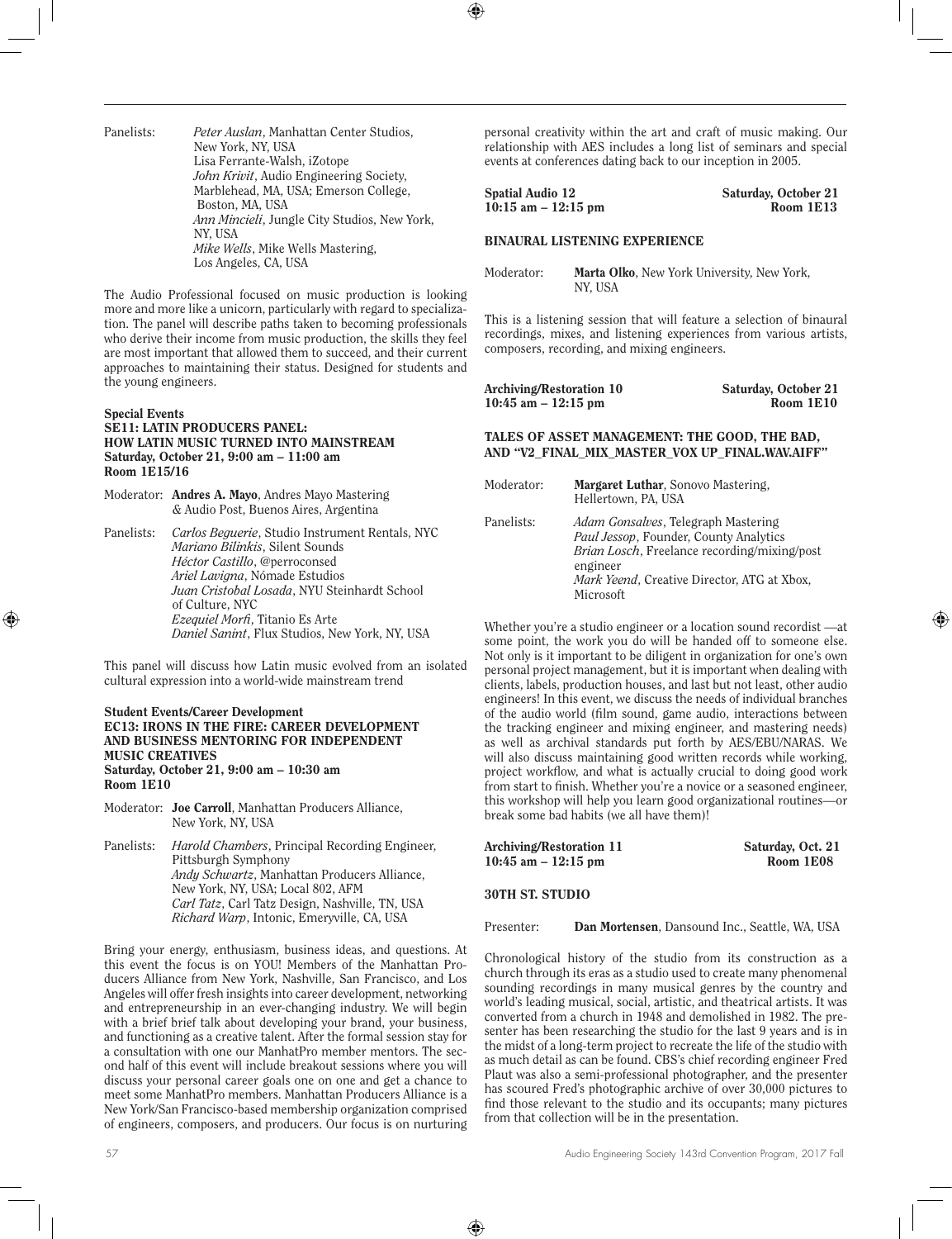Panelists: *Peter Auslan*, Manhattan Center Studios, New York, NY, USA
Lisa Ferrante-Walsh, iZotope
*John Krivit*, Audio Engineering Society, Marblehead, MA, USA; Emerson College, Boston, MA, USA
*Ann Mincieli*, Jungle City Studios, New York, NY, USA
*Mike Wells*, Mike Wells Mastering, Los Angeles, CA, USA

The Audio Professional focused on music production is looking more and more like a unicorn, particularly with regard to specialization. The panel will describe paths taken to becoming professionals who derive their income from music production, the skills they feel are most important that allowed them to succeed, and their current approaches to maintaining their status. Designed for students and the young engineers.

**Special Events**
**SE11: LATIN PRODUCERS PANEL: HOW LATIN MUSIC TURNED INTO MAINSTREAM**
**Saturday, October 21, 9:00 am – 11:00 am**
**Room 1E15/16**

Moderator: **Andres A. Mayo**, Andres Mayo Mastering & Audio Post, Buenos Aires, Argentina

Panelists: *Carlos Beguerie*, Studio Instrument Rentals, NYC
*Mariano Bilinkis*, Silent Sounds
*Héctor Castillo*, @perroconsed
*Ariel Lavigna*, Nómade Estudios
*Juan Cristobal Losada*, NYU Steinhardt School of Culture, NYC
*Ezequiel Morfi*, Titanio Es Arte
*Daniel Sanint*, Flux Studios, New York, NY, USA

This panel will discuss how Latin music evolved from an isolated cultural expression into a world-wide mainstream trend

**Student Events/Career Development**
**EC13: IRONS IN THE FIRE: CAREER DEVELOPMENT AND BUSINESS MENTORING FOR INDEPENDENT MUSIC CREATIVES**
**Saturday, October 21, 9:00 am – 10:30 am**
**Room 1E10**

Moderator: **Joe Carroll**, Manhattan Producers Alliance, New York, NY, USA

Panelists: *Harold Chambers*, Principal Recording Engineer, Pittsburgh Symphony
*Andy Schwartz*, Manhattan Producers Alliance, New York, NY, USA; Local 802, AFM
*Carl Tatz*, Carl Tatz Design, Nashville, TN, USA
*Richard Warp*, Intonic, Emeryville, CA, USA

Bring your energy, enthusiasm, business ideas, and questions. At this event the focus is on YOU! Members of the Manhattan Producers Alliance from New York, Nashville, San Francisco, and Los Angeles will offer fresh insights into career development, networking and entrepreneurship in an ever-changing industry. We will begin with a brief brief talk about developing your brand, your business, and functioning as a creative talent. After the formal session stay for a consultation with one our ManhatPro member mentors. The second half of this event will include breakout sessions where you will discuss your personal career goals one on one and get a chance to meet some ManhatPro members. Manhattan Producers Alliance is a New York/San Francisco-based membership organization comprised of engineers, composers, and producers. Our focus is on nurturing personal creativity within the art and craft of music making. Our relationship with AES includes a long list of seminars and special events at conferences dating back to our inception in 2005.

**Spatial Audio 12** — **Saturday, October 21**
**10:15 am – 12:15 pm** — **Room 1E13**

**BINAURAL LISTENING EXPERIENCE**

Moderator: **Marta Olko**, New York University, New York, NY, USA

This is a listening session that will feature a selection of binaural recordings, mixes, and listening experiences from various artists, composers, recording, and mixing engineers.

**Archiving/Restoration 10** — **Saturday, October 21**
**10:45 am – 12:15 pm** — **Room 1E10**

**TALES OF ASSET MANAGEMENT: THE GOOD, THE BAD, AND "V2_FINAL_MIX_MASTER_VOX UP_FINAL.WAV.AIFF"**

Moderator: **Margaret Luthar**, Sonovo Mastering, Hellertown, PA, USA

Panelists: *Adam Gonsalves*, Telegraph Mastering
*Paul Jessop*, Founder, County Analytics
*Brian Losch*, Freelance recording/mixing/post engineer
*Mark Yeend*, Creative Director, ATG at Xbox, Microsoft

Whether you're a studio engineer or a location sound recordist —at some point, the work you do will be handed off to someone else. Not only is it important to be diligent in organization for one's own personal project management, but it is important when dealing with clients, labels, production houses, and last but not least, other audio engineers! In this event, we discuss the needs of individual branches of the audio world (film sound, game audio, interactions between the tracking engineer and mixing engineer, and mastering needs) as well as archival standards put forth by AES/EBU/NARAS. We will also discuss maintaining good written records while working, project workflow, and what is actually crucial to doing good work from start to finish. Whether you're a novice or a seasoned engineer, this workshop will help you learn good organizational routines—or break some bad habits (we all have them)!

**Archiving/Restoration 11** — **Saturday, Oct. 21**
**10:45 am – 12:15 pm** — **Room 1E08**

**30TH ST. STUDIO**

Presenter: **Dan Mortensen**, Dansound Inc., Seattle, WA, USA

Chronological history of the studio from its construction as a church through its eras as a studio used to create many phenomenal sounding recordings in many musical genres by the country and world's leading musical, social, artistic, and theatrical artists. It was converted from a church in 1948 and demolished in 1982. The presenter has been researching the studio for the last 9 years and is in the midst of a long-term project to recreate the life of the studio with as much detail as can be found. CBS's chief recording engineer Fred Plaut was also a semi-professional photographer, and the presenter has scoured Fred's photographic archive of over 30,000 pictures to find those relevant to the studio and its occupants; many pictures from that collection will be in the presentation.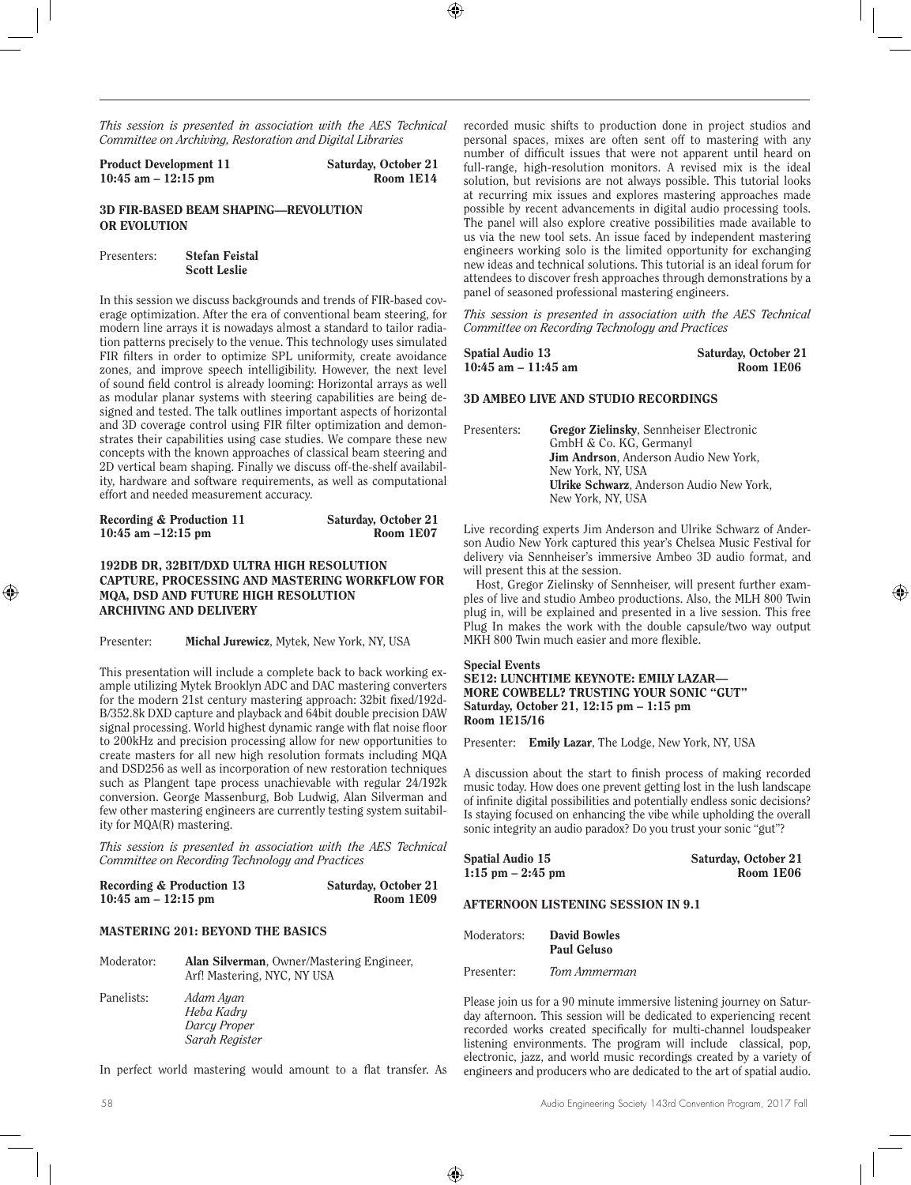*This session is presented in association with the AES Technical Committee on Archiving, Restoration and Digital Libraries*

**Product Development 11** **Saturday, October 21**
**10:45 am – 12:15 pm** **Room 1E14**

### 3D FIR-BASED BEAM SHAPING—REVOLUTION OR EVOLUTION

Presenters: **Stefan Feistal**
**Scott Leslie**

In this session we discuss backgrounds and trends of FIR-based coverage optimization. After the era of conventional beam steering, for modern line arrays it is nowadays almost a standard to tailor radiation patterns precisely to the venue. This technology uses simulated FIR filters in order to optimize SPL uniformity, create avoidance zones, and improve speech intelligibility. However, the next level of sound field control is already looming: Horizontal arrays as well as modular planar systems with steering capabilities are being designed and tested. The talk outlines important aspects of horizontal and 3D coverage control using FIR filter optimization and demonstrates their capabilities using case studies. We compare these new concepts with the known approaches of classical beam steering and 2D vertical beam shaping. Finally we discuss off-the-shelf availability, hardware and software requirements, as well as computational effort and needed measurement accuracy.

**Recording & Production 11** **Saturday, October 21**
**10:45 am –12:15 pm** **Room 1E07**

### 192DB DR, 32BIT/DXD ULTRA HIGH RESOLUTION CAPTURE, PROCESSING AND MASTERING WORKFLOW FOR MQA, DSD AND FUTURE HIGH RESOLUTION ARCHIVING AND DELIVERY

Presenter: **Michal Jurewicz**, Mytek, New York, NY, USA

This presentation will include a complete back to back working example utilizing Mytek Brooklyn ADC and DAC mastering converters for the modern 21st century mastering approach: 32bit fixed/192dB/352.8k DXD capture and playback and 64bit double precision DAW signal processing. World highest dynamic range with flat noise floor to 200kHz and precision processing allow for new opportunities to create masters for all new high resolution formats including MQA and DSD256 as well as incorporation of new restoration techniques such as Plangent tape process unachievable with regular 24/192k conversion. George Massenburg, Bob Ludwig, Alan Silverman and few other mastering engineers are currently testing system suitability for MQA(R) mastering.

*This session is presented in association with the AES Technical Committee on Recording Technology and Practices*

**Recording & Production 13** **Saturday, October 21**
**10:45 am – 12:15 pm** **Room 1E09**

### MASTERING 201: BEYOND THE BASICS

Moderator: **Alan Silverman**, Owner/Mastering Engineer, Arf! Mastering, NYC, NY USA

Panelists: *Adam Ayan*
*Heba Kadry*
*Darcy Proper*
*Sarah Register*

In perfect world mastering would amount to a flat transfer. As recorded music shifts to production done in project studios and personal spaces, mixes are often sent off to mastering with any number of difficult issues that were not apparent until heard on full-range, high-resolution monitors. A revised mix is the ideal solution, but revisions are not always possible. This tutorial looks at recurring mix issues and explores mastering approaches made possible by recent advancements in digital audio processing tools. The panel will also explore creative possibilities made available to us via the new tool sets. An issue faced by independent mastering engineers working solo is the limited opportunity for exchanging new ideas and technical solutions. This tutorial is an ideal forum for attendees to discover fresh approaches through demonstrations by a panel of seasoned professional mastering engineers.

*This session is presented in association with the AES Technical Committee on Recording Technology and Practices*

**Spatial Audio 13** **Saturday, October 21**
**10:45 am – 11:45 am** **Room 1E06**

### 3D AMBEO LIVE AND STUDIO RECORDINGS

Presenters: **Gregor Zielinsky**, Sennheiser Electronic GmbH & Co. KG, Germanyl
**Jim Andrson**, Anderson Audio New York, New York, NY, USA
**Ulrike Schwarz**, Anderson Audio New York, New York, NY, USA

Live recording experts Jim Anderson and Ulrike Schwarz of Anderson Audio New York captured this year's Chelsea Music Festival for delivery via Sennheiser's immersive Ambeo 3D audio format, and will present this at the session.

Host, Gregor Zielinsky of Sennheiser, will present further examples of live and studio Ambeo productions. Also, the MLH 800 Twin plug in, will be explained and presented in a live session. This free Plug In makes the work with the double capsule/two way output MKH 800 Twin much easier and more flexible.

**Special Events**
**SE12: LUNCHTIME KEYNOTE: EMILY LAZAR— MORE COWBELL? TRUSTING YOUR SONIC "GUT"**
**Saturday, October 21, 12:15 pm – 1:15 pm**
**Room 1E15/16**

Presenter: **Emily Lazar**, The Lodge, New York, NY, USA

A discussion about the start to finish process of making recorded music today. How does one prevent getting lost in the lush landscape of infinite digital possibilities and potentially endless sonic decisions? Is staying focused on enhancing the vibe while upholding the overall sonic integrity an audio paradox? Do you trust your sonic "gut"?

**Spatial Audio 15** **Saturday, October 21**
**1:15 pm – 2:45 pm** **Room 1E06**

### AFTERNOON LISTENING SESSION IN 9.1

Moderators: **David Bowles**
**Paul Geluso**

Presenter: *Tom Ammerman*

Please join us for a 90 minute immersive listening journey on Saturday afternoon. This session will be dedicated to experiencing recent recorded works created specifically for multi-channel loudspeaker listening environments. The program will include classical, pop, electronic, jazz, and world music recordings created by a variety of engineers and producers who are dedicated to the art of spatial audio.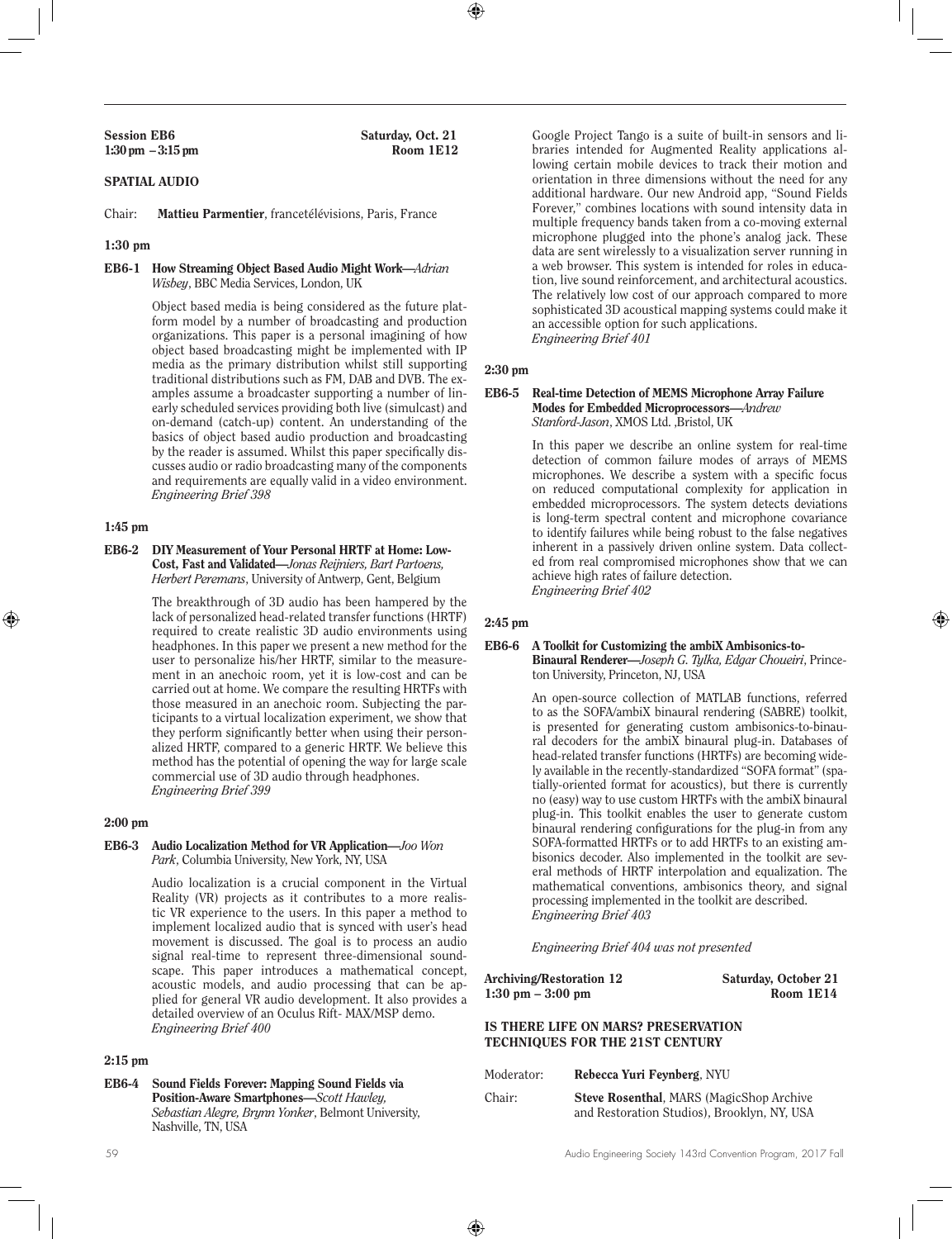**Session EB6** Saturday, Oct. 21
**1:30 pm – 3:15 pm** Room 1E12

## SPATIAL AUDIO

Chair: **Mattieu Parmentier**, francetélévisions, Paris, France

**1:30 pm**

**EB6-1 How Streaming Object Based Audio Might Work**—*Adrian Wisbey*, BBC Media Services, London, UK

Object based media is being considered as the future platform model by a number of broadcasting and production organizations. This paper is a personal imagining of how object based broadcasting might be implemented with IP media as the primary distribution whilst still supporting traditional distributions such as FM, DAB and DVB. The examples assume a broadcaster supporting a number of linearly scheduled services providing both live (simulcast) and on-demand (catch-up) content. An understanding of the basics of object based audio production and broadcasting by the reader is assumed. Whilst this paper specifically discusses audio or radio broadcasting many of the components and requirements are equally valid in a video environment.
*Engineering Brief 398*

**1:45 pm**

**EB6-2 DIY Measurement of Your Personal HRTF at Home: Low-Cost, Fast and Validated**—*Jonas Reijniers, Bart Partoens, Herbert Peremans*, University of Antwerp, Gent, Belgium

The breakthrough of 3D audio has been hampered by the lack of personalized head-related transfer functions (HRTF) required to create realistic 3D audio environments using headphones. In this paper we present a new method for the user to personalize his/her HRTF, similar to the measurement in an anechoic room, yet it is low-cost and can be carried out at home. We compare the resulting HRTFs with those measured in an anechoic room. Subjecting the participants to a virtual localization experiment, we show that they perform significantly better when using their personalized HRTF, compared to a generic HRTF. We believe this method has the potential of opening the way for large scale commercial use of 3D audio through headphones.
*Engineering Brief 399*

**2:00 pm**

**EB6-3 Audio Localization Method for VR Application**—*Joo Won Park*, Columbia University, New York, NY, USA

Audio localization is a crucial component in the Virtual Reality (VR) projects as it contributes to a more realistic VR experience to the users. In this paper a method to implement localized audio that is synced with user's head movement is discussed. The goal is to process an audio signal real-time to represent three-dimensional soundscape. This paper introduces a mathematical concept, acoustic models, and audio processing that can be applied for general VR audio development. It also provides a detailed overview of an Oculus Rift- MAX/MSP demo.
*Engineering Brief 400*

**2:15 pm**

**EB6-4 Sound Fields Forever: Mapping Sound Fields via Position-Aware Smartphones**—*Scott Hawley, Sebastian Alegre, Brynn Yonker*, Belmont University, Nashville, TN, USA

Google Project Tango is a suite of built-in sensors and libraries intended for Augmented Reality applications allowing certain mobile devices to track their motion and orientation in three dimensions without the need for any additional hardware. Our new Android app, "Sound Fields Forever," combines locations with sound intensity data in multiple frequency bands taken from a co-moving external microphone plugged into the phone's analog jack. These data are sent wirelessly to a visualization server running in a web browser. This system is intended for roles in education, live sound reinforcement, and architectural acoustics. The relatively low cost of our approach compared to more sophisticated 3D acoustical mapping systems could make it an accessible option for such applications.
*Engineering Brief 401*

**2:30 pm**

**EB6-5 Real-time Detection of MEMS Microphone Array Failure Modes for Embedded Microprocessors**—*Andrew Stanford-Jason*, XMOS Ltd. ,Bristol, UK

In this paper we describe an online system for real-time detection of common failure modes of arrays of MEMS microphones. We describe a system with a specific focus on reduced computational complexity for application in embedded microprocessors. The system detects deviations is long-term spectral content and microphone covariance to identify failures while being robust to the false negatives inherent in a passively driven online system. Data collected from real compromised microphones show that we can achieve high rates of failure detection.
*Engineering Brief 402*

**2:45 pm**

**EB6-6 A Toolkit for Customizing the ambiX Ambisonics-to-Binaural Renderer**—*Joseph G. Tylka, Edgar Choueiri*, Princeton University, Princeton, NJ, USA

An open-source collection of MATLAB functions, referred to as the SOFA/ambiX binaural rendering (SABRE) toolkit, is presented for generating custom ambisonics-to-binaural decoders for the ambiX binaural plug-in. Databases of head-related transfer functions (HRTFs) are becoming widely available in the recently-standardized "SOFA format" (spatially-oriented format for acoustics), but there is currently no (easy) way to use custom HRTFs with the ambiX binaural plug-in. This toolkit enables the user to generate custom binaural rendering configurations for the plug-in from any SOFA-formatted HRTFs or to add HRTFs to an existing ambisonics decoder. Also implemented in the toolkit are several methods of HRTF interpolation and equalization. The mathematical conventions, ambisonics theory, and signal processing implemented in the toolkit are described.
*Engineering Brief 403*

*Engineering Brief 404 was not presented*

**Archiving/Restoration 12** Saturday, October 21
**1:30 pm – 3:00 pm** Room 1E14

## IS THERE LIFE ON MARS? PRESERVATION TECHNIQUES FOR THE 21ST CENTURY

Moderator: **Rebecca Yuri Feynberg**, NYU

Chair: **Steve Rosenthal**, MARS (MagicShop Archive and Restoration Studios), Brooklyn, NY, USA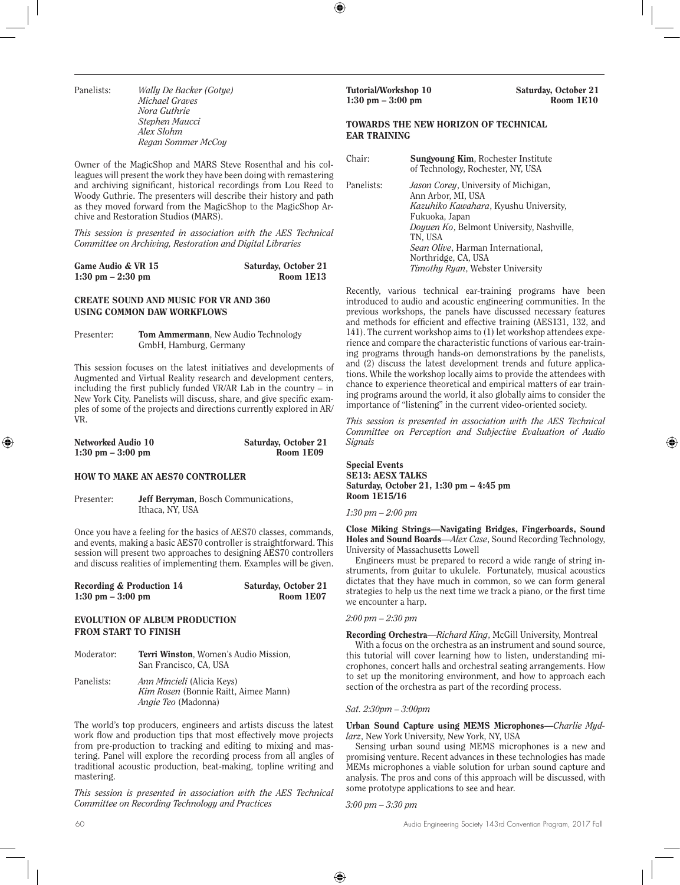Panelists: *Wally De Backer (Gotye)*
*Michael Graves*
*Nora Guthrie*
*Stephen Maucci*
*Alex Slohm*
*Regan Sommer McCoy*

Owner of the MagicShop and MARS Steve Rosenthal and his colleagues will present the work they have been doing with remastering and archiving significant, historical recordings from Lou Reed to Woody Guthrie. The presenters will describe their history and path as they moved forward from the MagicShop to the MagicShop Archive and Restoration Studios (MARS).

*This session is presented in association with the AES Technical Committee on Archiving, Restoration and Digital Libraries*

**Game Audio & VR 15** — **Saturday, October 21**
**1:30 pm – 2:30 pm** — **Room 1E13**

### CREATE SOUND AND MUSIC FOR VR AND 360 USING COMMON DAW WORKFLOWS

Presenter: **Tom Ammermann**, New Audio Technology GmbH, Hamburg, Germany

This session focuses on the latest initiatives and developments of Augmented and Virtual Reality research and development centers, including the first publicly funded VR/AR Lab in the country – in New York City. Panelists will discuss, share, and give specific examples of some of the projects and directions currently explored in AR/VR.

**Networked Audio 10** — **Saturday, October 21**
**1:30 pm – 3:00 pm** — **Room 1E09**

### HOW TO MAKE AN AES70 CONTROLLER

Presenter: **Jeff Berryman**, Bosch Communications, Ithaca, NY, USA

Once you have a feeling for the basics of AES70 classes, commands, and events, making a basic AES70 controller is straightforward. This session will present two approaches to designing AES70 controllers and discuss realities of implementing them. Examples will be given.

**Recording & Production 14** — **Saturday, October 21**
**1:30 pm – 3:00 pm** — **Room 1E07**

### EVOLUTION OF ALBUM PRODUCTION FROM START TO FINISH

Moderator: **Terri Winston**, Women's Audio Mission, San Francisco, CA, USA

Panelists: *Ann Mincieli* (Alicia Keys)
*Kim Rosen* (Bonnie Raitt, Aimee Mann)
*Angie Teo* (Madonna)

The world's top producers, engineers and artists discuss the latest work flow and production tips that most effectively move projects from pre-production to tracking and editing to mixing and mastering. Panel will explore the recording process from all angles of traditional acoustic production, beat-making, topline writing and mastering.

*This session is presented in association with the AES Technical Committee on Recording Technology and Practices*

**Tutorial/Workshop 10** — **Saturday, October 21**
**1:30 pm – 3:00 pm** — **Room 1E10**

### TOWARDS THE NEW HORIZON OF TECHNICAL EAR TRAINING

Chair: **Sungyoung Kim**, Rochester Institute of Technology, Rochester, NY, USA

Panelists: *Jason Corey*, University of Michigan, Ann Arbor, MI, USA
*Kazuhiko Kawahara*, Kyushu University, Fukuoka, Japan
*Doyuen Ko*, Belmont University, Nashville, TN, USA
*Sean Olive*, Harman International, Northridge, CA, USA
*Timothy Ryan*, Webster University

Recently, various technical ear-training programs have been introduced to audio and acoustic engineering communities. In the previous workshops, the panels have discussed necessary features and methods for efficient and effective training (AES131, 132, and 141). The current workshop aims to (1) let workshop attendees experience and compare the characteristic functions of various ear-training programs through hands-on demonstrations by the panelists, and (2) discuss the latest development trends and future applications. While the workshop locally aims to provide the attendees with chance to experience theoretical and empirical matters of ear training programs around the world, it also globally aims to consider the importance of "listening" in the current video-oriented society.

*This session is presented in association with the AES Technical Committee on Perception and Subjective Evaluation of Audio Signals*

**Special Events**
**SE13: AESX TALKS**
**Saturday, October 21, 1:30 pm – 4:45 pm**
**Room 1E15/16**

*1:30 pm – 2:00 pm*

**Close Miking Strings—Navigating Bridges, Fingerboards, Sound Holes and Sound Boards**—*Alex Case*, Sound Recording Technology, University of Massachusetts Lowell

Engineers must be prepared to record a wide range of string instruments, from guitar to ukulele. Fortunately, musical acoustics dictates that they have much in common, so we can form general strategies to help us the next time we track a piano, or the first time we encounter a harp.

*2:00 pm – 2:30 pm*

**Recording Orchestra**—*Richard King*, McGill University, Montreal

With a focus on the orchestra as an instrument and sound source, this tutorial will cover learning how to listen, understanding microphones, concert halls and orchestral seating arrangements. How to set up the monitoring environment, and how to approach each section of the orchestra as part of the recording process.

*Sat. 2:30pm – 3:00pm*

**Urban Sound Capture using MEMS Microphones—***Charlie Mydlarz*, New York University, New York, NY, USA

Sensing urban sound using MEMS microphones is a new and promising venture. Recent advances in these technologies has made MEMs microphones a viable solution for urban sound capture and analysis. The pros and cons of this approach will be discussed, with some prototype applications to see and hear.

*3:00 pm – 3:30 pm*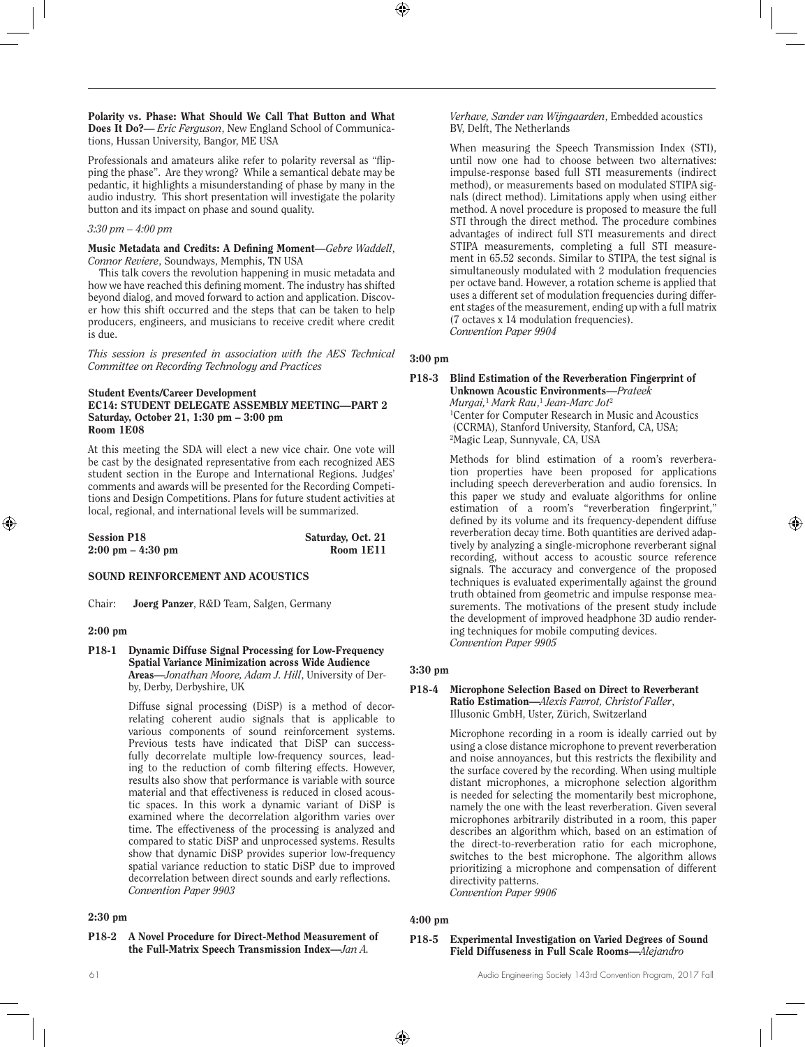**Polarity vs. Phase: What Should We Call That Button and What Does It Do?**—*Eric Ferguson*, New England School of Communications, Hussan University, Bangor, ME USA

Professionals and amateurs alike refer to polarity reversal as "flipping the phase". Are they wrong? While a semantical debate may be pedantic, it highlights a misunderstanding of phase by many in the audio industry. This short presentation will investigate the polarity button and its impact on phase and sound quality.

*3:30 pm – 4:00 pm*

**Music Metadata and Credits: A Defining Moment**—*Gebre Waddell, Connor Reviere*, Soundways, Memphis, TN USA

This talk covers the revolution happening in music metadata and how we have reached this defining moment. The industry has shifted beyond dialog, and moved forward to action and application. Discover how this shift occurred and the steps that can be taken to help producers, engineers, and musicians to receive credit where credit is due.

*This session is presented in association with the AES Technical Committee on Recording Technology and Practices*

**Student Events/Career Development**
**EC14: STUDENT DELEGATE ASSEMBLY MEETING—PART 2**
**Saturday, October 21, 1:30 pm – 3:00 pm**
**Room 1E08**

At this meeting the SDA will elect a new vice chair. One vote will be cast by the designated representative from each recognized AES student section in the Europe and International Regions. Judges' comments and awards will be presented for the Recording Competitions and Design Competitions. Plans for future student activities at local, regional, and international levels will be summarized.

**Session P18** — **Saturday, Oct. 21**
**2:00 pm – 4:30 pm** — **Room 1E11**

## SOUND REINFORCEMENT AND ACOUSTICS

Chair: **Joerg Panzer**, R&D Team, Salgen, Germany

**2:00 pm**

**P18-1 Dynamic Diffuse Signal Processing for Low-Frequency Spatial Variance Minimization across Wide Audience Areas**—*Jonathan Moore, Adam J. Hill*, University of Derby, Derby, Derbyshire, UK

Diffuse signal processing (DiSP) is a method of decorrelating coherent audio signals that is applicable to various components of sound reinforcement systems. Previous tests have indicated that DiSP can successfully decorrelate multiple low-frequency sources, leading to the reduction of comb filtering effects. However, results also show that performance is variable with source material and that effectiveness is reduced in closed acoustic spaces. In this work a dynamic variant of DiSP is examined where the decorrelation algorithm varies over time. The effectiveness of the processing is analyzed and compared to static DiSP and unprocessed systems. Results show that dynamic DiSP provides superior low-frequency spatial variance reduction to static DiSP due to improved decorrelation between direct sounds and early reflections.
*Convention Paper 9903*

**2:30 pm**

**P18-2 A Novel Procedure for Direct-Method Measurement of the Full-Matrix Speech Transmission Index**—*Jan A. Verhave, Sander van Wijngaarden*, Embedded acoustics BV, Delft, The Netherlands

When measuring the Speech Transmission Index (STI), until now one had to choose between two alternatives: impulse-response based full STI measurements (indirect method), or measurements based on modulated STIPA signals (direct method). Limitations apply when using either method. A novel procedure is proposed to measure the full STI through the direct method. The procedure combines advantages of indirect full STI measurements and direct STIPA measurements, completing a full STI measurement in 65.52 seconds. Similar to STIPA, the test signal is simultaneously modulated with 2 modulation frequencies per octave band. However, a rotation scheme is applied that uses a different set of modulation frequencies during different stages of the measurement, ending up with a full matrix (7 octaves x 14 modulation frequencies).
*Convention Paper 9904*

**3:00 pm**

**P18-3 Blind Estimation of the Reverberation Fingerprint of Unknown Acoustic Environments**—*Prateek Murgai,[1] Mark Rau,[1] Jean-Marc Jot[2]*
[1]Center for Computer Research in Music and Acoustics (CCRMA), Stanford University, Stanford, CA, USA;
[2]Magic Leap, Sunnyvale, CA, USA

Methods for blind estimation of a room's reverberation properties have been proposed for applications including speech dereverberation and audio forensics. In this paper we study and evaluate algorithms for online estimation of a room's "reverberation fingerprint," defined by its volume and its frequency-dependent diffuse reverberation decay time. Both quantities are derived adaptively by analyzing a single-microphone reverberant signal recording, without access to acoustic source reference signals. The accuracy and convergence of the proposed techniques is evaluated experimentally against the ground truth obtained from geometric and impulse response measurements. The motivations of the present study include the development of improved headphone 3D audio rendering techniques for mobile computing devices.
*Convention Paper 9905*

**3:30 pm**

**P18-4 Microphone Selection Based on Direct to Reverberant Ratio Estimation**—*Alexis Favrot, Christof Faller*, Illusonic GmbH, Uster, Zürich, Switzerland

Microphone recording in a room is ideally carried out by using a close distance microphone to prevent reverberation and noise annoyances, but this restricts the flexibility and the surface covered by the recording. When using multiple distant microphones, a microphone selection algorithm is needed for selecting the momentarily best microphone, namely the one with the least reverberation. Given several microphones arbitrarily distributed in a room, this paper describes an algorithm which, based on an estimation of the direct-to-reverberation ratio for each microphone, switches to the best microphone. The algorithm allows prioritizing a microphone and compensation of different directivity patterns.
*Convention Paper 9906*

**4:00 pm**

**P18-5 Experimental Investigation on Varied Degrees of Sound Field Diffuseness in Full Scale Rooms**—*Alejandro*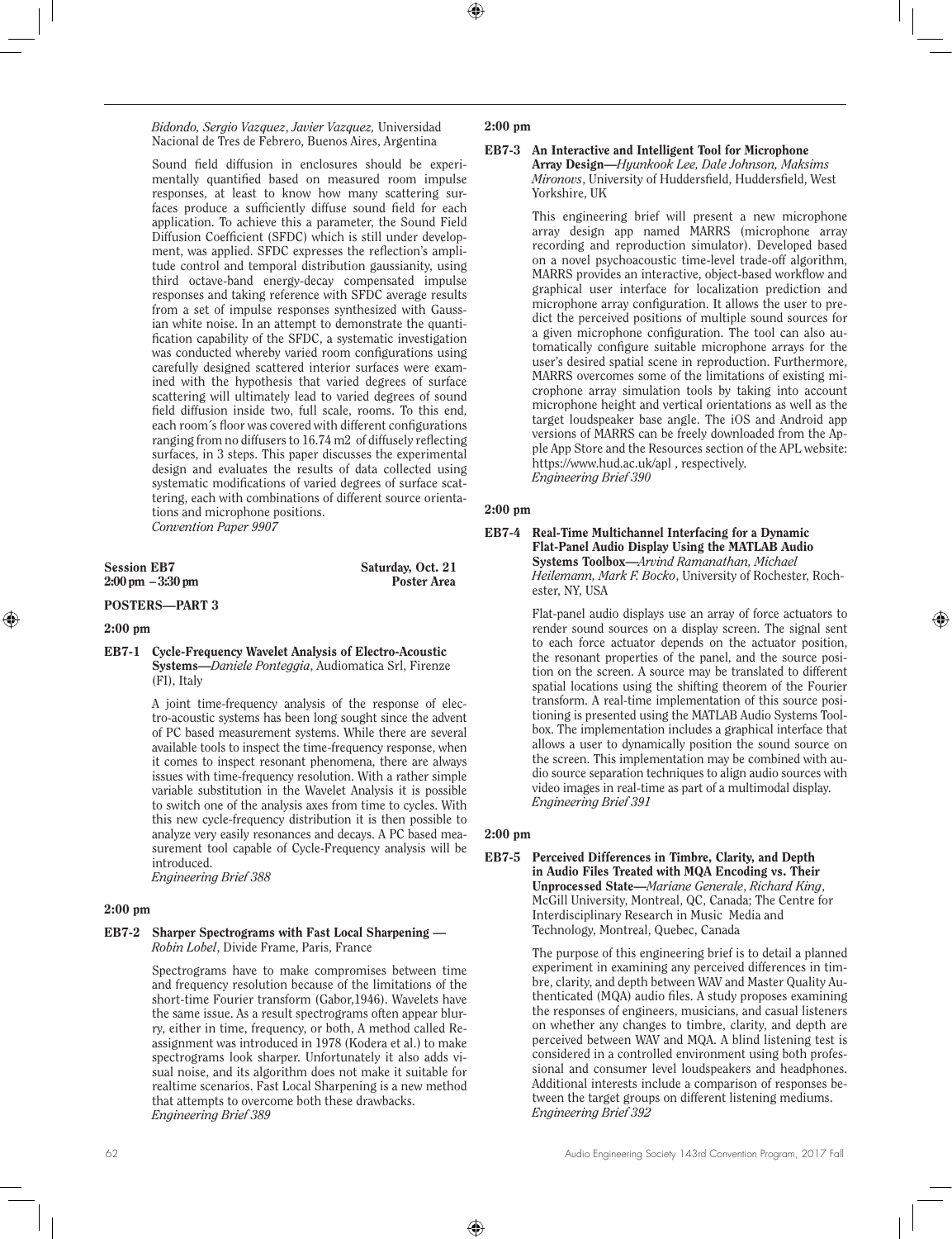*Bidondo, Sergio Vazquez, Javier Vazquez,* Universidad Nacional de Tres de Febrero, Buenos Aires, Argentina

Sound field diffusion in enclosures should be experimentally quantified based on measured room impulse responses, at least to know how many scattering surfaces produce a sufficiently diffuse sound field for each application. To achieve this a parameter, the Sound Field Diffusion Coefficient (SFDC) which is still under development, was applied. SFDC expresses the reflection's amplitude control and temporal distribution gaussianity, using third octave-band energy-decay compensated impulse responses and taking reference with SFDC average results from a set of impulse responses synthesized with Gaussian white noise. In an attempt to demonstrate the quantification capability of the SFDC, a systematic investigation was conducted whereby varied room configurations using carefully designed scattered interior surfaces were examined with the hypothesis that varied degrees of surface scattering will ultimately lead to varied degrees of sound field diffusion inside two, full scale, rooms. To this end, each room´s floor was covered with different configurations ranging from no diffusers to 16.74 m2 of diffusely reflecting surfaces, in 3 steps. This paper discusses the experimental design and evaluates the results of data collected using systematic modifications of varied degrees of surface scattering, each with combinations of different source orientations and microphone positions.
*Convention Paper 9907*

**Session EB7** — **Saturday, Oct. 21**
**2:00 pm – 3:30 pm** — **Poster Area**

## POSTERS—PART 3

**2:00 pm**

**EB7-1 Cycle-Frequency Wavelet Analysis of Electro-Acoustic Systems**—*Daniele Ponteggia*, Audiomatica Srl, Firenze (FI), Italy

A joint time-frequency analysis of the response of electro-acoustic systems has been long sought since the advent of PC based measurement systems. While there are several available tools to inspect the time-frequency response, when it comes to inspect resonant phenomena, there are always issues with time-frequency resolution. With a rather simple variable substitution in the Wavelet Analysis it is possible to switch one of the analysis axes from time to cycles. With this new cycle-frequency distribution it is then possible to analyze very easily resonances and decays. A PC based measurement tool capable of Cycle-Frequency analysis will be introduced.
*Engineering Brief 388*

**2:00 pm**

**EB7-2 Sharper Spectrograms with Fast Local Sharpening** —*Robin Lobel*, Divide Frame, Paris, France

Spectrograms have to make compromises between time and frequency resolution because of the limitations of the short-time Fourier transform (Gabor,1946). Wavelets have the same issue. As a result spectrograms often appear blurry, either in time, frequency, or both, A method called Reassignment was introduced in 1978 (Kodera et al.) to make spectrograms look sharper. Unfortunately it also adds visual noise, and its algorithm does not make it suitable for realtime scenarios. Fast Local Sharpening is a new method that attempts to overcome both these drawbacks.
*Engineering Brief 389*

**2:00 pm**

**EB7-3 An Interactive and Intelligent Tool for Microphone Array Design**—*Hyunkook Lee, Dale Johnson, Maksims Mironovs*, University of Huddersfield, Huddersfield, West Yorkshire, UK

This engineering brief will present a new microphone array design app named MARRS (microphone array recording and reproduction simulator). Developed based on a novel psychoacoustic time-level trade-off algorithm, MARRS provides an interactive, object-based workflow and graphical user interface for localization prediction and microphone array configuration. It allows the user to predict the perceived positions of multiple sound sources for a given microphone configuration. The tool can also automatically configure suitable microphone arrays for the user's desired spatial scene in reproduction. Furthermore, MARRS overcomes some of the limitations of existing microphone array simulation tools by taking into account microphone height and vertical orientations as well as the target loudspeaker base angle. The iOS and Android app versions of MARRS can be freely downloaded from the Apple App Store and the Resources section of the APL website: https://www.hud.ac.uk/apl , respectively.
*Engineering Brief 390*

**2:00 pm**

**EB7-4 Real-Time Multichannel Interfacing for a Dynamic Flat-Panel Audio Display Using the MATLAB Audio Systems Toolbox**—*Arvind Ramanathan, Michael Heilemann, Mark F. Bocko*, University of Rochester, Rochester, NY, USA

Flat-panel audio displays use an array of force actuators to render sound sources on a display screen. The signal sent to each force actuator depends on the actuator position, the resonant properties of the panel, and the source position on the screen. A source may be translated to different spatial locations using the shifting theorem of the Fourier transform. A real-time implementation of this source positioning is presented using the MATLAB Audio Systems Toolbox. The implementation includes a graphical interface that allows a user to dynamically position the sound source on the screen. This implementation may be combined with audio source separation techniques to align audio sources with video images in real-time as part of a multimodal display.
*Engineering Brief 391*

**2:00 pm**

**EB7-5 Perceived Differences in Timbre, Clarity, and Depth in Audio Files Treated with MQA Encoding vs. Their Unprocessed State**—*Mariane Generale, Richard King*, McGill University, Montreal, QC, Canada; The Centre for Interdisciplinary Research in Music Media and Technology, Montreal, Quebec, Canada

The purpose of this engineering brief is to detail a planned experiment in examining any perceived differences in timbre, clarity, and depth between WAV and Master Quality Authenticated (MQA) audio files. A study proposes examining the responses of engineers, musicians, and casual listeners on whether any changes to timbre, clarity, and depth are perceived between WAV and MQA. A blind listening test is considered in a controlled environment using both professional and consumer level loudspeakers and headphones. Additional interests include a comparison of responses between the target groups on different listening mediums.
*Engineering Brief 392*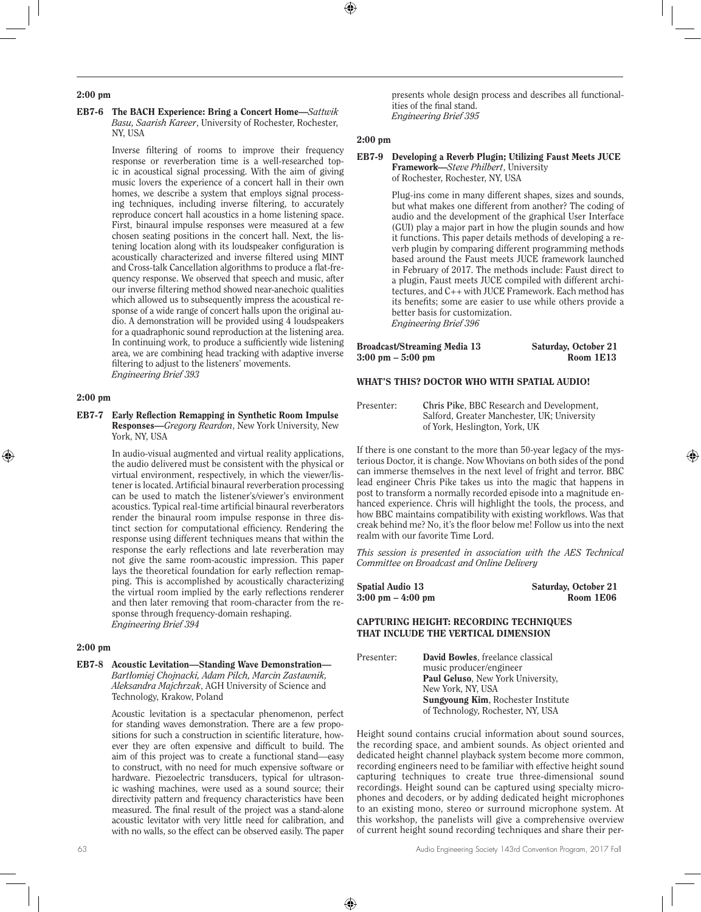2:00 pm

**EB7-6 The BACH Experience: Bring a Concert Home**—*Sattwik Basu, Saarish Kareer*, University of Rochester, Rochester, NY, USA

Inverse filtering of rooms to improve their frequency response or reverberation time is a well-researched topic in acoustical signal processing. With the aim of giving music lovers the experience of a concert hall in their own homes, we describe a system that employs signal processing techniques, including inverse filtering, to accurately reproduce concert hall acoustics in a home listening space. First, binaural impulse responses were measured at a few chosen seating positions in the concert hall. Next, the listening location along with its loudspeaker configuration is acoustically characterized and inverse filtered using MINT and Cross-talk Cancellation algorithms to produce a flat-frequency response. We observed that speech and music, after our inverse filtering method showed near-anechoic qualities which allowed us to subsequently impress the acoustical response of a wide range of concert halls upon the original audio. A demonstration will be provided using 4 loudspeakers for a quadraphonic sound reproduction at the listening area. In continuing work, to produce a sufficiently wide listening area, we are combining head tracking with adaptive inverse filtering to adjust to the listeners' movements.
*Engineering Brief 393*

2:00 pm

**EB7-7 Early Reflection Remapping in Synthetic Room Impulse Responses**—*Gregory Reardon*, New York University, New York, NY, USA

In audio-visual augmented and virtual reality applications, the audio delivered must be consistent with the physical or virtual environment, respectively, in which the viewer/listener is located. Artificial binaural reverberation processing can be used to match the listener's/viewer's environment acoustics. Typical real-time artificial binaural reverberators render the binaural room impulse response in three distinct section for computational efficiency. Rendering the response using different techniques means that within the response the early reflections and late reverberation may not give the same room-acoustic impression. This paper lays the theoretical foundation for early reflection remapping. This is accomplished by acoustically characterizing the virtual room implied by the early reflections renderer and then later removing that room-character from the response through frequency-domain reshaping.
*Engineering Brief 394*

2:00 pm

**EB7-8 Acoustic Levitation—Standing Wave Demonstration**—*Bartłomiej Chojnacki, Adam Pilch, Marcin Zastawnik, Aleksandra Majchrzak*, AGH University of Science and Technology, Krakow, Poland

Acoustic levitation is a spectacular phenomenon, perfect for standing waves demonstration. There are a few propositions for such a construction in scientific literature, however they are often expensive and difficult to build. The aim of this project was to create a functional stand—easy to construct, with no need for much expensive software or hardware. Piezoelectric transducers, typical for ultrasonic washing machines, were used as a sound source; their directivity pattern and frequency characteristics have been measured. The final result of the project was a stand-alone acoustic levitator with very little need for calibration, and with no walls, so the effect can be observed easily. The paper presents whole design process and describes all functionalities of the final stand.
*Engineering Brief 395*

2:00 pm

**EB7-9 Developing a Reverb Plugin; Utilizing Faust Meets JUCE Framework**—*Steve Philbert*, University of Rochester, Rochester, NY, USA

Plug-ins come in many different shapes, sizes and sounds, but what makes one different from another? The coding of audio and the development of the graphical User Interface (GUI) play a major part in how the plugin sounds and how it functions. This paper details methods of developing a reverb plugin by comparing different programming methods based around the Faust meets JUCE framework launched in February of 2017. The methods include: Faust direct to a plugin, Faust meets JUCE compiled with different architectures, and C++ with JUCE Framework. Each method has its benefits; some are easier to use while others provide a better basis for customization.
*Engineering Brief 396*

**Broadcast/Streaming Media 13** — **Saturday, October 21**
**3:00 pm – 5:00 pm** — **Room 1E13**

## WHAT'S THIS? DOCTOR WHO WITH SPATIAL AUDIO!

Presenter: **Chris Pike**, BBC Research and Development, Salford, Greater Manchester, UK; University of York, Heslington, York, UK

If there is one constant to the more than 50-year legacy of the mysterious Doctor, it is change. Now Whovians on both sides of the pond can immerse themselves in the next level of fright and terror. BBC lead engineer Chris Pike takes us into the magic that happens in post to transform a normally recorded episode into a magnitude enhanced experience. Chris will highlight the tools, the process, and how BBC maintains compatibility with existing workflows. Was that creak behind me? No, it's the floor below me! Follow us into the next realm with our favorite Time Lord.

*This session is presented in association with the AES Technical Committee on Broadcast and Online Delivery*

**Spatial Audio 13** — **Saturday, October 21**
**3:00 pm – 4:00 pm** — **Room 1E06**

## CAPTURING HEIGHT: RECORDING TECHNIQUES THAT INCLUDE THE VERTICAL DIMENSION

Presenter: **David Bowles**, freelance classical music producer/engineer
**Paul Geluso**, New York University, New York, NY, USA
**Sungyoung Kim**, Rochester Institute of Technology, Rochester, NY, USA

Height sound contains crucial information about sound sources, the recording space, and ambient sounds. As object oriented and dedicated height channel playback system become more common, recording engineers need to be familiar with effective height sound capturing techniques to create true three-dimensional sound recordings. Height sound can be captured using specialty microphones and decoders, or by adding dedicated height microphones to an existing mono, stereo or surround microphone system. At this workshop, the panelists will give a comprehensive overview of current height sound recording techniques and share their per-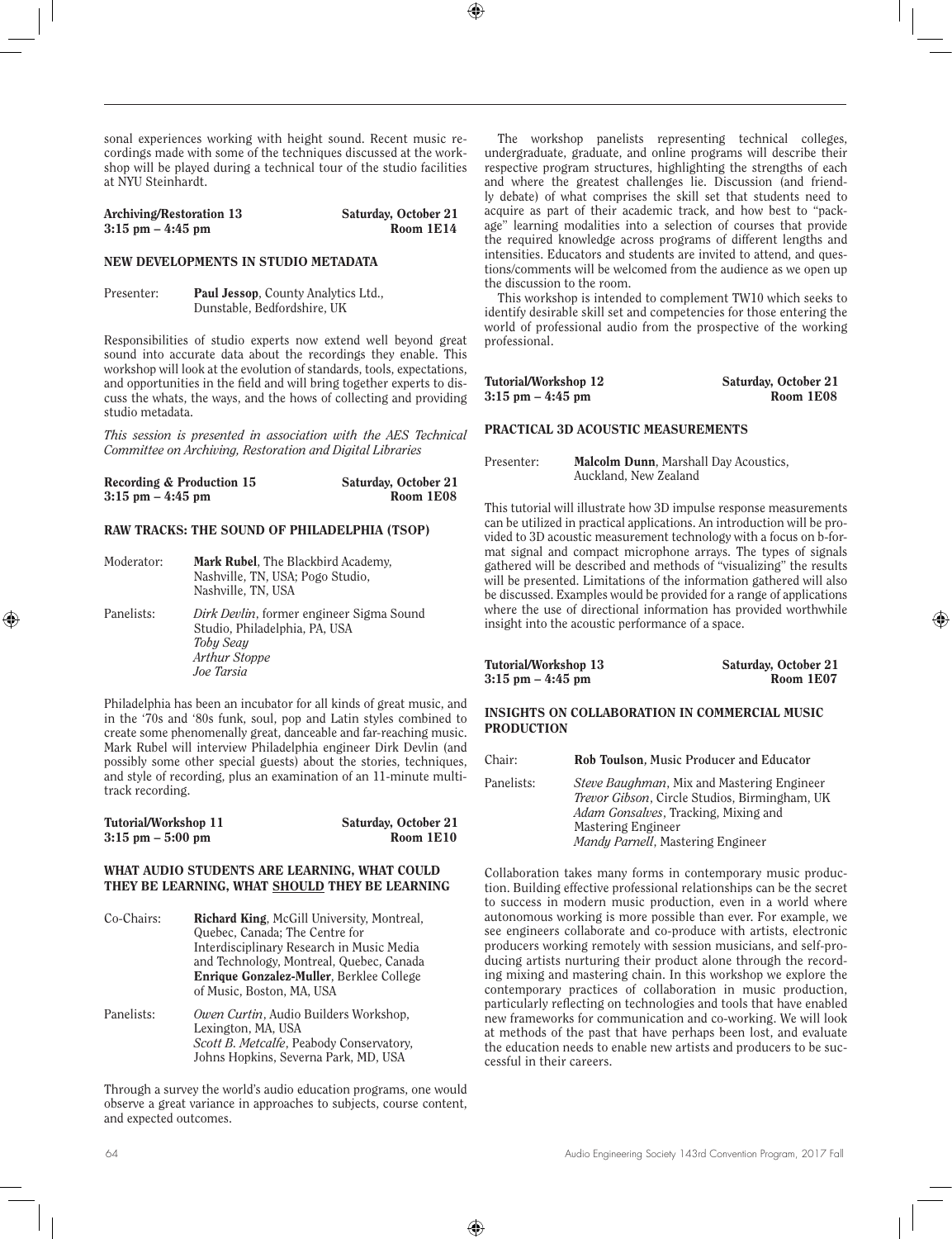sonal experiences working with height sound. Recent music recordings made with some of the techniques discussed at the workshop will be played during a technical tour of the studio facilities at NYU Steinhardt.

**Archiving/Restoration 13** — **Saturday, October 21**
**3:15 pm – 4:45 pm** — **Room 1E14**

### NEW DEVELOPMENTS IN STUDIO METADATA

Presenter: **Paul Jessop**, County Analytics Ltd., Dunstable, Bedfordshire, UK

Responsibilities of studio experts now extend well beyond great sound into accurate data about the recordings they enable. This workshop will look at the evolution of standards, tools, expectations, and opportunities in the field and will bring together experts to discuss the whats, the ways, and the hows of collecting and providing studio metadata.

*This session is presented in association with the AES Technical Committee on Archiving, Restoration and Digital Libraries*

**Recording & Production 15** — **Saturday, October 21**
**3:15 pm – 4:45 pm** — **Room 1E08**

### RAW TRACKS: THE SOUND OF PHILADELPHIA (TSOP)

Moderator: **Mark Rubel**, The Blackbird Academy, Nashville, TN, USA; Pogo Studio, Nashville, TN, USA

Panelists: *Dirk Devlin*, former engineer Sigma Sound Studio, Philadelphia, PA, USA
*Toby Seay*
*Arthur Stoppe*
*Joe Tarsia*

Philadelphia has been an incubator for all kinds of great music, and in the '70s and '80s funk, soul, pop and Latin styles combined to create some phenomenally great, danceable and far-reaching music. Mark Rubel will interview Philadelphia engineer Dirk Devlin (and possibly some other special guests) about the stories, techniques, and style of recording, plus an examination of an 11-minute multitrack recording.

**Tutorial/Workshop 11** — **Saturday, October 21**
**3:15 pm – 5:00 pm** — **Room 1E10**

### WHAT AUDIO STUDENTS ARE LEARNING, WHAT COULD THEY BE LEARNING, WHAT SHOULD THEY BE LEARNING

Co-Chairs: **Richard King**, McGill University, Montreal, Quebec, Canada; The Centre for Interdisciplinary Research in Music Media and Technology, Montreal, Quebec, Canada
**Enrique Gonzalez-Muller**, Berklee College of Music, Boston, MA, USA

Panelists: *Owen Curtin*, Audio Builders Workshop, Lexington, MA, USA
*Scott B. Metcalfe*, Peabody Conservatory, Johns Hopkins, Severna Park, MD, USA

Through a survey the world's audio education programs, one would observe a great variance in approaches to subjects, course content, and expected outcomes.

The workshop panelists representing technical colleges, undergraduate, graduate, and online programs will describe their respective program structures, highlighting the strengths of each and where the greatest challenges lie. Discussion (and friendly debate) of what comprises the skill set that students need to acquire as part of their academic track, and how best to "package" learning modalities into a selection of courses that provide the required knowledge across programs of different lengths and intensities. Educators and students are invited to attend, and questions/comments will be welcomed from the audience as we open up the discussion to the room.

This workshop is intended to complement TW10 which seeks to identify desirable skill set and competencies for those entering the world of professional audio from the prospective of the working professional.

**Tutorial/Workshop 12** — **Saturday, October 21**
**3:15 pm – 4:45 pm** — **Room 1E08**

### PRACTICAL 3D ACOUSTIC MEASUREMENTS

Presenter: **Malcolm Dunn**, Marshall Day Acoustics, Auckland, New Zealand

This tutorial will illustrate how 3D impulse response measurements can be utilized in practical applications. An introduction will be provided to 3D acoustic measurement technology with a focus on b-format signal and compact microphone arrays. The types of signals gathered will be described and methods of "visualizing" the results will be presented. Limitations of the information gathered will also be discussed. Examples would be provided for a range of applications where the use of directional information has provided worthwhile insight into the acoustic performance of a space.

**Tutorial/Workshop 13** — **Saturday, October 21**
**3:15 pm – 4:45 pm** — **Room 1E07**

### INSIGHTS ON COLLABORATION IN COMMERCIAL MUSIC PRODUCTION

Chair: **Rob Toulson**, Music Producer and Educator

Panelists: *Steve Baughman*, Mix and Mastering Engineer
*Trevor Gibson*, Circle Studios, Birmingham, UK
*Adam Gonsalves*, Tracking, Mixing and Mastering Engineer
*Mandy Parnell*, Mastering Engineer

Collaboration takes many forms in contemporary music production. Building effective professional relationships can be the secret to success in modern music production, even in a world where autonomous working is more possible than ever. For example, we see engineers collaborate and co-produce with artists, electronic producers working remotely with session musicians, and self-producing artists nurturing their product alone through the recording mixing and mastering chain. In this workshop we explore the contemporary practices of collaboration in music production, particularly reflecting on technologies and tools that have enabled new frameworks for communication and co-working. We will look at methods of the past that have perhaps been lost, and evaluate the education needs to enable new artists and producers to be successful in their careers.